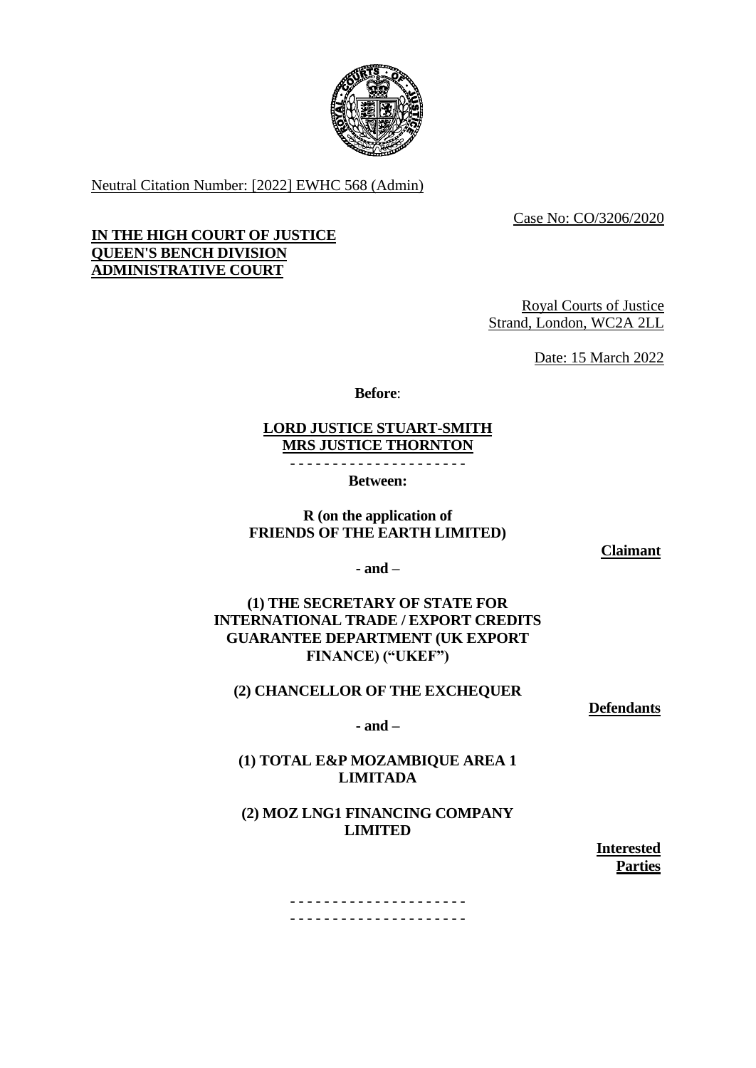Neutral Citation Number: [2022] EWHC 568 (Admin)

Case No: CO/3206/2020

**IN THE HIGH COURT OF JUSTICE**
**QUEEN'S BENCH DIVISION**
**ADMINISTRATIVE COURT**

Royal Courts of Justice
Strand, London, WC2A 2LL

Date: 15 March 2022

**Before**:

**LORD JUSTICE STUART-SMITH**
**MRS JUSTICE THORNTON**

- - - - - - - - - - - - - - - - - - - - -

**Between:**

**R (on the application of**
**FRIENDS OF THE EARTH LIMITED)**

**Claimant**

**- and –**

**(1) THE SECRETARY OF STATE FOR INTERNATIONAL TRADE / EXPORT CREDITS GUARANTEE DEPARTMENT (UK EXPORT FINANCE) ("UKEF")**

**(2) CHANCELLOR OF THE EXCHEQUER**

**Defendants**

**- and –**

**(1) TOTAL E&P MOZAMBIQUE AREA 1 LIMITADA**

**(2) MOZ LNG1 FINANCING COMPANY LIMITED**

**Interested Parties**

- - - - - - - - - - - - - - - - - - - - -
- - - - - - - - - - - - - - - - - - - - -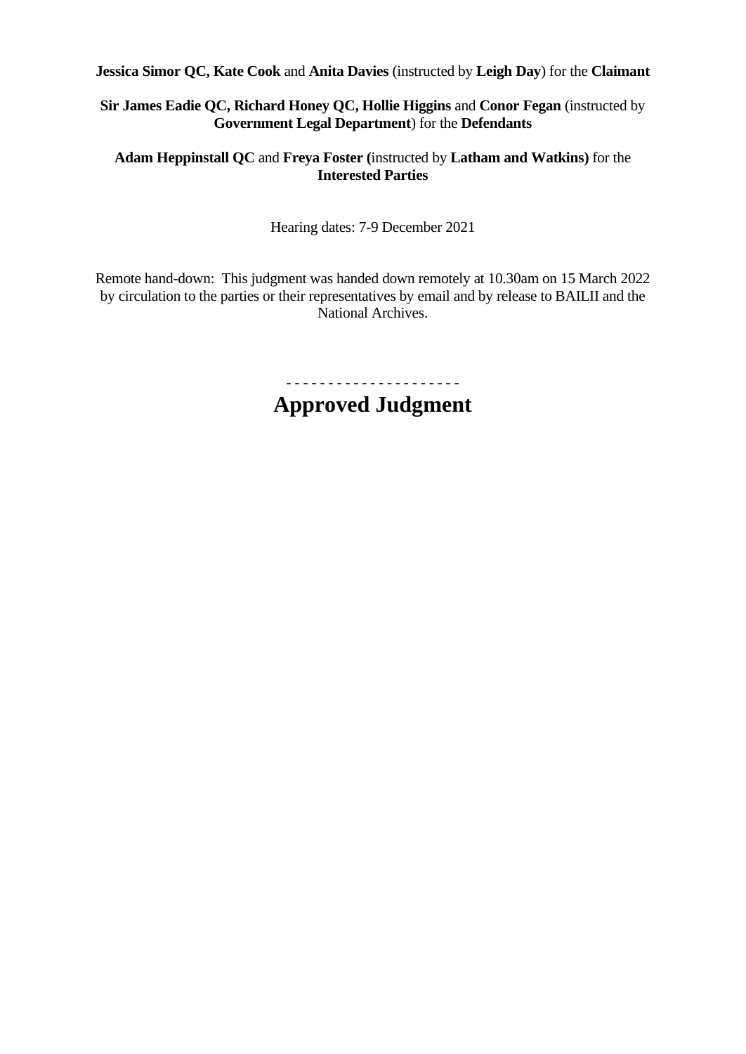**Jessica Simor QC, Kate Cook** and **Anita Davies** (instructed by **Leigh Day**) for the **Claimant**

**Sir James Eadie QC, Richard Honey QC, Hollie Higgins** and **Conor Fegan** (instructed by **Government Legal Department**) for the **Defendants**

**Adam Heppinstall QC** and **Freya Foster (**instructed by **Latham and Watkins)** for the **Interested Parties**

Hearing dates: 7-9 December 2021

Remote hand-down: This judgment was handed down remotely at 10.30am on 15 March 2022 by circulation to the parties or their representatives by email and by release to BAILII and the National Archives.

- - - - - - - - - - - - - - - - - - - - -

# Approved Judgment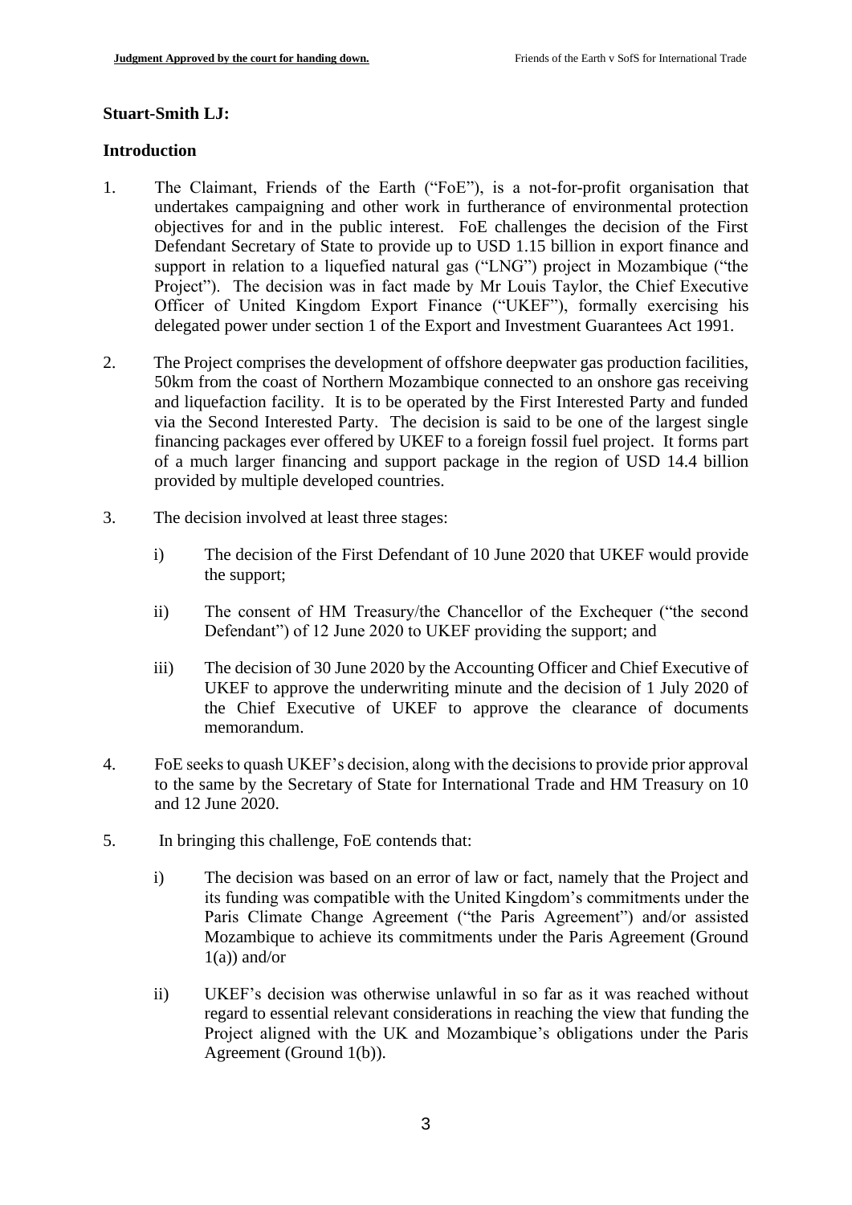**Stuart-Smith LJ:**

**Introduction**

1. The Claimant, Friends of the Earth ("FoE"), is a not-for-profit organisation that undertakes campaigning and other work in furtherance of environmental protection objectives for and in the public interest. FoE challenges the decision of the First Defendant Secretary of State to provide up to USD 1.15 billion in export finance and support in relation to a liquefied natural gas ("LNG") project in Mozambique ("the Project"). The decision was in fact made by Mr Louis Taylor, the Chief Executive Officer of United Kingdom Export Finance ("UKEF"), formally exercising his delegated power under section 1 of the Export and Investment Guarantees Act 1991.

2. The Project comprises the development of offshore deepwater gas production facilities, 50km from the coast of Northern Mozambique connected to an onshore gas receiving and liquefaction facility. It is to be operated by the First Interested Party and funded via the Second Interested Party. The decision is said to be one of the largest single financing packages ever offered by UKEF to a foreign fossil fuel project. It forms part of a much larger financing and support package in the region of USD 14.4 billion provided by multiple developed countries.

3. The decision involved at least three stages:

   i) The decision of the First Defendant of 10 June 2020 that UKEF would provide the support;

   ii) The consent of HM Treasury/the Chancellor of the Exchequer ("the second Defendant") of 12 June 2020 to UKEF providing the support; and

   iii) The decision of 30 June 2020 by the Accounting Officer and Chief Executive of UKEF to approve the underwriting minute and the decision of 1 July 2020 of the Chief Executive of UKEF to approve the clearance of documents memorandum.

4. FoE seeks to quash UKEF's decision, along with the decisions to provide prior approval to the same by the Secretary of State for International Trade and HM Treasury on 10 and 12 June 2020.

5. In bringing this challenge, FoE contends that:

   i) The decision was based on an error of law or fact, namely that the Project and its funding was compatible with the United Kingdom's commitments under the Paris Climate Change Agreement ("the Paris Agreement") and/or assisted Mozambique to achieve its commitments under the Paris Agreement (Ground 1(a)) and/or

   ii) UKEF's decision was otherwise unlawful in so far as it was reached without regard to essential relevant considerations in reaching the view that funding the Project aligned with the UK and Mozambique's obligations under the Paris Agreement (Ground 1(b)).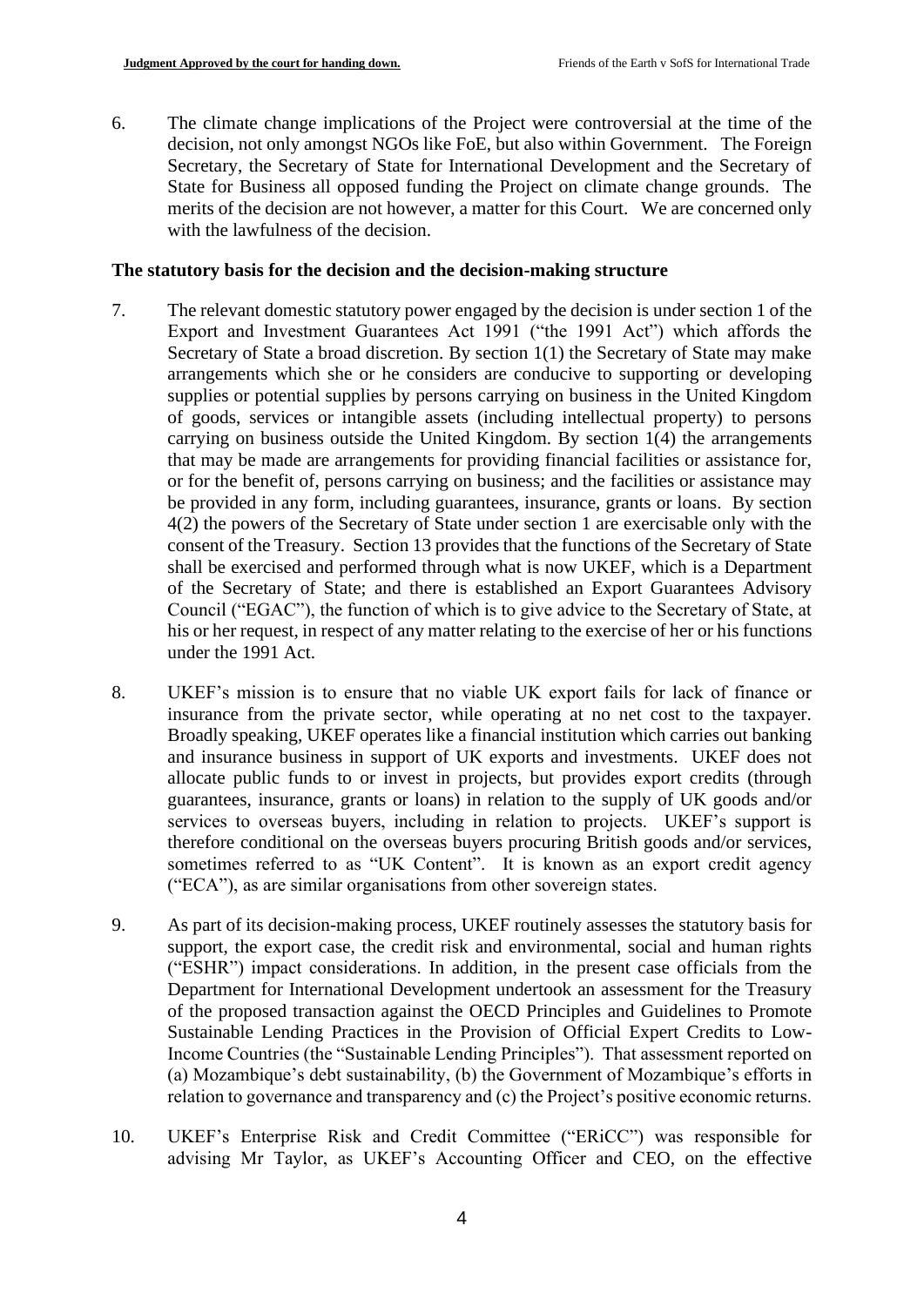6. The climate change implications of the Project were controversial at the time of the decision, not only amongst NGOs like FoE, but also within Government. The Foreign Secretary, the Secretary of State for International Development and the Secretary of State for Business all opposed funding the Project on climate change grounds. The merits of the decision are not however, a matter for this Court. We are concerned only with the lawfulness of the decision.

**The statutory basis for the decision and the decision-making structure**

7. The relevant domestic statutory power engaged by the decision is under section 1 of the Export and Investment Guarantees Act 1991 ("the 1991 Act") which affords the Secretary of State a broad discretion. By section 1(1) the Secretary of State may make arrangements which she or he considers are conducive to supporting or developing supplies or potential supplies by persons carrying on business in the United Kingdom of goods, services or intangible assets (including intellectual property) to persons carrying on business outside the United Kingdom. By section 1(4) the arrangements that may be made are arrangements for providing financial facilities or assistance for, or for the benefit of, persons carrying on business; and the facilities or assistance may be provided in any form, including guarantees, insurance, grants or loans. By section 4(2) the powers of the Secretary of State under section 1 are exercisable only with the consent of the Treasury. Section 13 provides that the functions of the Secretary of State shall be exercised and performed through what is now UKEF, which is a Department of the Secretary of State; and there is established an Export Guarantees Advisory Council ("EGAC"), the function of which is to give advice to the Secretary of State, at his or her request, in respect of any matter relating to the exercise of her or his functions under the 1991 Act.

8. UKEF's mission is to ensure that no viable UK export fails for lack of finance or insurance from the private sector, while operating at no net cost to the taxpayer. Broadly speaking, UKEF operates like a financial institution which carries out banking and insurance business in support of UK exports and investments. UKEF does not allocate public funds to or invest in projects, but provides export credits (through guarantees, insurance, grants or loans) in relation to the supply of UK goods and/or services to overseas buyers, including in relation to projects. UKEF's support is therefore conditional on the overseas buyers procuring British goods and/or services, sometimes referred to as "UK Content". It is known as an export credit agency ("ECA"), as are similar organisations from other sovereign states.

9. As part of its decision-making process, UKEF routinely assesses the statutory basis for support, the export case, the credit risk and environmental, social and human rights ("ESHR") impact considerations. In addition, in the present case officials from the Department for International Development undertook an assessment for the Treasury of the proposed transaction against the OECD Principles and Guidelines to Promote Sustainable Lending Practices in the Provision of Official Expert Credits to Low-Income Countries (the "Sustainable Lending Principles"). That assessment reported on (a) Mozambique's debt sustainability, (b) the Government of Mozambique's efforts in relation to governance and transparency and (c) the Project's positive economic returns.

10. UKEF's Enterprise Risk and Credit Committee ("ERiCC") was responsible for advising Mr Taylor, as UKEF's Accounting Officer and CEO, on the effective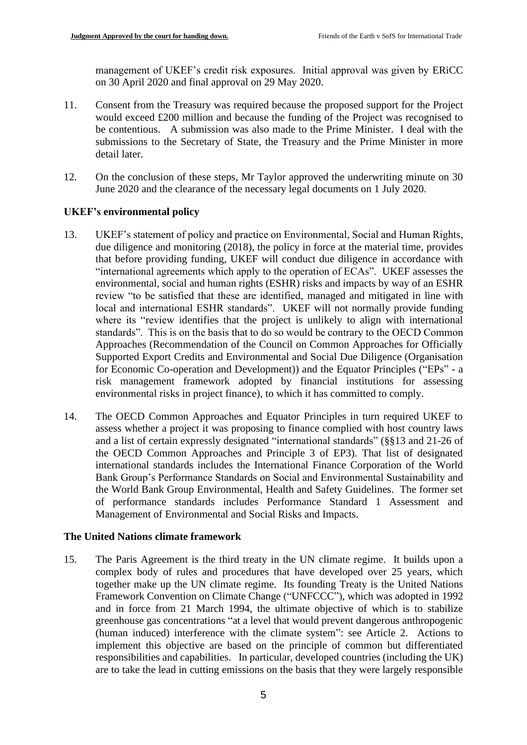management of UKEF's credit risk exposures. Initial approval was given by ERiCC on 30 April 2020 and final approval on 29 May 2020.

11. Consent from the Treasury was required because the proposed support for the Project would exceed £200 million and because the funding of the Project was recognised to be contentious. A submission was also made to the Prime Minister. I deal with the submissions to the Secretary of State, the Treasury and the Prime Minister in more detail later.

12. On the conclusion of these steps, Mr Taylor approved the underwriting minute on 30 June 2020 and the clearance of the necessary legal documents on 1 July 2020.

## UKEF's environmental policy

13. UKEF's statement of policy and practice on Environmental, Social and Human Rights, due diligence and monitoring (2018), the policy in force at the material time, provides that before providing funding, UKEF will conduct due diligence in accordance with "international agreements which apply to the operation of ECAs". UKEF assesses the environmental, social and human rights (ESHR) risks and impacts by way of an ESHR review "to be satisfied that these are identified, managed and mitigated in line with local and international ESHR standards". UKEF will not normally provide funding where its "review identifies that the project is unlikely to align with international standards". This is on the basis that to do so would be contrary to the OECD Common Approaches (Recommendation of the Council on Common Approaches for Officially Supported Export Credits and Environmental and Social Due Diligence (Organisation for Economic Co-operation and Development)) and the Equator Principles ("EPs" - a risk management framework adopted by financial institutions for assessing environmental risks in project finance), to which it has committed to comply.

14. The OECD Common Approaches and Equator Principles in turn required UKEF to assess whether a project it was proposing to finance complied with host country laws and a list of certain expressly designated "international standards" (§§13 and 21-26 of the OECD Common Approaches and Principle 3 of EP3). That list of designated international standards includes the International Finance Corporation of the World Bank Group's Performance Standards on Social and Environmental Sustainability and the World Bank Group Environmental, Health and Safety Guidelines. The former set of performance standards includes Performance Standard 1 Assessment and Management of Environmental and Social Risks and Impacts.

## The United Nations climate framework

15. The Paris Agreement is the third treaty in the UN climate regime. It builds upon a complex body of rules and procedures that have developed over 25 years, which together make up the UN climate regime. Its founding Treaty is the United Nations Framework Convention on Climate Change ("UNFCCC"), which was adopted in 1992 and in force from 21 March 1994, the ultimate objective of which is to stabilize greenhouse gas concentrations "at a level that would prevent dangerous anthropogenic (human induced) interference with the climate system": see Article 2. Actions to implement this objective are based on the principle of common but differentiated responsibilities and capabilities. In particular, developed countries (including the UK) are to take the lead in cutting emissions on the basis that they were largely responsible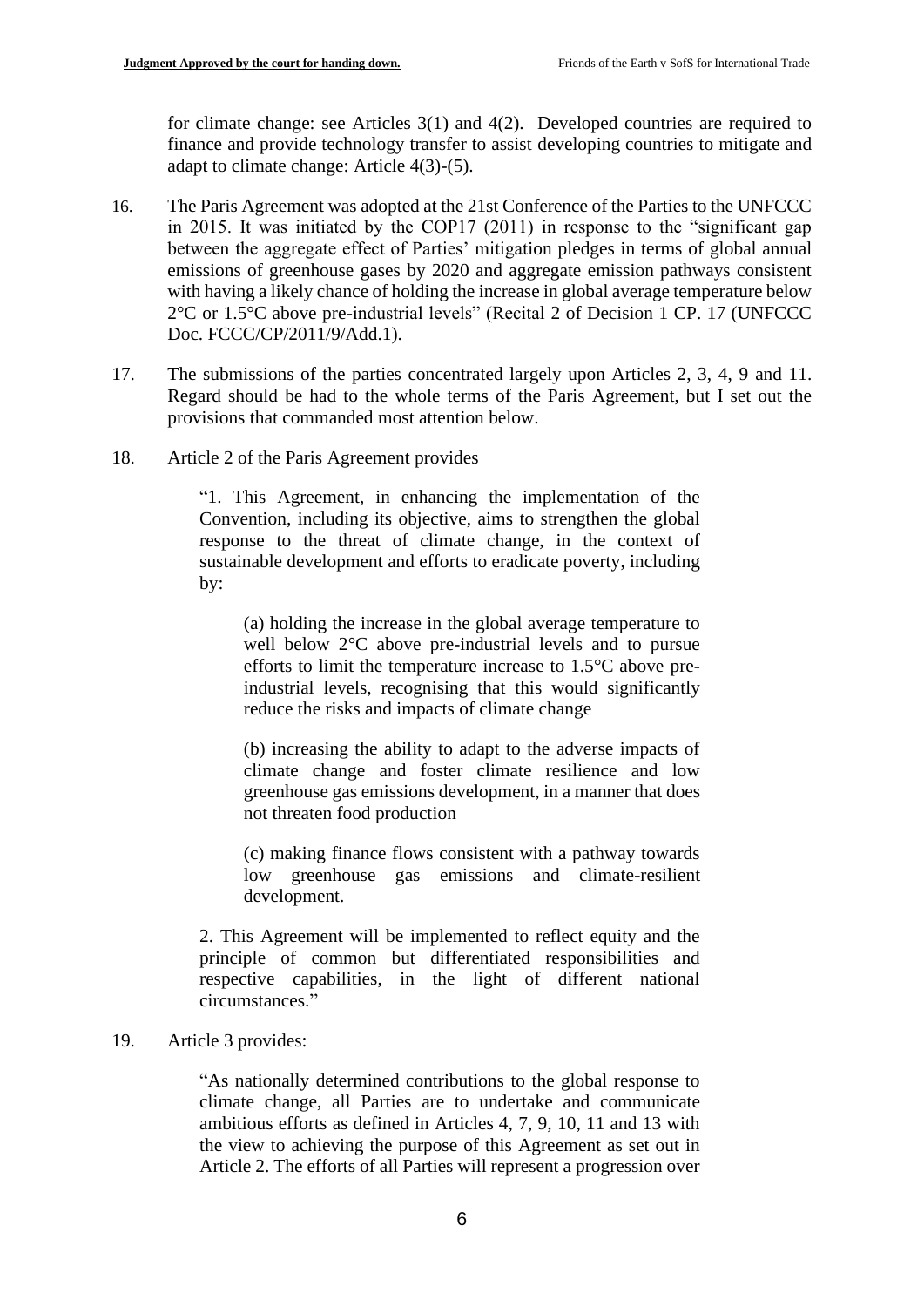for climate change: see Articles 3(1) and 4(2). Developed countries are required to finance and provide technology transfer to assist developing countries to mitigate and adapt to climate change: Article 4(3)-(5).

16. The Paris Agreement was adopted at the 21st Conference of the Parties to the UNFCCC in 2015. It was initiated by the COP17 (2011) in response to the "significant gap between the aggregate effect of Parties' mitigation pledges in terms of global annual emissions of greenhouse gases by 2020 and aggregate emission pathways consistent with having a likely chance of holding the increase in global average temperature below 2°C or 1.5°C above pre-industrial levels" (Recital 2 of Decision 1 CP. 17 (UNFCCC Doc. FCCC/CP/2011/9/Add.1).

17. The submissions of the parties concentrated largely upon Articles 2, 3, 4, 9 and 11. Regard should be had to the whole terms of the Paris Agreement, but I set out the provisions that commanded most attention below.

18. Article 2 of the Paris Agreement provides

> "1. This Agreement, in enhancing the implementation of the Convention, including its objective, aims to strengthen the global response to the threat of climate change, in the context of sustainable development and efforts to eradicate poverty, including by:
>
> > (a) holding the increase in the global average temperature to well below 2°C above pre-industrial levels and to pursue efforts to limit the temperature increase to 1.5°C above pre-industrial levels, recognising that this would significantly reduce the risks and impacts of climate change
> >
> > (b) increasing the ability to adapt to the adverse impacts of climate change and foster climate resilience and low greenhouse gas emissions development, in a manner that does not threaten food production
> >
> > (c) making finance flows consistent with a pathway towards low greenhouse gas emissions and climate-resilient development.
>
> 2. This Agreement will be implemented to reflect equity and the principle of common but differentiated responsibilities and respective capabilities, in the light of different national circumstances."

19. Article 3 provides:

> "As nationally determined contributions to the global response to climate change, all Parties are to undertake and communicate ambitious efforts as defined in Articles 4, 7, 9, 10, 11 and 13 with the view to achieving the purpose of this Agreement as set out in Article 2. The efforts of all Parties will represent a progression over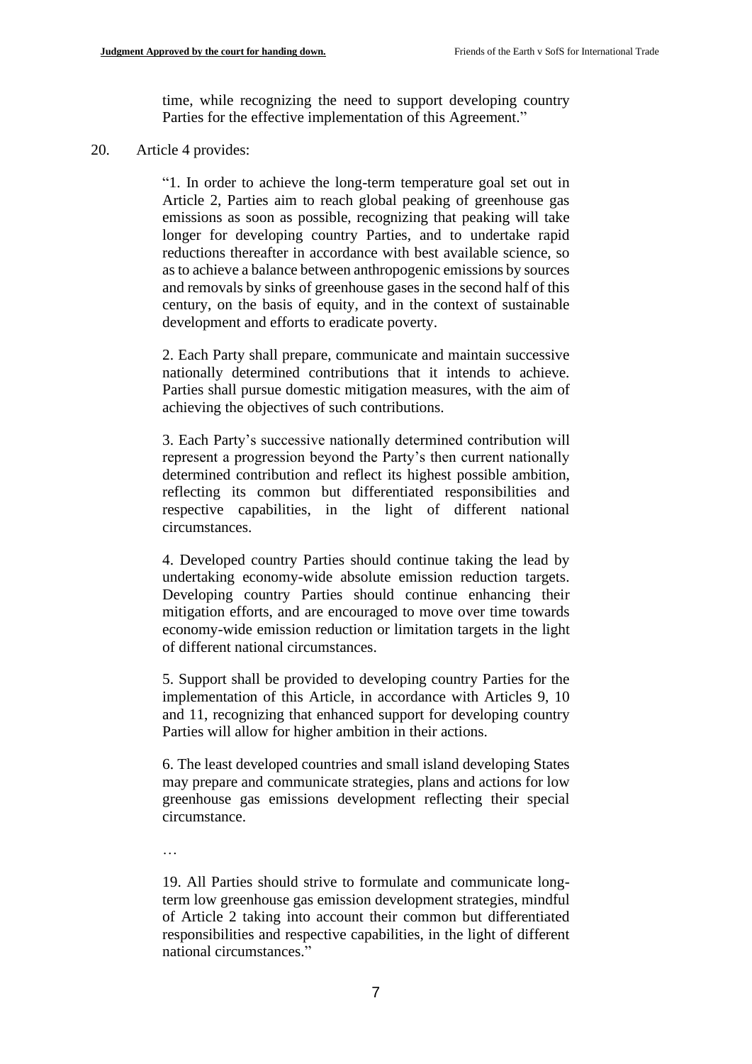time, while recognizing the need to support developing country Parties for the effective implementation of this Agreement."

20. Article 4 provides:

> "1. In order to achieve the long-term temperature goal set out in Article 2, Parties aim to reach global peaking of greenhouse gas emissions as soon as possible, recognizing that peaking will take longer for developing country Parties, and to undertake rapid reductions thereafter in accordance with best available science, so as to achieve a balance between anthropogenic emissions by sources and removals by sinks of greenhouse gases in the second half of this century, on the basis of equity, and in the context of sustainable development and efforts to eradicate poverty.
>
> 2. Each Party shall prepare, communicate and maintain successive nationally determined contributions that it intends to achieve. Parties shall pursue domestic mitigation measures, with the aim of achieving the objectives of such contributions.
>
> 3. Each Party's successive nationally determined contribution will represent a progression beyond the Party's then current nationally determined contribution and reflect its highest possible ambition, reflecting its common but differentiated responsibilities and respective capabilities, in the light of different national circumstances.
>
> 4. Developed country Parties should continue taking the lead by undertaking economy-wide absolute emission reduction targets. Developing country Parties should continue enhancing their mitigation efforts, and are encouraged to move over time towards economy-wide emission reduction or limitation targets in the light of different national circumstances.
>
> 5. Support shall be provided to developing country Parties for the implementation of this Article, in accordance with Articles 9, 10 and 11, recognizing that enhanced support for developing country Parties will allow for higher ambition in their actions.
>
> 6. The least developed countries and small island developing States may prepare and communicate strategies, plans and actions for low greenhouse gas emissions development reflecting their special circumstance.
>
> …
>
> 19. All Parties should strive to formulate and communicate long-term low greenhouse gas emission development strategies, mindful of Article 2 taking into account their common but differentiated responsibilities and respective capabilities, in the light of different national circumstances."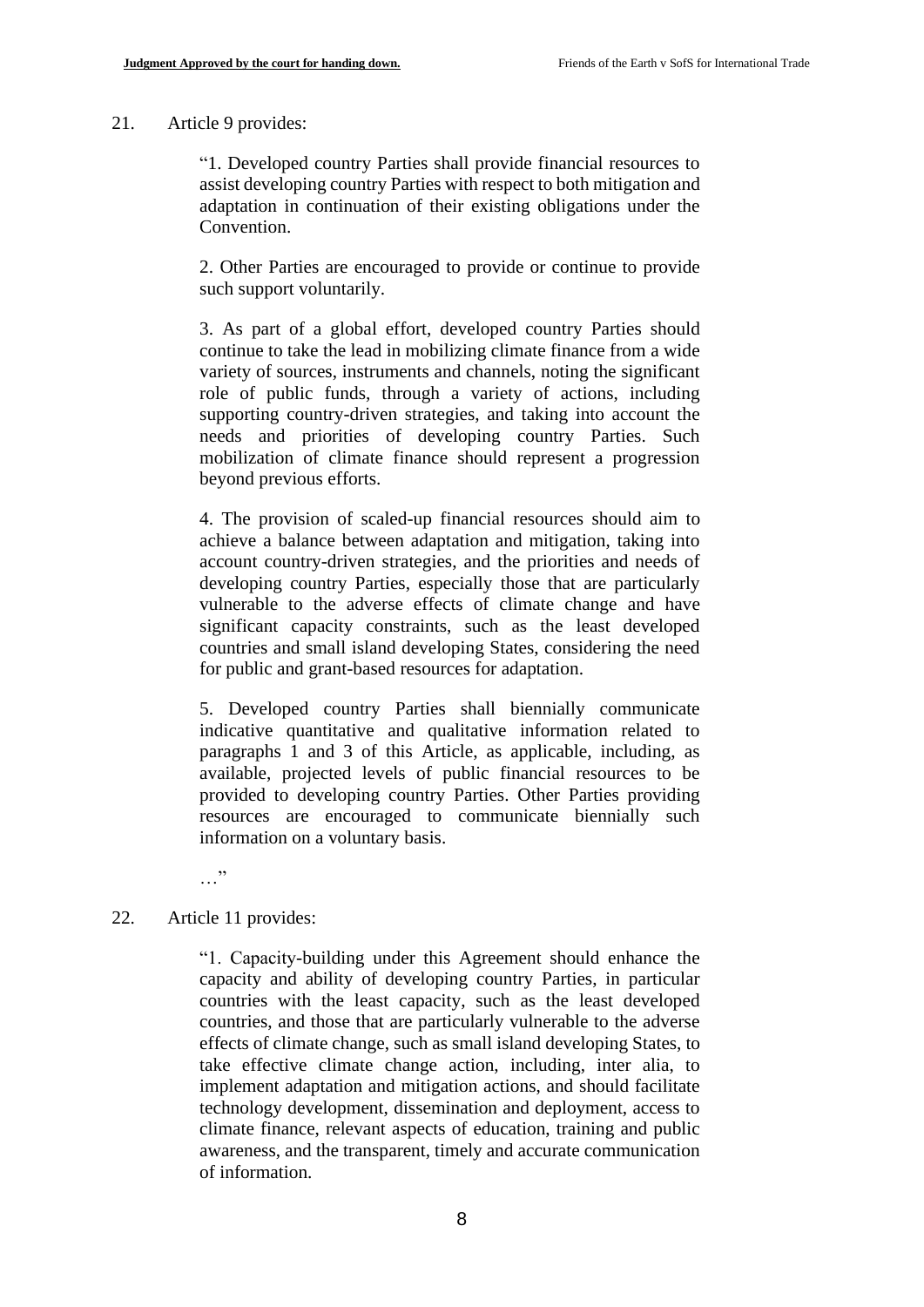21. Article 9 provides:

> "1. Developed country Parties shall provide financial resources to assist developing country Parties with respect to both mitigation and adaptation in continuation of their existing obligations under the Convention.
>
> 2. Other Parties are encouraged to provide or continue to provide such support voluntarily.
>
> 3. As part of a global effort, developed country Parties should continue to take the lead in mobilizing climate finance from a wide variety of sources, instruments and channels, noting the significant role of public funds, through a variety of actions, including supporting country-driven strategies, and taking into account the needs and priorities of developing country Parties. Such mobilization of climate finance should represent a progression beyond previous efforts.
>
> 4. The provision of scaled-up financial resources should aim to achieve a balance between adaptation and mitigation, taking into account country-driven strategies, and the priorities and needs of developing country Parties, especially those that are particularly vulnerable to the adverse effects of climate change and have significant capacity constraints, such as the least developed countries and small island developing States, considering the need for public and grant-based resources for adaptation.
>
> 5. Developed country Parties shall biennially communicate indicative quantitative and qualitative information related to paragraphs 1 and 3 of this Article, as applicable, including, as available, projected levels of public financial resources to be provided to developing country Parties. Other Parties providing resources are encouraged to communicate biennially such information on a voluntary basis.
>
> …"

22. Article 11 provides:

> "1. Capacity-building under this Agreement should enhance the capacity and ability of developing country Parties, in particular countries with the least capacity, such as the least developed countries, and those that are particularly vulnerable to the adverse effects of climate change, such as small island developing States, to take effective climate change action, including, inter alia, to implement adaptation and mitigation actions, and should facilitate technology development, dissemination and deployment, access to climate finance, relevant aspects of education, training and public awareness, and the transparent, timely and accurate communication of information.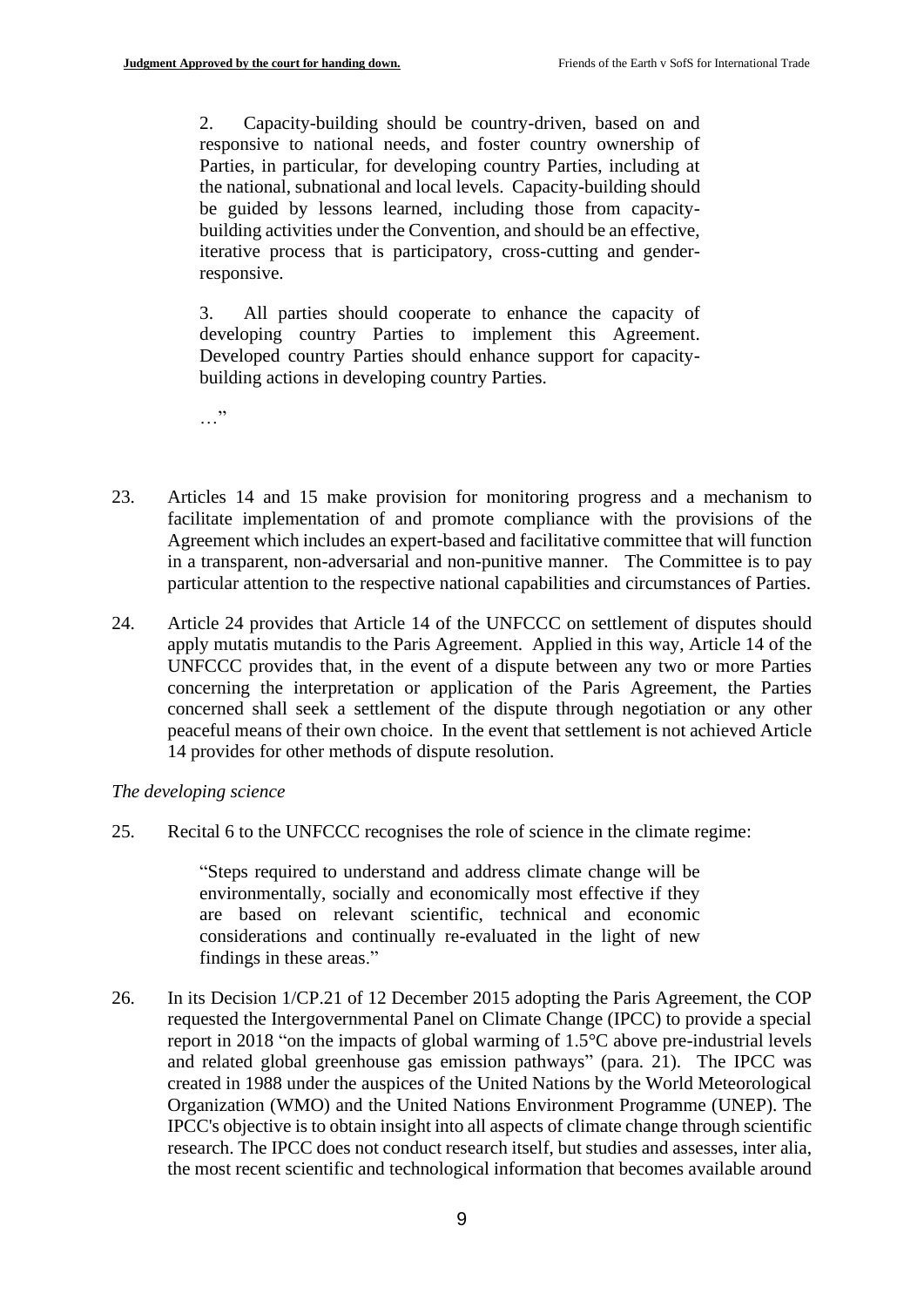> 2. Capacity-building should be country-driven, based on and responsive to national needs, and foster country ownership of Parties, in particular, for developing country Parties, including at the national, subnational and local levels. Capacity-building should be guided by lessons learned, including those from capacity-building activities under the Convention, and should be an effective, iterative process that is participatory, cross-cutting and gender-responsive.
>
> 3. All parties should cooperate to enhance the capacity of developing country Parties to implement this Agreement. Developed country Parties should enhance support for capacity-building actions in developing country Parties.
>
> …"

23. Articles 14 and 15 make provision for monitoring progress and a mechanism to facilitate implementation of and promote compliance with the provisions of the Agreement which includes an expert-based and facilitative committee that will function in a transparent, non-adversarial and non-punitive manner. The Committee is to pay particular attention to the respective national capabilities and circumstances of Parties.

24. Article 24 provides that Article 14 of the UNFCCC on settlement of disputes should apply mutatis mutandis to the Paris Agreement. Applied in this way, Article 14 of the UNFCCC provides that, in the event of a dispute between any two or more Parties concerning the interpretation or application of the Paris Agreement, the Parties concerned shall seek a settlement of the dispute through negotiation or any other peaceful means of their own choice. In the event that settlement is not achieved Article 14 provides for other methods of dispute resolution.

*The developing science*

25. Recital 6 to the UNFCCC recognises the role of science in the climate regime:

> "Steps required to understand and address climate change will be environmentally, socially and economically most effective if they are based on relevant scientific, technical and economic considerations and continually re-evaluated in the light of new findings in these areas."

26. In its Decision 1/CP.21 of 12 December 2015 adopting the Paris Agreement, the COP requested the Intergovernmental Panel on Climate Change (IPCC) to provide a special report in 2018 "on the impacts of global warming of 1.5°C above pre-industrial levels and related global greenhouse gas emission pathways" (para. 21). The IPCC was created in 1988 under the auspices of the United Nations by the World Meteorological Organization (WMO) and the United Nations Environment Programme (UNEP). The IPCC's objective is to obtain insight into all aspects of climate change through scientific research. The IPCC does not conduct research itself, but studies and assesses, inter alia, the most recent scientific and technological information that becomes available around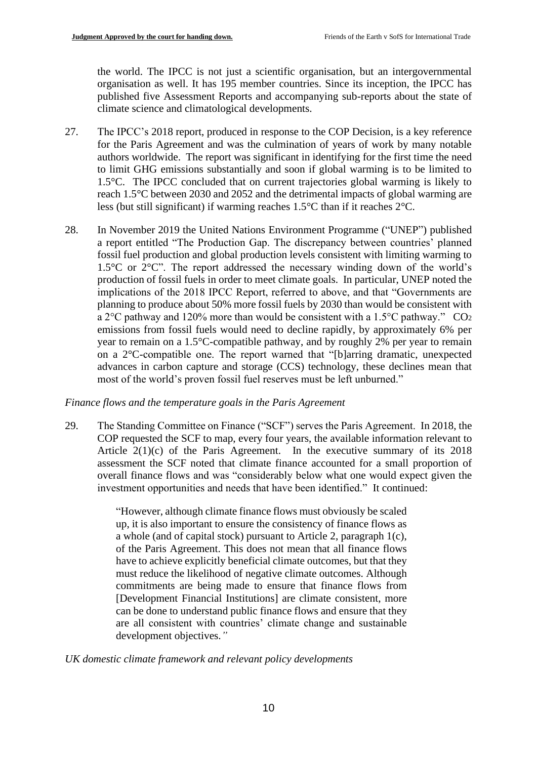the world. The IPCC is not just a scientific organisation, but an intergovernmental organisation as well. It has 195 member countries. Since its inception, the IPCC has published five Assessment Reports and accompanying sub-reports about the state of climate science and climatological developments.

27. The IPCC's 2018 report, produced in response to the COP Decision, is a key reference for the Paris Agreement and was the culmination of years of work by many notable authors worldwide. The report was significant in identifying for the first time the need to limit GHG emissions substantially and soon if global warming is to be limited to 1.5°C. The IPCC concluded that on current trajectories global warming is likely to reach 1.5°C between 2030 and 2052 and the detrimental impacts of global warming are less (but still significant) if warming reaches 1.5°C than if it reaches 2°C.

28. In November 2019 the United Nations Environment Programme ("UNEP") published a report entitled "The Production Gap. The discrepancy between countries' planned fossil fuel production and global production levels consistent with limiting warming to 1.5°C or 2°C". The report addressed the necessary winding down of the world's production of fossil fuels in order to meet climate goals. In particular, UNEP noted the implications of the 2018 IPCC Report, referred to above, and that "Governments are planning to produce about 50% more fossil fuels by 2030 than would be consistent with a 2°C pathway and 120% more than would be consistent with a 1.5°C pathway." $CO_2$ emissions from fossil fuels would need to decline rapidly, by approximately 6% per year to remain on a 1.5°C-compatible pathway, and by roughly 2% per year to remain on a 2°C-compatible one. The report warned that "[b]arring dramatic, unexpected advances in carbon capture and storage (CCS) technology, these declines mean that most of the world's proven fossil fuel reserves must be left unburned."

*Finance flows and the temperature goals in the Paris Agreement*

29. The Standing Committee on Finance ("SCF") serves the Paris Agreement. In 2018, the COP requested the SCF to map, every four years, the available information relevant to Article 2(1)(c) of the Paris Agreement. In the executive summary of its 2018 assessment the SCF noted that climate finance accounted for a small proportion of overall finance flows and was "considerably below what one would expect given the investment opportunities and needs that have been identified." It continued:

> "However, although climate finance flows must obviously be scaled up, it is also important to ensure the consistency of finance flows as a whole (and of capital stock) pursuant to Article 2, paragraph 1(c), of the Paris Agreement. This does not mean that all finance flows have to achieve explicitly beneficial climate outcomes, but that they must reduce the likelihood of negative climate outcomes. Although commitments are being made to ensure that finance flows from [Development Financial Institutions] are climate consistent, more can be done to understand public finance flows and ensure that they are all consistent with countries' climate change and sustainable development objectives."

*UK domestic climate framework and relevant policy developments*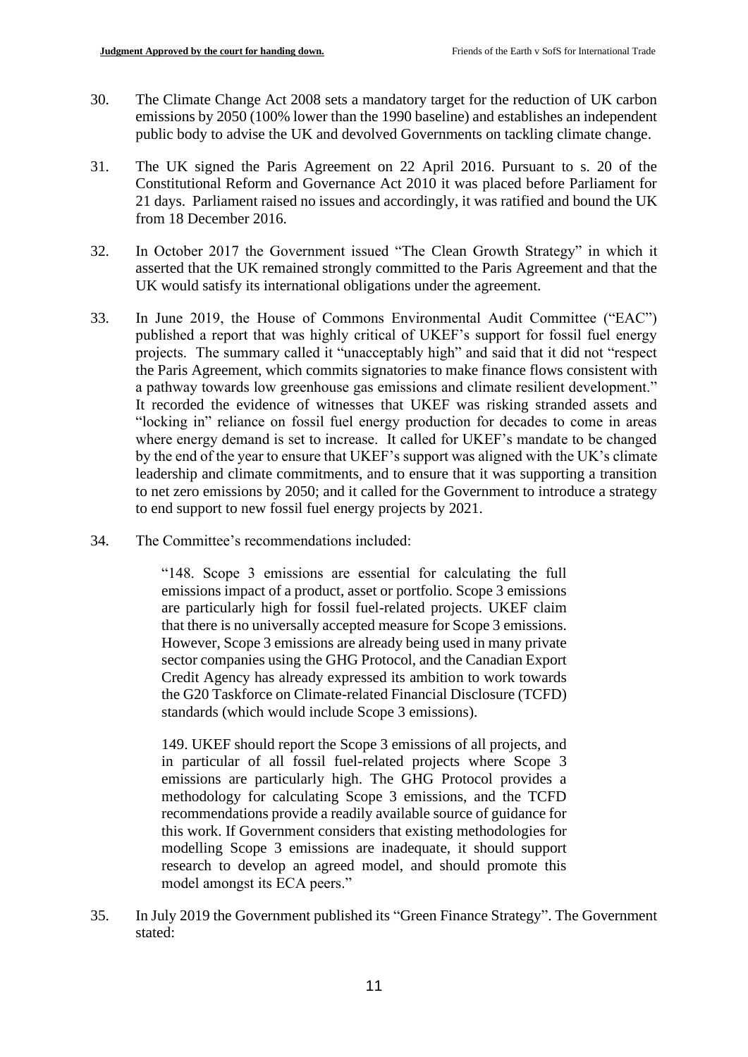30. The Climate Change Act 2008 sets a mandatory target for the reduction of UK carbon emissions by 2050 (100% lower than the 1990 baseline) and establishes an independent public body to advise the UK and devolved Governments on tackling climate change.

31. The UK signed the Paris Agreement on 22 April 2016. Pursuant to s. 20 of the Constitutional Reform and Governance Act 2010 it was placed before Parliament for 21 days. Parliament raised no issues and accordingly, it was ratified and bound the UK from 18 December 2016.

32. In October 2017 the Government issued "The Clean Growth Strategy" in which it asserted that the UK remained strongly committed to the Paris Agreement and that the UK would satisfy its international obligations under the agreement.

33. In June 2019, the House of Commons Environmental Audit Committee ("EAC") published a report that was highly critical of UKEF's support for fossil fuel energy projects. The summary called it "unacceptably high" and said that it did not "respect the Paris Agreement, which commits signatories to make finance flows consistent with a pathway towards low greenhouse gas emissions and climate resilient development." It recorded the evidence of witnesses that UKEF was risking stranded assets and "locking in" reliance on fossil fuel energy production for decades to come in areas where energy demand is set to increase. It called for UKEF's mandate to be changed by the end of the year to ensure that UKEF's support was aligned with the UK's climate leadership and climate commitments, and to ensure that it was supporting a transition to net zero emissions by 2050; and it called for the Government to introduce a strategy to end support to new fossil fuel energy projects by 2021.

34. The Committee's recommendations included:

> "148. Scope 3 emissions are essential for calculating the full emissions impact of a product, asset or portfolio. Scope 3 emissions are particularly high for fossil fuel-related projects. UKEF claim that there is no universally accepted measure for Scope 3 emissions. However, Scope 3 emissions are already being used in many private sector companies using the GHG Protocol, and the Canadian Export Credit Agency has already expressed its ambition to work towards the G20 Taskforce on Climate-related Financial Disclosure (TCFD) standards (which would include Scope 3 emissions).
>
> 149. UKEF should report the Scope 3 emissions of all projects, and in particular of all fossil fuel-related projects where Scope 3 emissions are particularly high. The GHG Protocol provides a methodology for calculating Scope 3 emissions, and the TCFD recommendations provide a readily available source of guidance for this work. If Government considers that existing methodologies for modelling Scope 3 emissions are inadequate, it should support research to develop an agreed model, and should promote this model amongst its ECA peers."

35. In July 2019 the Government published its "Green Finance Strategy". The Government stated: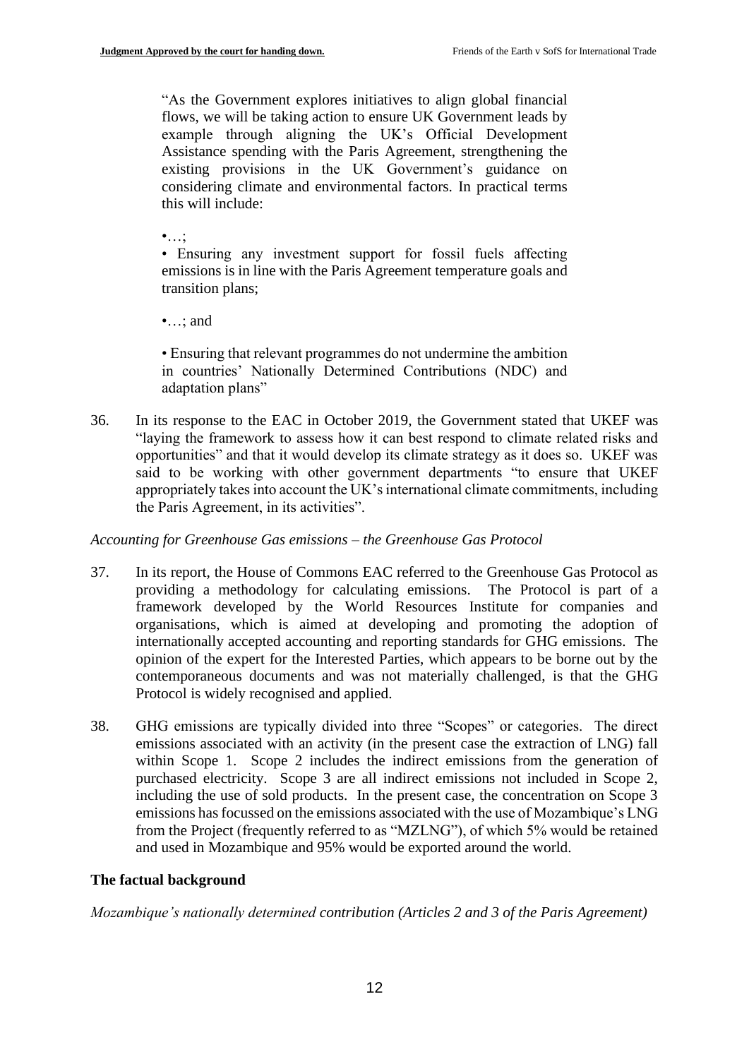> "As the Government explores initiatives to align global financial flows, we will be taking action to ensure UK Government leads by example through aligning the UK's Official Development Assistance spending with the Paris Agreement, strengthening the existing provisions in the UK Government's guidance on considering climate and environmental factors. In practical terms this will include:
>
> •…;
>
> • Ensuring any investment support for fossil fuels affecting emissions is in line with the Paris Agreement temperature goals and transition plans;
>
> •…; and
>
> • Ensuring that relevant programmes do not undermine the ambition in countries' Nationally Determined Contributions (NDC) and adaptation plans"

36. In its response to the EAC in October 2019, the Government stated that UKEF was "laying the framework to assess how it can best respond to climate related risks and opportunities" and that it would develop its climate strategy as it does so. UKEF was said to be working with other government departments "to ensure that UKEF appropriately takes into account the UK's international climate commitments, including the Paris Agreement, in its activities".

*Accounting for Greenhouse Gas emissions – the Greenhouse Gas Protocol*

37. In its report, the House of Commons EAC referred to the Greenhouse Gas Protocol as providing a methodology for calculating emissions. The Protocol is part of a framework developed by the World Resources Institute for companies and organisations, which is aimed at developing and promoting the adoption of internationally accepted accounting and reporting standards for GHG emissions. The opinion of the expert for the Interested Parties, which appears to be borne out by the contemporaneous documents and was not materially challenged, is that the GHG Protocol is widely recognised and applied.

38. GHG emissions are typically divided into three "Scopes" or categories. The direct emissions associated with an activity (in the present case the extraction of LNG) fall within Scope 1. Scope 2 includes the indirect emissions from the generation of purchased electricity. Scope 3 are all indirect emissions not included in Scope 2, including the use of sold products. In the present case, the concentration on Scope 3 emissions has focussed on the emissions associated with the use of Mozambique's LNG from the Project (frequently referred to as "MZLNG"), of which 5% would be retained and used in Mozambique and 95% would be exported around the world.

## The factual background

*Mozambique's nationally determined contribution (Articles 2 and 3 of the Paris Agreement)*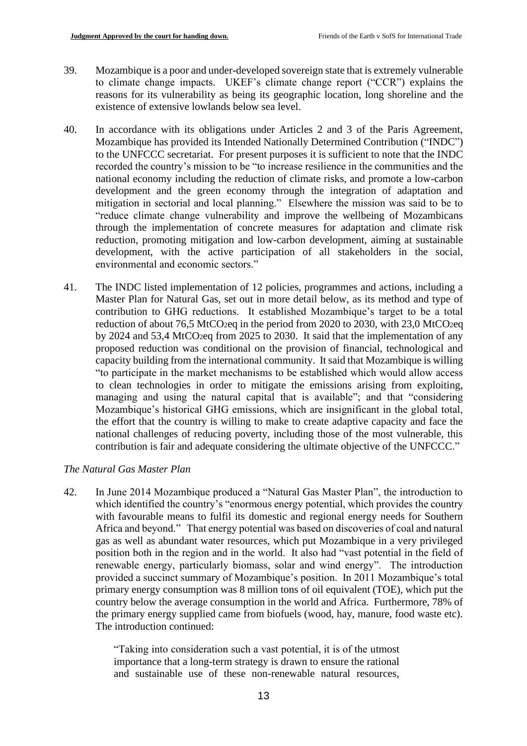39. Mozambique is a poor and under-developed sovereign state that is extremely vulnerable to climate change impacts. UKEF's climate change report ("CCR") explains the reasons for its vulnerability as being its geographic location, long shoreline and the existence of extensive lowlands below sea level.

40. In accordance with its obligations under Articles 2 and 3 of the Paris Agreement, Mozambique has provided its Intended Nationally Determined Contribution ("INDC") to the UNFCCC secretariat. For present purposes it is sufficient to note that the INDC recorded the country's mission to be "to increase resilience in the communities and the national economy including the reduction of climate risks, and promote a low-carbon development and the green economy through the integration of adaptation and mitigation in sectorial and local planning." Elsewhere the mission was said to be to "reduce climate change vulnerability and improve the wellbeing of Mozambicans through the implementation of concrete measures for adaptation and climate risk reduction, promoting mitigation and low-carbon development, aiming at sustainable development, with the active participation of all stakeholders in the social, environmental and economic sectors."

41. The INDC listed implementation of 12 policies, programmes and actions, including a Master Plan for Natural Gas, set out in more detail below, as its method and type of contribution to GHG reductions. It established Mozambique's target to be a total reduction of about 76,5 $MtCO_2eq$ in the period from 2020 to 2030, with 23,0 $MtCO_2eq$ by 2024 and 53,4 $MtCO_2eq$ from 2025 to 2030. It said that the implementation of any proposed reduction was conditional on the provision of financial, technological and capacity building from the international community. It said that Mozambique is willing "to participate in the market mechanisms to be established which would allow access to clean technologies in order to mitigate the emissions arising from exploiting, managing and using the natural capital that is available"; and that "considering Mozambique's historical GHG emissions, which are insignificant in the global total, the effort that the country is willing to make to create adaptive capacity and face the national challenges of reducing poverty, including those of the most vulnerable, this contribution is fair and adequate considering the ultimate objective of the UNFCCC."

*The Natural Gas Master Plan*

42. In June 2014 Mozambique produced a "Natural Gas Master Plan", the introduction to which identified the country's "enormous energy potential, which provides the country with favourable means to fulfil its domestic and regional energy needs for Southern Africa and beyond." That energy potential was based on discoveries of coal and natural gas as well as abundant water resources, which put Mozambique in a very privileged position both in the region and in the world. It also had "vast potential in the field of renewable energy, particularly biomass, solar and wind energy". The introduction provided a succinct summary of Mozambique's position. In 2011 Mozambique's total primary energy consumption was 8 million tons of oil equivalent (TOE), which put the country below the average consumption in the world and Africa. Furthermore, 78% of the primary energy supplied came from biofuels (wood, hay, manure, food waste etc). The introduction continued:

> "Taking into consideration such a vast potential, it is of the utmost importance that a long-term strategy is drawn to ensure the rational and sustainable use of these non-renewable natural resources,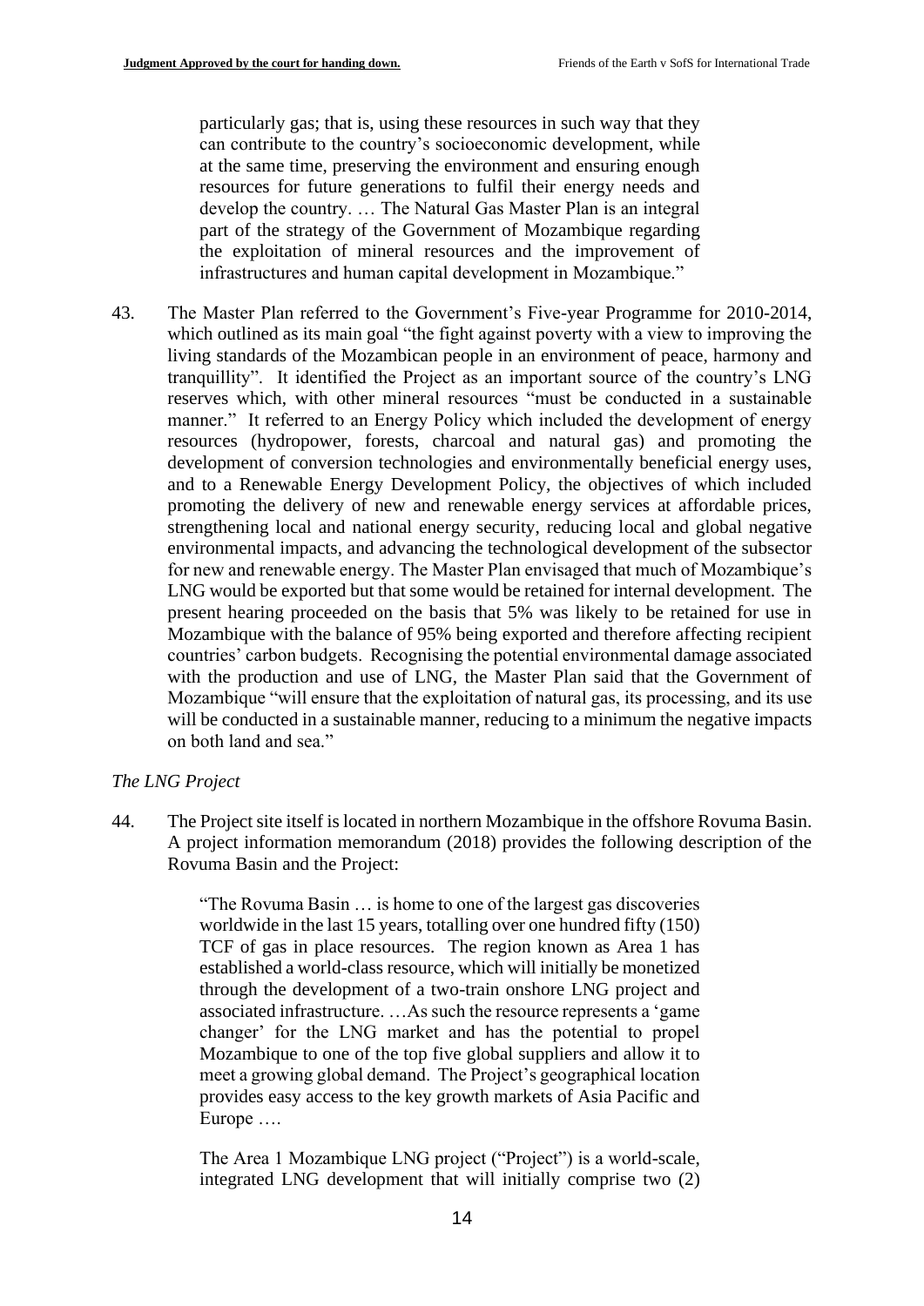particularly gas; that is, using these resources in such way that they can contribute to the country's socioeconomic development, while at the same time, preserving the environment and ensuring enough resources for future generations to fulfil their energy needs and develop the country. … The Natural Gas Master Plan is an integral part of the strategy of the Government of Mozambique regarding the exploitation of mineral resources and the improvement of infrastructures and human capital development in Mozambique."

43. The Master Plan referred to the Government's Five-year Programme for 2010-2014, which outlined as its main goal "the fight against poverty with a view to improving the living standards of the Mozambican people in an environment of peace, harmony and tranquillity". It identified the Project as an important source of the country's LNG reserves which, with other mineral resources "must be conducted in a sustainable manner." It referred to an Energy Policy which included the development of energy resources (hydropower, forests, charcoal and natural gas) and promoting the development of conversion technologies and environmentally beneficial energy uses, and to a Renewable Energy Development Policy, the objectives of which included promoting the delivery of new and renewable energy services at affordable prices, strengthening local and national energy security, reducing local and global negative environmental impacts, and advancing the technological development of the subsector for new and renewable energy. The Master Plan envisaged that much of Mozambique's LNG would be exported but that some would be retained for internal development. The present hearing proceeded on the basis that 5% was likely to be retained for use in Mozambique with the balance of 95% being exported and therefore affecting recipient countries' carbon budgets. Recognising the potential environmental damage associated with the production and use of LNG, the Master Plan said that the Government of Mozambique "will ensure that the exploitation of natural gas, its processing, and its use will be conducted in a sustainable manner, reducing to a minimum the negative impacts on both land and sea."

*The LNG Project*

44. The Project site itself is located in northern Mozambique in the offshore Rovuma Basin. A project information memorandum (2018) provides the following description of the Rovuma Basin and the Project:

> "The Rovuma Basin … is home to one of the largest gas discoveries worldwide in the last 15 years, totalling over one hundred fifty (150) TCF of gas in place resources. The region known as Area 1 has established a world-class resource, which will initially be monetized through the development of a two-train onshore LNG project and associated infrastructure. …As such the resource represents a 'game changer' for the LNG market and has the potential to propel Mozambique to one of the top five global suppliers and allow it to meet a growing global demand. The Project's geographical location provides easy access to the key growth markets of Asia Pacific and Europe ….
>
> The Area 1 Mozambique LNG project ("Project") is a world-scale, integrated LNG development that will initially comprise two (2)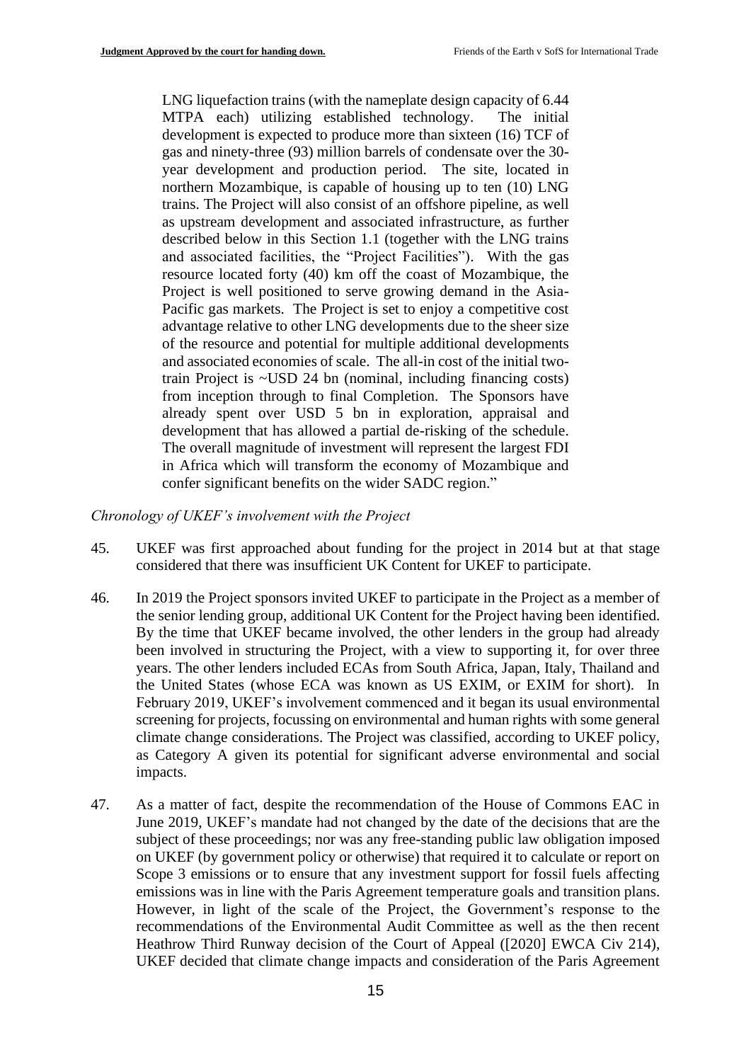> LNG liquefaction trains (with the nameplate design capacity of 6.44 MTPA each) utilizing established technology. The initial development is expected to produce more than sixteen (16) TCF of gas and ninety-three (93) million barrels of condensate over the 30-year development and production period. The site, located in northern Mozambique, is capable of housing up to ten (10) LNG trains. The Project will also consist of an offshore pipeline, as well as upstream development and associated infrastructure, as further described below in this Section 1.1 (together with the LNG trains and associated facilities, the "Project Facilities"). With the gas resource located forty (40) km off the coast of Mozambique, the Project is well positioned to serve growing demand in the Asia-Pacific gas markets. The Project is set to enjoy a competitive cost advantage relative to other LNG developments due to the sheer size of the resource and potential for multiple additional developments and associated economies of scale. The all-in cost of the initial two-train Project is ~USD 24 bn (nominal, including financing costs) from inception through to final Completion. The Sponsors have already spent over USD 5 bn in exploration, appraisal and development that has allowed a partial de-risking of the schedule. The overall magnitude of investment will represent the largest FDI in Africa which will transform the economy of Mozambique and confer significant benefits on the wider SADC region."

*Chronology of UKEF's involvement with the Project*

45. UKEF was first approached about funding for the project in 2014 but at that stage considered that there was insufficient UK Content for UKEF to participate.

46. In 2019 the Project sponsors invited UKEF to participate in the Project as a member of the senior lending group, additional UK Content for the Project having been identified. By the time that UKEF became involved, the other lenders in the group had already been involved in structuring the Project, with a view to supporting it, for over three years. The other lenders included ECAs from South Africa, Japan, Italy, Thailand and the United States (whose ECA was known as US EXIM, or EXIM for short). In February 2019, UKEF's involvement commenced and it began its usual environmental screening for projects, focussing on environmental and human rights with some general climate change considerations. The Project was classified, according to UKEF policy, as Category A given its potential for significant adverse environmental and social impacts.

47. As a matter of fact, despite the recommendation of the House of Commons EAC in June 2019, UKEF's mandate had not changed by the date of the decisions that are the subject of these proceedings; nor was any free-standing public law obligation imposed on UKEF (by government policy or otherwise) that required it to calculate or report on Scope 3 emissions or to ensure that any investment support for fossil fuels affecting emissions was in line with the Paris Agreement temperature goals and transition plans. However, in light of the scale of the Project, the Government's response to the recommendations of the Environmental Audit Committee as well as the then recent Heathrow Third Runway decision of the Court of Appeal ([2020] EWCA Civ 214), UKEF decided that climate change impacts and consideration of the Paris Agreement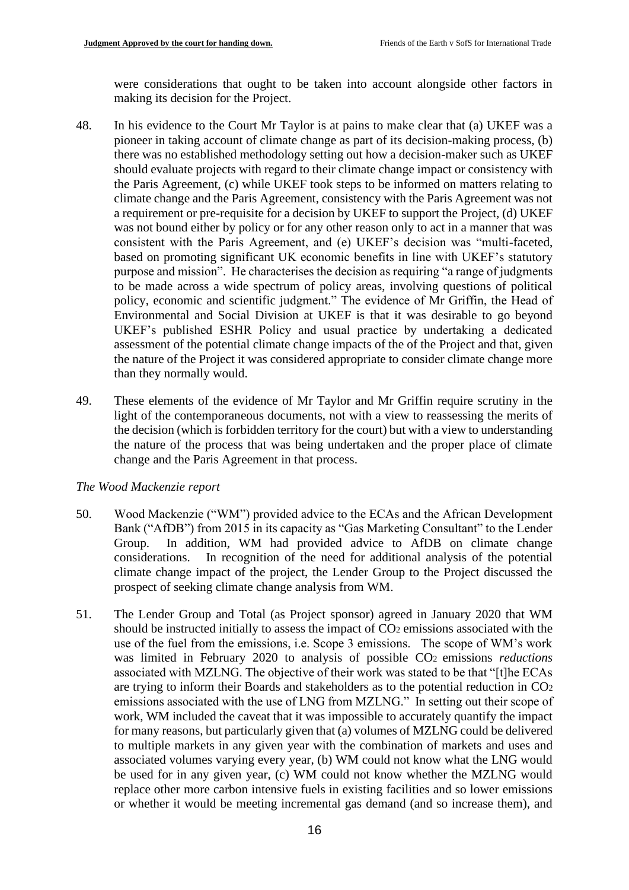were considerations that ought to be taken into account alongside other factors in making its decision for the Project.

48. In his evidence to the Court Mr Taylor is at pains to make clear that (a) UKEF was a pioneer in taking account of climate change as part of its decision-making process, (b) there was no established methodology setting out how a decision-maker such as UKEF should evaluate projects with regard to their climate change impact or consistency with the Paris Agreement, (c) while UKEF took steps to be informed on matters relating to climate change and the Paris Agreement, consistency with the Paris Agreement was not a requirement or pre-requisite for a decision by UKEF to support the Project, (d) UKEF was not bound either by policy or for any other reason only to act in a manner that was consistent with the Paris Agreement, and (e) UKEF's decision was "multi-faceted, based on promoting significant UK economic benefits in line with UKEF's statutory purpose and mission". He characterises the decision as requiring "a range of judgments to be made across a wide spectrum of policy areas, involving questions of political policy, economic and scientific judgment." The evidence of Mr Griffin, the Head of Environmental and Social Division at UKEF is that it was desirable to go beyond UKEF's published ESHR Policy and usual practice by undertaking a dedicated assessment of the potential climate change impacts of the of the Project and that, given the nature of the Project it was considered appropriate to consider climate change more than they normally would.

49. These elements of the evidence of Mr Taylor and Mr Griffin require scrutiny in the light of the contemporaneous documents, not with a view to reassessing the merits of the decision (which is forbidden territory for the court) but with a view to understanding the nature of the process that was being undertaken and the proper place of climate change and the Paris Agreement in that process.

*The Wood Mackenzie report*

50. Wood Mackenzie ("WM") provided advice to the ECAs and the African Development Bank ("AfDB") from 2015 in its capacity as "Gas Marketing Consultant" to the Lender Group. In addition, WM had provided advice to AfDB on climate change considerations. In recognition of the need for additional analysis of the potential climate change impact of the project, the Lender Group to the Project discussed the prospect of seeking climate change analysis from WM.

51. The Lender Group and Total (as Project sponsor) agreed in January 2020 that WM should be instructed initially to assess the impact of $CO_2$ emissions associated with the use of the fuel from the emissions, i.e. Scope 3 emissions. The scope of WM's work was limited in February 2020 to analysis of possible $CO_2$ emissions *reductions* associated with MZLNG. The objective of their work was stated to be that "[t]he ECAs are trying to inform their Boards and stakeholders as to the potential reduction in $CO_2$ emissions associated with the use of LNG from MZLNG." In setting out their scope of work, WM included the caveat that it was impossible to accurately quantify the impact for many reasons, but particularly given that (a) volumes of MZLNG could be delivered to multiple markets in any given year with the combination of markets and uses and associated volumes varying every year, (b) WM could not know what the LNG would be used for in any given year, (c) WM could not know whether the MZLNG would replace other more carbon intensive fuels in existing facilities and so lower emissions or whether it would be meeting incremental gas demand (and so increase them), and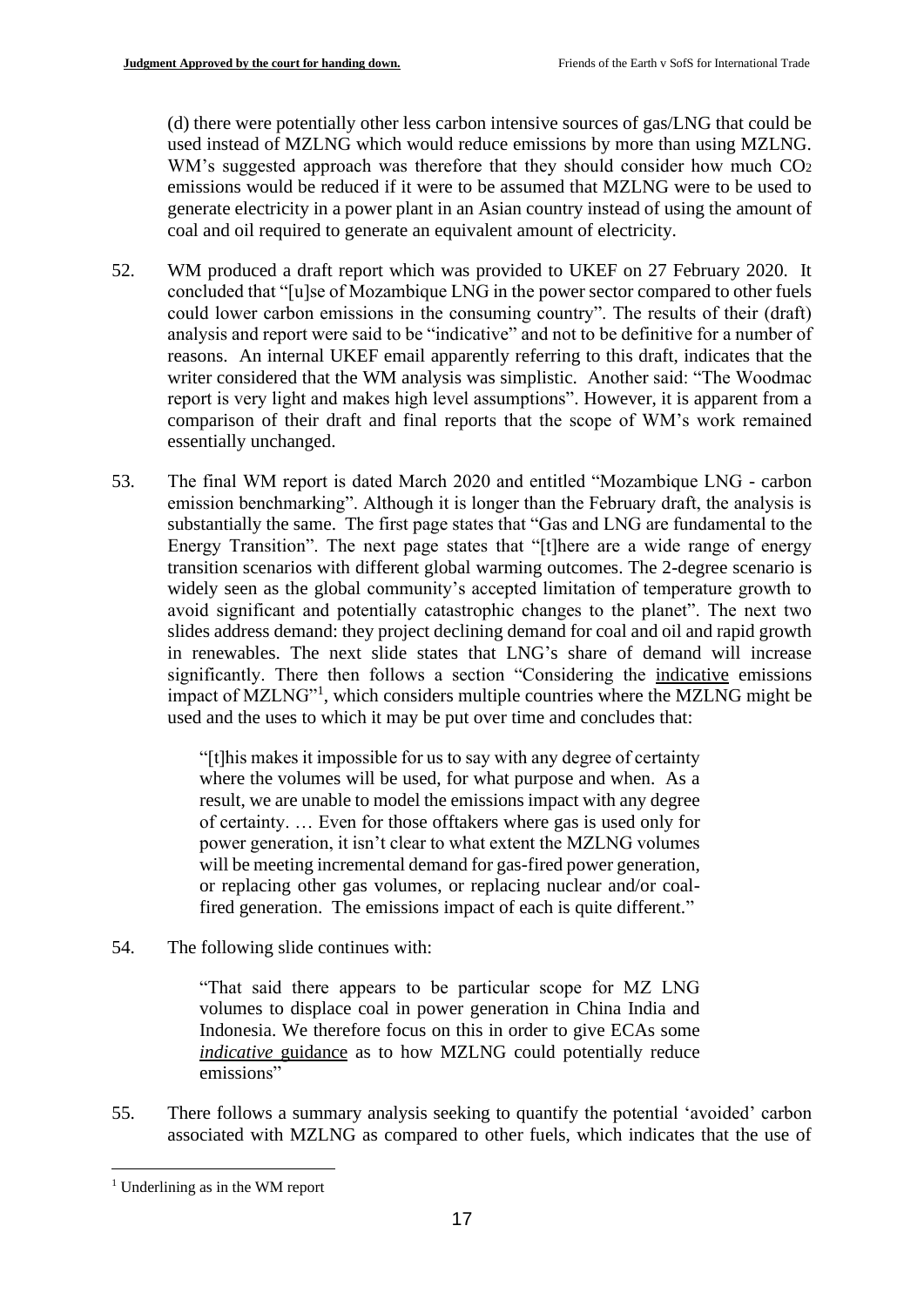(d) there were potentially other less carbon intensive sources of gas/LNG that could be used instead of MZLNG which would reduce emissions by more than using MZLNG. WM's suggested approach was therefore that they should consider how much $CO_2$ emissions would be reduced if it were to be assumed that MZLNG were to be used to generate electricity in a power plant in an Asian country instead of using the amount of coal and oil required to generate an equivalent amount of electricity.

52. WM produced a draft report which was provided to UKEF on 27 February 2020. It concluded that "[u]se of Mozambique LNG in the power sector compared to other fuels could lower carbon emissions in the consuming country". The results of their (draft) analysis and report were said to be "indicative" and not to be definitive for a number of reasons. An internal UKEF email apparently referring to this draft, indicates that the writer considered that the WM analysis was simplistic. Another said: "The Woodmac report is very light and makes high level assumptions". However, it is apparent from a comparison of their draft and final reports that the scope of WM's work remained essentially unchanged.

53. The final WM report is dated March 2020 and entitled "Mozambique LNG - carbon emission benchmarking". Although it is longer than the February draft, the analysis is substantially the same. The first page states that "Gas and LNG are fundamental to the Energy Transition". The next page states that "[t]here are a wide range of energy transition scenarios with different global warming outcomes. The 2-degree scenario is widely seen as the global community's accepted limitation of temperature growth to avoid significant and potentially catastrophic changes to the planet". The next two slides address demand: they project declining demand for coal and oil and rapid growth in renewables. The next slide states that LNG's share of demand will increase significantly. There then follows a section "Considering the <u>indicative</u> emissions impact of MZLNG"[1], which considers multiple countries where the MZLNG might be used and the uses to which it may be put over time and concludes that:

> "[t]his makes it impossible for us to say with any degree of certainty where the volumes will be used, for what purpose and when. As a result, we are unable to model the emissions impact with any degree of certainty. … Even for those offtakers where gas is used only for power generation, it isn't clear to what extent the MZLNG volumes will be meeting incremental demand for gas-fired power generation, or replacing other gas volumes, or replacing nuclear and/or coal-fired generation. The emissions impact of each is quite different."

54. The following slide continues with:

> "That said there appears to be particular scope for MZ LNG volumes to displace coal in power generation in China India and Indonesia. We therefore focus on this in order to give ECAs some <u>*indicative* guidance</u> as to how MZLNG could potentially reduce emissions"

55. There follows a summary analysis seeking to quantify the potential 'avoided' carbon associated with MZLNG as compared to other fuels, which indicates that the use of

[1] Underlining as in the WM report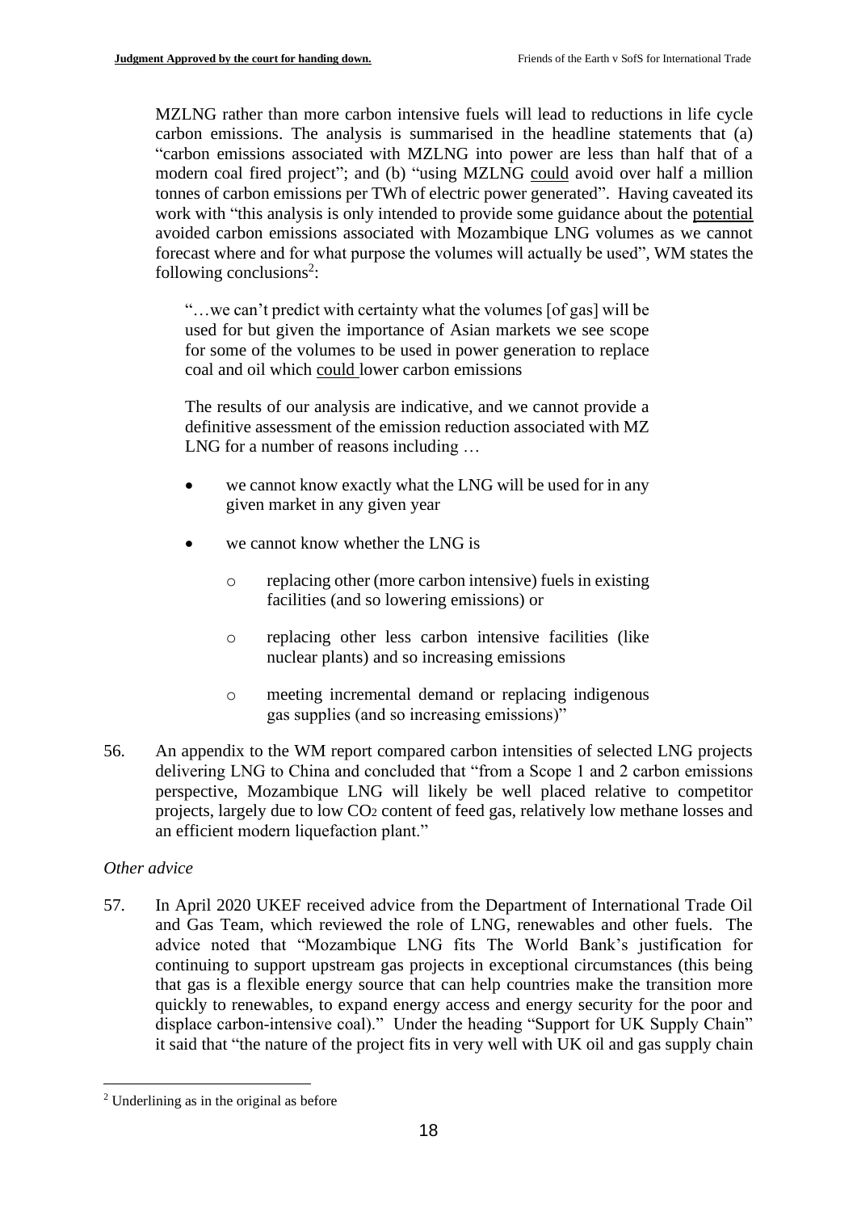MZLNG rather than more carbon intensive fuels will lead to reductions in life cycle carbon emissions. The analysis is summarised in the headline statements that (a) "carbon emissions associated with MZLNG into power are less than half that of a modern coal fired project"; and (b) "using MZLNG could avoid over half a million tonnes of carbon emissions per TWh of electric power generated". Having caveated its work with "this analysis is only intended to provide some guidance about the potential avoided carbon emissions associated with Mozambique LNG volumes as we cannot forecast where and for what purpose the volumes will actually be used", WM states the following conclusions[2]:

> "…we can't predict with certainty what the volumes [of gas] will be used for but given the importance of Asian markets we see scope for some of the volumes to be used in power generation to replace coal and oil which could lower carbon emissions
>
> The results of our analysis are indicative, and we cannot provide a definitive assessment of the emission reduction associated with MZ LNG for a number of reasons including …
>
> - we cannot know exactly what the LNG will be used for in any given market in any given year
> - we cannot know whether the LNG is
>   - replacing other (more carbon intensive) fuels in existing facilities (and so lowering emissions) or
>   - replacing other less carbon intensive facilities (like nuclear plants) and so increasing emissions
>   - meeting incremental demand or replacing indigenous gas supplies (and so increasing emissions)"

56. An appendix to the WM report compared carbon intensities of selected LNG projects delivering LNG to China and concluded that "from a Scope 1 and 2 carbon emissions perspective, Mozambique LNG will likely be well placed relative to competitor projects, largely due to low $CO_2$ content of feed gas, relatively low methane losses and an efficient modern liquefaction plant."

*Other advice*

57. In April 2020 UKEF received advice from the Department of International Trade Oil and Gas Team, which reviewed the role of LNG, renewables and other fuels. The advice noted that "Mozambique LNG fits The World Bank's justification for continuing to support upstream gas projects in exceptional circumstances (this being that gas is a flexible energy source that can help countries make the transition more quickly to renewables, to expand energy access and energy security for the poor and displace carbon-intensive coal)." Under the heading "Support for UK Supply Chain" it said that "the nature of the project fits in very well with UK oil and gas supply chain

[2] Underlining as in the original as before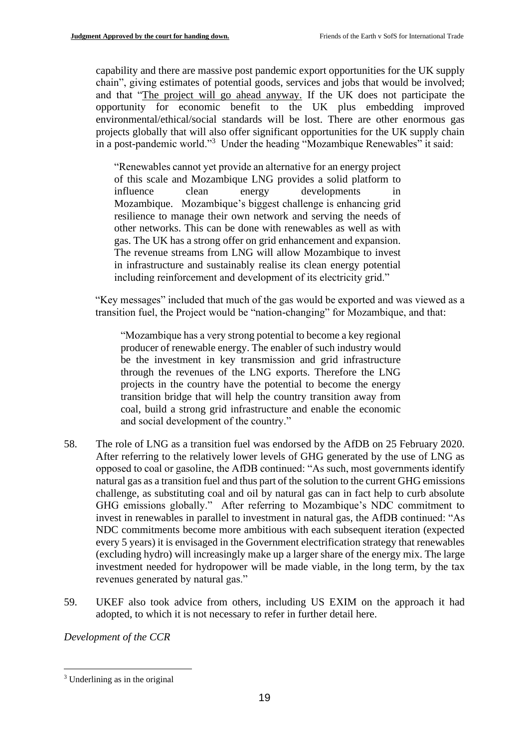capability and there are massive post pandemic export opportunities for the UK supply chain", giving estimates of potential goods, services and jobs that would be involved; and that "<u>The project will go ahead anyway.</u> If the UK does not participate the opportunity for economic benefit to the UK plus embedding improved environmental/ethical/social standards will be lost. There are other enormous gas projects globally that will also offer significant opportunities for the UK supply chain in a post-pandemic world."[3] Under the heading "Mozambique Renewables" it said:

> "Renewables cannot yet provide an alternative for an energy project of this scale and Mozambique LNG provides a solid platform to influence clean energy developments in Mozambique. Mozambique's biggest challenge is enhancing grid resilience to manage their own network and serving the needs of other networks. This can be done with renewables as well as with gas. The UK has a strong offer on grid enhancement and expansion. The revenue streams from LNG will allow Mozambique to invest in infrastructure and sustainably realise its clean energy potential including reinforcement and development of its electricity grid."

"Key messages" included that much of the gas would be exported and was viewed as a transition fuel, the Project would be "nation-changing" for Mozambique, and that:

> "Mozambique has a very strong potential to become a key regional producer of renewable energy. The enabler of such industry would be the investment in key transmission and grid infrastructure through the revenues of the LNG exports. Therefore the LNG projects in the country have the potential to become the energy transition bridge that will help the country transition away from coal, build a strong grid infrastructure and enable the economic and social development of the country."

58. The role of LNG as a transition fuel was endorsed by the AfDB on 25 February 2020. After referring to the relatively lower levels of GHG generated by the use of LNG as opposed to coal or gasoline, the AfDB continued: "As such, most governments identify natural gas as a transition fuel and thus part of the solution to the current GHG emissions challenge, as substituting coal and oil by natural gas can in fact help to curb absolute GHG emissions globally." After referring to Mozambique's NDC commitment to invest in renewables in parallel to investment in natural gas, the AfDB continued: "As NDC commitments become more ambitious with each subsequent iteration (expected every 5 years) it is envisaged in the Government electrification strategy that renewables (excluding hydro) will increasingly make up a larger share of the energy mix. The large investment needed for hydropower will be made viable, in the long term, by the tax revenues generated by natural gas."

59. UKEF also took advice from others, including US EXIM on the approach it had adopted, to which it is not necessary to refer in further detail here.

*Development of the CCR*

---

[3] Underlining as in the original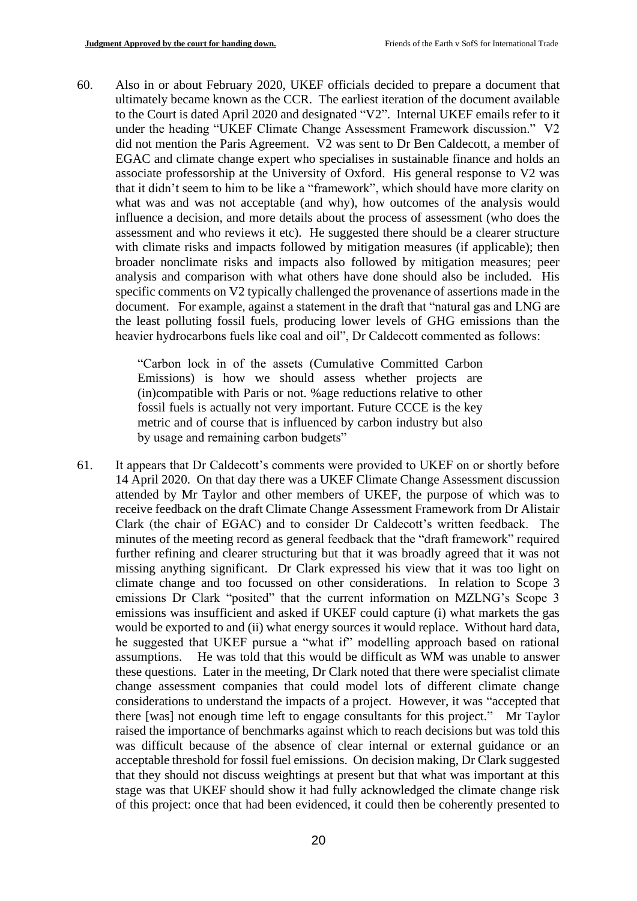60. Also in or about February 2020, UKEF officials decided to prepare a document that ultimately became known as the CCR. The earliest iteration of the document available to the Court is dated April 2020 and designated "V2". Internal UKEF emails refer to it under the heading "UKEF Climate Change Assessment Framework discussion." V2 did not mention the Paris Agreement. V2 was sent to Dr Ben Caldecott, a member of EGAC and climate change expert who specialises in sustainable finance and holds an associate professorship at the University of Oxford. His general response to V2 was that it didn't seem to him to be like a "framework", which should have more clarity on what was and was not acceptable (and why), how outcomes of the analysis would influence a decision, and more details about the process of assessment (who does the assessment and who reviews it etc). He suggested there should be a clearer structure with climate risks and impacts followed by mitigation measures (if applicable); then broader nonclimate risks and impacts also followed by mitigation measures; peer analysis and comparison with what others have done should also be included. His specific comments on V2 typically challenged the provenance of assertions made in the document. For example, against a statement in the draft that "natural gas and LNG are the least polluting fossil fuels, producing lower levels of GHG emissions than the heavier hydrocarbons fuels like coal and oil", Dr Caldecott commented as follows:

> "Carbon lock in of the assets (Cumulative Committed Carbon Emissions) is how we should assess whether projects are (in)compatible with Paris or not. %age reductions relative to other fossil fuels is actually not very important. Future CCCE is the key metric and of course that is influenced by carbon industry but also by usage and remaining carbon budgets"

61. It appears that Dr Caldecott's comments were provided to UKEF on or shortly before 14 April 2020. On that day there was a UKEF Climate Change Assessment discussion attended by Mr Taylor and other members of UKEF, the purpose of which was to receive feedback on the draft Climate Change Assessment Framework from Dr Alistair Clark (the chair of EGAC) and to consider Dr Caldecott's written feedback. The minutes of the meeting record as general feedback that the "draft framework" required further refining and clearer structuring but that it was broadly agreed that it was not missing anything significant. Dr Clark expressed his view that it was too light on climate change and too focussed on other considerations. In relation to Scope 3 emissions Dr Clark "posited" that the current information on MZLNG's Scope 3 emissions was insufficient and asked if UKEF could capture (i) what markets the gas would be exported to and (ii) what energy sources it would replace. Without hard data, he suggested that UKEF pursue a "what if" modelling approach based on rational assumptions. He was told that this would be difficult as WM was unable to answer these questions. Later in the meeting, Dr Clark noted that there were specialist climate change assessment companies that could model lots of different climate change considerations to understand the impacts of a project. However, it was "accepted that there [was] not enough time left to engage consultants for this project." Mr Taylor raised the importance of benchmarks against which to reach decisions but was told this was difficult because of the absence of clear internal or external guidance or an acceptable threshold for fossil fuel emissions. On decision making, Dr Clark suggested that they should not discuss weightings at present but that what was important at this stage was that UKEF should show it had fully acknowledged the climate change risk of this project: once that had been evidenced, it could then be coherently presented to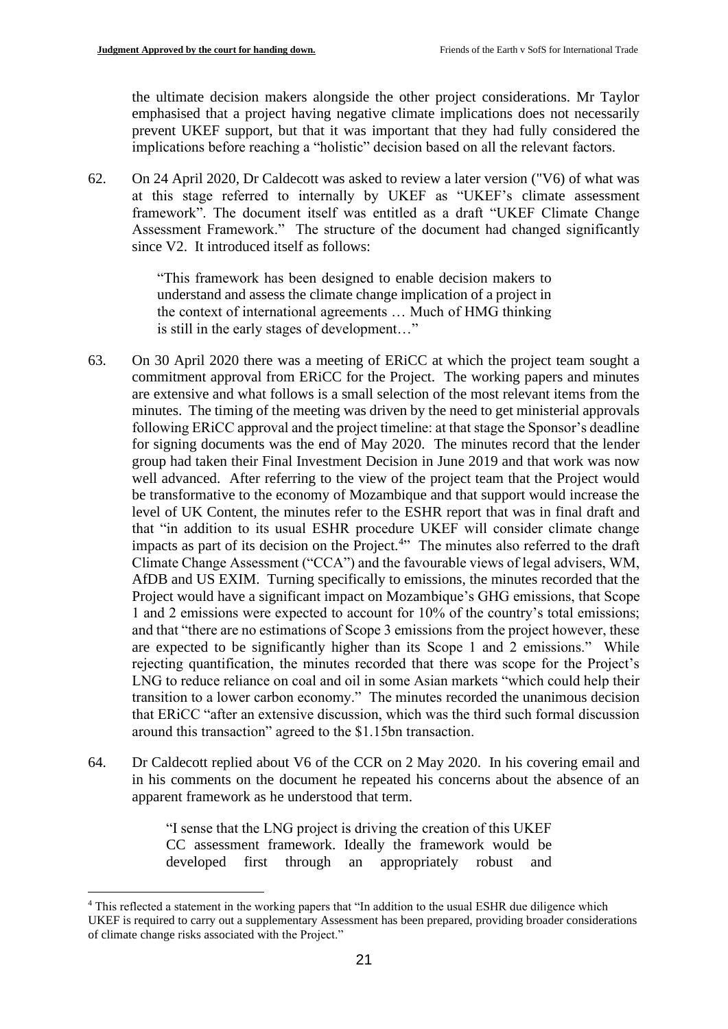the ultimate decision makers alongside the other project considerations. Mr Taylor emphasised that a project having negative climate implications does not necessarily prevent UKEF support, but that it was important that they had fully considered the implications before reaching a "holistic" decision based on all the relevant factors.

62. On 24 April 2020, Dr Caldecott was asked to review a later version ("V6) of what was at this stage referred to internally by UKEF as "UKEF's climate assessment framework". The document itself was entitled as a draft "UKEF Climate Change Assessment Framework." The structure of the document had changed significantly since V2. It introduced itself as follows:

> "This framework has been designed to enable decision makers to understand and assess the climate change implication of a project in the context of international agreements … Much of HMG thinking is still in the early stages of development…"

63. On 30 April 2020 there was a meeting of ERiCC at which the project team sought a commitment approval from ERiCC for the Project. The working papers and minutes are extensive and what follows is a small selection of the most relevant items from the minutes. The timing of the meeting was driven by the need to get ministerial approvals following ERiCC approval and the project timeline: at that stage the Sponsor's deadline for signing documents was the end of May 2020. The minutes record that the lender group had taken their Final Investment Decision in June 2019 and that work was now well advanced. After referring to the view of the project team that the Project would be transformative to the economy of Mozambique and that support would increase the level of UK Content, the minutes refer to the ESHR report that was in final draft and that "in addition to its usual ESHR procedure UKEF will consider climate change impacts as part of its decision on the Project.[4]" The minutes also referred to the draft Climate Change Assessment ("CCA") and the favourable views of legal advisers, WM, AfDB and US EXIM. Turning specifically to emissions, the minutes recorded that the Project would have a significant impact on Mozambique's GHG emissions, that Scope 1 and 2 emissions were expected to account for 10% of the country's total emissions; and that "there are no estimations of Scope 3 emissions from the project however, these are expected to be significantly higher than its Scope 1 and 2 emissions." While rejecting quantification, the minutes recorded that there was scope for the Project's LNG to reduce reliance on coal and oil in some Asian markets "which could help their transition to a lower carbon economy." The minutes recorded the unanimous decision that ERiCC "after an extensive discussion, which was the third such formal discussion around this transaction" agreed to the \$1.15bn transaction.

64. Dr Caldecott replied about V6 of the CCR on 2 May 2020. In his covering email and in his comments on the document he repeated his concerns about the absence of an apparent framework as he understood that term.

> "I sense that the LNG project is driving the creation of this UKEF CC assessment framework. Ideally the framework would be developed first through an appropriately robust and

---

[4] This reflected a statement in the working papers that "In addition to the usual ESHR due diligence which UKEF is required to carry out a supplementary Assessment has been prepared, providing broader considerations of climate change risks associated with the Project."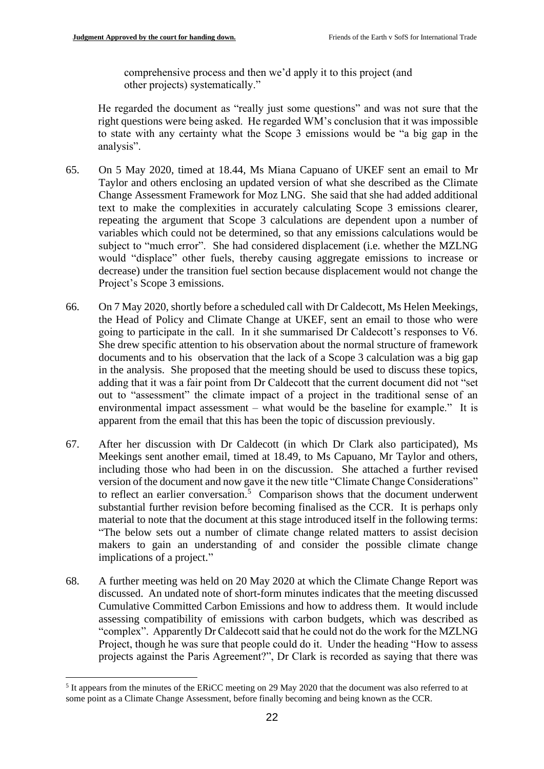> comprehensive process and then we'd apply it to this project (and other projects) systematically."

He regarded the document as "really just some questions" and was not sure that the right questions were being asked. He regarded WM's conclusion that it was impossible to state with any certainty what the Scope 3 emissions would be "a big gap in the analysis".

65. On 5 May 2020, timed at 18.44, Ms Miana Capuano of UKEF sent an email to Mr Taylor and others enclosing an updated version of what she described as the Climate Change Assessment Framework for Moz LNG. She said that she had added additional text to make the complexities in accurately calculating Scope 3 emissions clearer, repeating the argument that Scope 3 calculations are dependent upon a number of variables which could not be determined, so that any emissions calculations would be subject to "much error". She had considered displacement (i.e. whether the MZLNG would "displace" other fuels, thereby causing aggregate emissions to increase or decrease) under the transition fuel section because displacement would not change the Project's Scope 3 emissions.

66. On 7 May 2020, shortly before a scheduled call with Dr Caldecott, Ms Helen Meekings, the Head of Policy and Climate Change at UKEF, sent an email to those who were going to participate in the call. In it she summarised Dr Caldecott's responses to V6. She drew specific attention to his observation about the normal structure of framework documents and to his observation that the lack of a Scope 3 calculation was a big gap in the analysis. She proposed that the meeting should be used to discuss these topics, adding that it was a fair point from Dr Caldecott that the current document did not "set out to "assessment" the climate impact of a project in the traditional sense of an environmental impact assessment – what would be the baseline for example." It is apparent from the email that this has been the topic of discussion previously.

67. After her discussion with Dr Caldecott (in which Dr Clark also participated), Ms Meekings sent another email, timed at 18.49, to Ms Capuano, Mr Taylor and others, including those who had been in on the discussion. She attached a further revised version of the document and now gave it the new title "Climate Change Considerations" to reflect an earlier conversation.[5] Comparison shows that the document underwent substantial further revision before becoming finalised as the CCR. It is perhaps only material to note that the document at this stage introduced itself in the following terms: "The below sets out a number of climate change related matters to assist decision makers to gain an understanding of and consider the possible climate change implications of a project."

68. A further meeting was held on 20 May 2020 at which the Climate Change Report was discussed. An undated note of short-form minutes indicates that the meeting discussed Cumulative Committed Carbon Emissions and how to address them. It would include assessing compatibility of emissions with carbon budgets, which was described as "complex". Apparently Dr Caldecott said that he could not do the work for the MZLNG Project, though he was sure that people could do it. Under the heading "How to assess projects against the Paris Agreement?", Dr Clark is recorded as saying that there was

[5] It appears from the minutes of the ERiCC meeting on 29 May 2020 that the document was also referred to at some point as a Climate Change Assessment, before finally becoming and being known as the CCR.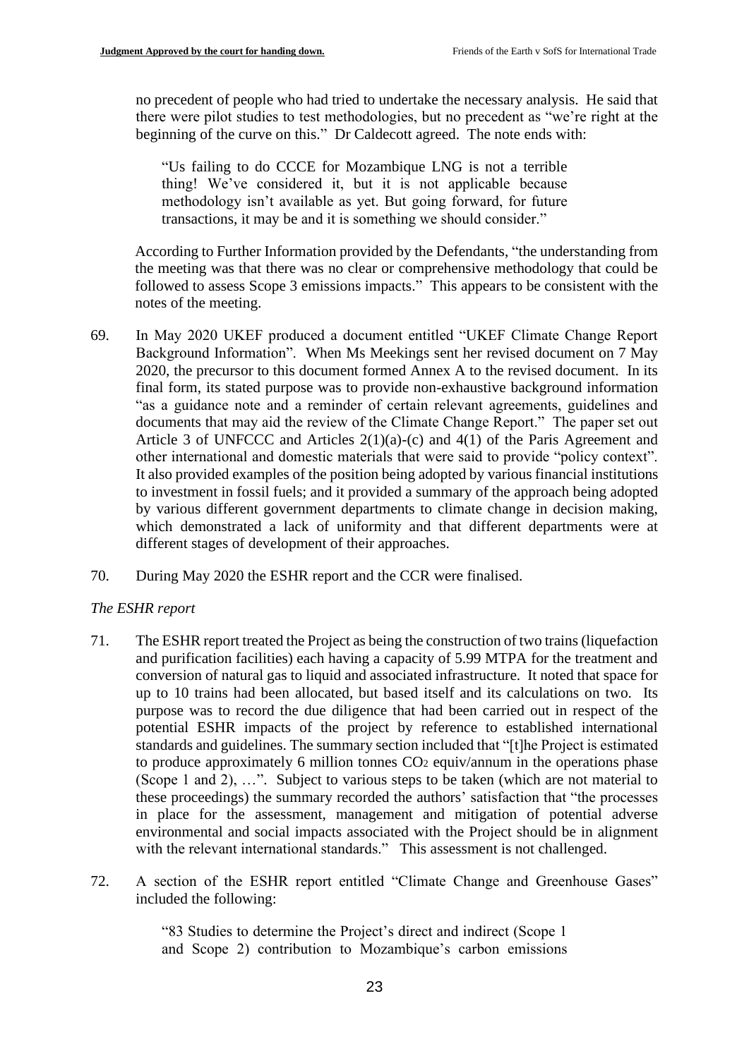no precedent of people who had tried to undertake the necessary analysis. He said that there were pilot studies to test methodologies, but no precedent as "we're right at the beginning of the curve on this." Dr Caldecott agreed. The note ends with:

> "Us failing to do CCCE for Mozambique LNG is not a terrible thing! We've considered it, but it is not applicable because methodology isn't available as yet. But going forward, for future transactions, it may be and it is something we should consider."

According to Further Information provided by the Defendants, "the understanding from the meeting was that there was no clear or comprehensive methodology that could be followed to assess Scope 3 emissions impacts." This appears to be consistent with the notes of the meeting.

69. In May 2020 UKEF produced a document entitled "UKEF Climate Change Report Background Information". When Ms Meekings sent her revised document on 7 May 2020, the precursor to this document formed Annex A to the revised document. In its final form, its stated purpose was to provide non-exhaustive background information "as a guidance note and a reminder of certain relevant agreements, guidelines and documents that may aid the review of the Climate Change Report." The paper set out Article 3 of UNFCCC and Articles 2(1)(a)-(c) and 4(1) of the Paris Agreement and other international and domestic materials that were said to provide "policy context". It also provided examples of the position being adopted by various financial institutions to investment in fossil fuels; and it provided a summary of the approach being adopted by various different government departments to climate change in decision making, which demonstrated a lack of uniformity and that different departments were at different stages of development of their approaches.

70. During May 2020 the ESHR report and the CCR were finalised.

*The ESHR report*

71. The ESHR report treated the Project as being the construction of two trains (liquefaction and purification facilities) each having a capacity of 5.99 MTPA for the treatment and conversion of natural gas to liquid and associated infrastructure. It noted that space for up to 10 trains had been allocated, but based itself and its calculations on two. Its purpose was to record the due diligence that had been carried out in respect of the potential ESHR impacts of the project by reference to established international standards and guidelines. The summary section included that "[t]he Project is estimated to produce approximately 6 million tonnes $CO_2$ equiv/annum in the operations phase (Scope 1 and 2), …". Subject to various steps to be taken (which are not material to these proceedings) the summary recorded the authors' satisfaction that "the processes in place for the assessment, management and mitigation of potential adverse environmental and social impacts associated with the Project should be in alignment with the relevant international standards." This assessment is not challenged.

72. A section of the ESHR report entitled "Climate Change and Greenhouse Gases" included the following:

> "83 Studies to determine the Project's direct and indirect (Scope 1 and Scope 2) contribution to Mozambique's carbon emissions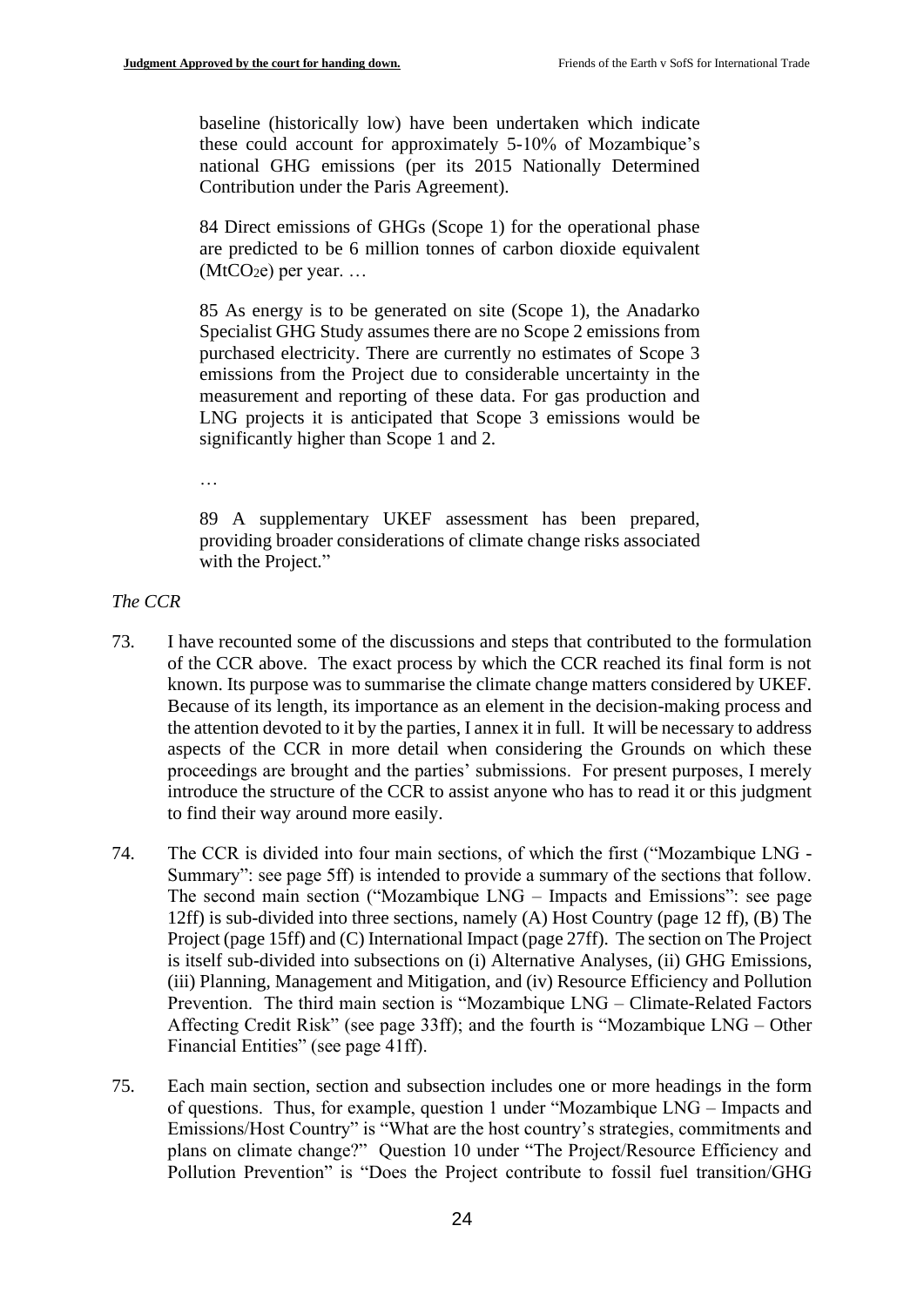> baseline (historically low) have been undertaken which indicate these could account for approximately 5-10% of Mozambique's national GHG emissions (per its 2015 Nationally Determined Contribution under the Paris Agreement).
>
> 84 Direct emissions of GHGs (Scope 1) for the operational phase are predicted to be 6 million tonnes of carbon dioxide equivalent ($MtCO_2e$) per year. …
>
> 85 As energy is to be generated on site (Scope 1), the Anadarko Specialist GHG Study assumes there are no Scope 2 emissions from purchased electricity. There are currently no estimates of Scope 3 emissions from the Project due to considerable uncertainty in the measurement and reporting of these data. For gas production and LNG projects it is anticipated that Scope 3 emissions would be significantly higher than Scope 1 and 2.
>
> …
>
> 89 A supplementary UKEF assessment has been prepared, providing broader considerations of climate change risks associated with the Project."

*The CCR*

73. I have recounted some of the discussions and steps that contributed to the formulation of the CCR above. The exact process by which the CCR reached its final form is not known. Its purpose was to summarise the climate change matters considered by UKEF. Because of its length, its importance as an element in the decision-making process and the attention devoted to it by the parties, I annex it in full. It will be necessary to address aspects of the CCR in more detail when considering the Grounds on which these proceedings are brought and the parties' submissions. For present purposes, I merely introduce the structure of the CCR to assist anyone who has to read it or this judgment to find their way around more easily.

74. The CCR is divided into four main sections, of which the first ("Mozambique LNG - Summary": see page 5ff) is intended to provide a summary of the sections that follow. The second main section ("Mozambique LNG – Impacts and Emissions": see page 12ff) is sub-divided into three sections, namely (A) Host Country (page 12 ff), (B) The Project (page 15ff) and (C) International Impact (page 27ff). The section on The Project is itself sub-divided into subsections on (i) Alternative Analyses, (ii) GHG Emissions, (iii) Planning, Management and Mitigation, and (iv) Resource Efficiency and Pollution Prevention. The third main section is "Mozambique LNG – Climate-Related Factors Affecting Credit Risk" (see page 33ff); and the fourth is "Mozambique LNG – Other Financial Entities" (see page 41ff).

75. Each main section, section and subsection includes one or more headings in the form of questions. Thus, for example, question 1 under "Mozambique LNG – Impacts and Emissions/Host Country" is "What are the host country's strategies, commitments and plans on climate change?" Question 10 under "The Project/Resource Efficiency and Pollution Prevention" is "Does the Project contribute to fossil fuel transition/GHG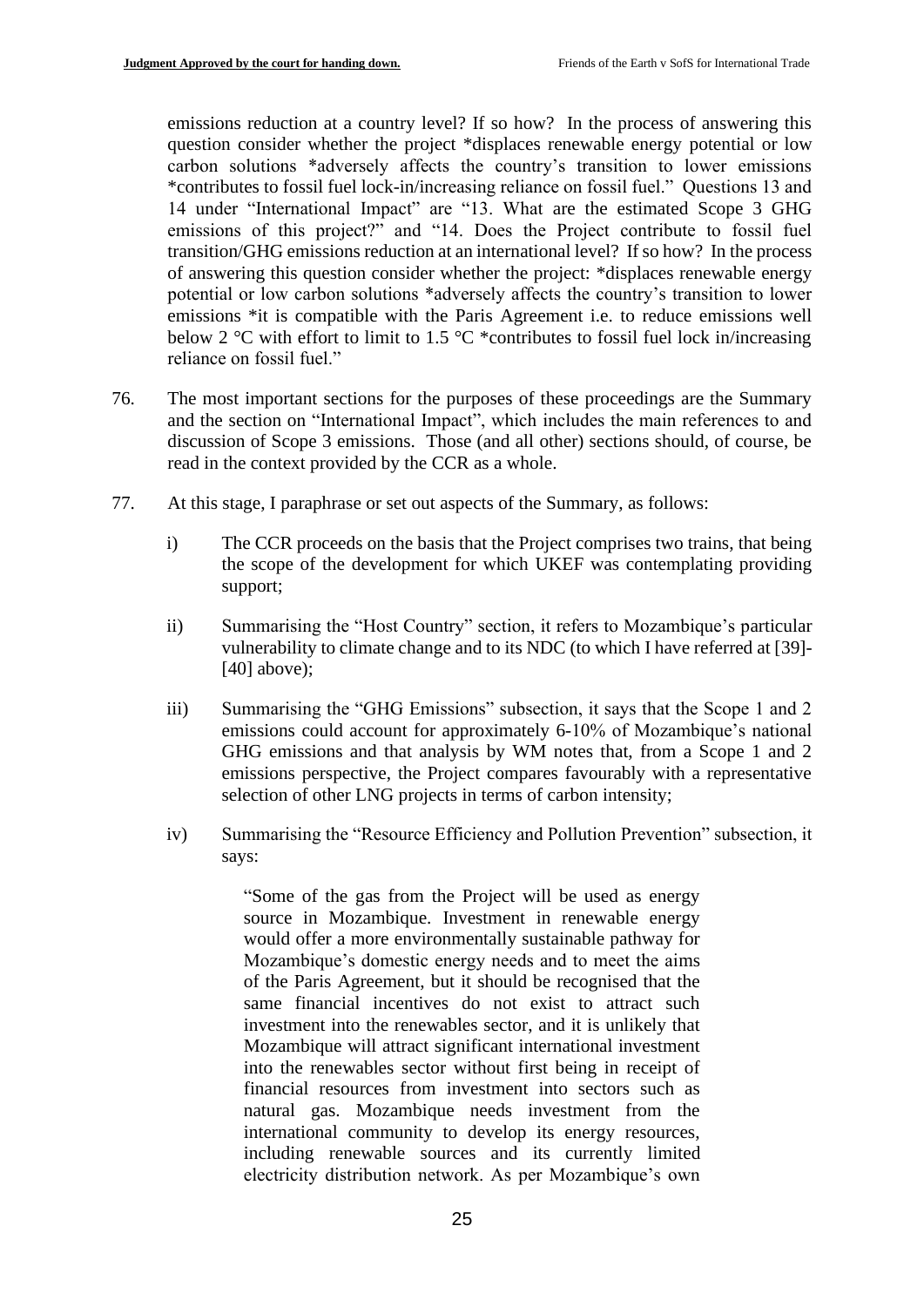emissions reduction at a country level? If so how? In the process of answering this question consider whether the project *displaces renewable energy potential or low carbon solutions *adversely affects the country's transition to lower emissions *contributes to fossil fuel lock-in/increasing reliance on fossil fuel." Questions 13 and 14 under "International Impact" are "13. What are the estimated Scope 3 GHG emissions of this project?" and "14. Does the Project contribute to fossil fuel transition/GHG emissions reduction at an international level? If so how? In the process of answering this question consider whether the project: *displaces renewable energy potential or low carbon solutions *adversely affects the country's transition to lower emissions *it is compatible with the Paris Agreement i.e. to reduce emissions well below 2 °C with effort to limit to 1.5 °C *contributes to fossil fuel lock in/increasing reliance on fossil fuel."

76. The most important sections for the purposes of these proceedings are the Summary and the section on "International Impact", which includes the main references to and discussion of Scope 3 emissions. Those (and all other) sections should, of course, be read in the context provided by the CCR as a whole.

77. At this stage, I paraphrase or set out aspects of the Summary, as follows:

    i) The CCR proceeds on the basis that the Project comprises two trains, that being the scope of the development for which UKEF was contemplating providing support;

    ii) Summarising the "Host Country" section, it refers to Mozambique's particular vulnerability to climate change and to its NDC (to which I have referred at [39]-[40] above);

    iii) Summarising the "GHG Emissions" subsection, it says that the Scope 1 and 2 emissions could account for approximately 6-10% of Mozambique's national GHG emissions and that analysis by WM notes that, from a Scope 1 and 2 emissions perspective, the Project compares favourably with a representative selection of other LNG projects in terms of carbon intensity;

    iv) Summarising the "Resource Efficiency and Pollution Prevention" subsection, it says:

    > "Some of the gas from the Project will be used as energy source in Mozambique. Investment in renewable energy would offer a more environmentally sustainable pathway for Mozambique's domestic energy needs and to meet the aims of the Paris Agreement, but it should be recognised that the same financial incentives do not exist to attract such investment into the renewables sector, and it is unlikely that Mozambique will attract significant international investment into the renewables sector without first being in receipt of financial resources from investment into sectors such as natural gas. Mozambique needs investment from the international community to develop its energy resources, including renewable sources and its currently limited electricity distribution network. As per Mozambique's own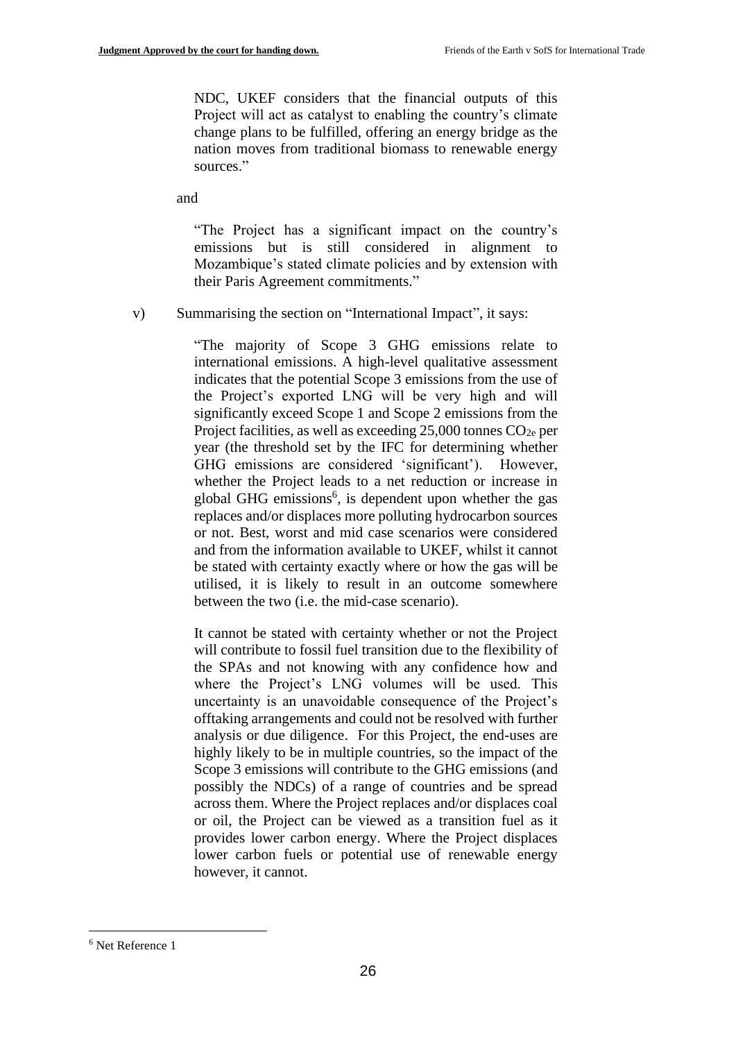NDC, UKEF considers that the financial outputs of this Project will act as catalyst to enabling the country's climate change plans to be fulfilled, offering an energy bridge as the nation moves from traditional biomass to renewable energy sources."

and

"The Project has a significant impact on the country's emissions but is still considered in alignment to Mozambique's stated climate policies and by extension with their Paris Agreement commitments."

v) Summarising the section on "International Impact", it says:

"The majority of Scope 3 GHG emissions relate to international emissions. A high-level qualitative assessment indicates that the potential Scope 3 emissions from the use of the Project's exported LNG will be very high and will significantly exceed Scope 1 and Scope 2 emissions from the Project facilities, as well as exceeding 25,000 tonnes $CO_{2e}$ per year (the threshold set by the IFC for determining whether GHG emissions are considered 'significant'). However, whether the Project leads to a net reduction or increase in global GHG emissions[6], is dependent upon whether the gas replaces and/or displaces more polluting hydrocarbon sources or not. Best, worst and mid case scenarios were considered and from the information available to UKEF, whilst it cannot be stated with certainty exactly where or how the gas will be utilised, it is likely to result in an outcome somewhere between the two (i.e. the mid-case scenario).

It cannot be stated with certainty whether or not the Project will contribute to fossil fuel transition due to the flexibility of the SPAs and not knowing with any confidence how and where the Project's LNG volumes will be used. This uncertainty is an unavoidable consequence of the Project's offtaking arrangements and could not be resolved with further analysis or due diligence. For this Project, the end-uses are highly likely to be in multiple countries, so the impact of the Scope 3 emissions will contribute to the GHG emissions (and possibly the NDCs) of a range of countries and be spread across them. Where the Project replaces and/or displaces coal or oil, the Project can be viewed as a transition fuel as it provides lower carbon energy. Where the Project displaces lower carbon fuels or potential use of renewable energy however, it cannot.

[6] Net Reference 1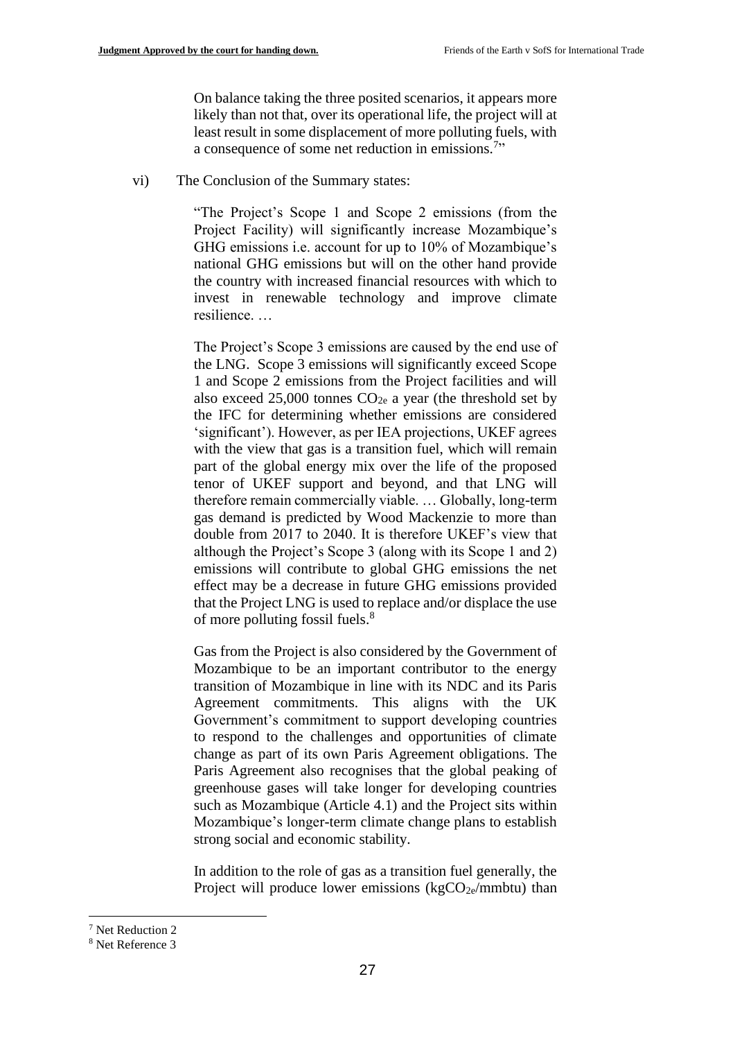On balance taking the three posited scenarios, it appears more likely than not that, over its operational life, the project will at least result in some displacement of more polluting fuels, with a consequence of some net reduction in emissions.[7]"

vi) The Conclusion of the Summary states:

> "The Project's Scope 1 and Scope 2 emissions (from the Project Facility) will significantly increase Mozambique's GHG emissions i.e. account for up to 10% of Mozambique's national GHG emissions but will on the other hand provide the country with increased financial resources with which to invest in renewable technology and improve climate resilience. …
>
> The Project's Scope 3 emissions are caused by the end use of the LNG. Scope 3 emissions will significantly exceed Scope 1 and Scope 2 emissions from the Project facilities and will also exceed 25,000 tonnes $CO_{2e}$ a year (the threshold set by the IFC for determining whether emissions are considered 'significant'). However, as per IEA projections, UKEF agrees with the view that gas is a transition fuel, which will remain part of the global energy mix over the life of the proposed tenor of UKEF support and beyond, and that LNG will therefore remain commercially viable. … Globally, long-term gas demand is predicted by Wood Mackenzie to more than double from 2017 to 2040. It is therefore UKEF's view that although the Project's Scope 3 (along with its Scope 1 and 2) emissions will contribute to global GHG emissions the net effect may be a decrease in future GHG emissions provided that the Project LNG is used to replace and/or displace the use of more polluting fossil fuels.[8]
>
> Gas from the Project is also considered by the Government of Mozambique to be an important contributor to the energy transition of Mozambique in line with its NDC and its Paris Agreement commitments. This aligns with the UK Government's commitment to support developing countries to respond to the challenges and opportunities of climate change as part of its own Paris Agreement obligations. The Paris Agreement also recognises that the global peaking of greenhouse gases will take longer for developing countries such as Mozambique (Article 4.1) and the Project sits within Mozambique's longer-term climate change plans to establish strong social and economic stability.
>
> In addition to the role of gas as a transition fuel generally, the Project will produce lower emissions ($kgCO_{2e}$/mmbtu) than

---

[7] Net Reduction 2

[8] Net Reference 3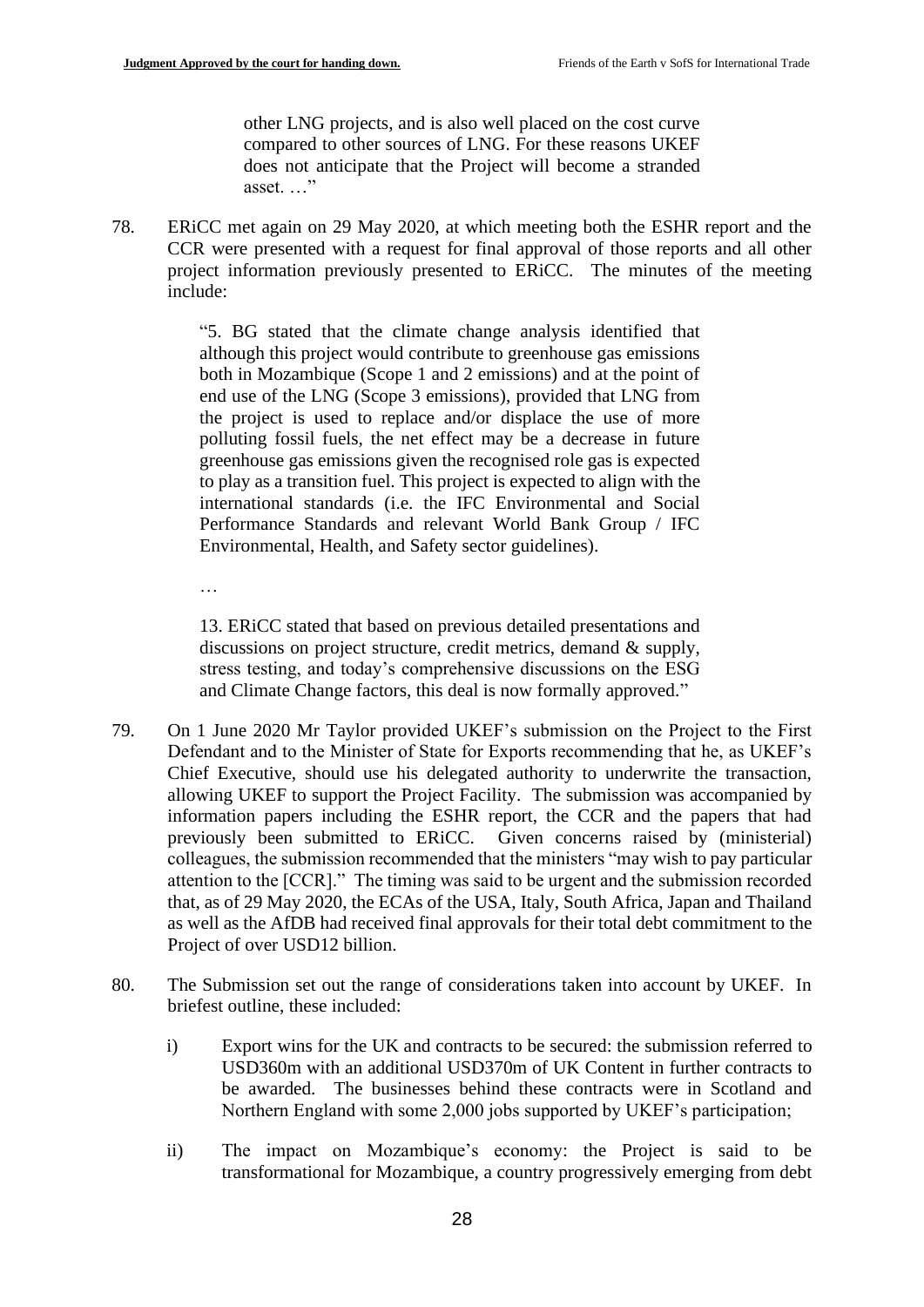> other LNG projects, and is also well placed on the cost curve compared to other sources of LNG. For these reasons UKEF does not anticipate that the Project will become a stranded asset. …"

78. ERiCC met again on 29 May 2020, at which meeting both the ESHR report and the CCR were presented with a request for final approval of those reports and all other project information previously presented to ERiCC. The minutes of the meeting include:

> "5. BG stated that the climate change analysis identified that although this project would contribute to greenhouse gas emissions both in Mozambique (Scope 1 and 2 emissions) and at the point of end use of the LNG (Scope 3 emissions), provided that LNG from the project is used to replace and/or displace the use of more polluting fossil fuels, the net effect may be a decrease in future greenhouse gas emissions given the recognised role gas is expected to play as a transition fuel. This project is expected to align with the international standards (i.e. the IFC Environmental and Social Performance Standards and relevant World Bank Group / IFC Environmental, Health, and Safety sector guidelines).
>
> …
>
> 13. ERiCC stated that based on previous detailed presentations and discussions on project structure, credit metrics, demand & supply, stress testing, and today's comprehensive discussions on the ESG and Climate Change factors, this deal is now formally approved."

79. On 1 June 2020 Mr Taylor provided UKEF's submission on the Project to the First Defendant and to the Minister of State for Exports recommending that he, as UKEF's Chief Executive, should use his delegated authority to underwrite the transaction, allowing UKEF to support the Project Facility. The submission was accompanied by information papers including the ESHR report, the CCR and the papers that had previously been submitted to ERiCC. Given concerns raised by (ministerial) colleagues, the submission recommended that the ministers "may wish to pay particular attention to the [CCR]." The timing was said to be urgent and the submission recorded that, as of 29 May 2020, the ECAs of the USA, Italy, South Africa, Japan and Thailand as well as the AfDB had received final approvals for their total debt commitment to the Project of over USD12 billion.

80. The Submission set out the range of considerations taken into account by UKEF. In briefest outline, these included:

    i) Export wins for the UK and contracts to be secured: the submission referred to USD360m with an additional USD370m of UK Content in further contracts to be awarded. The businesses behind these contracts were in Scotland and Northern England with some 2,000 jobs supported by UKEF's participation;

    ii) The impact on Mozambique's economy: the Project is said to be transformational for Mozambique, a country progressively emerging from debt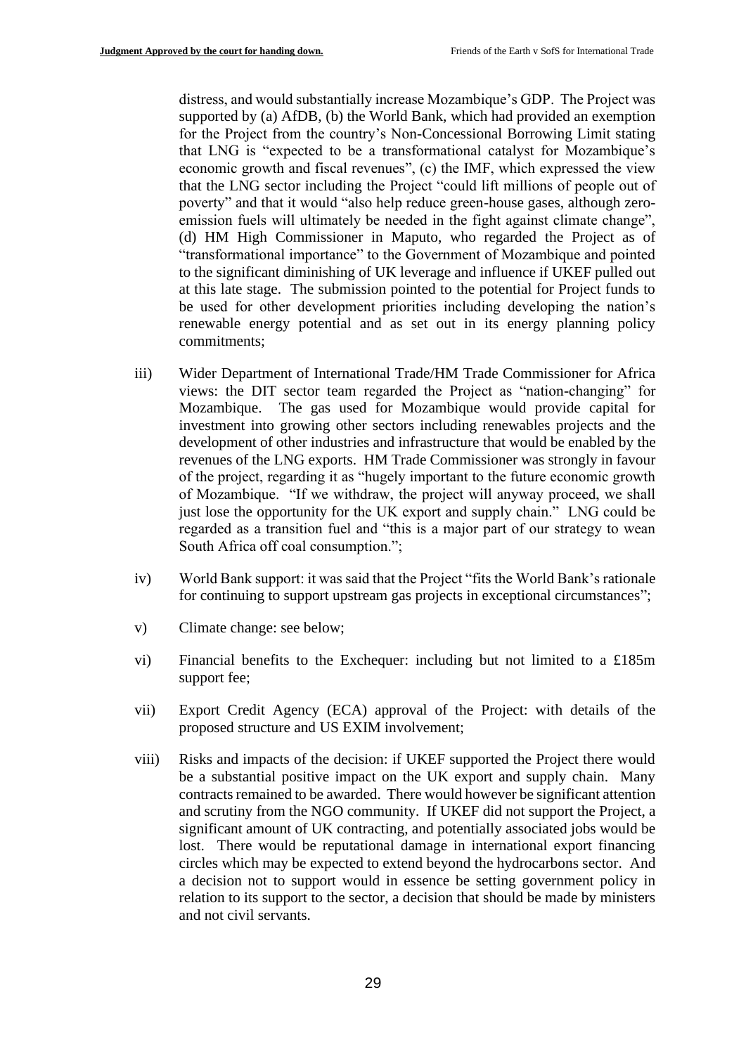distress, and would substantially increase Mozambique's GDP. The Project was supported by (a) AfDB, (b) the World Bank, which had provided an exemption for the Project from the country's Non-Concessional Borrowing Limit stating that LNG is "expected to be a transformational catalyst for Mozambique's economic growth and fiscal revenues", (c) the IMF, which expressed the view that the LNG sector including the Project "could lift millions of people out of poverty" and that it would "also help reduce green-house gases, although zero-emission fuels will ultimately be needed in the fight against climate change", (d) HM High Commissioner in Maputo, who regarded the Project as of "transformational importance" to the Government of Mozambique and pointed to the significant diminishing of UK leverage and influence if UKEF pulled out at this late stage. The submission pointed to the potential for Project funds to be used for other development priorities including developing the nation's renewable energy potential and as set out in its energy planning policy commitments;

iii) Wider Department of International Trade/HM Trade Commissioner for Africa views: the DIT sector team regarded the Project as "nation-changing" for Mozambique. The gas used for Mozambique would provide capital for investment into growing other sectors including renewables projects and the development of other industries and infrastructure that would be enabled by the revenues of the LNG exports. HM Trade Commissioner was strongly in favour of the project, regarding it as "hugely important to the future economic growth of Mozambique. "If we withdraw, the project will anyway proceed, we shall just lose the opportunity for the UK export and supply chain." LNG could be regarded as a transition fuel and "this is a major part of our strategy to wean South Africa off coal consumption.";

iv) World Bank support: it was said that the Project "fits the World Bank's rationale for continuing to support upstream gas projects in exceptional circumstances";

v) Climate change: see below;

vi) Financial benefits to the Exchequer: including but not limited to a £185m support fee;

vii) Export Credit Agency (ECA) approval of the Project: with details of the proposed structure and US EXIM involvement;

viii) Risks and impacts of the decision: if UKEF supported the Project there would be a substantial positive impact on the UK export and supply chain. Many contracts remained to be awarded. There would however be significant attention and scrutiny from the NGO community. If UKEF did not support the Project, a significant amount of UK contracting, and potentially associated jobs would be lost. There would be reputational damage in international export financing circles which may be expected to extend beyond the hydrocarbons sector. And a decision not to support would in essence be setting government policy in relation to its support to the sector, a decision that should be made by ministers and not civil servants.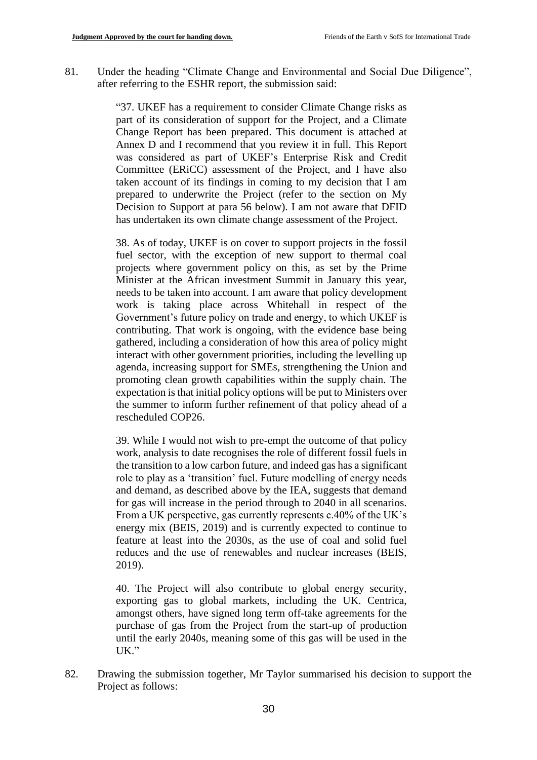81. Under the heading "Climate Change and Environmental and Social Due Diligence", after referring to the ESHR report, the submission said:

> "37. UKEF has a requirement to consider Climate Change risks as part of its consideration of support for the Project, and a Climate Change Report has been prepared. This document is attached at Annex D and I recommend that you review it in full. This Report was considered as part of UKEF's Enterprise Risk and Credit Committee (ERiCC) assessment of the Project, and I have also taken account of its findings in coming to my decision that I am prepared to underwrite the Project (refer to the section on My Decision to Support at para 56 below). I am not aware that DFID has undertaken its own climate change assessment of the Project.
>
> 38. As of today, UKEF is on cover to support projects in the fossil fuel sector, with the exception of new support to thermal coal projects where government policy on this, as set by the Prime Minister at the African investment Summit in January this year, needs to be taken into account. I am aware that policy development work is taking place across Whitehall in respect of the Government's future policy on trade and energy, to which UKEF is contributing. That work is ongoing, with the evidence base being gathered, including a consideration of how this area of policy might interact with other government priorities, including the levelling up agenda, increasing support for SMEs, strengthening the Union and promoting clean growth capabilities within the supply chain. The expectation is that initial policy options will be put to Ministers over the summer to inform further refinement of that policy ahead of a rescheduled COP26.
>
> 39. While I would not wish to pre-empt the outcome of that policy work, analysis to date recognises the role of different fossil fuels in the transition to a low carbon future, and indeed gas has a significant role to play as a 'transition' fuel. Future modelling of energy needs and demand, as described above by the IEA, suggests that demand for gas will increase in the period through to 2040 in all scenarios. From a UK perspective, gas currently represents c.40% of the UK's energy mix (BEIS, 2019) and is currently expected to continue to feature at least into the 2030s, as the use of coal and solid fuel reduces and the use of renewables and nuclear increases (BEIS, 2019).
>
> 40. The Project will also contribute to global energy security, exporting gas to global markets, including the UK. Centrica, amongst others, have signed long term off-take agreements for the purchase of gas from the Project from the start-up of production until the early 2040s, meaning some of this gas will be used in the UK."

82. Drawing the submission together, Mr Taylor summarised his decision to support the Project as follows: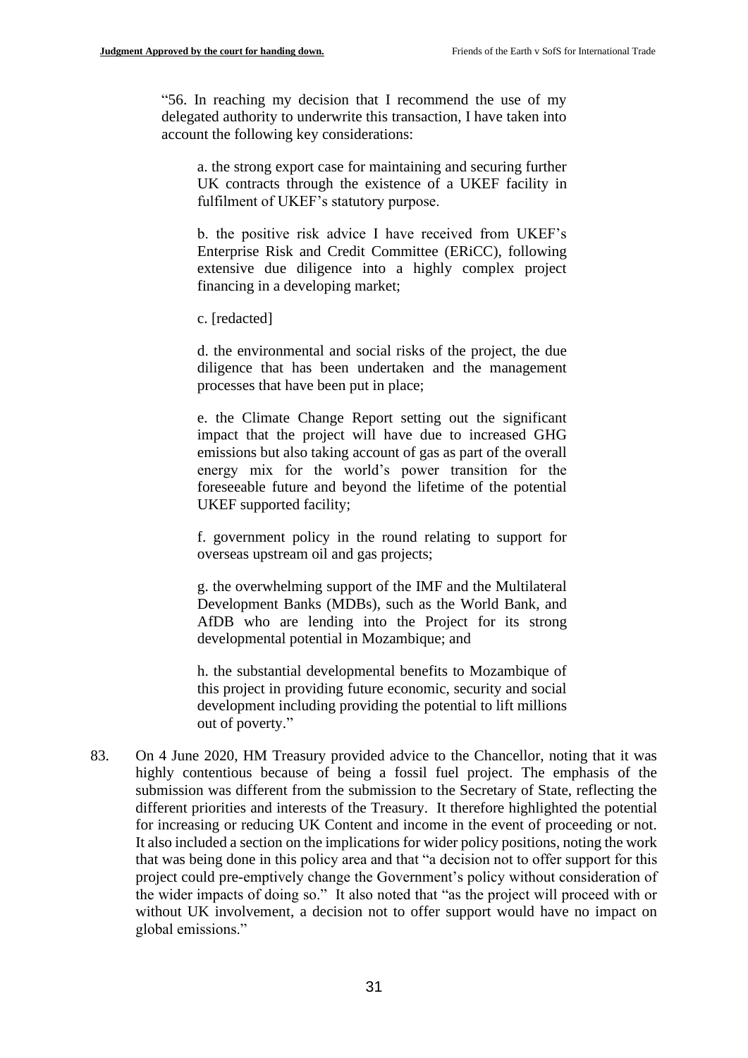> "56. In reaching my decision that I recommend the use of my delegated authority to underwrite this transaction, I have taken into account the following key considerations:
>
> a. the strong export case for maintaining and securing further UK contracts through the existence of a UKEF facility in fulfilment of UKEF's statutory purpose.
>
> b. the positive risk advice I have received from UKEF's Enterprise Risk and Credit Committee (ERiCC), following extensive due diligence into a highly complex project financing in a developing market;
>
> c. [redacted]
>
> d. the environmental and social risks of the project, the due diligence that has been undertaken and the management processes that have been put in place;
>
> e. the Climate Change Report setting out the significant impact that the project will have due to increased GHG emissions but also taking account of gas as part of the overall energy mix for the world's power transition for the foreseeable future and beyond the lifetime of the potential UKEF supported facility;
>
> f. government policy in the round relating to support for overseas upstream oil and gas projects;
>
> g. the overwhelming support of the IMF and the Multilateral Development Banks (MDBs), such as the World Bank, and AfDB who are lending into the Project for its strong developmental potential in Mozambique; and
>
> h. the substantial developmental benefits to Mozambique of this project in providing future economic, security and social development including providing the potential to lift millions out of poverty."

83. On 4 June 2020, HM Treasury provided advice to the Chancellor, noting that it was highly contentious because of being a fossil fuel project. The emphasis of the submission was different from the submission to the Secretary of State, reflecting the different priorities and interests of the Treasury. It therefore highlighted the potential for increasing or reducing UK Content and income in the event of proceeding or not. It also included a section on the implications for wider policy positions, noting the work that was being done in this policy area and that "a decision not to offer support for this project could pre-emptively change the Government's policy without consideration of the wider impacts of doing so." It also noted that "as the project will proceed with or without UK involvement, a decision not to offer support would have no impact on global emissions."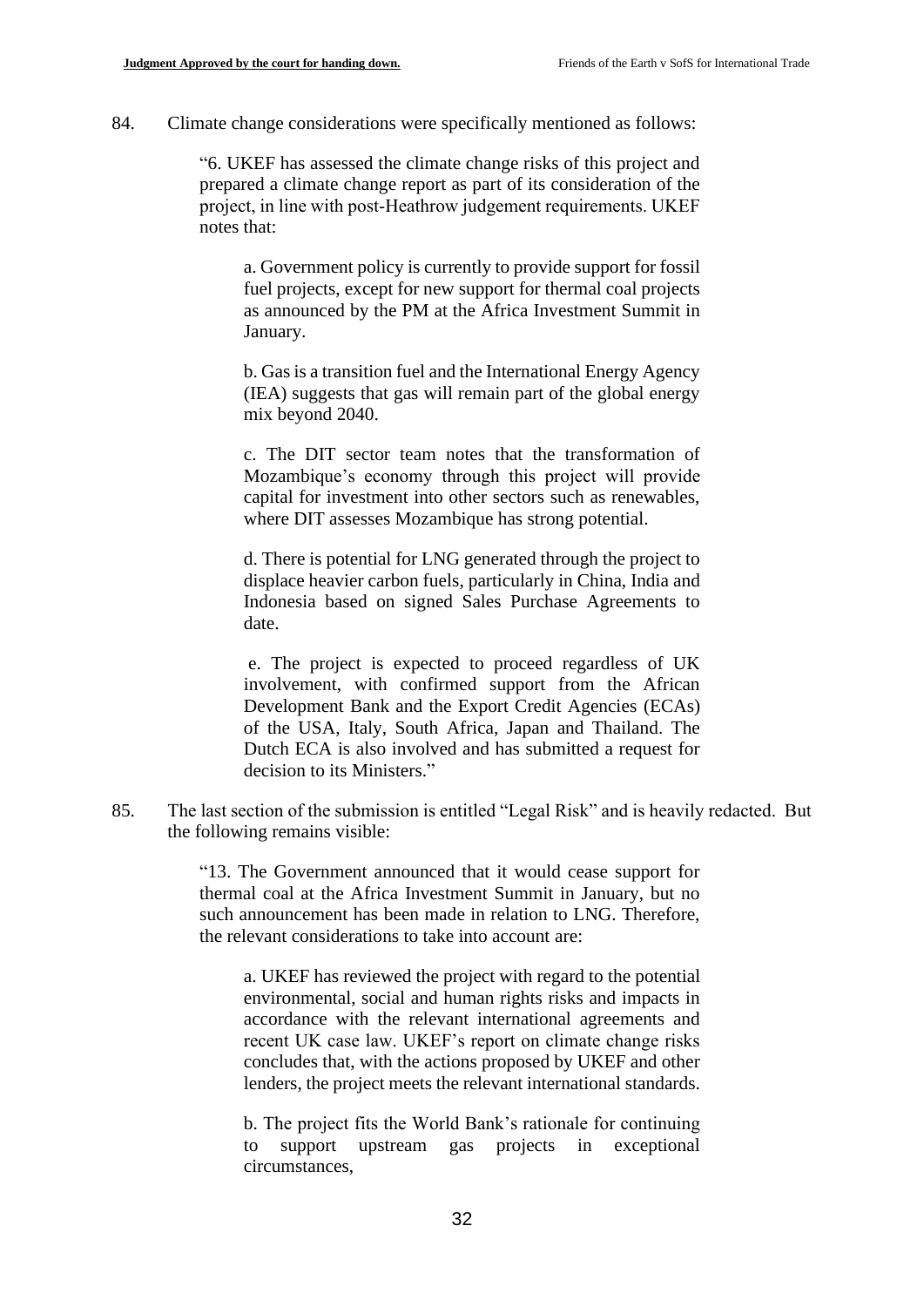84. Climate change considerations were specifically mentioned as follows:

> "6. UKEF has assessed the climate change risks of this project and prepared a climate change report as part of its consideration of the project, in line with post-Heathrow judgement requirements. UKEF notes that:
>
> > a. Government policy is currently to provide support for fossil fuel projects, except for new support for thermal coal projects as announced by the PM at the Africa Investment Summit in January.
> >
> > b. Gas is a transition fuel and the International Energy Agency (IEA) suggests that gas will remain part of the global energy mix beyond 2040.
> >
> > c. The DIT sector team notes that the transformation of Mozambique's economy through this project will provide capital for investment into other sectors such as renewables, where DIT assesses Mozambique has strong potential.
> >
> > d. There is potential for LNG generated through the project to displace heavier carbon fuels, particularly in China, India and Indonesia based on signed Sales Purchase Agreements to date.
> >
> > e. The project is expected to proceed regardless of UK involvement, with confirmed support from the African Development Bank and the Export Credit Agencies (ECAs) of the USA, Italy, South Africa, Japan and Thailand. The Dutch ECA is also involved and has submitted a request for decision to its Ministers."

85. The last section of the submission is entitled "Legal Risk" and is heavily redacted. But the following remains visible:

> "13. The Government announced that it would cease support for thermal coal at the Africa Investment Summit in January, but no such announcement has been made in relation to LNG. Therefore, the relevant considerations to take into account are:
>
> > a. UKEF has reviewed the project with regard to the potential environmental, social and human rights risks and impacts in accordance with the relevant international agreements and recent UK case law. UKEF's report on climate change risks concludes that, with the actions proposed by UKEF and other lenders, the project meets the relevant international standards.
> >
> > b. The project fits the World Bank's rationale for continuing to support upstream gas projects in exceptional circumstances,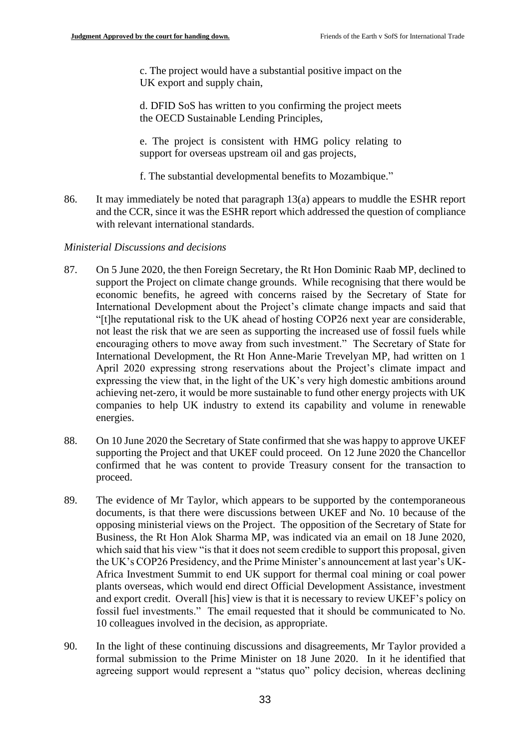c. The project would have a substantial positive impact on the UK export and supply chain,

d. DFID SoS has written to you confirming the project meets the OECD Sustainable Lending Principles,

e. The project is consistent with HMG policy relating to support for overseas upstream oil and gas projects,

f. The substantial developmental benefits to Mozambique."

86. It may immediately be noted that paragraph 13(a) appears to muddle the ESHR report and the CCR, since it was the ESHR report which addressed the question of compliance with relevant international standards.

*Ministerial Discussions and decisions*

87. On 5 June 2020, the then Foreign Secretary, the Rt Hon Dominic Raab MP, declined to support the Project on climate change grounds. While recognising that there would be economic benefits, he agreed with concerns raised by the Secretary of State for International Development about the Project's climate change impacts and said that "[t]he reputational risk to the UK ahead of hosting COP26 next year are considerable, not least the risk that we are seen as supporting the increased use of fossil fuels while encouraging others to move away from such investment." The Secretary of State for International Development, the Rt Hon Anne-Marie Trevelyan MP, had written on 1 April 2020 expressing strong reservations about the Project's climate impact and expressing the view that, in the light of the UK's very high domestic ambitions around achieving net-zero, it would be more sustainable to fund other energy projects with UK companies to help UK industry to extend its capability and volume in renewable energies.

88. On 10 June 2020 the Secretary of State confirmed that she was happy to approve UKEF supporting the Project and that UKEF could proceed. On 12 June 2020 the Chancellor confirmed that he was content to provide Treasury consent for the transaction to proceed.

89. The evidence of Mr Taylor, which appears to be supported by the contemporaneous documents, is that there were discussions between UKEF and No. 10 because of the opposing ministerial views on the Project. The opposition of the Secretary of State for Business, the Rt Hon Alok Sharma MP, was indicated via an email on 18 June 2020, which said that his view "is that it does not seem credible to support this proposal, given the UK's COP26 Presidency, and the Prime Minister's announcement at last year's UK-Africa Investment Summit to end UK support for thermal coal mining or coal power plants overseas, which would end direct Official Development Assistance, investment and export credit. Overall [his] view is that it is necessary to review UKEF's policy on fossil fuel investments." The email requested that it should be communicated to No. 10 colleagues involved in the decision, as appropriate.

90. In the light of these continuing discussions and disagreements, Mr Taylor provided a formal submission to the Prime Minister on 18 June 2020. In it he identified that agreeing support would represent a "status quo" policy decision, whereas declining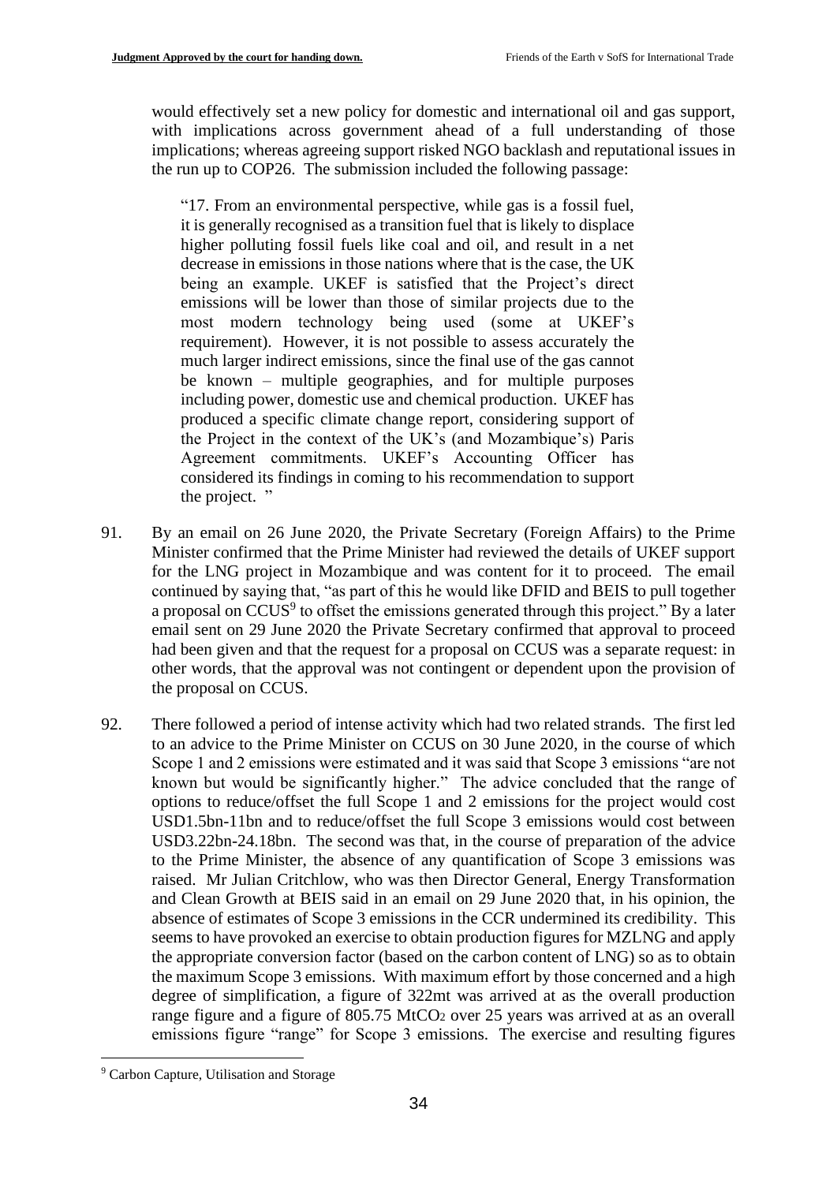would effectively set a new policy for domestic and international oil and gas support, with implications across government ahead of a full understanding of those implications; whereas agreeing support risked NGO backlash and reputational issues in the run up to COP26. The submission included the following passage:

> "17. From an environmental perspective, while gas is a fossil fuel, it is generally recognised as a transition fuel that is likely to displace higher polluting fossil fuels like coal and oil, and result in a net decrease in emissions in those nations where that is the case, the UK being an example. UKEF is satisfied that the Project's direct emissions will be lower than those of similar projects due to the most modern technology being used (some at UKEF's requirement). However, it is not possible to assess accurately the much larger indirect emissions, since the final use of the gas cannot be known – multiple geographies, and for multiple purposes including power, domestic use and chemical production. UKEF has produced a specific climate change report, considering support of the Project in the context of the UK's (and Mozambique's) Paris Agreement commitments. UKEF's Accounting Officer has considered its findings in coming to his recommendation to support the project. "

91. By an email on 26 June 2020, the Private Secretary (Foreign Affairs) to the Prime Minister confirmed that the Prime Minister had reviewed the details of UKEF support for the LNG project in Mozambique and was content for it to proceed. The email continued by saying that, "as part of this he would like DFID and BEIS to pull together a proposal on CCUS[9] to offset the emissions generated through this project." By a later email sent on 29 June 2020 the Private Secretary confirmed that approval to proceed had been given and that the request for a proposal on CCUS was a separate request: in other words, that the approval was not contingent or dependent upon the provision of the proposal on CCUS.

92. There followed a period of intense activity which had two related strands. The first led to an advice to the Prime Minister on CCUS on 30 June 2020, in the course of which Scope 1 and 2 emissions were estimated and it was said that Scope 3 emissions "are not known but would be significantly higher." The advice concluded that the range of options to reduce/offset the full Scope 1 and 2 emissions for the project would cost USD1.5bn-11bn and to reduce/offset the full Scope 3 emissions would cost between USD3.22bn-24.18bn. The second was that, in the course of preparation of the advice to the Prime Minister, the absence of any quantification of Scope 3 emissions was raised. Mr Julian Critchlow, who was then Director General, Energy Transformation and Clean Growth at BEIS said in an email on 29 June 2020 that, in his opinion, the absence of estimates of Scope 3 emissions in the CCR undermined its credibility. This seems to have provoked an exercise to obtain production figures for MZLNG and apply the appropriate conversion factor (based on the carbon content of LNG) so as to obtain the maximum Scope 3 emissions. With maximum effort by those concerned and a high degree of simplification, a figure of 322mt was arrived at as the overall production range figure and a figure of 805.75 $MtCO_2$ over 25 years was arrived at as an overall emissions figure "range" for Scope 3 emissions. The exercise and resulting figures

[9] Carbon Capture, Utilisation and Storage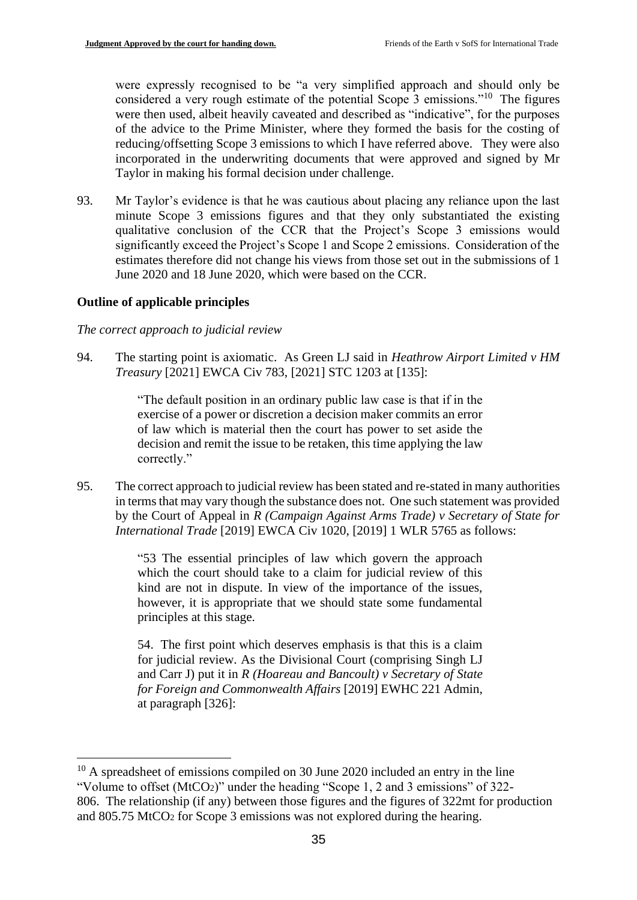were expressly recognised to be "a very simplified approach and should only be considered a very rough estimate of the potential Scope 3 emissions."[10] The figures were then used, albeit heavily caveated and described as "indicative", for the purposes of the advice to the Prime Minister, where they formed the basis for the costing of reducing/offsetting Scope 3 emissions to which I have referred above. They were also incorporated in the underwriting documents that were approved and signed by Mr Taylor in making his formal decision under challenge.

93. Mr Taylor's evidence is that he was cautious about placing any reliance upon the last minute Scope 3 emissions figures and that they only substantiated the existing qualitative conclusion of the CCR that the Project's Scope 3 emissions would significantly exceed the Project's Scope 1 and Scope 2 emissions. Consideration of the estimates therefore did not change his views from those set out in the submissions of 1 June 2020 and 18 June 2020, which were based on the CCR.

### Outline of applicable principles

*The correct approach to judicial review*

94. The starting point is axiomatic. As Green LJ said in *Heathrow Airport Limited v HM Treasury* [2021] EWCA Civ 783, [2021] STC 1203 at [135]:

> "The default position in an ordinary public law case is that if in the exercise of a power or discretion a decision maker commits an error of law which is material then the court has power to set aside the decision and remit the issue to be retaken, this time applying the law correctly."

95. The correct approach to judicial review has been stated and re-stated in many authorities in terms that may vary though the substance does not. One such statement was provided by the Court of Appeal in *R (Campaign Against Arms Trade) v Secretary of State for International Trade* [2019] EWCA Civ 1020, [2019] 1 WLR 5765 as follows:

> "53 The essential principles of law which govern the approach which the court should take to a claim for judicial review of this kind are not in dispute. In view of the importance of the issues, however, it is appropriate that we should state some fundamental principles at this stage.
>
> 54. The first point which deserves emphasis is that this is a claim for judicial review. As the Divisional Court (comprising Singh LJ and Carr J) put it in *R (Hoareau and Bancoult) v Secretary of State for Foreign and Commonwealth Affairs* [2019] EWHC 221 Admin, at paragraph [326]:

---

[10] A spreadsheet of emissions compiled on 30 June 2020 included an entry in the line "Volume to offset ($MtCO_2$)" under the heading "Scope 1, 2 and 3 emissions" of 322-806. The relationship (if any) between those figures and the figures of 322mt for production and 805.75 $MtCO_2$ for Scope 3 emissions was not explored during the hearing.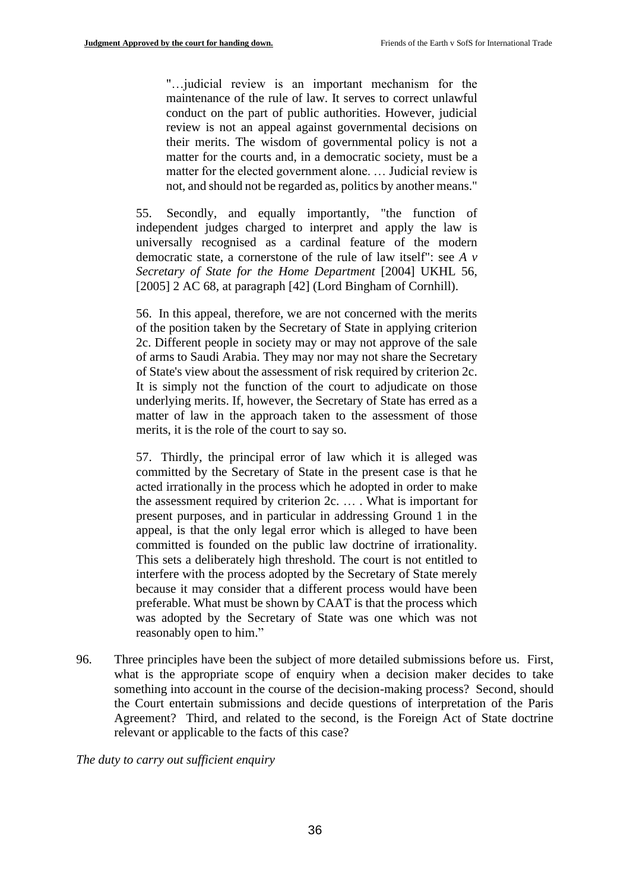> "…judicial review is an important mechanism for the maintenance of the rule of law. It serves to correct unlawful conduct on the part of public authorities. However, judicial review is not an appeal against governmental decisions on their merits. The wisdom of governmental policy is not a matter for the courts and, in a democratic society, must be a matter for the elected government alone. … Judicial review is not, and should not be regarded as, politics by another means."
>
> 55. Secondly, and equally importantly, "the function of independent judges charged to interpret and apply the law is universally recognised as a cardinal feature of the modern democratic state, a cornerstone of the rule of law itself": see *A v Secretary of State for the Home Department* [2004] UKHL 56, [2005] 2 AC 68, at paragraph [42] (Lord Bingham of Cornhill).
>
> 56. In this appeal, therefore, we are not concerned with the merits of the position taken by the Secretary of State in applying criterion 2c. Different people in society may or may not approve of the sale of arms to Saudi Arabia. They may nor may not share the Secretary of State's view about the assessment of risk required by criterion 2c. It is simply not the function of the court to adjudicate on those underlying merits. If, however, the Secretary of State has erred as a matter of law in the approach taken to the assessment of those merits, it is the role of the court to say so.
>
> 57. Thirdly, the principal error of law which it is alleged was committed by the Secretary of State in the present case is that he acted irrationally in the process which he adopted in order to make the assessment required by criterion 2c. … . What is important for present purposes, and in particular in addressing Ground 1 in the appeal, is that the only legal error which is alleged to have been committed is founded on the public law doctrine of irrationality. This sets a deliberately high threshold. The court is not entitled to interfere with the process adopted by the Secretary of State merely because it may consider that a different process would have been preferable. What must be shown by CAAT is that the process which was adopted by the Secretary of State was one which was not reasonably open to him."

96. Three principles have been the subject of more detailed submissions before us. First, what is the appropriate scope of enquiry when a decision maker decides to take something into account in the course of the decision-making process? Second, should the Court entertain submissions and decide questions of interpretation of the Paris Agreement? Third, and related to the second, is the Foreign Act of State doctrine relevant or applicable to the facts of this case?

*The duty to carry out sufficient enquiry*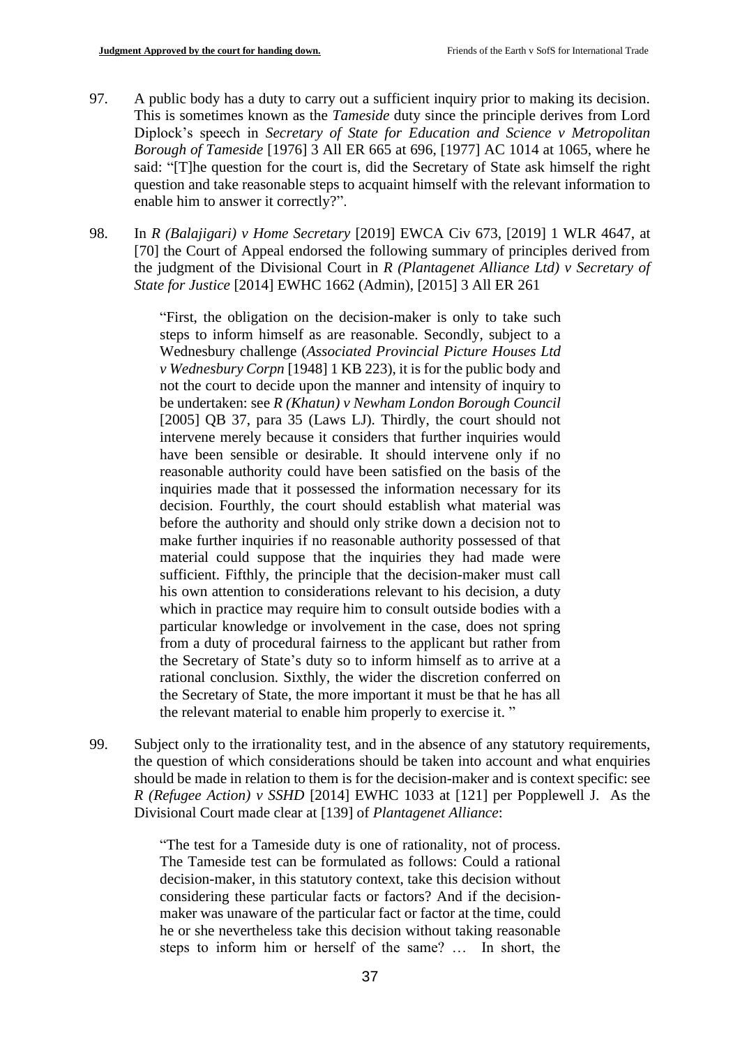97. A public body has a duty to carry out a sufficient inquiry prior to making its decision. This is sometimes known as the *Tameside* duty since the principle derives from Lord Diplock's speech in *Secretary of State for Education and Science v Metropolitan Borough of Tameside* [1976] 3 All ER 665 at 696, [1977] AC 1014 at 1065, where he said: "[T]he question for the court is, did the Secretary of State ask himself the right question and take reasonable steps to acquaint himself with the relevant information to enable him to answer it correctly?".

98. In *R (Balajigari) v Home Secretary* [2019] EWCA Civ 673, [2019] 1 WLR 4647, at [70] the Court of Appeal endorsed the following summary of principles derived from the judgment of the Divisional Court in *R (Plantagenet Alliance Ltd) v Secretary of State for Justice* [2014] EWHC 1662 (Admin), [2015] 3 All ER 261

> "First, the obligation on the decision-maker is only to take such steps to inform himself as are reasonable. Secondly, subject to a Wednesbury challenge (*Associated Provincial Picture Houses Ltd v Wednesbury Corpn* [1948] 1 KB 223), it is for the public body and not the court to decide upon the manner and intensity of inquiry to be undertaken: see *R (Khatun) v Newham London Borough Council* [2005] QB 37, para 35 (Laws LJ). Thirdly, the court should not intervene merely because it considers that further inquiries would have been sensible or desirable. It should intervene only if no reasonable authority could have been satisfied on the basis of the inquiries made that it possessed the information necessary for its decision. Fourthly, the court should establish what material was before the authority and should only strike down a decision not to make further inquiries if no reasonable authority possessed of that material could suppose that the inquiries they had made were sufficient. Fifthly, the principle that the decision-maker must call his own attention to considerations relevant to his decision, a duty which in practice may require him to consult outside bodies with a particular knowledge or involvement in the case, does not spring from a duty of procedural fairness to the applicant but rather from the Secretary of State's duty so to inform himself as to arrive at a rational conclusion. Sixthly, the wider the discretion conferred on the Secretary of State, the more important it must be that he has all the relevant material to enable him properly to exercise it. "

99. Subject only to the irrationality test, and in the absence of any statutory requirements, the question of which considerations should be taken into account and what enquiries should be made in relation to them is for the decision-maker and is context specific: see *R (Refugee Action) v SSHD* [2014] EWHC 1033 at [121] per Popplewell J. As the Divisional Court made clear at [139] of *Plantagenet Alliance*:

> "The test for a Tameside duty is one of rationality, not of process. The Tameside test can be formulated as follows: Could a rational decision-maker, in this statutory context, take this decision without considering these particular facts or factors? And if the decision-maker was unaware of the particular fact or factor at the time, could he or she nevertheless take this decision without taking reasonable steps to inform him or herself of the same? … In short, the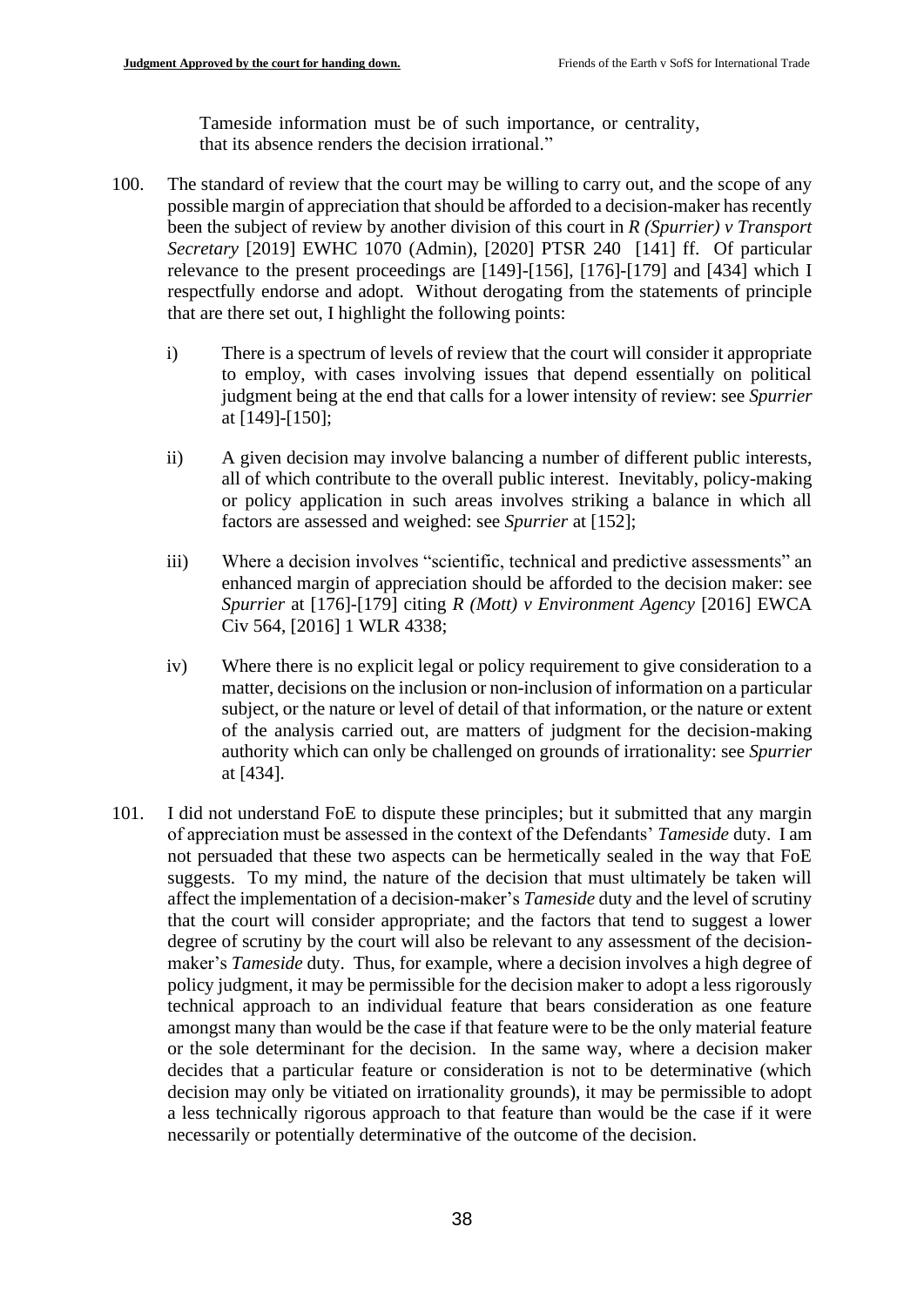Tameside information must be of such importance, or centrality, that its absence renders the decision irrational."

100. The standard of review that the court may be willing to carry out, and the scope of any possible margin of appreciation that should be afforded to a decision-maker has recently been the subject of review by another division of this court in *R (Spurrier) v Transport Secretary* [2019] EWHC 1070 (Admin), [2020] PTSR 240 [141] ff. Of particular relevance to the present proceedings are [149]-[156], [176]-[179] and [434] which I respectfully endorse and adopt. Without derogating from the statements of principle that are there set out, I highlight the following points:

    i) There is a spectrum of levels of review that the court will consider it appropriate to employ, with cases involving issues that depend essentially on political judgment being at the end that calls for a lower intensity of review: see *Spurrier* at [149]-[150];

    ii) A given decision may involve balancing a number of different public interests, all of which contribute to the overall public interest. Inevitably, policy-making or policy application in such areas involves striking a balance in which all factors are assessed and weighed: see *Spurrier* at [152];

    iii) Where a decision involves "scientific, technical and predictive assessments" an enhanced margin of appreciation should be afforded to the decision maker: see *Spurrier* at [176]-[179] citing *R (Mott) v Environment Agency* [2016] EWCA Civ 564, [2016] 1 WLR 4338;

    iv) Where there is no explicit legal or policy requirement to give consideration to a matter, decisions on the inclusion or non-inclusion of information on a particular subject, or the nature or level of detail of that information, or the nature or extent of the analysis carried out, are matters of judgment for the decision-making authority which can only be challenged on grounds of irrationality: see *Spurrier* at [434].

101. I did not understand FoE to dispute these principles; but it submitted that any margin of appreciation must be assessed in the context of the Defendants' *Tameside* duty. I am not persuaded that these two aspects can be hermetically sealed in the way that FoE suggests. To my mind, the nature of the decision that must ultimately be taken will affect the implementation of a decision-maker's *Tameside* duty and the level of scrutiny that the court will consider appropriate; and the factors that tend to suggest a lower degree of scrutiny by the court will also be relevant to any assessment of the decision-maker's *Tameside* duty. Thus, for example, where a decision involves a high degree of policy judgment, it may be permissible for the decision maker to adopt a less rigorously technical approach to an individual feature that bears consideration as one feature amongst many than would be the case if that feature were to be the only material feature or the sole determinant for the decision. In the same way, where a decision maker decides that a particular feature or consideration is not to be determinative (which decision may only be vitiated on irrationality grounds), it may be permissible to adopt a less technically rigorous approach to that feature than would be the case if it were necessarily or potentially determinative of the outcome of the decision.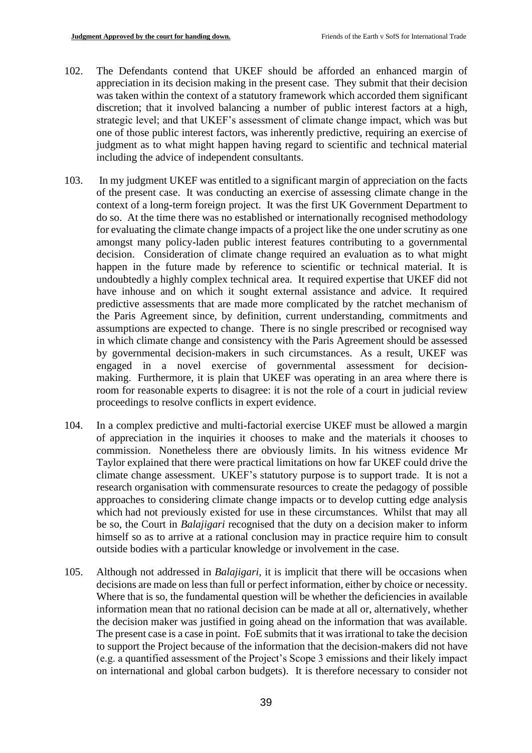102. The Defendants contend that UKEF should be afforded an enhanced margin of appreciation in its decision making in the present case. They submit that their decision was taken within the context of a statutory framework which accorded them significant discretion; that it involved balancing a number of public interest factors at a high, strategic level; and that UKEF's assessment of climate change impact, which was but one of those public interest factors, was inherently predictive, requiring an exercise of judgment as to what might happen having regard to scientific and technical material including the advice of independent consultants.

103. In my judgment UKEF was entitled to a significant margin of appreciation on the facts of the present case. It was conducting an exercise of assessing climate change in the context of a long-term foreign project. It was the first UK Government Department to do so. At the time there was no established or internationally recognised methodology for evaluating the climate change impacts of a project like the one under scrutiny as one amongst many policy-laden public interest features contributing to a governmental decision. Consideration of climate change required an evaluation as to what might happen in the future made by reference to scientific or technical material. It is undoubtedly a highly complex technical area. It required expertise that UKEF did not have inhouse and on which it sought external assistance and advice. It required predictive assessments that are made more complicated by the ratchet mechanism of the Paris Agreement since, by definition, current understanding, commitments and assumptions are expected to change. There is no single prescribed or recognised way in which climate change and consistency with the Paris Agreement should be assessed by governmental decision-makers in such circumstances. As a result, UKEF was engaged in a novel exercise of governmental assessment for decision-making. Furthermore, it is plain that UKEF was operating in an area where there is room for reasonable experts to disagree: it is not the role of a court in judicial review proceedings to resolve conflicts in expert evidence.

104. In a complex predictive and multi-factorial exercise UKEF must be allowed a margin of appreciation in the inquiries it chooses to make and the materials it chooses to commission. Nonetheless there are obviously limits. In his witness evidence Mr Taylor explained that there were practical limitations on how far UKEF could drive the climate change assessment. UKEF's statutory purpose is to support trade. It is not a research organisation with commensurate resources to create the pedagogy of possible approaches to considering climate change impacts or to develop cutting edge analysis which had not previously existed for use in these circumstances. Whilst that may all be so, the Court in *Balajigari* recognised that the duty on a decision maker to inform himself so as to arrive at a rational conclusion may in practice require him to consult outside bodies with a particular knowledge or involvement in the case.

105. Although not addressed in *Balajigari*, it is implicit that there will be occasions when decisions are made on less than full or perfect information, either by choice or necessity. Where that is so, the fundamental question will be whether the deficiencies in available information mean that no rational decision can be made at all or, alternatively, whether the decision maker was justified in going ahead on the information that was available. The present case is a case in point. FoE submits that it was irrational to take the decision to support the Project because of the information that the decision-makers did not have (e.g. a quantified assessment of the Project's Scope 3 emissions and their likely impact on international and global carbon budgets). It is therefore necessary to consider not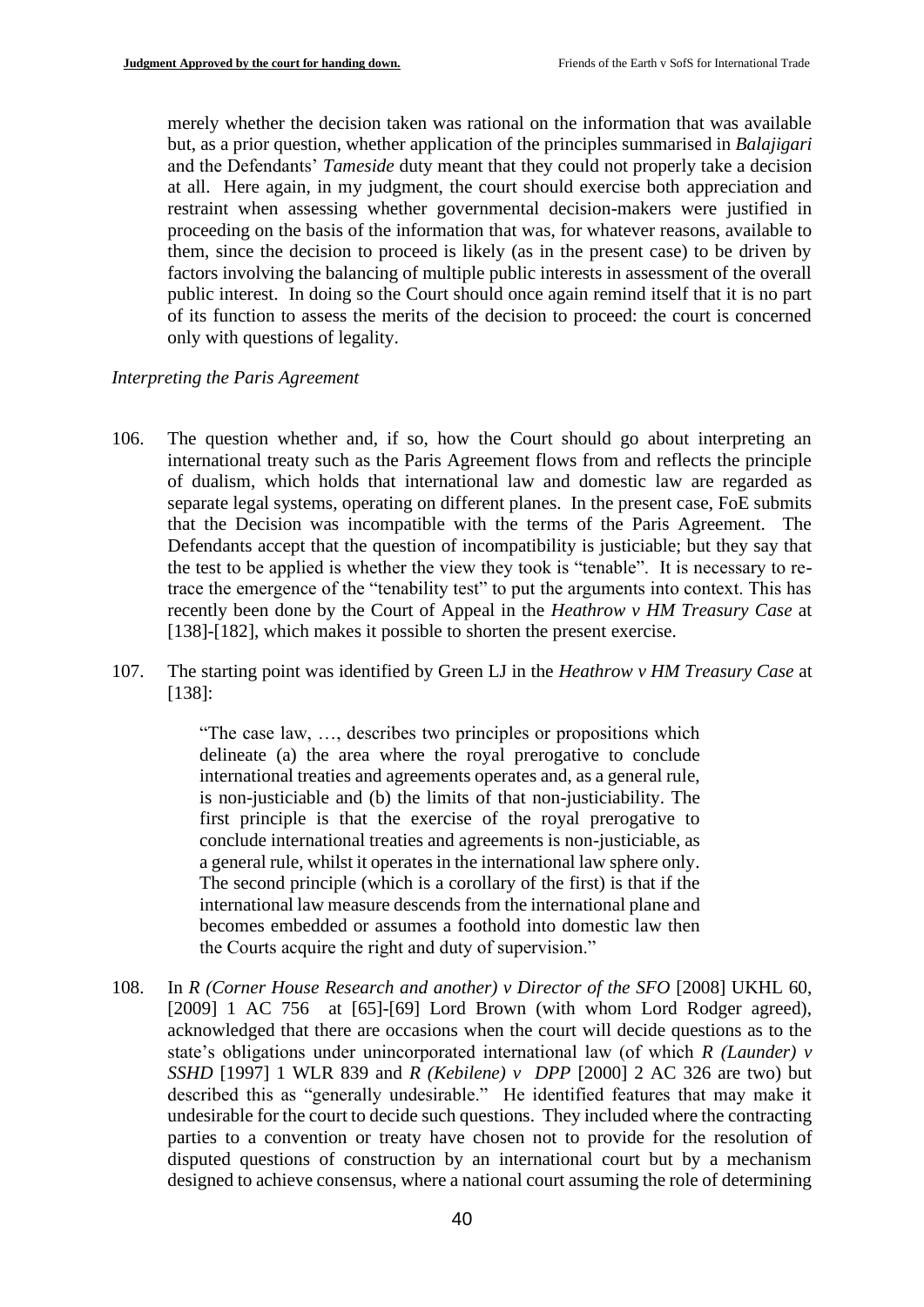merely whether the decision taken was rational on the information that was available but, as a prior question, whether application of the principles summarised in *Balajigari* and the Defendants' *Tameside* duty meant that they could not properly take a decision at all. Here again, in my judgment, the court should exercise both appreciation and restraint when assessing whether governmental decision-makers were justified in proceeding on the basis of the information that was, for whatever reasons, available to them, since the decision to proceed is likely (as in the present case) to be driven by factors involving the balancing of multiple public interests in assessment of the overall public interest. In doing so the Court should once again remind itself that it is no part of its function to assess the merits of the decision to proceed: the court is concerned only with questions of legality.

*Interpreting the Paris Agreement*

106. The question whether and, if so, how the Court should go about interpreting an international treaty such as the Paris Agreement flows from and reflects the principle of dualism, which holds that international law and domestic law are regarded as separate legal systems, operating on different planes. In the present case, FoE submits that the Decision was incompatible with the terms of the Paris Agreement. The Defendants accept that the question of incompatibility is justiciable; but they say that the test to be applied is whether the view they took is "tenable". It is necessary to re-trace the emergence of the "tenability test" to put the arguments into context. This has recently been done by the Court of Appeal in the *Heathrow v HM Treasury Case* at [138]-[182], which makes it possible to shorten the present exercise.

107. The starting point was identified by Green LJ in the *Heathrow v HM Treasury Case* at [138]:

> "The case law, …, describes two principles or propositions which delineate (a) the area where the royal prerogative to conclude international treaties and agreements operates and, as a general rule, is non-justiciable and (b) the limits of that non-justiciability. The first principle is that the exercise of the royal prerogative to conclude international treaties and agreements is non-justiciable, as a general rule, whilst it operates in the international law sphere only. The second principle (which is a corollary of the first) is that if the international law measure descends from the international plane and becomes embedded or assumes a foothold into domestic law then the Courts acquire the right and duty of supervision."

108. In *R (Corner House Research and another) v Director of the SFO* [2008] UKHL 60, [2009] 1 AC 756 at [65]-[69] Lord Brown (with whom Lord Rodger agreed), acknowledged that there are occasions when the court will decide questions as to the state's obligations under unincorporated international law (of which *R (Launder) v SSHD* [1997] 1 WLR 839 and *R (Kebilene) v DPP* [2000] 2 AC 326 are two) but described this as "generally undesirable." He identified features that may make it undesirable for the court to decide such questions. They included where the contracting parties to a convention or treaty have chosen not to provide for the resolution of disputed questions of construction by an international court but by a mechanism designed to achieve consensus, where a national court assuming the role of determining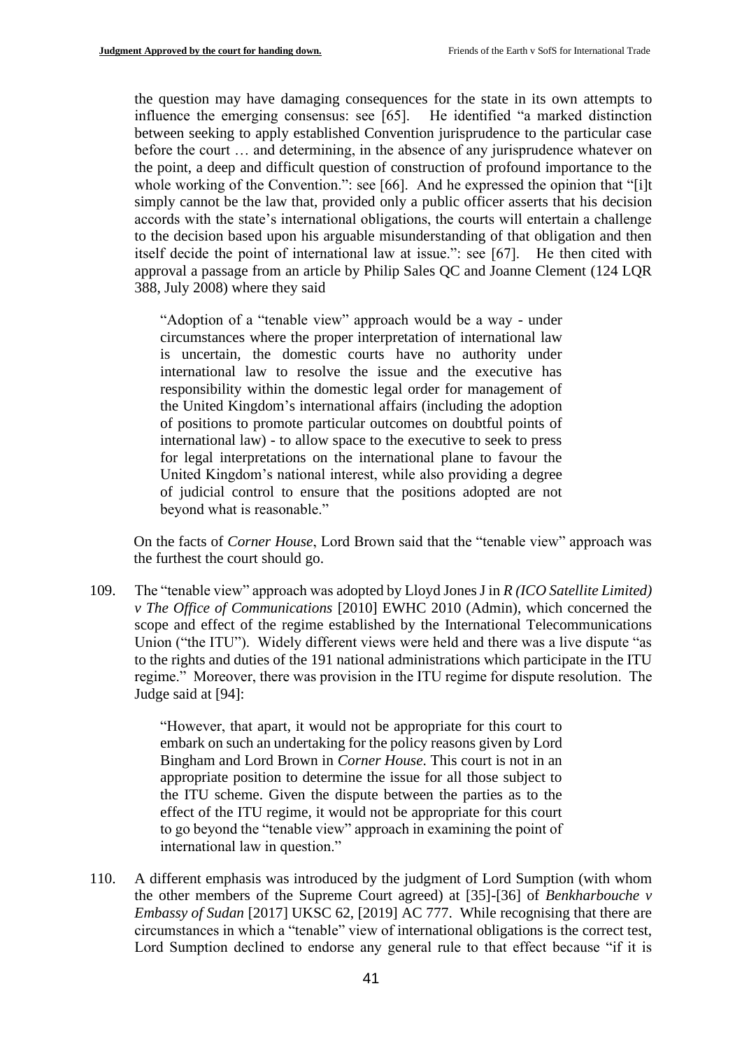the question may have damaging consequences for the state in its own attempts to influence the emerging consensus: see [65]. He identified "a marked distinction between seeking to apply established Convention jurisprudence to the particular case before the court … and determining, in the absence of any jurisprudence whatever on the point, a deep and difficult question of construction of profound importance to the whole working of the Convention.": see [66]. And he expressed the opinion that "[i]t simply cannot be the law that, provided only a public officer asserts that his decision accords with the state's international obligations, the courts will entertain a challenge to the decision based upon his arguable misunderstanding of that obligation and then itself decide the point of international law at issue.": see [67]. He then cited with approval a passage from an article by Philip Sales QC and Joanne Clement (124 LQR 388, July 2008) where they said

> "Adoption of a "tenable view" approach would be a way - under circumstances where the proper interpretation of international law is uncertain, the domestic courts have no authority under international law to resolve the issue and the executive has responsibility within the domestic legal order for management of the United Kingdom's international affairs (including the adoption of positions to promote particular outcomes on doubtful points of international law) - to allow space to the executive to seek to press for legal interpretations on the international plane to favour the United Kingdom's national interest, while also providing a degree of judicial control to ensure that the positions adopted are not beyond what is reasonable."

On the facts of *Corner House*, Lord Brown said that the "tenable view" approach was the furthest the court should go.

109. The "tenable view" approach was adopted by Lloyd Jones J in *R (ICO Satellite Limited) v The Office of Communications* [2010] EWHC 2010 (Admin), which concerned the scope and effect of the regime established by the International Telecommunications Union ("the ITU"). Widely different views were held and there was a live dispute "as to the rights and duties of the 191 national administrations which participate in the ITU regime." Moreover, there was provision in the ITU regime for dispute resolution. The Judge said at [94]:

> "However, that apart, it would not be appropriate for this court to embark on such an undertaking for the policy reasons given by Lord Bingham and Lord Brown in *Corner House*. This court is not in an appropriate position to determine the issue for all those subject to the ITU scheme. Given the dispute between the parties as to the effect of the ITU regime, it would not be appropriate for this court to go beyond the "tenable view" approach in examining the point of international law in question."

110. A different emphasis was introduced by the judgment of Lord Sumption (with whom the other members of the Supreme Court agreed) at [35]-[36] of *Benkharbouche v Embassy of Sudan* [2017] UKSC 62, [2019] AC 777. While recognising that there are circumstances in which a "tenable" view of international obligations is the correct test, Lord Sumption declined to endorse any general rule to that effect because "if it is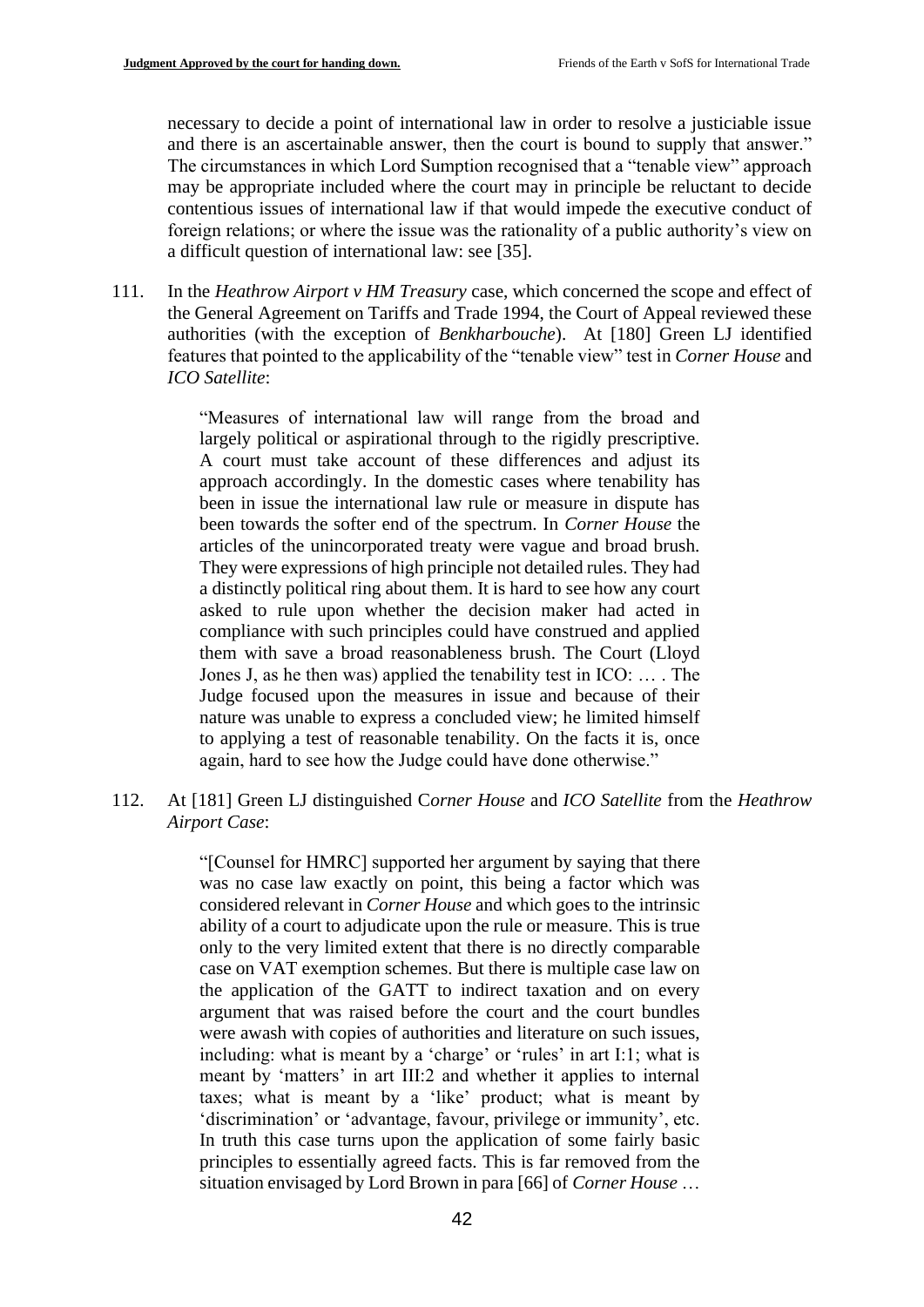necessary to decide a point of international law in order to resolve a justiciable issue and there is an ascertainable answer, then the court is bound to supply that answer." The circumstances in which Lord Sumption recognised that a "tenable view" approach may be appropriate included where the court may in principle be reluctant to decide contentious issues of international law if that would impede the executive conduct of foreign relations; or where the issue was the rationality of a public authority's view on a difficult question of international law: see [35].

111. In the *Heathrow Airport v HM Treasury* case, which concerned the scope and effect of the General Agreement on Tariffs and Trade 1994, the Court of Appeal reviewed these authorities (with the exception of *Benkharbouche*). At [180] Green LJ identified features that pointed to the applicability of the "tenable view" test in *Corner House* and *ICO Satellite*:

> "Measures of international law will range from the broad and largely political or aspirational through to the rigidly prescriptive. A court must take account of these differences and adjust its approach accordingly. In the domestic cases where tenability has been in issue the international law rule or measure in dispute has been towards the softer end of the spectrum. In *Corner House* the articles of the unincorporated treaty were vague and broad brush. They were expressions of high principle not detailed rules. They had a distinctly political ring about them. It is hard to see how any court asked to rule upon whether the decision maker had acted in compliance with such principles could have construed and applied them with save a broad reasonableness brush. The Court (Lloyd Jones J, as he then was) applied the tenability test in ICO: … . The Judge focused upon the measures in issue and because of their nature was unable to express a concluded view; he limited himself to applying a test of reasonable tenability. On the facts it is, once again, hard to see how the Judge could have done otherwise."

112. At [181] Green LJ distinguished C*orner House* and *ICO Satellite* from the *Heathrow Airport Case*:

> "[Counsel for HMRC] supported her argument by saying that there was no case law exactly on point, this being a factor which was considered relevant in *Corner House* and which goes to the intrinsic ability of a court to adjudicate upon the rule or measure. This is true only to the very limited extent that there is no directly comparable case on VAT exemption schemes. But there is multiple case law on the application of the GATT to indirect taxation and on every argument that was raised before the court and the court bundles were awash with copies of authorities and literature on such issues, including: what is meant by a 'charge' or 'rules' in art I:1; what is meant by 'matters' in art III:2 and whether it applies to internal taxes; what is meant by a 'like' product; what is meant by 'discrimination' or 'advantage, favour, privilege or immunity', etc. In truth this case turns upon the application of some fairly basic principles to essentially agreed facts. This is far removed from the situation envisaged by Lord Brown in para [66] of *Corner House* …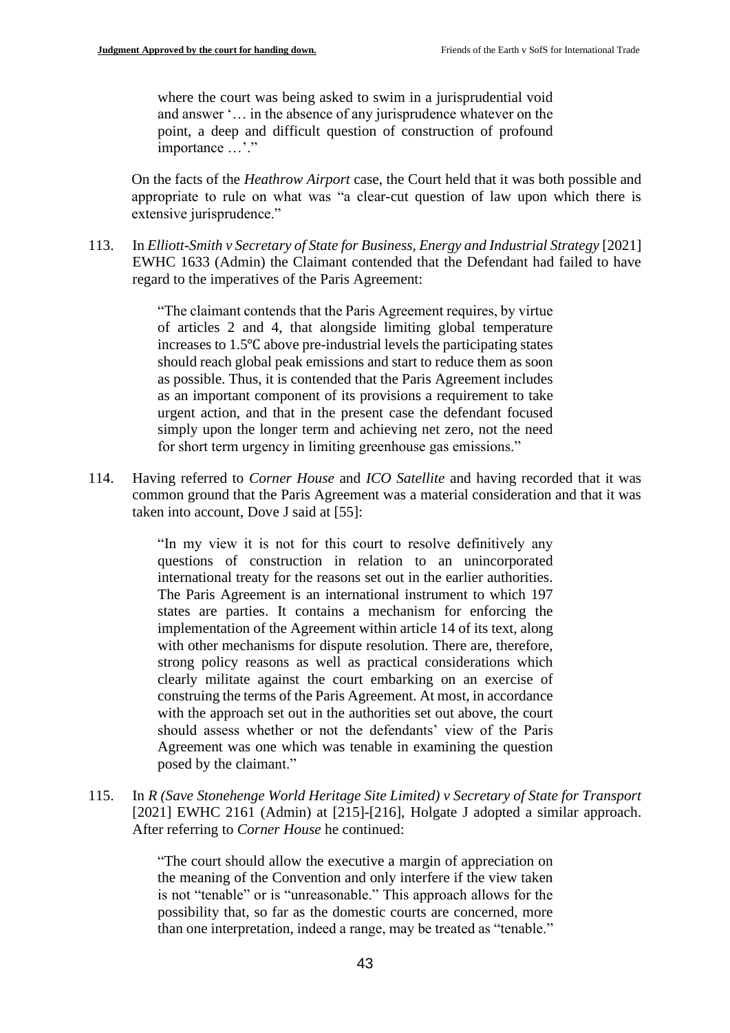> where the court was being asked to swim in a jurisprudential void and answer '… in the absence of any jurisprudence whatever on the point, a deep and difficult question of construction of profound importance …'."

On the facts of the *Heathrow Airport* case, the Court held that it was both possible and appropriate to rule on what was "a clear-cut question of law upon which there is extensive jurisprudence."

113. In *Elliott-Smith v Secretary of State for Business, Energy and Industrial Strategy* [2021] EWHC 1633 (Admin) the Claimant contended that the Defendant had failed to have regard to the imperatives of the Paris Agreement:

> "The claimant contends that the Paris Agreement requires, by virtue of articles 2 and 4, that alongside limiting global temperature increases to 1.5℃ above pre-industrial levels the participating states should reach global peak emissions and start to reduce them as soon as possible. Thus, it is contended that the Paris Agreement includes as an important component of its provisions a requirement to take urgent action, and that in the present case the defendant focused simply upon the longer term and achieving net zero, not the need for short term urgency in limiting greenhouse gas emissions."

114. Having referred to *Corner House* and *ICO Satellite* and having recorded that it was common ground that the Paris Agreement was a material consideration and that it was taken into account, Dove J said at [55]:

> "In my view it is not for this court to resolve definitively any questions of construction in relation to an unincorporated international treaty for the reasons set out in the earlier authorities. The Paris Agreement is an international instrument to which 197 states are parties. It contains a mechanism for enforcing the implementation of the Agreement within article 14 of its text, along with other mechanisms for dispute resolution. There are, therefore, strong policy reasons as well as practical considerations which clearly militate against the court embarking on an exercise of construing the terms of the Paris Agreement. At most, in accordance with the approach set out in the authorities set out above, the court should assess whether or not the defendants' view of the Paris Agreement was one which was tenable in examining the question posed by the claimant."

115. In *R (Save Stonehenge World Heritage Site Limited) v Secretary of State for Transport* [2021] EWHC 2161 (Admin) at [215]-[216], Holgate J adopted a similar approach. After referring to *Corner House* he continued:

> "The court should allow the executive a margin of appreciation on the meaning of the Convention and only interfere if the view taken is not "tenable" or is "unreasonable." This approach allows for the possibility that, so far as the domestic courts are concerned, more than one interpretation, indeed a range, may be treated as "tenable."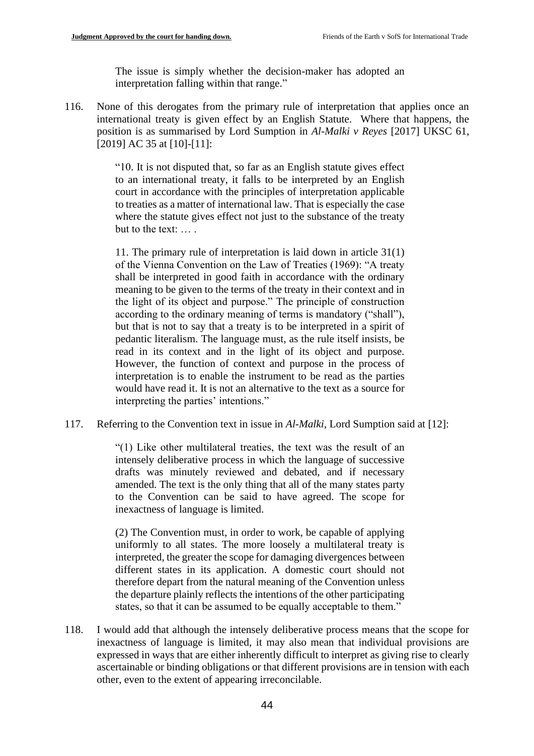> The issue is simply whether the decision-maker has adopted an interpretation falling within that range."

116. None of this derogates from the primary rule of interpretation that applies once an international treaty is given effect by an English Statute. Where that happens, the position is as summarised by Lord Sumption in *Al-Malki v Reyes* [2017] UKSC 61, [2019] AC 35 at [10]-[11]:

> "10. It is not disputed that, so far as an English statute gives effect to an international treaty, it falls to be interpreted by an English court in accordance with the principles of interpretation applicable to treaties as a matter of international law. That is especially the case where the statute gives effect not just to the substance of the treaty but to the text: … .
>
> 11. The primary rule of interpretation is laid down in article 31(1) of the Vienna Convention on the Law of Treaties (1969): "A treaty shall be interpreted in good faith in accordance with the ordinary meaning to be given to the terms of the treaty in their context and in the light of its object and purpose." The principle of construction according to the ordinary meaning of terms is mandatory ("shall"), but that is not to say that a treaty is to be interpreted in a spirit of pedantic literalism. The language must, as the rule itself insists, be read in its context and in the light of its object and purpose. However, the function of context and purpose in the process of interpretation is to enable the instrument to be read as the parties would have read it. It is not an alternative to the text as a source for interpreting the parties' intentions."

117. Referring to the Convention text in issue in *Al-Malki*, Lord Sumption said at [12]:

> "(1) Like other multilateral treaties, the text was the result of an intensely deliberative process in which the language of successive drafts was minutely reviewed and debated, and if necessary amended. The text is the only thing that all of the many states party to the Convention can be said to have agreed. The scope for inexactness of language is limited.
>
> (2) The Convention must, in order to work, be capable of applying uniformly to all states. The more loosely a multilateral treaty is interpreted, the greater the scope for damaging divergences between different states in its application. A domestic court should not therefore depart from the natural meaning of the Convention unless the departure plainly reflects the intentions of the other participating states, so that it can be assumed to be equally acceptable to them."

118. I would add that although the intensely deliberative process means that the scope for inexactness of language is limited, it may also mean that individual provisions are expressed in ways that are either inherently difficult to interpret as giving rise to clearly ascertainable or binding obligations or that different provisions are in tension with each other, even to the extent of appearing irreconcilable.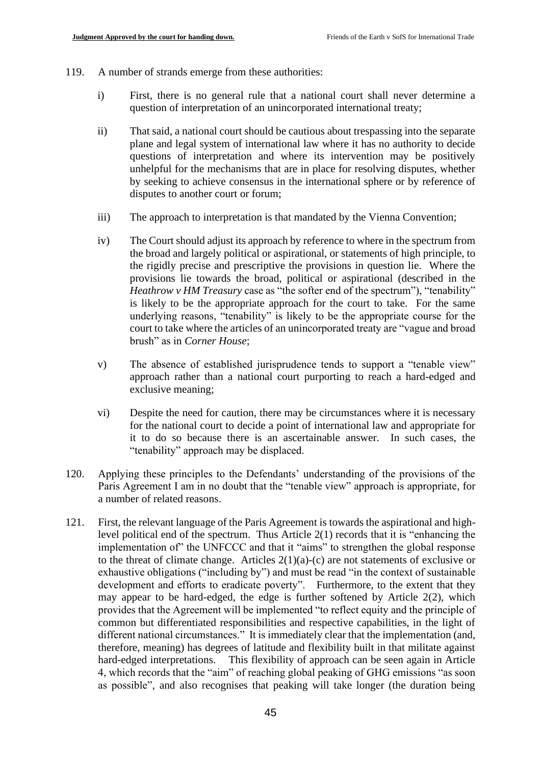119. A number of strands emerge from these authorities:

   i) First, there is no general rule that a national court shall never determine a question of interpretation of an unincorporated international treaty;

   ii) That said, a national court should be cautious about trespassing into the separate plane and legal system of international law where it has no authority to decide questions of interpretation and where its intervention may be positively unhelpful for the mechanisms that are in place for resolving disputes, whether by seeking to achieve consensus in the international sphere or by reference of disputes to another court or forum;

   iii) The approach to interpretation is that mandated by the Vienna Convention;

   iv) The Court should adjust its approach by reference to where in the spectrum from the broad and largely political or aspirational, or statements of high principle, to the rigidly precise and prescriptive the provisions in question lie. Where the provisions lie towards the broad, political or aspirational (described in the *Heathrow v HM Treasury* case as "the softer end of the spectrum"), "tenability" is likely to be the appropriate approach for the court to take. For the same underlying reasons, "tenability" is likely to be the appropriate course for the court to take where the articles of an unincorporated treaty are "vague and broad brush" as in *Corner House*;

   v) The absence of established jurisprudence tends to support a "tenable view" approach rather than a national court purporting to reach a hard-edged and exclusive meaning;

   vi) Despite the need for caution, there may be circumstances where it is necessary for the national court to decide a point of international law and appropriate for it to do so because there is an ascertainable answer. In such cases, the "tenability" approach may be displaced.

120. Applying these principles to the Defendants' understanding of the provisions of the Paris Agreement I am in no doubt that the "tenable view" approach is appropriate, for a number of related reasons.

121. First, the relevant language of the Paris Agreement is towards the aspirational and high-level political end of the spectrum. Thus Article 2(1) records that it is "enhancing the implementation of" the UNFCCC and that it "aims" to strengthen the global response to the threat of climate change. Articles 2(1)(a)-(c) are not statements of exclusive or exhaustive obligations ("including by") and must be read "in the context of sustainable development and efforts to eradicate poverty". Furthermore, to the extent that they may appear to be hard-edged, the edge is further softened by Article 2(2), which provides that the Agreement will be implemented "to reflect equity and the principle of common but differentiated responsibilities and respective capabilities, in the light of different national circumstances." It is immediately clear that the implementation (and, therefore, meaning) has degrees of latitude and flexibility built in that militate against hard-edged interpretations. This flexibility of approach can be seen again in Article 4, which records that the "aim" of reaching global peaking of GHG emissions "as soon as possible", and also recognises that peaking will take longer (the duration being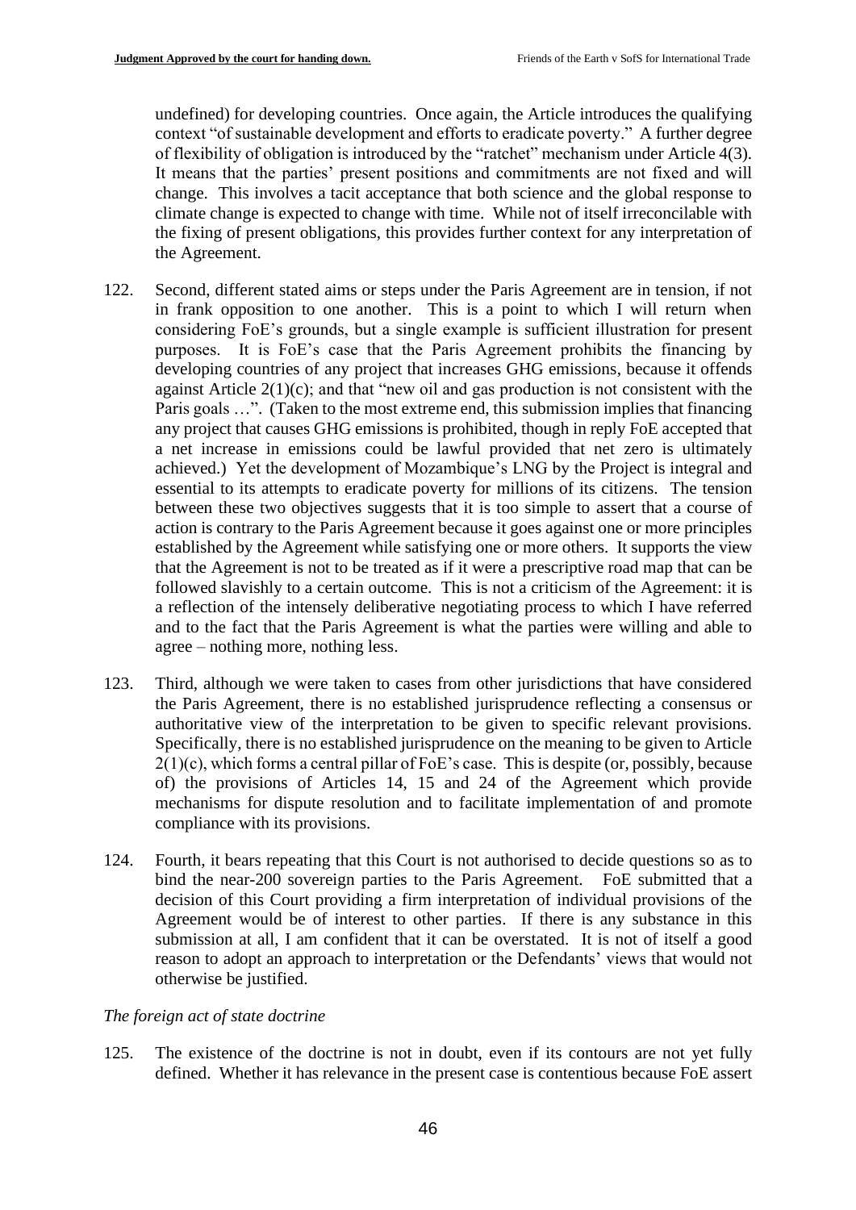undefined) for developing countries. Once again, the Article introduces the qualifying context "of sustainable development and efforts to eradicate poverty." A further degree of flexibility of obligation is introduced by the "ratchet" mechanism under Article 4(3). It means that the parties' present positions and commitments are not fixed and will change. This involves a tacit acceptance that both science and the global response to climate change is expected to change with time. While not of itself irreconcilable with the fixing of present obligations, this provides further context for any interpretation of the Agreement.

122. Second, different stated aims or steps under the Paris Agreement are in tension, if not in frank opposition to one another. This is a point to which I will return when considering FoE's grounds, but a single example is sufficient illustration for present purposes. It is FoE's case that the Paris Agreement prohibits the financing by developing countries of any project that increases GHG emissions, because it offends against Article 2(1)(c); and that "new oil and gas production is not consistent with the Paris goals …". (Taken to the most extreme end, this submission implies that financing any project that causes GHG emissions is prohibited, though in reply FoE accepted that a net increase in emissions could be lawful provided that net zero is ultimately achieved.) Yet the development of Mozambique's LNG by the Project is integral and essential to its attempts to eradicate poverty for millions of its citizens. The tension between these two objectives suggests that it is too simple to assert that a course of action is contrary to the Paris Agreement because it goes against one or more principles established by the Agreement while satisfying one or more others. It supports the view that the Agreement is not to be treated as if it were a prescriptive road map that can be followed slavishly to a certain outcome. This is not a criticism of the Agreement: it is a reflection of the intensely deliberative negotiating process to which I have referred and to the fact that the Paris Agreement is what the parties were willing and able to agree – nothing more, nothing less.

123. Third, although we were taken to cases from other jurisdictions that have considered the Paris Agreement, there is no established jurisprudence reflecting a consensus or authoritative view of the interpretation to be given to specific relevant provisions. Specifically, there is no established jurisprudence on the meaning to be given to Article 2(1)(c), which forms a central pillar of FoE's case. This is despite (or, possibly, because of) the provisions of Articles 14, 15 and 24 of the Agreement which provide mechanisms for dispute resolution and to facilitate implementation of and promote compliance with its provisions.

124. Fourth, it bears repeating that this Court is not authorised to decide questions so as to bind the near-200 sovereign parties to the Paris Agreement. FoE submitted that a decision of this Court providing a firm interpretation of individual provisions of the Agreement would be of interest to other parties. If there is any substance in this submission at all, I am confident that it can be overstated. It is not of itself a good reason to adopt an approach to interpretation or the Defendants' views that would not otherwise be justified.

*The foreign act of state doctrine*

125. The existence of the doctrine is not in doubt, even if its contours are not yet fully defined. Whether it has relevance in the present case is contentious because FoE assert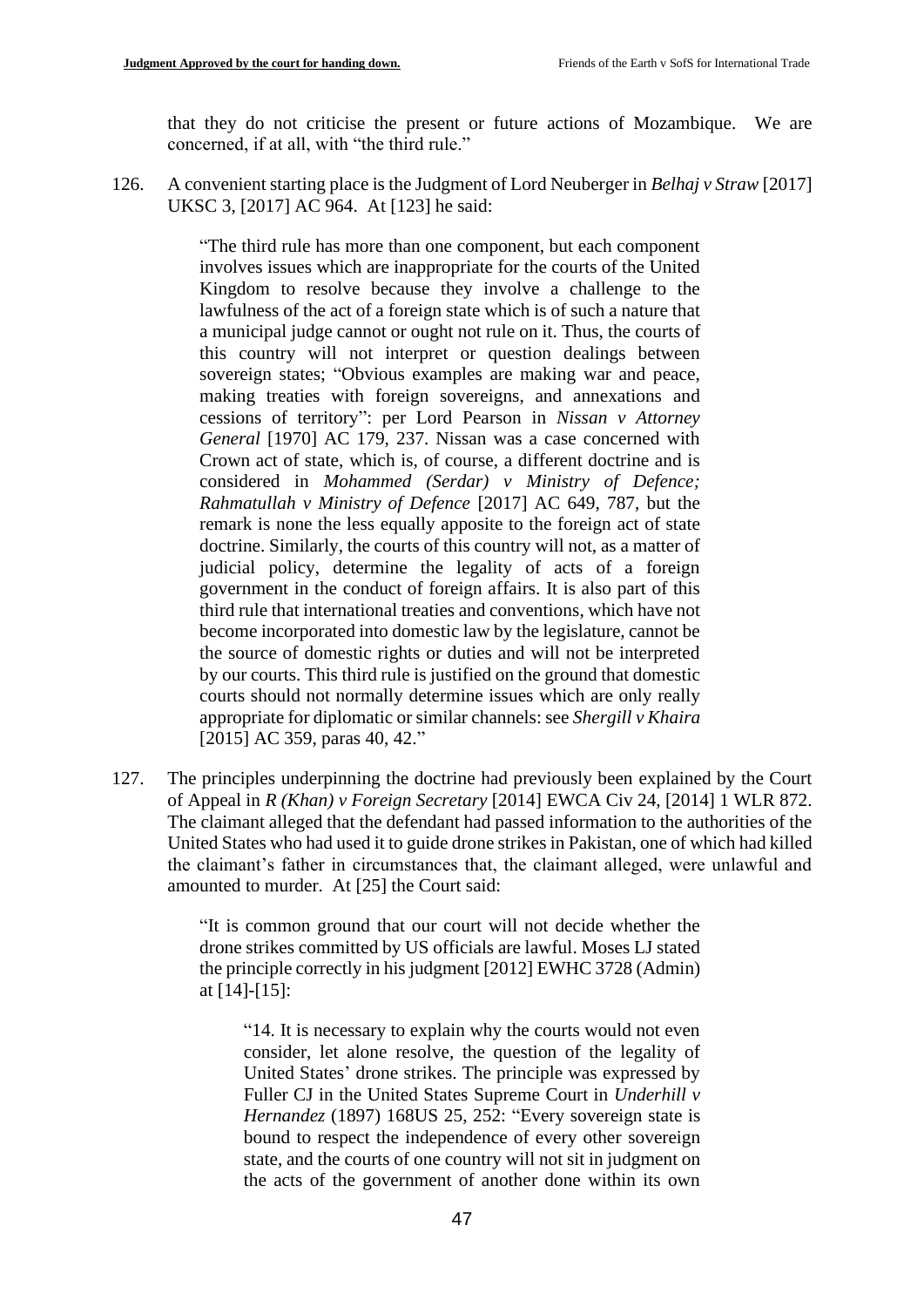that they do not criticise the present or future actions of Mozambique. We are concerned, if at all, with "the third rule."

126. A convenient starting place is the Judgment of Lord Neuberger in *Belhaj v Straw* [2017] UKSC 3, [2017] AC 964. At [123] he said:

> "The third rule has more than one component, but each component involves issues which are inappropriate for the courts of the United Kingdom to resolve because they involve a challenge to the lawfulness of the act of a foreign state which is of such a nature that a municipal judge cannot or ought not rule on it. Thus, the courts of this country will not interpret or question dealings between sovereign states; "Obvious examples are making war and peace, making treaties with foreign sovereigns, and annexations and cessions of territory": per Lord Pearson in *Nissan v Attorney General* [1970] AC 179, 237. Nissan was a case concerned with Crown act of state, which is, of course, a different doctrine and is considered in *Mohammed (Serdar) v Ministry of Defence; Rahmatullah v Ministry of Defence* [2017] AC 649, 787, but the remark is none the less equally apposite to the foreign act of state doctrine. Similarly, the courts of this country will not, as a matter of judicial policy, determine the legality of acts of a foreign government in the conduct of foreign affairs. It is also part of this third rule that international treaties and conventions, which have not become incorporated into domestic law by the legislature, cannot be the source of domestic rights or duties and will not be interpreted by our courts. This third rule is justified on the ground that domestic courts should not normally determine issues which are only really appropriate for diplomatic or similar channels: see *Shergill v Khaira* [2015] AC 359, paras 40, 42."

127. The principles underpinning the doctrine had previously been explained by the Court of Appeal in *R (Khan) v Foreign Secretary* [2014] EWCA Civ 24, [2014] 1 WLR 872. The claimant alleged that the defendant had passed information to the authorities of the United States who had used it to guide drone strikes in Pakistan, one of which had killed the claimant's father in circumstances that, the claimant alleged, were unlawful and amounted to murder. At [25] the Court said:

> "It is common ground that our court will not decide whether the drone strikes committed by US officials are lawful. Moses LJ stated the principle correctly in his judgment [2012] EWHC 3728 (Admin) at [14]-[15]:
>
> > "14. It is necessary to explain why the courts would not even consider, let alone resolve, the question of the legality of United States' drone strikes. The principle was expressed by Fuller CJ in the United States Supreme Court in *Underhill v Hernandez* (1897) 168US 25, 252: "Every sovereign state is bound to respect the independence of every other sovereign state, and the courts of one country will not sit in judgment on the acts of the government of another done within its own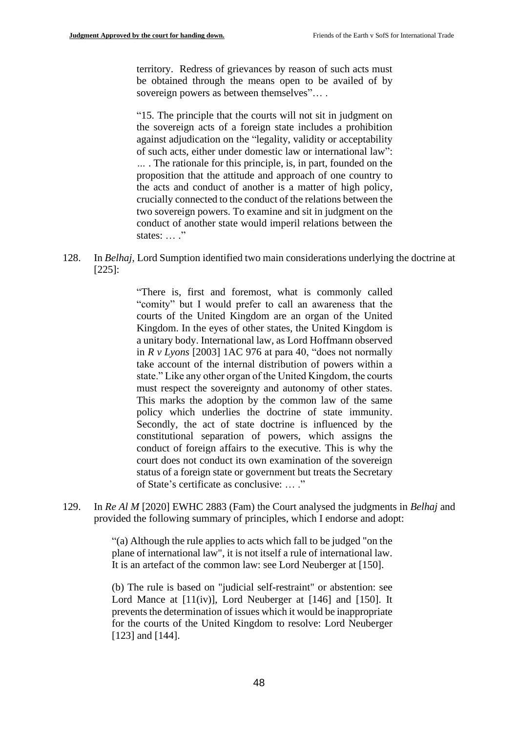> territory. Redress of grievances by reason of such acts must be obtained through the means open to be availed of by sovereign powers as between themselves"… .
>
> "15. The principle that the courts will not sit in judgment on the sovereign acts of a foreign state includes a prohibition against adjudication on the "legality, validity or acceptability of such acts, either under domestic law or international law": … . The rationale for this principle, is, in part, founded on the proposition that the attitude and approach of one country to the acts and conduct of another is a matter of high policy, crucially connected to the conduct of the relations between the two sovereign powers. To examine and sit in judgment on the conduct of another state would imperil relations between the states: … ."

128. In *Belhaj*, Lord Sumption identified two main considerations underlying the doctrine at [225]:

> "There is, first and foremost, what is commonly called "comity" but I would prefer to call an awareness that the courts of the United Kingdom are an organ of the United Kingdom. In the eyes of other states, the United Kingdom is a unitary body. International law, as Lord Hoffmann observed in *R v Lyons* [2003] 1AC 976 at para 40, "does not normally take account of the internal distribution of powers within a state." Like any other organ of the United Kingdom, the courts must respect the sovereignty and autonomy of other states. This marks the adoption by the common law of the same policy which underlies the doctrine of state immunity. Secondly, the act of state doctrine is influenced by the constitutional separation of powers, which assigns the conduct of foreign affairs to the executive. This is why the court does not conduct its own examination of the sovereign status of a foreign state or government but treats the Secretary of State's certificate as conclusive: … ."

129. In *Re Al M* [2020] EWHC 2883 (Fam) the Court analysed the judgments in *Belhaj* and provided the following summary of principles, which I endorse and adopt:

> "(a) Although the rule applies to acts which fall to be judged "on the plane of international law", it is not itself a rule of international law. It is an artefact of the common law: see Lord Neuberger at [150].
>
> (b) The rule is based on "judicial self-restraint" or abstention: see Lord Mance at [11(iv)], Lord Neuberger at [146] and [150]. It prevents the determination of issues which it would be inappropriate for the courts of the United Kingdom to resolve: Lord Neuberger [123] and [144].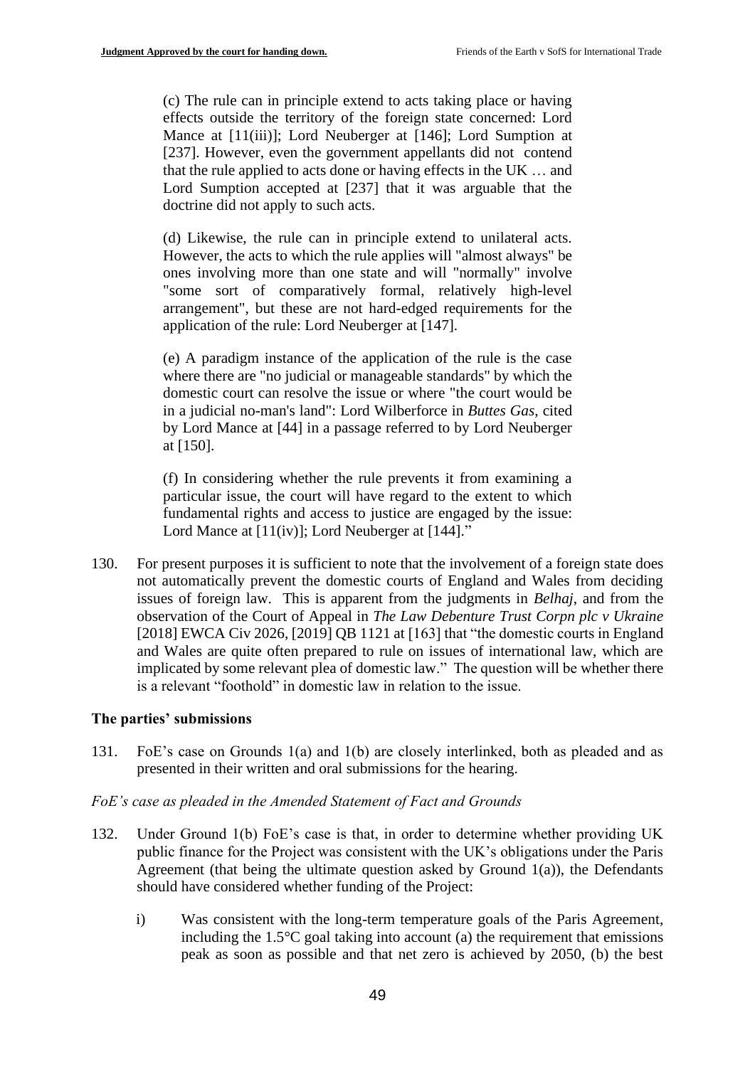(c) The rule can in principle extend to acts taking place or having effects outside the territory of the foreign state concerned: Lord Mance at [11(iii)]; Lord Neuberger at [146]; Lord Sumption at [237]. However, even the government appellants did not contend that the rule applied to acts done or having effects in the UK … and Lord Sumption accepted at [237] that it was arguable that the doctrine did not apply to such acts.

(d) Likewise, the rule can in principle extend to unilateral acts. However, the acts to which the rule applies will "almost always" be ones involving more than one state and will "normally" involve "some sort of comparatively formal, relatively high-level arrangement", but these are not hard-edged requirements for the application of the rule: Lord Neuberger at [147].

(e) A paradigm instance of the application of the rule is the case where there are "no judicial or manageable standards" by which the domestic court can resolve the issue or where "the court would be in a judicial no-man's land": Lord Wilberforce in *Buttes Gas*, cited by Lord Mance at [44] in a passage referred to by Lord Neuberger at [150].

(f) In considering whether the rule prevents it from examining a particular issue, the court will have regard to the extent to which fundamental rights and access to justice are engaged by the issue: Lord Mance at [11(iv)]; Lord Neuberger at [144]."

130. For present purposes it is sufficient to note that the involvement of a foreign state does not automatically prevent the domestic courts of England and Wales from deciding issues of foreign law. This is apparent from the judgments in *Belhaj*, and from the observation of the Court of Appeal in *The Law Debenture Trust Corpn plc v Ukraine* [2018] EWCA Civ 2026, [2019] QB 1121 at [163] that "the domestic courts in England and Wales are quite often prepared to rule on issues of international law, which are implicated by some relevant plea of domestic law." The question will be whether there is a relevant "foothold" in domestic law in relation to the issue.

## The parties' submissions

131. FoE's case on Grounds 1(a) and 1(b) are closely interlinked, both as pleaded and as presented in their written and oral submissions for the hearing.

### *FoE's case as pleaded in the Amended Statement of Fact and Grounds*

132. Under Ground 1(b) FoE's case is that, in order to determine whether providing UK public finance for the Project was consistent with the UK's obligations under the Paris Agreement (that being the ultimate question asked by Ground 1(a)), the Defendants should have considered whether funding of the Project:

   i) Was consistent with the long-term temperature goals of the Paris Agreement, including the 1.5°C goal taking into account (a) the requirement that emissions peak as soon as possible and that net zero is achieved by 2050, (b) the best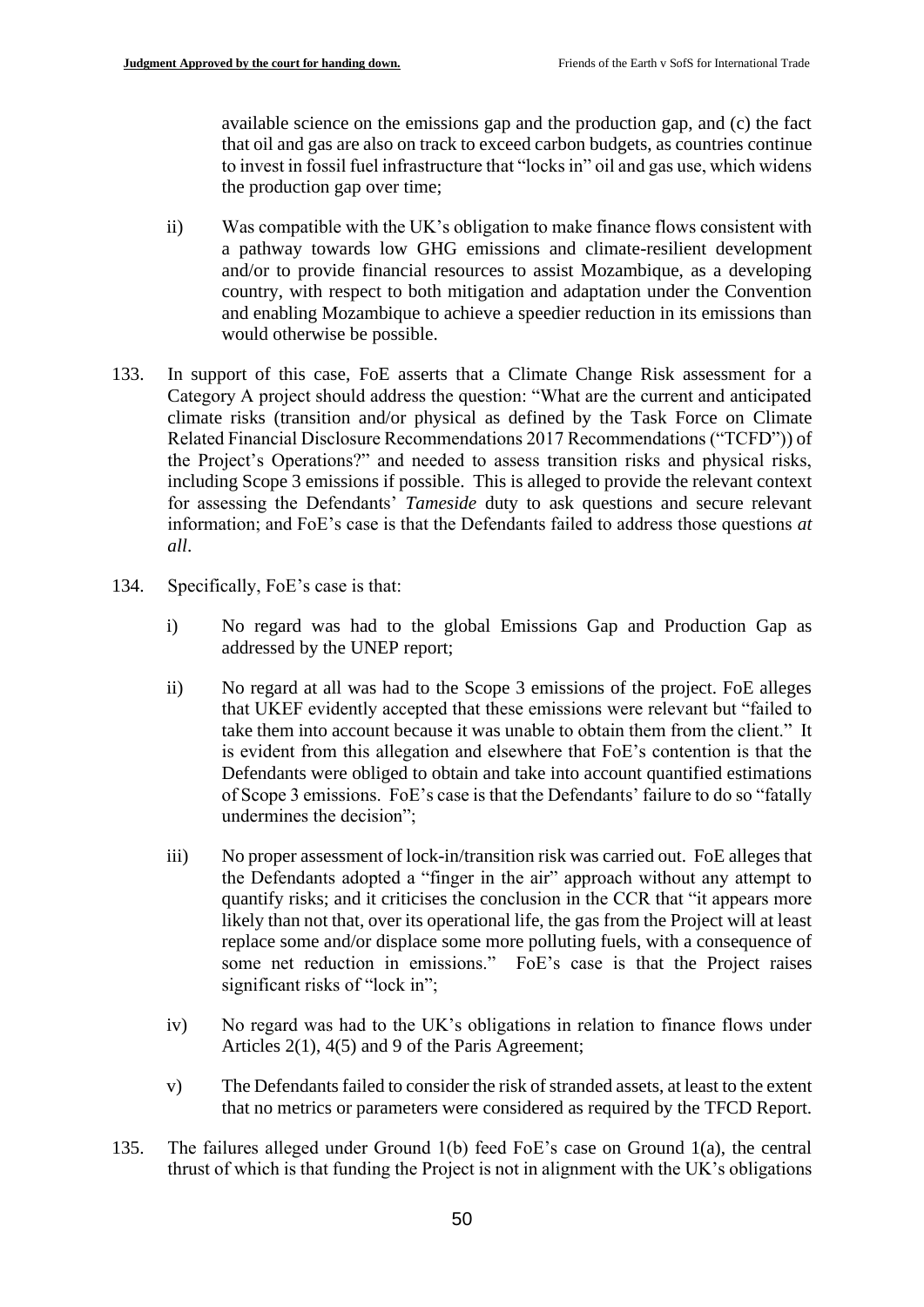available science on the emissions gap and the production gap, and (c) the fact that oil and gas are also on track to exceed carbon budgets, as countries continue to invest in fossil fuel infrastructure that "locks in" oil and gas use, which widens the production gap over time;

ii) Was compatible with the UK's obligation to make finance flows consistent with a pathway towards low GHG emissions and climate-resilient development and/or to provide financial resources to assist Mozambique, as a developing country, with respect to both mitigation and adaptation under the Convention and enabling Mozambique to achieve a speedier reduction in its emissions than would otherwise be possible.

133. In support of this case, FoE asserts that a Climate Change Risk assessment for a Category A project should address the question: "What are the current and anticipated climate risks (transition and/or physical as defined by the Task Force on Climate Related Financial Disclosure Recommendations 2017 Recommendations ("TCFD")) of the Project's Operations?" and needed to assess transition risks and physical risks, including Scope 3 emissions if possible. This is alleged to provide the relevant context for assessing the Defendants' *Tameside* duty to ask questions and secure relevant information; and FoE's case is that the Defendants failed to address those questions *at all*.

134. Specifically, FoE's case is that:

i) No regard was had to the global Emissions Gap and Production Gap as addressed by the UNEP report;

ii) No regard at all was had to the Scope 3 emissions of the project. FoE alleges that UKEF evidently accepted that these emissions were relevant but "failed to take them into account because it was unable to obtain them from the client." It is evident from this allegation and elsewhere that FoE's contention is that the Defendants were obliged to obtain and take into account quantified estimations of Scope 3 emissions. FoE's case is that the Defendants' failure to do so "fatally undermines the decision";

iii) No proper assessment of lock-in/transition risk was carried out. FoE alleges that the Defendants adopted a "finger in the air" approach without any attempt to quantify risks; and it criticises the conclusion in the CCR that "it appears more likely than not that, over its operational life, the gas from the Project will at least replace some and/or displace some more polluting fuels, with a consequence of some net reduction in emissions." FoE's case is that the Project raises significant risks of "lock in";

iv) No regard was had to the UK's obligations in relation to finance flows under Articles 2(1), 4(5) and 9 of the Paris Agreement;

v) The Defendants failed to consider the risk of stranded assets, at least to the extent that no metrics or parameters were considered as required by the TFCD Report.

135. The failures alleged under Ground 1(b) feed FoE's case on Ground 1(a), the central thrust of which is that funding the Project is not in alignment with the UK's obligations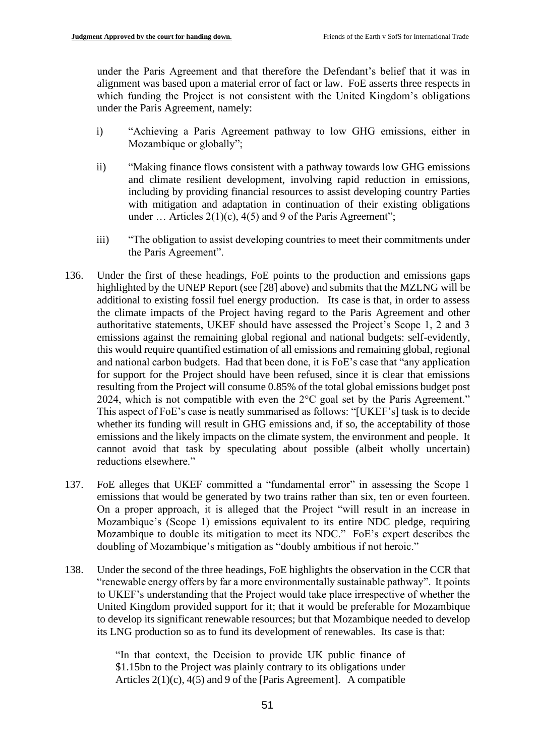under the Paris Agreement and that therefore the Defendant's belief that it was in alignment was based upon a material error of fact or law. FoE asserts three respects in which funding the Project is not consistent with the United Kingdom's obligations under the Paris Agreement, namely:

i) "Achieving a Paris Agreement pathway to low GHG emissions, either in Mozambique or globally";

ii) "Making finance flows consistent with a pathway towards low GHG emissions and climate resilient development, involving rapid reduction in emissions, including by providing financial resources to assist developing country Parties with mitigation and adaptation in continuation of their existing obligations under … Articles 2(1)(c), 4(5) and 9 of the Paris Agreement";

iii) "The obligation to assist developing countries to meet their commitments under the Paris Agreement".

136. Under the first of these headings, FoE points to the production and emissions gaps highlighted by the UNEP Report (see [28] above) and submits that the MZLNG will be additional to existing fossil fuel energy production. Its case is that, in order to assess the climate impacts of the Project having regard to the Paris Agreement and other authoritative statements, UKEF should have assessed the Project's Scope 1, 2 and 3 emissions against the remaining global regional and national budgets: self-evidently, this would require quantified estimation of all emissions and remaining global, regional and national carbon budgets. Had that been done, it is FoE's case that "any application for support for the Project should have been refused, since it is clear that emissions resulting from the Project will consume 0.85% of the total global emissions budget post 2024, which is not compatible with even the 2°C goal set by the Paris Agreement." This aspect of FoE's case is neatly summarised as follows: "[UKEF's] task is to decide whether its funding will result in GHG emissions and, if so, the acceptability of those emissions and the likely impacts on the climate system, the environment and people. It cannot avoid that task by speculating about possible (albeit wholly uncertain) reductions elsewhere."

137. FoE alleges that UKEF committed a "fundamental error" in assessing the Scope 1 emissions that would be generated by two trains rather than six, ten or even fourteen. On a proper approach, it is alleged that the Project "will result in an increase in Mozambique's (Scope 1) emissions equivalent to its entire NDC pledge, requiring Mozambique to double its mitigation to meet its NDC." FoE's expert describes the doubling of Mozambique's mitigation as "doubly ambitious if not heroic."

138. Under the second of the three headings, FoE highlights the observation in the CCR that "renewable energy offers by far a more environmentally sustainable pathway". It points to UKEF's understanding that the Project would take place irrespective of whether the United Kingdom provided support for it; that it would be preferable for Mozambique to develop its significant renewable resources; but that Mozambique needed to develop its LNG production so as to fund its development of renewables. Its case is that:

> "In that context, the Decision to provide UK public finance of \$1.15bn to the Project was plainly contrary to its obligations under Articles 2(1)(c), 4(5) and 9 of the [Paris Agreement]. A compatible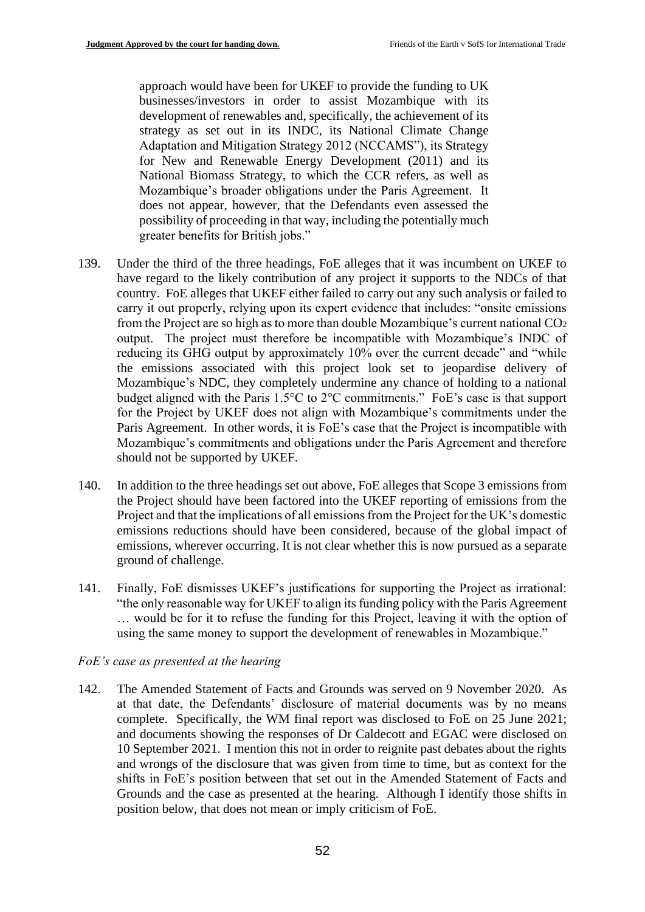> approach would have been for UKEF to provide the funding to UK businesses/investors in order to assist Mozambique with its development of renewables and, specifically, the achievement of its strategy as set out in its INDC, its National Climate Change Adaptation and Mitigation Strategy 2012 (NCCAMS"), its Strategy for New and Renewable Energy Development (2011) and its National Biomass Strategy, to which the CCR refers, as well as Mozambique's broader obligations under the Paris Agreement. It does not appear, however, that the Defendants even assessed the possibility of proceeding in that way, including the potentially much greater benefits for British jobs."

139. Under the third of the three headings, FoE alleges that it was incumbent on UKEF to have regard to the likely contribution of any project it supports to the NDCs of that country. FoE alleges that UKEF either failed to carry out any such analysis or failed to carry it out properly, relying upon its expert evidence that includes: "onsite emissions from the Project are so high as to more than double Mozambique's current national $CO_2$ output. The project must therefore be incompatible with Mozambique's INDC of reducing its GHG output by approximately 10% over the current decade" and "while the emissions associated with this project look set to jeopardise delivery of Mozambique's NDC, they completely undermine any chance of holding to a national budget aligned with the Paris 1.5°C to 2°C commitments." FoE's case is that support for the Project by UKEF does not align with Mozambique's commitments under the Paris Agreement. In other words, it is FoE's case that the Project is incompatible with Mozambique's commitments and obligations under the Paris Agreement and therefore should not be supported by UKEF.

140. In addition to the three headings set out above, FoE alleges that Scope 3 emissions from the Project should have been factored into the UKEF reporting of emissions from the Project and that the implications of all emissions from the Project for the UK's domestic emissions reductions should have been considered, because of the global impact of emissions, wherever occurring. It is not clear whether this is now pursued as a separate ground of challenge.

141. Finally, FoE dismisses UKEF's justifications for supporting the Project as irrational: "the only reasonable way for UKEF to align its funding policy with the Paris Agreement … would be for it to refuse the funding for this Project, leaving it with the option of using the same money to support the development of renewables in Mozambique."

*FoE's case as presented at the hearing*

142. The Amended Statement of Facts and Grounds was served on 9 November 2020. As at that date, the Defendants' disclosure of material documents was by no means complete. Specifically, the WM final report was disclosed to FoE on 25 June 2021; and documents showing the responses of Dr Caldecott and EGAC were disclosed on 10 September 2021. I mention this not in order to reignite past debates about the rights and wrongs of the disclosure that was given from time to time, but as context for the shifts in FoE's position between that set out in the Amended Statement of Facts and Grounds and the case as presented at the hearing. Although I identify those shifts in position below, that does not mean or imply criticism of FoE.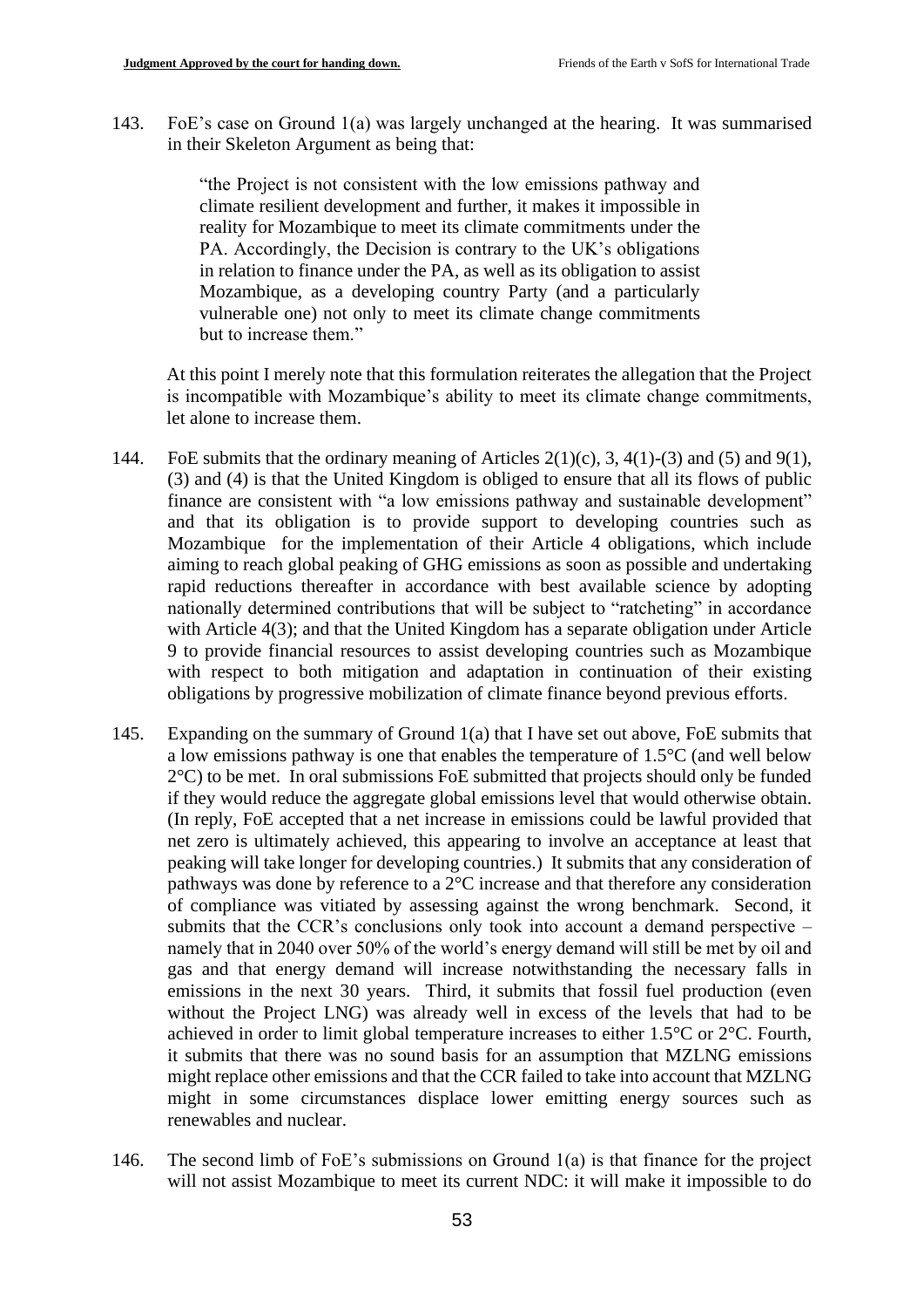143. FoE's case on Ground 1(a) was largely unchanged at the hearing. It was summarised in their Skeleton Argument as being that:

> "the Project is not consistent with the low emissions pathway and climate resilient development and further, it makes it impossible in reality for Mozambique to meet its climate commitments under the PA. Accordingly, the Decision is contrary to the UK's obligations in relation to finance under the PA, as well as its obligation to assist Mozambique, as a developing country Party (and a particularly vulnerable one) not only to meet its climate change commitments but to increase them."

At this point I merely note that this formulation reiterates the allegation that the Project is incompatible with Mozambique's ability to meet its climate change commitments, let alone to increase them.

144. FoE submits that the ordinary meaning of Articles 2(1)(c), 3, 4(1)-(3) and (5) and 9(1), (3) and (4) is that the United Kingdom is obliged to ensure that all its flows of public finance are consistent with "a low emissions pathway and sustainable development" and that its obligation is to provide support to developing countries such as Mozambique for the implementation of their Article 4 obligations, which include aiming to reach global peaking of GHG emissions as soon as possible and undertaking rapid reductions thereafter in accordance with best available science by adopting nationally determined contributions that will be subject to "ratcheting" in accordance with Article 4(3); and that the United Kingdom has a separate obligation under Article 9 to provide financial resources to assist developing countries such as Mozambique with respect to both mitigation and adaptation in continuation of their existing obligations by progressive mobilization of climate finance beyond previous efforts.

145. Expanding on the summary of Ground 1(a) that I have set out above, FoE submits that a low emissions pathway is one that enables the temperature of 1.5°C (and well below 2°C) to be met. In oral submissions FoE submitted that projects should only be funded if they would reduce the aggregate global emissions level that would otherwise obtain. (In reply, FoE accepted that a net increase in emissions could be lawful provided that net zero is ultimately achieved, this appearing to involve an acceptance at least that peaking will take longer for developing countries.) It submits that any consideration of pathways was done by reference to a 2°C increase and that therefore any consideration of compliance was vitiated by assessing against the wrong benchmark. Second, it submits that the CCR's conclusions only took into account a demand perspective – namely that in 2040 over 50% of the world's energy demand will still be met by oil and gas and that energy demand will increase notwithstanding the necessary falls in emissions in the next 30 years. Third, it submits that fossil fuel production (even without the Project LNG) was already well in excess of the levels that had to be achieved in order to limit global temperature increases to either 1.5°C or 2°C. Fourth, it submits that there was no sound basis for an assumption that MZLNG emissions might replace other emissions and that the CCR failed to take into account that MZLNG might in some circumstances displace lower emitting energy sources such as renewables and nuclear.

146. The second limb of FoE's submissions on Ground 1(a) is that finance for the project will not assist Mozambique to meet its current NDC: it will make it impossible to do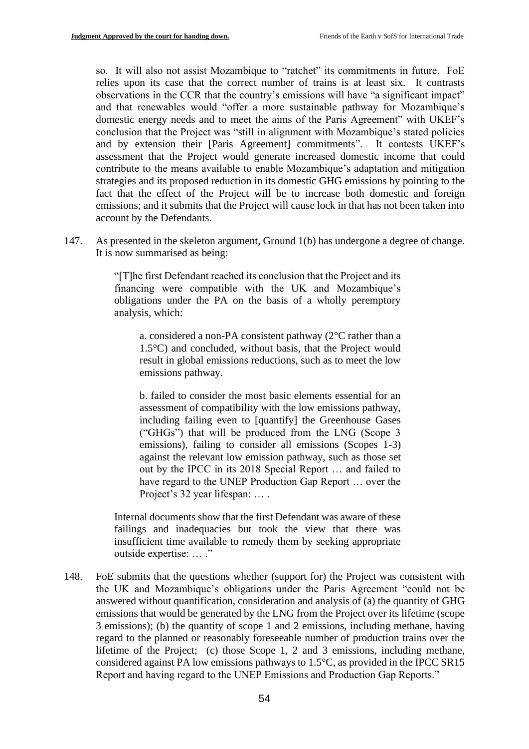so. It will also not assist Mozambique to "ratchet" its commitments in future. FoE relies upon its case that the correct number of trains is at least six. It contrasts observations in the CCR that the country's emissions will have "a significant impact" and that renewables would "offer a more sustainable pathway for Mozambique's domestic energy needs and to meet the aims of the Paris Agreement" with UKEF's conclusion that the Project was "still in alignment with Mozambique's stated policies and by extension their [Paris Agreement] commitments". It contests UKEF's assessment that the Project would generate increased domestic income that could contribute to the means available to enable Mozambique's adaptation and mitigation strategies and its proposed reduction in its domestic GHG emissions by pointing to the fact that the effect of the Project will be to increase both domestic and foreign emissions; and it submits that the Project will cause lock in that has not been taken into account by the Defendants.

147. As presented in the skeleton argument, Ground 1(b) has undergone a degree of change. It is now summarised as being:

> "[T]he first Defendant reached its conclusion that the Project and its financing were compatible with the UK and Mozambique's obligations under the PA on the basis of a wholly peremptory analysis, which:
>
> > a. considered a non-PA consistent pathway (2°C rather than a 1.5°C) and concluded, without basis, that the Project would result in global emissions reductions, such as to meet the low emissions pathway.
> >
> > b. failed to consider the most basic elements essential for an assessment of compatibility with the low emissions pathway, including failing even to [quantify] the Greenhouse Gases ("GHGs") that will be produced from the LNG (Scope 3 emissions), failing to consider all emissions (Scopes 1-3) against the relevant low emission pathway, such as those set out by the IPCC in its 2018 Special Report … and failed to have regard to the UNEP Production Gap Report … over the Project's 32 year lifespan: … .
>
> Internal documents show that the first Defendant was aware of these failings and inadequacies but took the view that there was insufficient time available to remedy them by seeking appropriate outside expertise: … ."

148. FoE submits that the questions whether (support for) the Project was consistent with the UK and Mozambique's obligations under the Paris Agreement "could not be answered without quantification, consideration and analysis of (a) the quantity of GHG emissions that would be generated by the LNG from the Project over its lifetime (scope 3 emissions); (b) the quantity of scope 1 and 2 emissions, including methane, having regard to the planned or reasonably foreseeable number of production trains over the lifetime of the Project; (c) those Scope 1, 2 and 3 emissions, including methane, considered against PA low emissions pathways to 1.5°C, as provided in the IPCC SR15 Report and having regard to the UNEP Emissions and Production Gap Reports."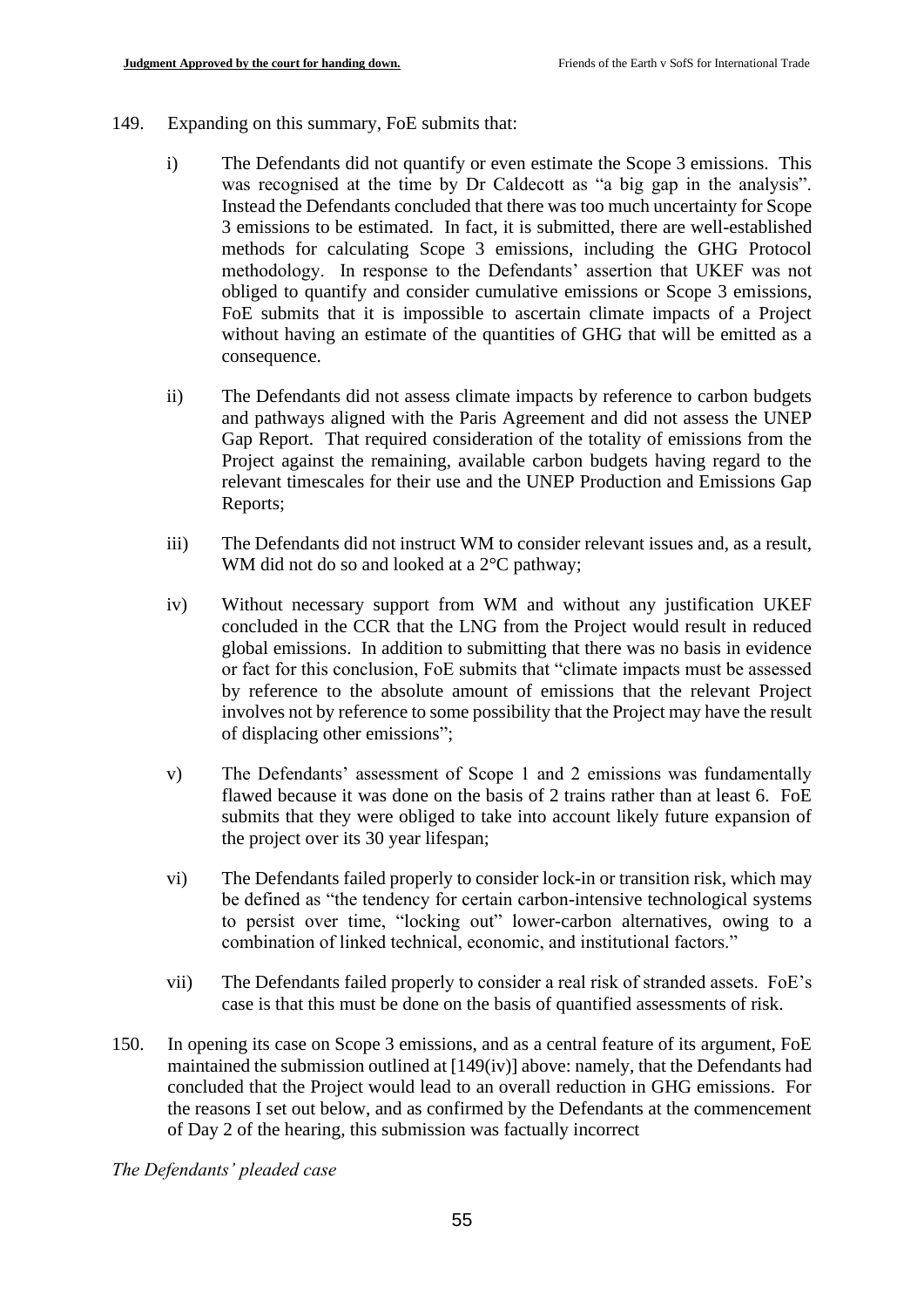149. Expanding on this summary, FoE submits that:

    i) The Defendants did not quantify or even estimate the Scope 3 emissions. This was recognised at the time by Dr Caldecott as "a big gap in the analysis". Instead the Defendants concluded that there was too much uncertainty for Scope 3 emissions to be estimated. In fact, it is submitted, there are well-established methods for calculating Scope 3 emissions, including the GHG Protocol methodology. In response to the Defendants' assertion that UKEF was not obliged to quantify and consider cumulative emissions or Scope 3 emissions, FoE submits that it is impossible to ascertain climate impacts of a Project without having an estimate of the quantities of GHG that will be emitted as a consequence.

    ii) The Defendants did not assess climate impacts by reference to carbon budgets and pathways aligned with the Paris Agreement and did not assess the UNEP Gap Report. That required consideration of the totality of emissions from the Project against the remaining, available carbon budgets having regard to the relevant timescales for their use and the UNEP Production and Emissions Gap Reports;

    iii) The Defendants did not instruct WM to consider relevant issues and, as a result, WM did not do so and looked at a 2°C pathway;

    iv) Without necessary support from WM and without any justification UKEF concluded in the CCR that the LNG from the Project would result in reduced global emissions. In addition to submitting that there was no basis in evidence or fact for this conclusion, FoE submits that "climate impacts must be assessed by reference to the absolute amount of emissions that the relevant Project involves not by reference to some possibility that the Project may have the result of displacing other emissions";

    v) The Defendants' assessment of Scope 1 and 2 emissions was fundamentally flawed because it was done on the basis of 2 trains rather than at least 6. FoE submits that they were obliged to take into account likely future expansion of the project over its 30 year lifespan;

    vi) The Defendants failed properly to consider lock-in or transition risk, which may be defined as "the tendency for certain carbon-intensive technological systems to persist over time, "locking out" lower-carbon alternatives, owing to a combination of linked technical, economic, and institutional factors."

    vii) The Defendants failed properly to consider a real risk of stranded assets. FoE's case is that this must be done on the basis of quantified assessments of risk.

150. In opening its case on Scope 3 emissions, and as a central feature of its argument, FoE maintained the submission outlined at [149(iv)] above: namely, that the Defendants had concluded that the Project would lead to an overall reduction in GHG emissions. For the reasons I set out below, and as confirmed by the Defendants at the commencement of Day 2 of the hearing, this submission was factually incorrect

*The Defendants' pleaded case*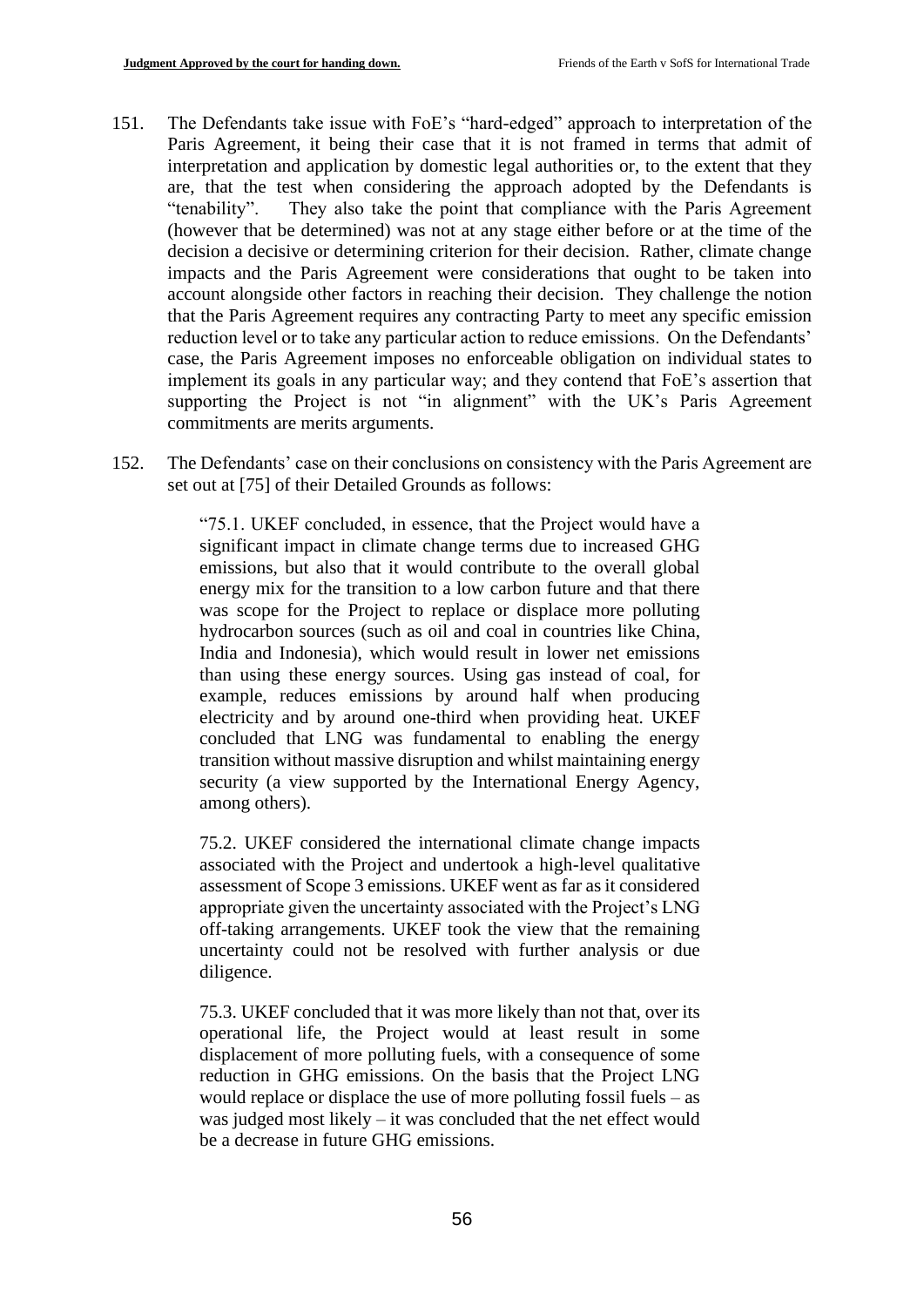151. The Defendants take issue with FoE's "hard-edged" approach to interpretation of the Paris Agreement, it being their case that it is not framed in terms that admit of interpretation and application by domestic legal authorities or, to the extent that they are, that the test when considering the approach adopted by the Defendants is "tenability". They also take the point that compliance with the Paris Agreement (however that be determined) was not at any stage either before or at the time of the decision a decisive or determining criterion for their decision. Rather, climate change impacts and the Paris Agreement were considerations that ought to be taken into account alongside other factors in reaching their decision. They challenge the notion that the Paris Agreement requires any contracting Party to meet any specific emission reduction level or to take any particular action to reduce emissions. On the Defendants' case, the Paris Agreement imposes no enforceable obligation on individual states to implement its goals in any particular way; and they contend that FoE's assertion that supporting the Project is not "in alignment" with the UK's Paris Agreement commitments are merits arguments.

152. The Defendants' case on their conclusions on consistency with the Paris Agreement are set out at [75] of their Detailed Grounds as follows:

> "75.1. UKEF concluded, in essence, that the Project would have a significant impact in climate change terms due to increased GHG emissions, but also that it would contribute to the overall global energy mix for the transition to a low carbon future and that there was scope for the Project to replace or displace more polluting hydrocarbon sources (such as oil and coal in countries like China, India and Indonesia), which would result in lower net emissions than using these energy sources. Using gas instead of coal, for example, reduces emissions by around half when producing electricity and by around one-third when providing heat. UKEF concluded that LNG was fundamental to enabling the energy transition without massive disruption and whilst maintaining energy security (a view supported by the International Energy Agency, among others).
>
> 75.2. UKEF considered the international climate change impacts associated with the Project and undertook a high-level qualitative assessment of Scope 3 emissions. UKEF went as far as it considered appropriate given the uncertainty associated with the Project's LNG off-taking arrangements. UKEF took the view that the remaining uncertainty could not be resolved with further analysis or due diligence.
>
> 75.3. UKEF concluded that it was more likely than not that, over its operational life, the Project would at least result in some displacement of more polluting fuels, with a consequence of some reduction in GHG emissions. On the basis that the Project LNG would replace or displace the use of more polluting fossil fuels – as was judged most likely – it was concluded that the net effect would be a decrease in future GHG emissions.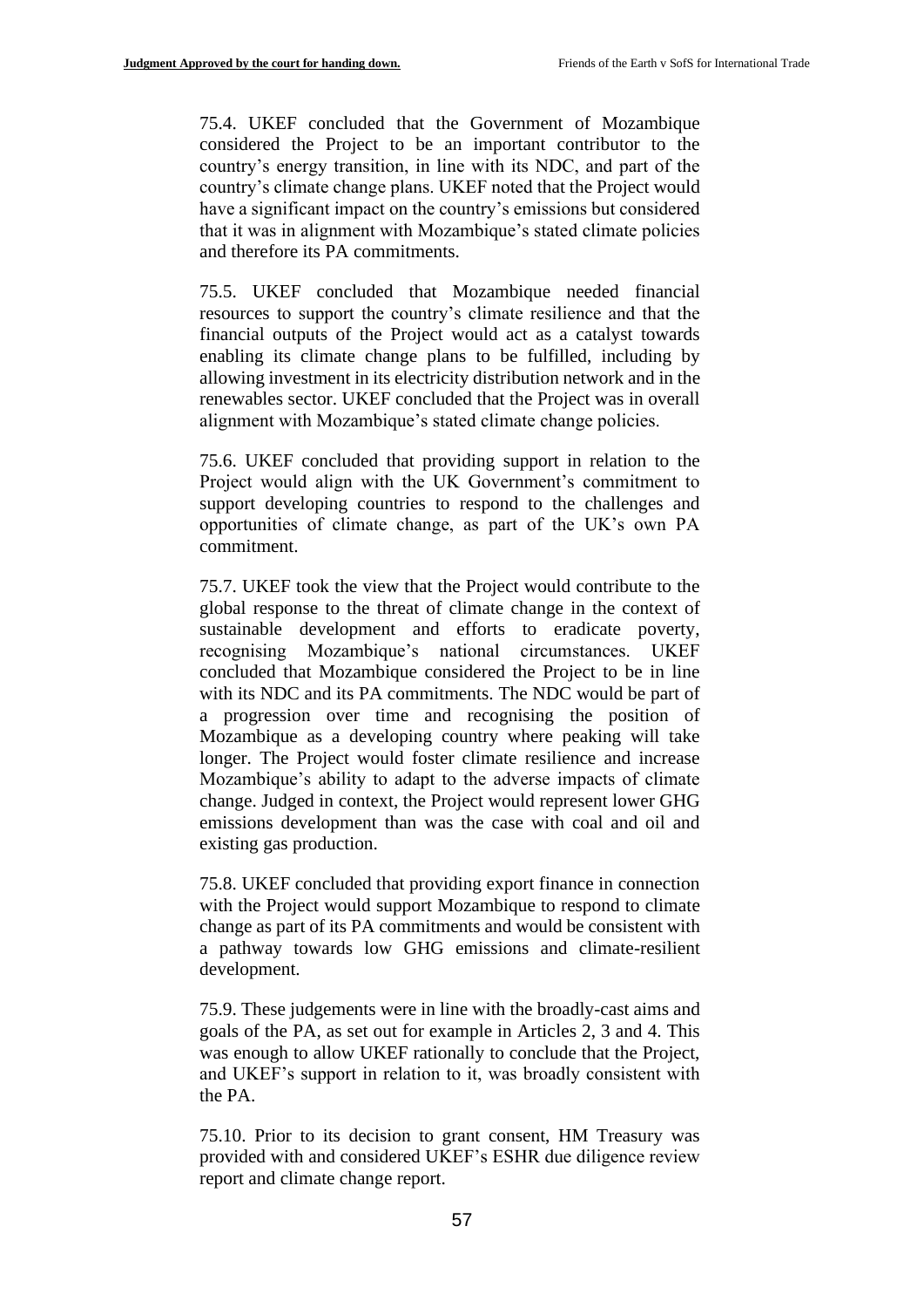75.4. UKEF concluded that the Government of Mozambique considered the Project to be an important contributor to the country's energy transition, in line with its NDC, and part of the country's climate change plans. UKEF noted that the Project would have a significant impact on the country's emissions but considered that it was in alignment with Mozambique's stated climate policies and therefore its PA commitments.

75.5. UKEF concluded that Mozambique needed financial resources to support the country's climate resilience and that the financial outputs of the Project would act as a catalyst towards enabling its climate change plans to be fulfilled, including by allowing investment in its electricity distribution network and in the renewables sector. UKEF concluded that the Project was in overall alignment with Mozambique's stated climate change policies.

75.6. UKEF concluded that providing support in relation to the Project would align with the UK Government's commitment to support developing countries to respond to the challenges and opportunities of climate change, as part of the UK's own PA commitment.

75.7. UKEF took the view that the Project would contribute to the global response to the threat of climate change in the context of sustainable development and efforts to eradicate poverty, recognising Mozambique's national circumstances. UKEF concluded that Mozambique considered the Project to be in line with its NDC and its PA commitments. The NDC would be part of a progression over time and recognising the position of Mozambique as a developing country where peaking will take longer. The Project would foster climate resilience and increase Mozambique's ability to adapt to the adverse impacts of climate change. Judged in context, the Project would represent lower GHG emissions development than was the case with coal and oil and existing gas production.

75.8. UKEF concluded that providing export finance in connection with the Project would support Mozambique to respond to climate change as part of its PA commitments and would be consistent with a pathway towards low GHG emissions and climate-resilient development.

75.9. These judgements were in line with the broadly-cast aims and goals of the PA, as set out for example in Articles 2, 3 and 4. This was enough to allow UKEF rationally to conclude that the Project, and UKEF's support in relation to it, was broadly consistent with the PA.

75.10. Prior to its decision to grant consent, HM Treasury was provided with and considered UKEF's ESHR due diligence review report and climate change report.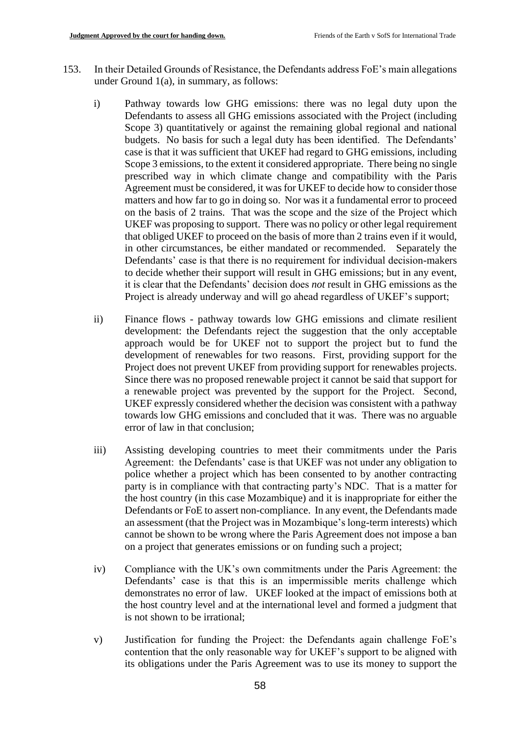153. In their Detailed Grounds of Resistance, the Defendants address FoE's main allegations under Ground 1(a), in summary, as follows:

   i) Pathway towards low GHG emissions: there was no legal duty upon the Defendants to assess all GHG emissions associated with the Project (including Scope 3) quantitatively or against the remaining global regional and national budgets. No basis for such a legal duty has been identified. The Defendants' case is that it was sufficient that UKEF had regard to GHG emissions, including Scope 3 emissions, to the extent it considered appropriate. There being no single prescribed way in which climate change and compatibility with the Paris Agreement must be considered, it was for UKEF to decide how to consider those matters and how far to go in doing so. Nor was it a fundamental error to proceed on the basis of 2 trains. That was the scope and the size of the Project which UKEF was proposing to support. There was no policy or other legal requirement that obliged UKEF to proceed on the basis of more than 2 trains even if it would, in other circumstances, be either mandated or recommended. Separately the Defendants' case is that there is no requirement for individual decision-makers to decide whether their support will result in GHG emissions; but in any event, it is clear that the Defendants' decision does *not* result in GHG emissions as the Project is already underway and will go ahead regardless of UKEF's support;

   ii) Finance flows - pathway towards low GHG emissions and climate resilient development: the Defendants reject the suggestion that the only acceptable approach would be for UKEF not to support the project but to fund the development of renewables for two reasons. First, providing support for the Project does not prevent UKEF from providing support for renewables projects. Since there was no proposed renewable project it cannot be said that support for a renewable project was prevented by the support for the Project. Second, UKEF expressly considered whether the decision was consistent with a pathway towards low GHG emissions and concluded that it was. There was no arguable error of law in that conclusion;

   iii) Assisting developing countries to meet their commitments under the Paris Agreement: the Defendants' case is that UKEF was not under any obligation to police whether a project which has been consented to by another contracting party is in compliance with that contracting party's NDC. That is a matter for the host country (in this case Mozambique) and it is inappropriate for either the Defendants or FoE to assert non-compliance. In any event, the Defendants made an assessment (that the Project was in Mozambique's long-term interests) which cannot be shown to be wrong where the Paris Agreement does not impose a ban on a project that generates emissions or on funding such a project;

   iv) Compliance with the UK's own commitments under the Paris Agreement: the Defendants' case is that this is an impermissible merits challenge which demonstrates no error of law. UKEF looked at the impact of emissions both at the host country level and at the international level and formed a judgment that is not shown to be irrational;

   v) Justification for funding the Project: the Defendants again challenge FoE's contention that the only reasonable way for UKEF's support to be aligned with its obligations under the Paris Agreement was to use its money to support the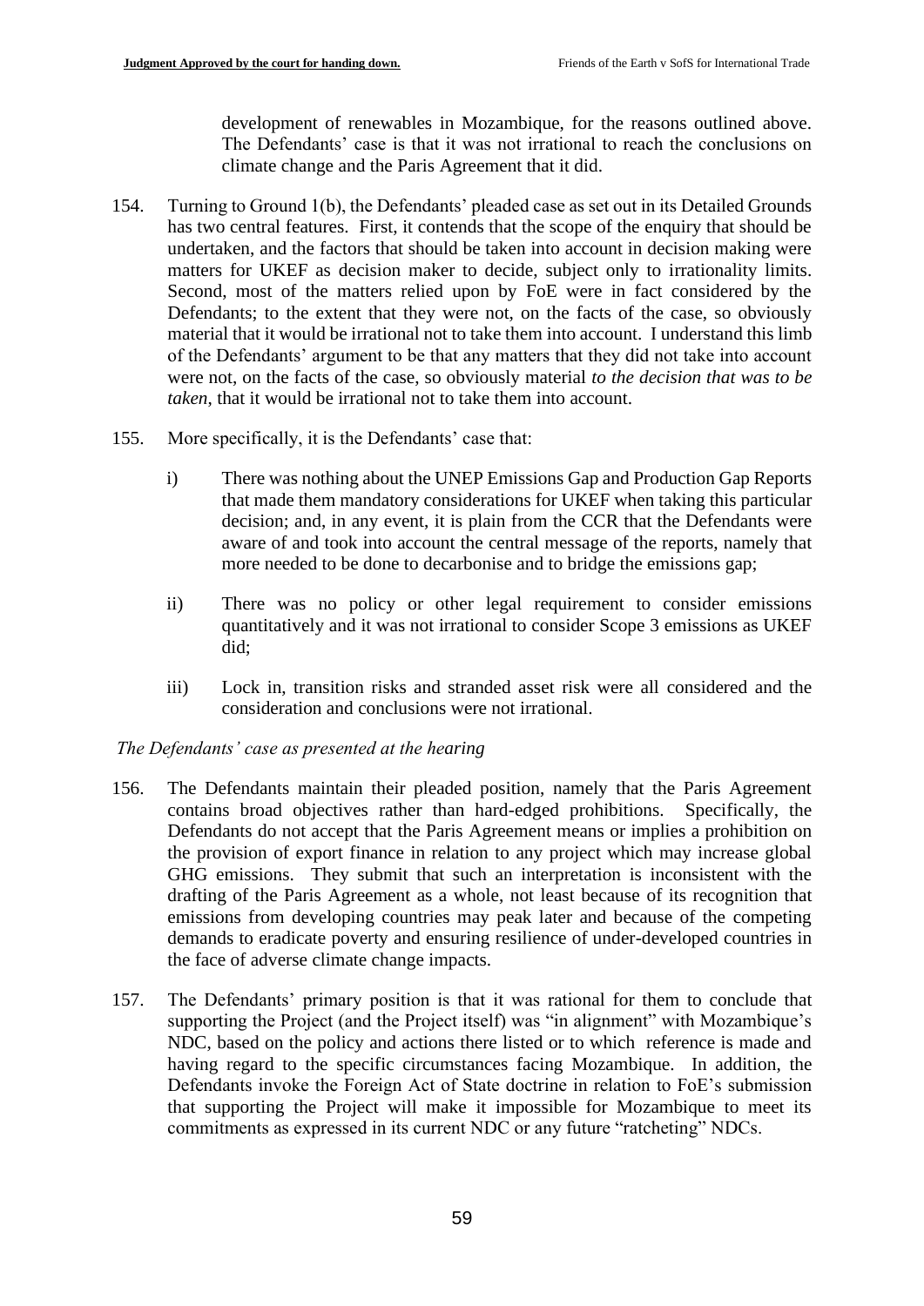development of renewables in Mozambique, for the reasons outlined above. The Defendants' case is that it was not irrational to reach the conclusions on climate change and the Paris Agreement that it did.

154. Turning to Ground 1(b), the Defendants' pleaded case as set out in its Detailed Grounds has two central features. First, it contends that the scope of the enquiry that should be undertaken, and the factors that should be taken into account in decision making were matters for UKEF as decision maker to decide, subject only to irrationality limits. Second, most of the matters relied upon by FoE were in fact considered by the Defendants; to the extent that they were not, on the facts of the case, so obviously material that it would be irrational not to take them into account. I understand this limb of the Defendants' argument to be that any matters that they did not take into account were not, on the facts of the case, so obviously material *to the decision that was to be taken*, that it would be irrational not to take them into account.

155. More specifically, it is the Defendants' case that:

    i) There was nothing about the UNEP Emissions Gap and Production Gap Reports that made them mandatory considerations for UKEF when taking this particular decision; and, in any event, it is plain from the CCR that the Defendants were aware of and took into account the central message of the reports, namely that more needed to be done to decarbonise and to bridge the emissions gap;

    ii) There was no policy or other legal requirement to consider emissions quantitatively and it was not irrational to consider Scope 3 emissions as UKEF did;

    iii) Lock in, transition risks and stranded asset risk were all considered and the consideration and conclusions were not irrational.

*The Defendants' case as presented at the hearing*

156. The Defendants maintain their pleaded position, namely that the Paris Agreement contains broad objectives rather than hard-edged prohibitions. Specifically, the Defendants do not accept that the Paris Agreement means or implies a prohibition on the provision of export finance in relation to any project which may increase global GHG emissions. They submit that such an interpretation is inconsistent with the drafting of the Paris Agreement as a whole, not least because of its recognition that emissions from developing countries may peak later and because of the competing demands to eradicate poverty and ensuring resilience of under-developed countries in the face of adverse climate change impacts.

157. The Defendants' primary position is that it was rational for them to conclude that supporting the Project (and the Project itself) was "in alignment" with Mozambique's NDC, based on the policy and actions there listed or to which reference is made and having regard to the specific circumstances facing Mozambique. In addition, the Defendants invoke the Foreign Act of State doctrine in relation to FoE's submission that supporting the Project will make it impossible for Mozambique to meet its commitments as expressed in its current NDC or any future "ratcheting" NDCs.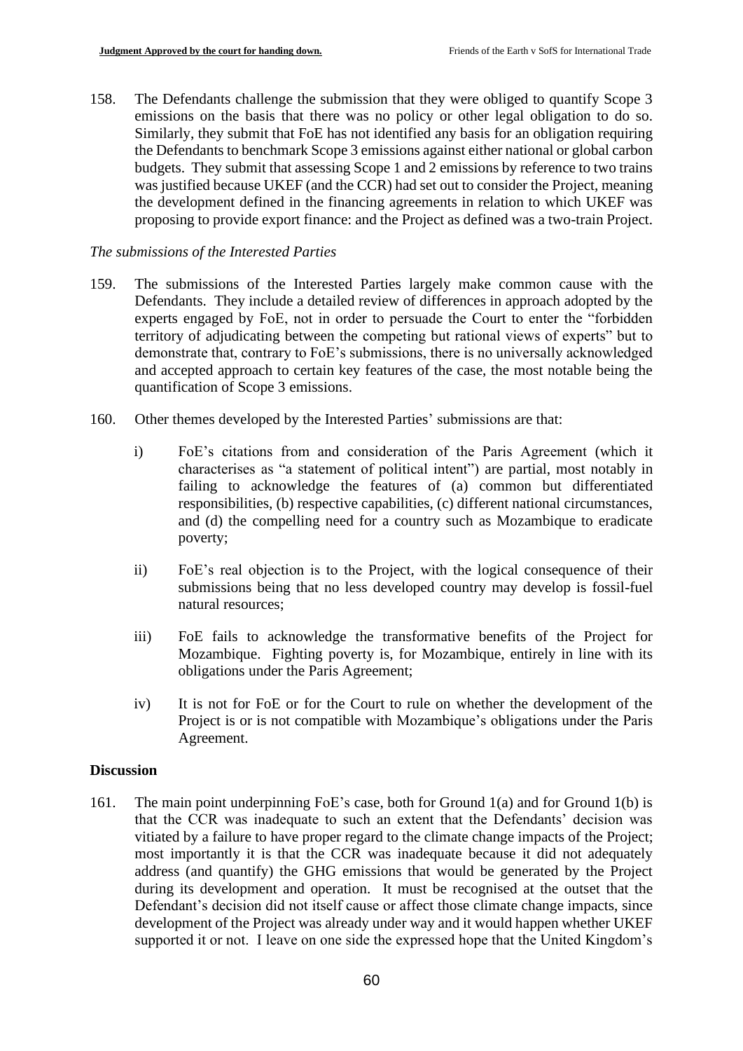158. The Defendants challenge the submission that they were obliged to quantify Scope 3 emissions on the basis that there was no policy or other legal obligation to do so. Similarly, they submit that FoE has not identified any basis for an obligation requiring the Defendants to benchmark Scope 3 emissions against either national or global carbon budgets. They submit that assessing Scope 1 and 2 emissions by reference to two trains was justified because UKEF (and the CCR) had set out to consider the Project, meaning the development defined in the financing agreements in relation to which UKEF was proposing to provide export finance: and the Project as defined was a two-train Project.

*The submissions of the Interested Parties*

159. The submissions of the Interested Parties largely make common cause with the Defendants. They include a detailed review of differences in approach adopted by the experts engaged by FoE, not in order to persuade the Court to enter the "forbidden territory of adjudicating between the competing but rational views of experts" but to demonstrate that, contrary to FoE's submissions, there is no universally acknowledged and accepted approach to certain key features of the case, the most notable being the quantification of Scope 3 emissions.

160. Other themes developed by the Interested Parties' submissions are that:

    i) FoE's citations from and consideration of the Paris Agreement (which it characterises as "a statement of political intent") are partial, most notably in failing to acknowledge the features of (a) common but differentiated responsibilities, (b) respective capabilities, (c) different national circumstances, and (d) the compelling need for a country such as Mozambique to eradicate poverty;

    ii) FoE's real objection is to the Project, with the logical consequence of their submissions being that no less developed country may develop is fossil-fuel natural resources;

    iii) FoE fails to acknowledge the transformative benefits of the Project for Mozambique. Fighting poverty is, for Mozambique, entirely in line with its obligations under the Paris Agreement;

    iv) It is not for FoE or for the Court to rule on whether the development of the Project is or is not compatible with Mozambique's obligations under the Paris Agreement.

## Discussion

161. The main point underpinning FoE's case, both for Ground 1(a) and for Ground 1(b) is that the CCR was inadequate to such an extent that the Defendants' decision was vitiated by a failure to have proper regard to the climate change impacts of the Project; most importantly it is that the CCR was inadequate because it did not adequately address (and quantify) the GHG emissions that would be generated by the Project during its development and operation. It must be recognised at the outset that the Defendant's decision did not itself cause or affect those climate change impacts, since development of the Project was already under way and it would happen whether UKEF supported it or not. I leave on one side the expressed hope that the United Kingdom's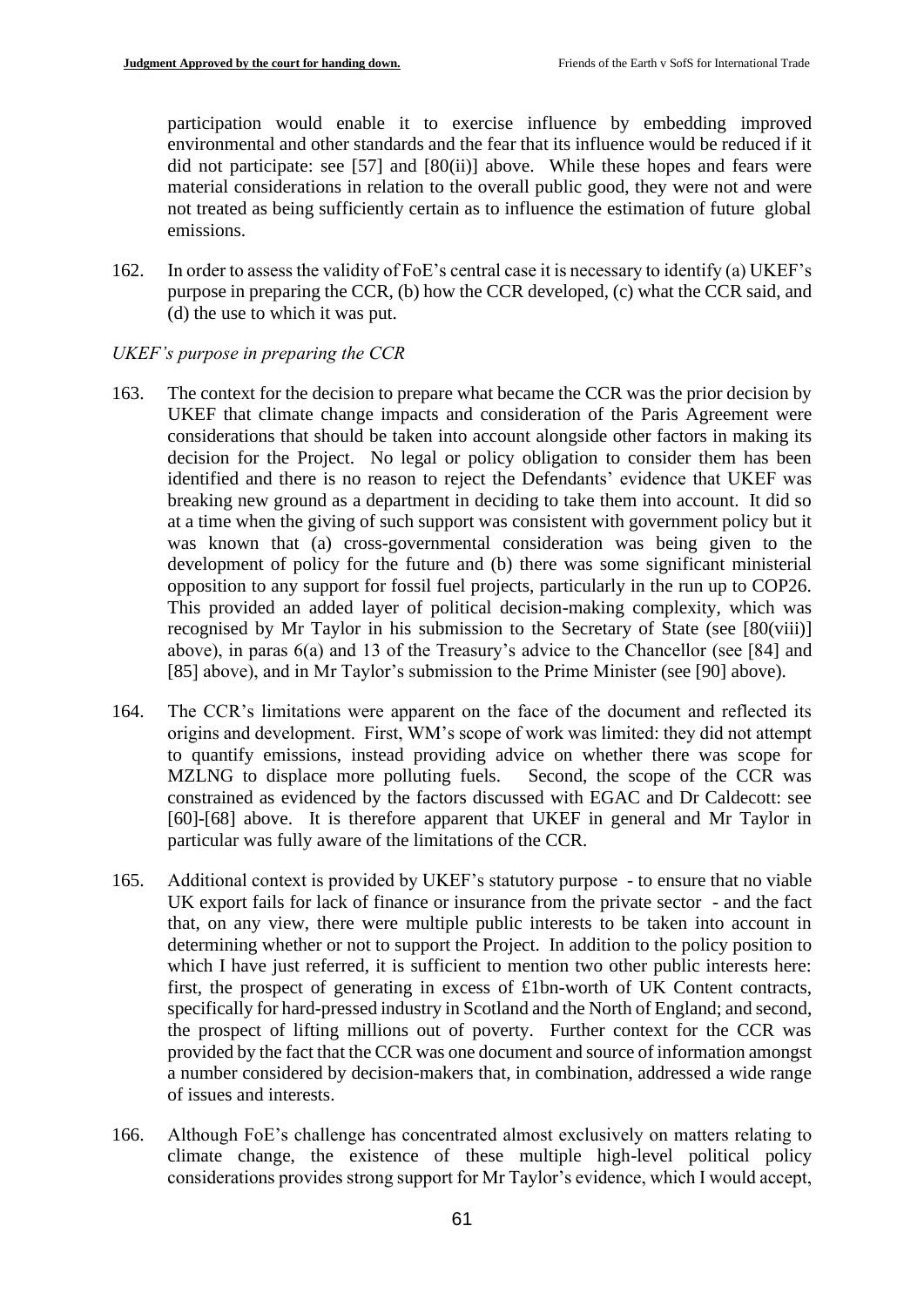participation would enable it to exercise influence by embedding improved environmental and other standards and the fear that its influence would be reduced if it did not participate: see [57] and [80(ii)] above. While these hopes and fears were material considerations in relation to the overall public good, they were not and were not treated as being sufficiently certain as to influence the estimation of future global emissions.

162. In order to assess the validity of FoE's central case it is necessary to identify (a) UKEF's purpose in preparing the CCR, (b) how the CCR developed, (c) what the CCR said, and (d) the use to which it was put.

*UKEF's purpose in preparing the CCR*

163. The context for the decision to prepare what became the CCR was the prior decision by UKEF that climate change impacts and consideration of the Paris Agreement were considerations that should be taken into account alongside other factors in making its decision for the Project. No legal or policy obligation to consider them has been identified and there is no reason to reject the Defendants' evidence that UKEF was breaking new ground as a department in deciding to take them into account. It did so at a time when the giving of such support was consistent with government policy but it was known that (a) cross-governmental consideration was being given to the development of policy for the future and (b) there was some significant ministerial opposition to any support for fossil fuel projects, particularly in the run up to COP26. This provided an added layer of political decision-making complexity, which was recognised by Mr Taylor in his submission to the Secretary of State (see [80(viii)] above), in paras 6(a) and 13 of the Treasury's advice to the Chancellor (see [84] and [85] above), and in Mr Taylor's submission to the Prime Minister (see [90] above).

164. The CCR's limitations were apparent on the face of the document and reflected its origins and development. First, WM's scope of work was limited: they did not attempt to quantify emissions, instead providing advice on whether there was scope for MZLNG to displace more polluting fuels. Second, the scope of the CCR was constrained as evidenced by the factors discussed with EGAC and Dr Caldecott: see [60]-[68] above. It is therefore apparent that UKEF in general and Mr Taylor in particular was fully aware of the limitations of the CCR.

165. Additional context is provided by UKEF's statutory purpose - to ensure that no viable UK export fails for lack of finance or insurance from the private sector - and the fact that, on any view, there were multiple public interests to be taken into account in determining whether or not to support the Project. In addition to the policy position to which I have just referred, it is sufficient to mention two other public interests here: first, the prospect of generating in excess of £1bn-worth of UK Content contracts, specifically for hard-pressed industry in Scotland and the North of England; and second, the prospect of lifting millions out of poverty. Further context for the CCR was provided by the fact that the CCR was one document and source of information amongst a number considered by decision-makers that, in combination, addressed a wide range of issues and interests.

166. Although FoE's challenge has concentrated almost exclusively on matters relating to climate change, the existence of these multiple high-level political policy considerations provides strong support for Mr Taylor's evidence, which I would accept,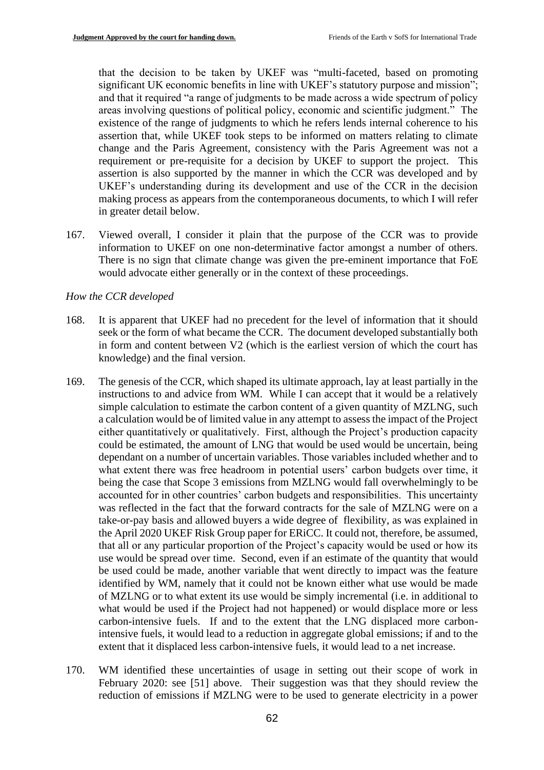that the decision to be taken by UKEF was "multi-faceted, based on promoting significant UK economic benefits in line with UKEF's statutory purpose and mission"; and that it required "a range of judgments to be made across a wide spectrum of policy areas involving questions of political policy, economic and scientific judgment." The existence of the range of judgments to which he refers lends internal coherence to his assertion that, while UKEF took steps to be informed on matters relating to climate change and the Paris Agreement, consistency with the Paris Agreement was not a requirement or pre-requisite for a decision by UKEF to support the project. This assertion is also supported by the manner in which the CCR was developed and by UKEF's understanding during its development and use of the CCR in the decision making process as appears from the contemporaneous documents, to which I will refer in greater detail below.

167. Viewed overall, I consider it plain that the purpose of the CCR was to provide information to UKEF on one non-determinative factor amongst a number of others. There is no sign that climate change was given the pre-eminent importance that FoE would advocate either generally or in the context of these proceedings.

*How the CCR developed*

168. It is apparent that UKEF had no precedent for the level of information that it should seek or the form of what became the CCR. The document developed substantially both in form and content between V2 (which is the earliest version of which the court has knowledge) and the final version.

169. The genesis of the CCR, which shaped its ultimate approach, lay at least partially in the instructions to and advice from WM. While I can accept that it would be a relatively simple calculation to estimate the carbon content of a given quantity of MZLNG, such a calculation would be of limited value in any attempt to assess the impact of the Project either quantitatively or qualitatively. First, although the Project's production capacity could be estimated, the amount of LNG that would be used would be uncertain, being dependant on a number of uncertain variables. Those variables included whether and to what extent there was free headroom in potential users' carbon budgets over time, it being the case that Scope 3 emissions from MZLNG would fall overwhelmingly to be accounted for in other countries' carbon budgets and responsibilities. This uncertainty was reflected in the fact that the forward contracts for the sale of MZLNG were on a take-or-pay basis and allowed buyers a wide degree of flexibility, as was explained in the April 2020 UKEF Risk Group paper for ERiCC. It could not, therefore, be assumed, that all or any particular proportion of the Project's capacity would be used or how its use would be spread over time. Second, even if an estimate of the quantity that would be used could be made, another variable that went directly to impact was the feature identified by WM, namely that it could not be known either what use would be made of MZLNG or to what extent its use would be simply incremental (i.e. in additional to what would be used if the Project had not happened) or would displace more or less carbon-intensive fuels. If and to the extent that the LNG displaced more carbon-intensive fuels, it would lead to a reduction in aggregate global emissions; if and to the extent that it displaced less carbon-intensive fuels, it would lead to a net increase.

170. WM identified these uncertainties of usage in setting out their scope of work in February 2020: see [51] above. Their suggestion was that they should review the reduction of emissions if MZLNG were to be used to generate electricity in a power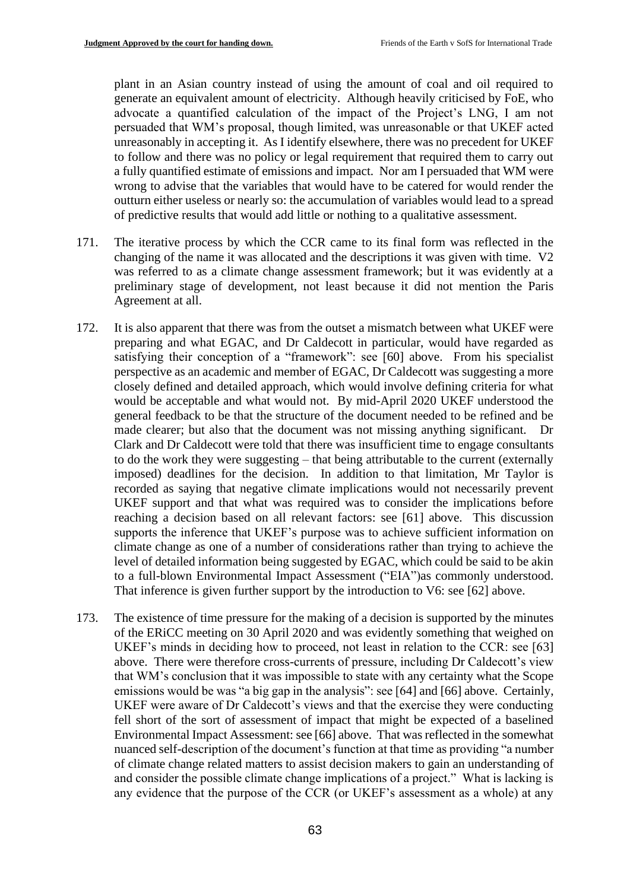plant in an Asian country instead of using the amount of coal and oil required to generate an equivalent amount of electricity. Although heavily criticised by FoE, who advocate a quantified calculation of the impact of the Project's LNG, I am not persuaded that WM's proposal, though limited, was unreasonable or that UKEF acted unreasonably in accepting it. As I identify elsewhere, there was no precedent for UKEF to follow and there was no policy or legal requirement that required them to carry out a fully quantified estimate of emissions and impact. Nor am I persuaded that WM were wrong to advise that the variables that would have to be catered for would render the outturn either useless or nearly so: the accumulation of variables would lead to a spread of predictive results that would add little or nothing to a qualitative assessment.

171. The iterative process by which the CCR came to its final form was reflected in the changing of the name it was allocated and the descriptions it was given with time. V2 was referred to as a climate change assessment framework; but it was evidently at a preliminary stage of development, not least because it did not mention the Paris Agreement at all.

172. It is also apparent that there was from the outset a mismatch between what UKEF were preparing and what EGAC, and Dr Caldecott in particular, would have regarded as satisfying their conception of a "framework": see [60] above. From his specialist perspective as an academic and member of EGAC, Dr Caldecott was suggesting a more closely defined and detailed approach, which would involve defining criteria for what would be acceptable and what would not. By mid-April 2020 UKEF understood the general feedback to be that the structure of the document needed to be refined and be made clearer; but also that the document was not missing anything significant. Dr Clark and Dr Caldecott were told that there was insufficient time to engage consultants to do the work they were suggesting – that being attributable to the current (externally imposed) deadlines for the decision. In addition to that limitation, Mr Taylor is recorded as saying that negative climate implications would not necessarily prevent UKEF support and that what was required was to consider the implications before reaching a decision based on all relevant factors: see [61] above. This discussion supports the inference that UKEF's purpose was to achieve sufficient information on climate change as one of a number of considerations rather than trying to achieve the level of detailed information being suggested by EGAC, which could be said to be akin to a full-blown Environmental Impact Assessment ("EIA")as commonly understood. That inference is given further support by the introduction to V6: see [62] above.

173. The existence of time pressure for the making of a decision is supported by the minutes of the ERiCC meeting on 30 April 2020 and was evidently something that weighed on UKEF's minds in deciding how to proceed, not least in relation to the CCR: see [63] above. There were therefore cross-currents of pressure, including Dr Caldecott's view that WM's conclusion that it was impossible to state with any certainty what the Scope emissions would be was "a big gap in the analysis": see [64] and [66] above. Certainly, UKEF were aware of Dr Caldecott's views and that the exercise they were conducting fell short of the sort of assessment of impact that might be expected of a baselined Environmental Impact Assessment: see [66] above. That was reflected in the somewhat nuanced self-description of the document's function at that time as providing "a number of climate change related matters to assist decision makers to gain an understanding of and consider the possible climate change implications of a project." What is lacking is any evidence that the purpose of the CCR (or UKEF's assessment as a whole) at any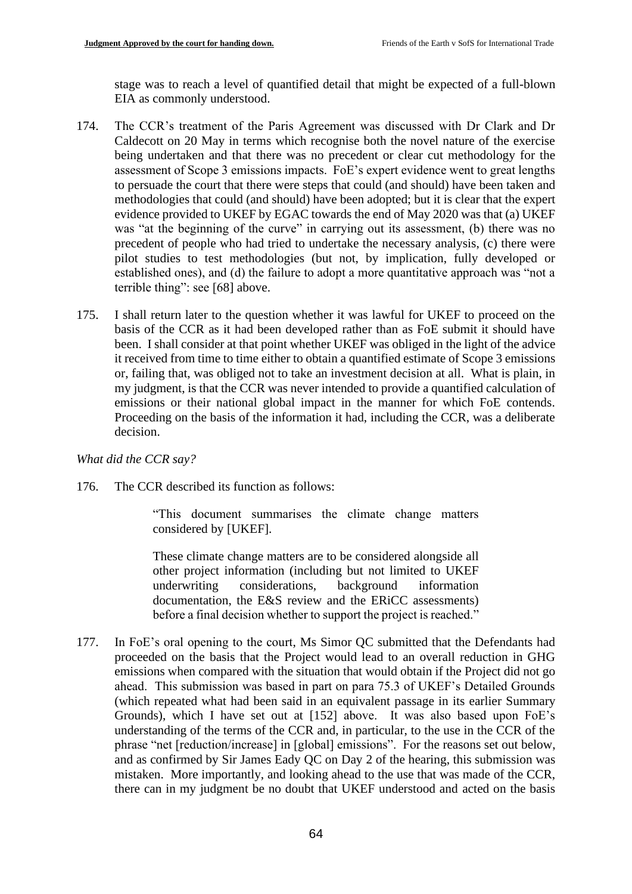stage was to reach a level of quantified detail that might be expected of a full-blown EIA as commonly understood.

174. The CCR's treatment of the Paris Agreement was discussed with Dr Clark and Dr Caldecott on 20 May in terms which recognise both the novel nature of the exercise being undertaken and that there was no precedent or clear cut methodology for the assessment of Scope 3 emissions impacts. FoE's expert evidence went to great lengths to persuade the court that there were steps that could (and should) have been taken and methodologies that could (and should) have been adopted; but it is clear that the expert evidence provided to UKEF by EGAC towards the end of May 2020 was that (a) UKEF was "at the beginning of the curve" in carrying out its assessment, (b) there was no precedent of people who had tried to undertake the necessary analysis, (c) there were pilot studies to test methodologies (but not, by implication, fully developed or established ones), and (d) the failure to adopt a more quantitative approach was "not a terrible thing": see [68] above.

175. I shall return later to the question whether it was lawful for UKEF to proceed on the basis of the CCR as it had been developed rather than as FoE submit it should have been. I shall consider at that point whether UKEF was obliged in the light of the advice it received from time to time either to obtain a quantified estimate of Scope 3 emissions or, failing that, was obliged not to take an investment decision at all. What is plain, in my judgment, is that the CCR was never intended to provide a quantified calculation of emissions or their national global impact in the manner for which FoE contends. Proceeding on the basis of the information it had, including the CCR, was a deliberate decision.

*What did the CCR say?*

176. The CCR described its function as follows:

> "This document summarises the climate change matters considered by [UKEF].
>
> These climate change matters are to be considered alongside all other project information (including but not limited to UKEF underwriting considerations, background information documentation, the E&S review and the ERiCC assessments) before a final decision whether to support the project is reached."

177. In FoE's oral opening to the court, Ms Simor QC submitted that the Defendants had proceeded on the basis that the Project would lead to an overall reduction in GHG emissions when compared with the situation that would obtain if the Project did not go ahead. This submission was based in part on para 75.3 of UKEF's Detailed Grounds (which repeated what had been said in an equivalent passage in its earlier Summary Grounds), which I have set out at [152] above. It was also based upon FoE's understanding of the terms of the CCR and, in particular, to the use in the CCR of the phrase "net [reduction/increase] in [global] emissions". For the reasons set out below, and as confirmed by Sir James Eady QC on Day 2 of the hearing, this submission was mistaken. More importantly, and looking ahead to the use that was made of the CCR, there can in my judgment be no doubt that UKEF understood and acted on the basis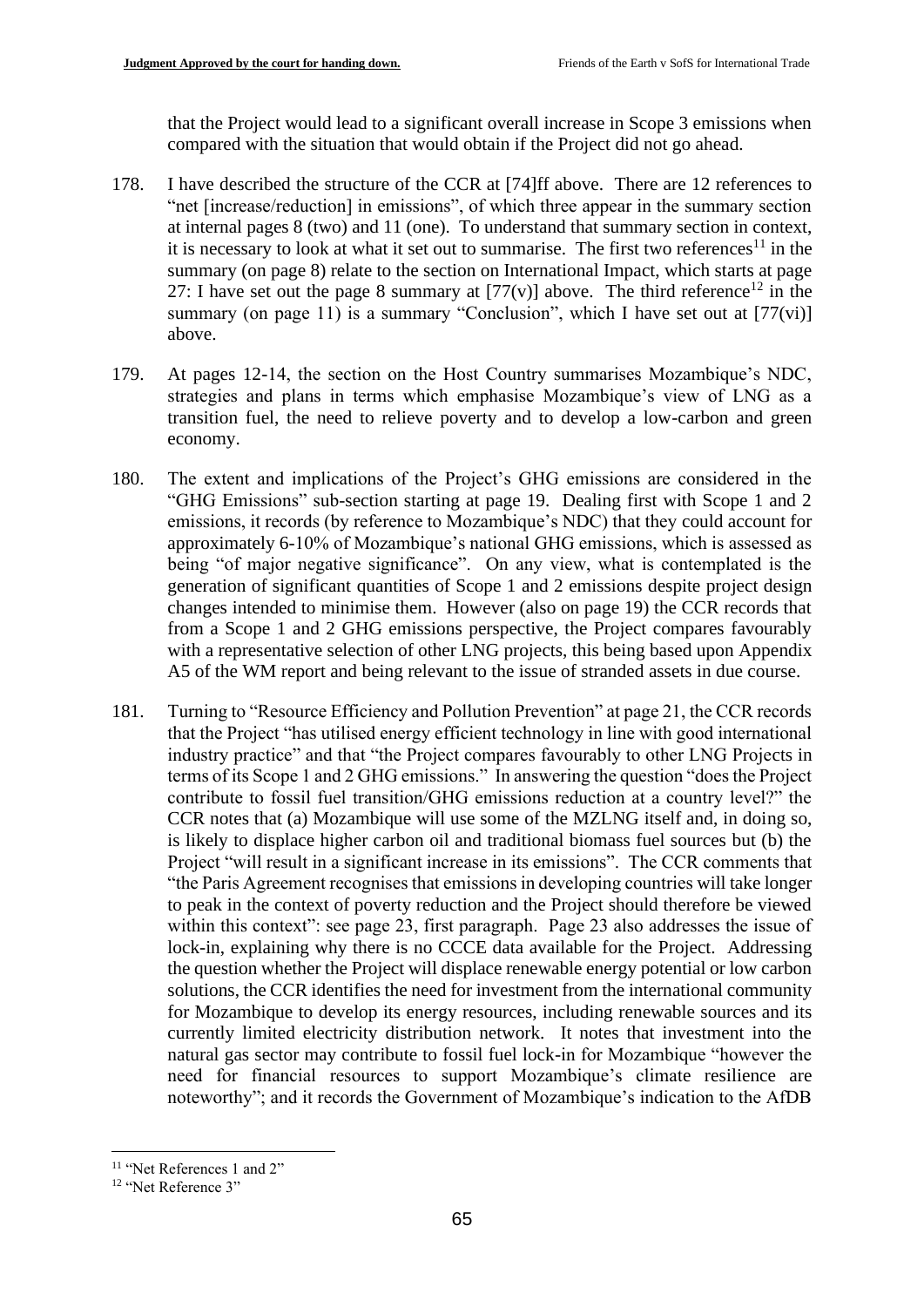that the Project would lead to a significant overall increase in Scope 3 emissions when compared with the situation that would obtain if the Project did not go ahead.

178. I have described the structure of the CCR at [74]ff above. There are 12 references to "net [increase/reduction] in emissions", of which three appear in the summary section at internal pages 8 (two) and 11 (one). To understand that summary section in context, it is necessary to look at what it set out to summarise. The first two references[11] in the summary (on page 8) relate to the section on International Impact, which starts at page 27: I have set out the page 8 summary at [77(v)] above. The third reference[12] in the summary (on page 11) is a summary "Conclusion", which I have set out at [77(vi)] above.

179. At pages 12-14, the section on the Host Country summarises Mozambique's NDC, strategies and plans in terms which emphasise Mozambique's view of LNG as a transition fuel, the need to relieve poverty and to develop a low-carbon and green economy.

180. The extent and implications of the Project's GHG emissions are considered in the "GHG Emissions" sub-section starting at page 19. Dealing first with Scope 1 and 2 emissions, it records (by reference to Mozambique's NDC) that they could account for approximately 6-10% of Mozambique's national GHG emissions, which is assessed as being "of major negative significance". On any view, what is contemplated is the generation of significant quantities of Scope 1 and 2 emissions despite project design changes intended to minimise them. However (also on page 19) the CCR records that from a Scope 1 and 2 GHG emissions perspective, the Project compares favourably with a representative selection of other LNG projects, this being based upon Appendix A5 of the WM report and being relevant to the issue of stranded assets in due course.

181. Turning to "Resource Efficiency and Pollution Prevention" at page 21, the CCR records that the Project "has utilised energy efficient technology in line with good international industry practice" and that "the Project compares favourably to other LNG Projects in terms of its Scope 1 and 2 GHG emissions." In answering the question "does the Project contribute to fossil fuel transition/GHG emissions reduction at a country level?" the CCR notes that (a) Mozambique will use some of the MZLNG itself and, in doing so, is likely to displace higher carbon oil and traditional biomass fuel sources but (b) the Project "will result in a significant increase in its emissions". The CCR comments that "the Paris Agreement recognises that emissions in developing countries will take longer to peak in the context of poverty reduction and the Project should therefore be viewed within this context": see page 23, first paragraph. Page 23 also addresses the issue of lock-in, explaining why there is no CCCE data available for the Project. Addressing the question whether the Project will displace renewable energy potential or low carbon solutions, the CCR identifies the need for investment from the international community for Mozambique to develop its energy resources, including renewable sources and its currently limited electricity distribution network. It notes that investment into the natural gas sector may contribute to fossil fuel lock-in for Mozambique "however the need for financial resources to support Mozambique's climate resilience are noteworthy"; and it records the Government of Mozambique's indication to the AfDB

---

[11] "Net References 1 and 2"

[12] "Net Reference 3"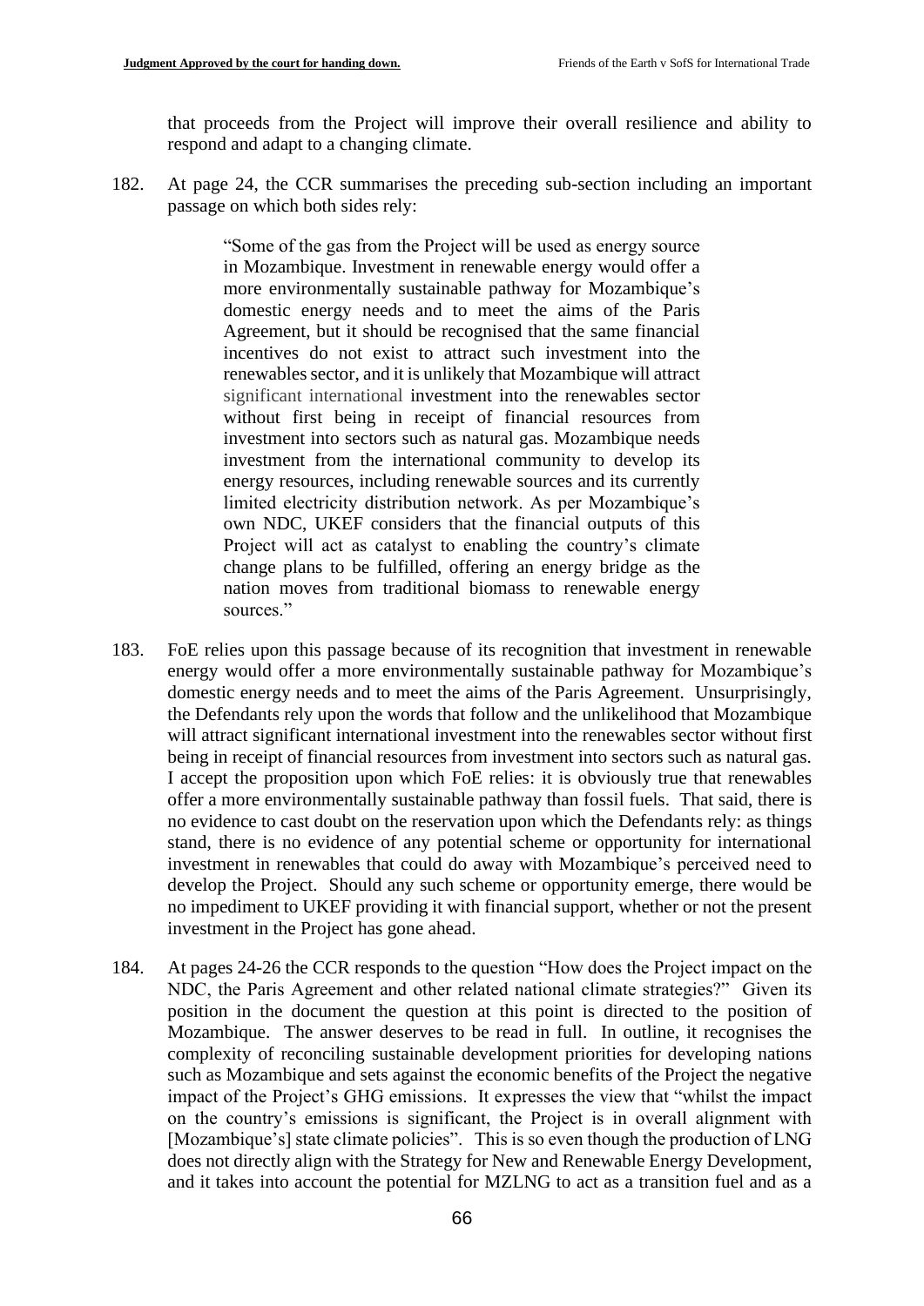that proceeds from the Project will improve their overall resilience and ability to respond and adapt to a changing climate.

182. At page 24, the CCR summarises the preceding sub-section including an important passage on which both sides rely:

> "Some of the gas from the Project will be used as energy source in Mozambique. Investment in renewable energy would offer a more environmentally sustainable pathway for Mozambique's domestic energy needs and to meet the aims of the Paris Agreement, but it should be recognised that the same financial incentives do not exist to attract such investment into the renewables sector, and it is unlikely that Mozambique will attract significant international investment into the renewables sector without first being in receipt of financial resources from investment into sectors such as natural gas. Mozambique needs investment from the international community to develop its energy resources, including renewable sources and its currently limited electricity distribution network. As per Mozambique's own NDC, UKEF considers that the financial outputs of this Project will act as catalyst to enabling the country's climate change plans to be fulfilled, offering an energy bridge as the nation moves from traditional biomass to renewable energy sources."

183. FoE relies upon this passage because of its recognition that investment in renewable energy would offer a more environmentally sustainable pathway for Mozambique's domestic energy needs and to meet the aims of the Paris Agreement. Unsurprisingly, the Defendants rely upon the words that follow and the unlikelihood that Mozambique will attract significant international investment into the renewables sector without first being in receipt of financial resources from investment into sectors such as natural gas. I accept the proposition upon which FoE relies: it is obviously true that renewables offer a more environmentally sustainable pathway than fossil fuels. That said, there is no evidence to cast doubt on the reservation upon which the Defendants rely: as things stand, there is no evidence of any potential scheme or opportunity for international investment in renewables that could do away with Mozambique's perceived need to develop the Project. Should any such scheme or opportunity emerge, there would be no impediment to UKEF providing it with financial support, whether or not the present investment in the Project has gone ahead.

184. At pages 24-26 the CCR responds to the question "How does the Project impact on the NDC, the Paris Agreement and other related national climate strategies?" Given its position in the document the question at this point is directed to the position of Mozambique. The answer deserves to be read in full. In outline, it recognises the complexity of reconciling sustainable development priorities for developing nations such as Mozambique and sets against the economic benefits of the Project the negative impact of the Project's GHG emissions. It expresses the view that "whilst the impact on the country's emissions is significant, the Project is in overall alignment with [Mozambique's] state climate policies". This is so even though the production of LNG does not directly align with the Strategy for New and Renewable Energy Development, and it takes into account the potential for MZLNG to act as a transition fuel and as a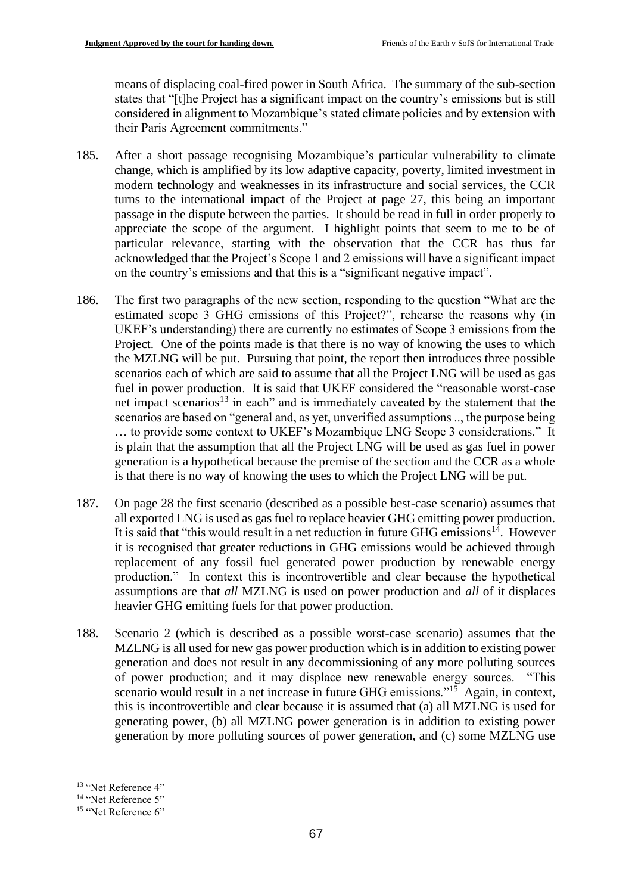means of displacing coal-fired power in South Africa. The summary of the sub-section states that "[t]he Project has a significant impact on the country's emissions but is still considered in alignment to Mozambique's stated climate policies and by extension with their Paris Agreement commitments."

185. After a short passage recognising Mozambique's particular vulnerability to climate change, which is amplified by its low adaptive capacity, poverty, limited investment in modern technology and weaknesses in its infrastructure and social services, the CCR turns to the international impact of the Project at page 27, this being an important passage in the dispute between the parties. It should be read in full in order properly to appreciate the scope of the argument. I highlight points that seem to me to be of particular relevance, starting with the observation that the CCR has thus far acknowledged that the Project's Scope 1 and 2 emissions will have a significant impact on the country's emissions and that this is a "significant negative impact".

186. The first two paragraphs of the new section, responding to the question "What are the estimated scope 3 GHG emissions of this Project?", rehearse the reasons why (in UKEF's understanding) there are currently no estimates of Scope 3 emissions from the Project. One of the points made is that there is no way of knowing the uses to which the MZLNG will be put. Pursuing that point, the report then introduces three possible scenarios each of which are said to assume that all the Project LNG will be used as gas fuel in power production. It is said that UKEF considered the "reasonable worst-case net impact scenarios[13] in each" and is immediately caveated by the statement that the scenarios are based on "general and, as yet, unverified assumptions .., the purpose being … to provide some context to UKEF's Mozambique LNG Scope 3 considerations." It is plain that the assumption that all the Project LNG will be used as gas fuel in power generation is a hypothetical because the premise of the section and the CCR as a whole is that there is no way of knowing the uses to which the Project LNG will be put.

187. On page 28 the first scenario (described as a possible best-case scenario) assumes that all exported LNG is used as gas fuel to replace heavier GHG emitting power production. It is said that "this would result in a net reduction in future GHG emissions[14]. However it is recognised that greater reductions in GHG emissions would be achieved through replacement of any fossil fuel generated power production by renewable energy production." In context this is incontrovertible and clear because the hypothetical assumptions are that *all* MZLNG is used on power production and *all* of it displaces heavier GHG emitting fuels for that power production.

188. Scenario 2 (which is described as a possible worst-case scenario) assumes that the MZLNG is all used for new gas power production which is in addition to existing power generation and does not result in any decommissioning of any more polluting sources of power production; and it may displace new renewable energy sources. "This scenario would result in a net increase in future GHG emissions."[15] Again, in context, this is incontrovertible and clear because it is assumed that (a) all MZLNG is used for generating power, (b) all MZLNG power generation is in addition to existing power generation by more polluting sources of power generation, and (c) some MZLNG use

---

[13] "Net Reference 4"

[14] "Net Reference 5"

[15] "Net Reference 6"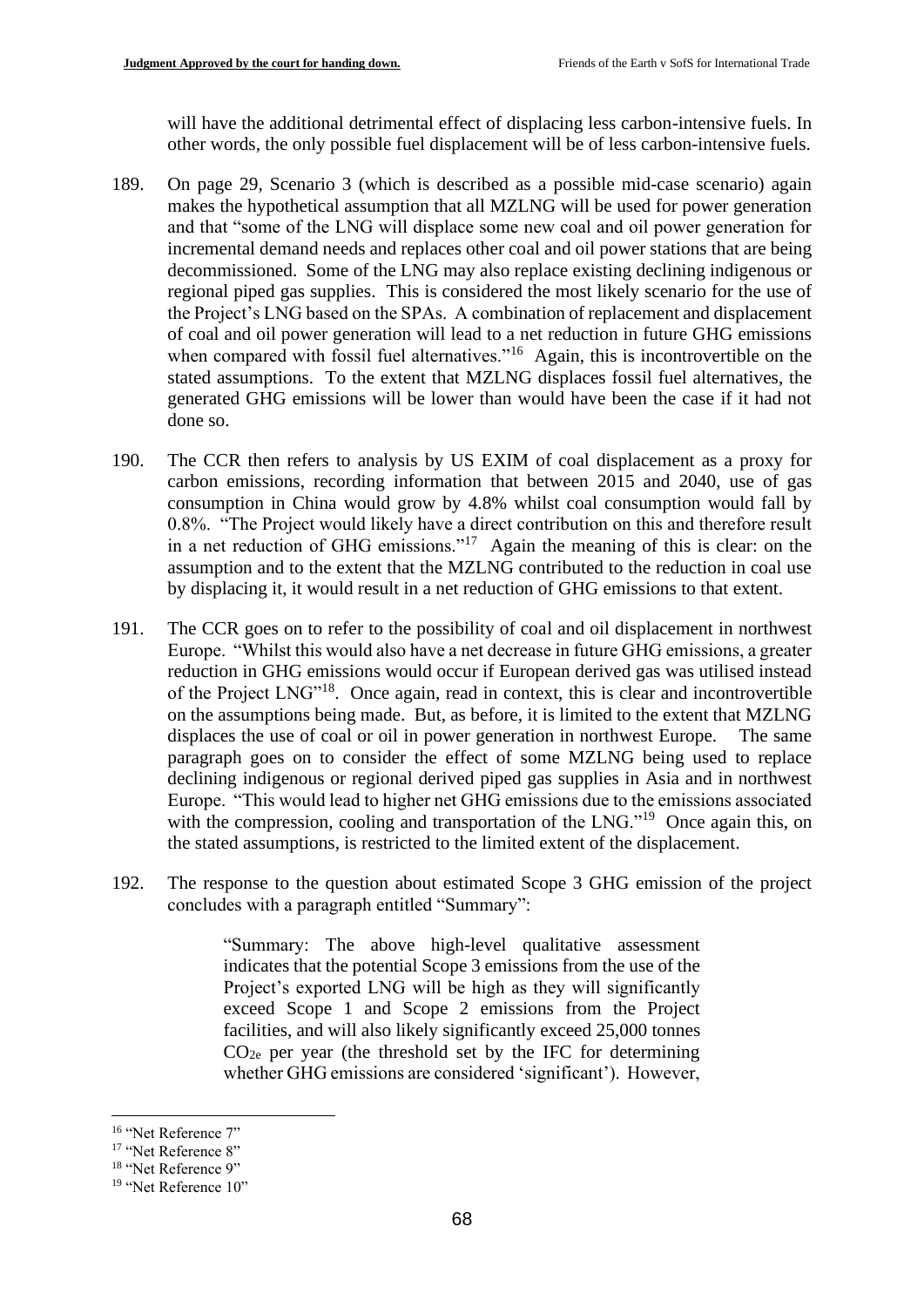will have the additional detrimental effect of displacing less carbon-intensive fuels. In other words, the only possible fuel displacement will be of less carbon-intensive fuels.

189. On page 29, Scenario 3 (which is described as a possible mid-case scenario) again makes the hypothetical assumption that all MZLNG will be used for power generation and that "some of the LNG will displace some new coal and oil power generation for incremental demand needs and replaces other coal and oil power stations that are being decommissioned. Some of the LNG may also replace existing declining indigenous or regional piped gas supplies. This is considered the most likely scenario for the use of the Project's LNG based on the SPAs. A combination of replacement and displacement of coal and oil power generation will lead to a net reduction in future GHG emissions when compared with fossil fuel alternatives."[16] Again, this is incontrovertible on the stated assumptions. To the extent that MZLNG displaces fossil fuel alternatives, the generated GHG emissions will be lower than would have been the case if it had not done so.

190. The CCR then refers to analysis by US EXIM of coal displacement as a proxy for carbon emissions, recording information that between 2015 and 2040, use of gas consumption in China would grow by 4.8% whilst coal consumption would fall by 0.8%. "The Project would likely have a direct contribution on this and therefore result in a net reduction of GHG emissions."[17] Again the meaning of this is clear: on the assumption and to the extent that the MZLNG contributed to the reduction in coal use by displacing it, it would result in a net reduction of GHG emissions to that extent.

191. The CCR goes on to refer to the possibility of coal and oil displacement in northwest Europe. "Whilst this would also have a net decrease in future GHG emissions, a greater reduction in GHG emissions would occur if European derived gas was utilised instead of the Project LNG"[18]. Once again, read in context, this is clear and incontrovertible on the assumptions being made. But, as before, it is limited to the extent that MZLNG displaces the use of coal or oil in power generation in northwest Europe. The same paragraph goes on to consider the effect of some MZLNG being used to replace declining indigenous or regional derived piped gas supplies in Asia and in northwest Europe. "This would lead to higher net GHG emissions due to the emissions associated with the compression, cooling and transportation of the LNG."[19] Once again this, on the stated assumptions, is restricted to the limited extent of the displacement.

192. The response to the question about estimated Scope 3 GHG emission of the project concludes with a paragraph entitled "Summary":

> "Summary: The above high-level qualitative assessment indicates that the potential Scope 3 emissions from the use of the Project's exported LNG will be high as they will significantly exceed Scope 1 and Scope 2 emissions from the Project facilities, and will also likely significantly exceed 25,000 tonnes $CO_{2e}$ per year (the threshold set by the IFC for determining whether GHG emissions are considered 'significant'). However,

[16] "Net Reference 7"
[17] "Net Reference 8"
[18] "Net Reference 9"
[19] "Net Reference 10"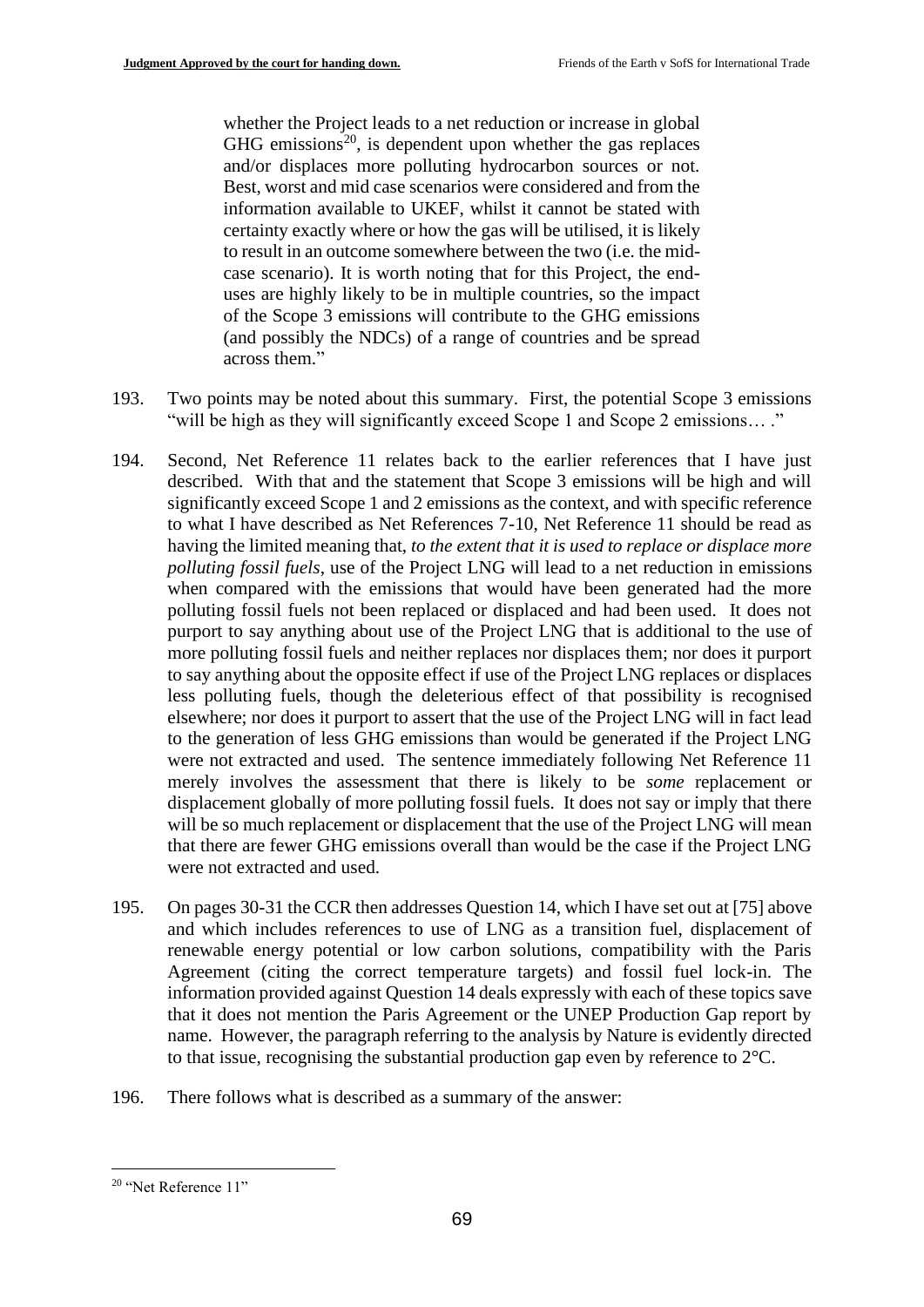whether the Project leads to a net reduction or increase in global GHG emissions[20], is dependent upon whether the gas replaces and/or displaces more polluting hydrocarbon sources or not. Best, worst and mid case scenarios were considered and from the information available to UKEF, whilst it cannot be stated with certainty exactly where or how the gas will be utilised, it is likely to result in an outcome somewhere between the two (i.e. the mid-case scenario). It is worth noting that for this Project, the end-uses are highly likely to be in multiple countries, so the impact of the Scope 3 emissions will contribute to the GHG emissions (and possibly the NDCs) of a range of countries and be spread across them."

193. Two points may be noted about this summary. First, the potential Scope 3 emissions "will be high as they will significantly exceed Scope 1 and Scope 2 emissions… ."

194. Second, Net Reference 11 relates back to the earlier references that I have just described. With that and the statement that Scope 3 emissions will be high and will significantly exceed Scope 1 and 2 emissions as the context, and with specific reference to what I have described as Net References 7-10, Net Reference 11 should be read as having the limited meaning that, *to the extent that it is used to replace or displace more polluting fossil fuels*, use of the Project LNG will lead to a net reduction in emissions when compared with the emissions that would have been generated had the more polluting fossil fuels not been replaced or displaced and had been used. It does not purport to say anything about use of the Project LNG that is additional to the use of more polluting fossil fuels and neither replaces nor displaces them; nor does it purport to say anything about the opposite effect if use of the Project LNG replaces or displaces less polluting fuels, though the deleterious effect of that possibility is recognised elsewhere; nor does it purport to assert that the use of the Project LNG will in fact lead to the generation of less GHG emissions than would be generated if the Project LNG were not extracted and used. The sentence immediately following Net Reference 11 merely involves the assessment that there is likely to be *some* replacement or displacement globally of more polluting fossil fuels. It does not say or imply that there will be so much replacement or displacement that the use of the Project LNG will mean that there are fewer GHG emissions overall than would be the case if the Project LNG were not extracted and used.

195. On pages 30-31 the CCR then addresses Question 14, which I have set out at [75] above and which includes references to use of LNG as a transition fuel, displacement of renewable energy potential or low carbon solutions, compatibility with the Paris Agreement (citing the correct temperature targets) and fossil fuel lock-in. The information provided against Question 14 deals expressly with each of these topics save that it does not mention the Paris Agreement or the UNEP Production Gap report by name. However, the paragraph referring to the analysis by Nature is evidently directed to that issue, recognising the substantial production gap even by reference to 2°C.

196. There follows what is described as a summary of the answer:

---

[20] "Net Reference 11"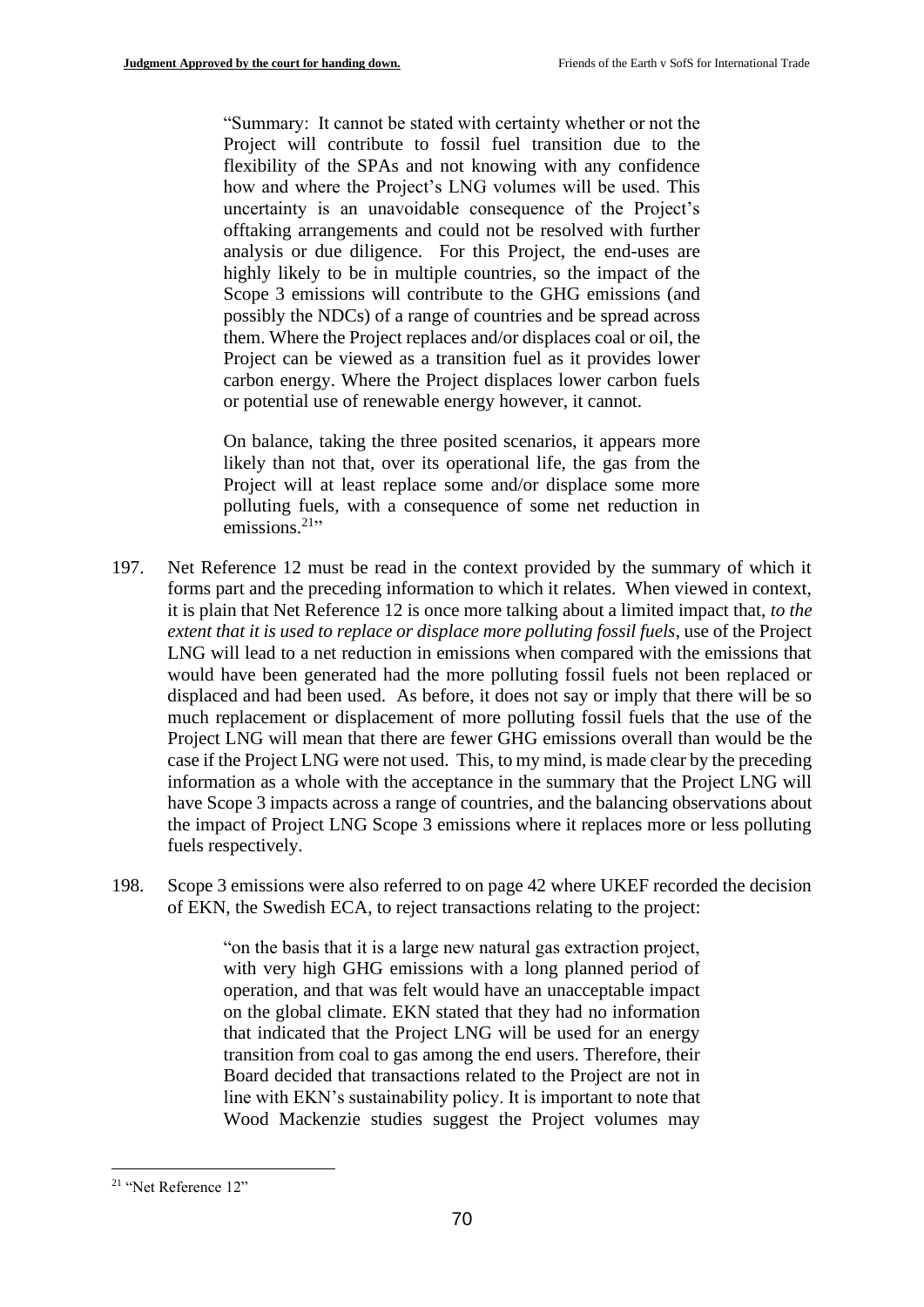> "Summary: It cannot be stated with certainty whether or not the Project will contribute to fossil fuel transition due to the flexibility of the SPAs and not knowing with any confidence how and where the Project's LNG volumes will be used. This uncertainty is an unavoidable consequence of the Project's offtaking arrangements and could not be resolved with further analysis or due diligence. For this Project, the end-uses are highly likely to be in multiple countries, so the impact of the Scope 3 emissions will contribute to the GHG emissions (and possibly the NDCs) of a range of countries and be spread across them. Where the Project replaces and/or displaces coal or oil, the Project can be viewed as a transition fuel as it provides lower carbon energy. Where the Project displaces lower carbon fuels or potential use of renewable energy however, it cannot.
>
> On balance, taking the three posited scenarios, it appears more likely than not that, over its operational life, the gas from the Project will at least replace some and/or displace some more polluting fuels, with a consequence of some net reduction in emissions.[21]"

197. Net Reference 12 must be read in the context provided by the summary of which it forms part and the preceding information to which it relates. When viewed in context, it is plain that Net Reference 12 is once more talking about a limited impact that, *to the extent that it is used to replace or displace more polluting fossil fuels*, use of the Project LNG will lead to a net reduction in emissions when compared with the emissions that would have been generated had the more polluting fossil fuels not been replaced or displaced and had been used. As before, it does not say or imply that there will be so much replacement or displacement of more polluting fossil fuels that the use of the Project LNG will mean that there are fewer GHG emissions overall than would be the case if the Project LNG were not used. This, to my mind, is made clear by the preceding information as a whole with the acceptance in the summary that the Project LNG will have Scope 3 impacts across a range of countries, and the balancing observations about the impact of Project LNG Scope 3 emissions where it replaces more or less polluting fuels respectively.

198. Scope 3 emissions were also referred to on page 42 where UKEF recorded the decision of EKN, the Swedish ECA, to reject transactions relating to the project:

> "on the basis that it is a large new natural gas extraction project, with very high GHG emissions with a long planned period of operation, and that was felt would have an unacceptable impact on the global climate. EKN stated that they had no information that indicated that the Project LNG will be used for an energy transition from coal to gas among the end users. Therefore, their Board decided that transactions related to the Project are not in line with EKN's sustainability policy. It is important to note that Wood Mackenzie studies suggest the Project volumes may

[21] "Net Reference 12"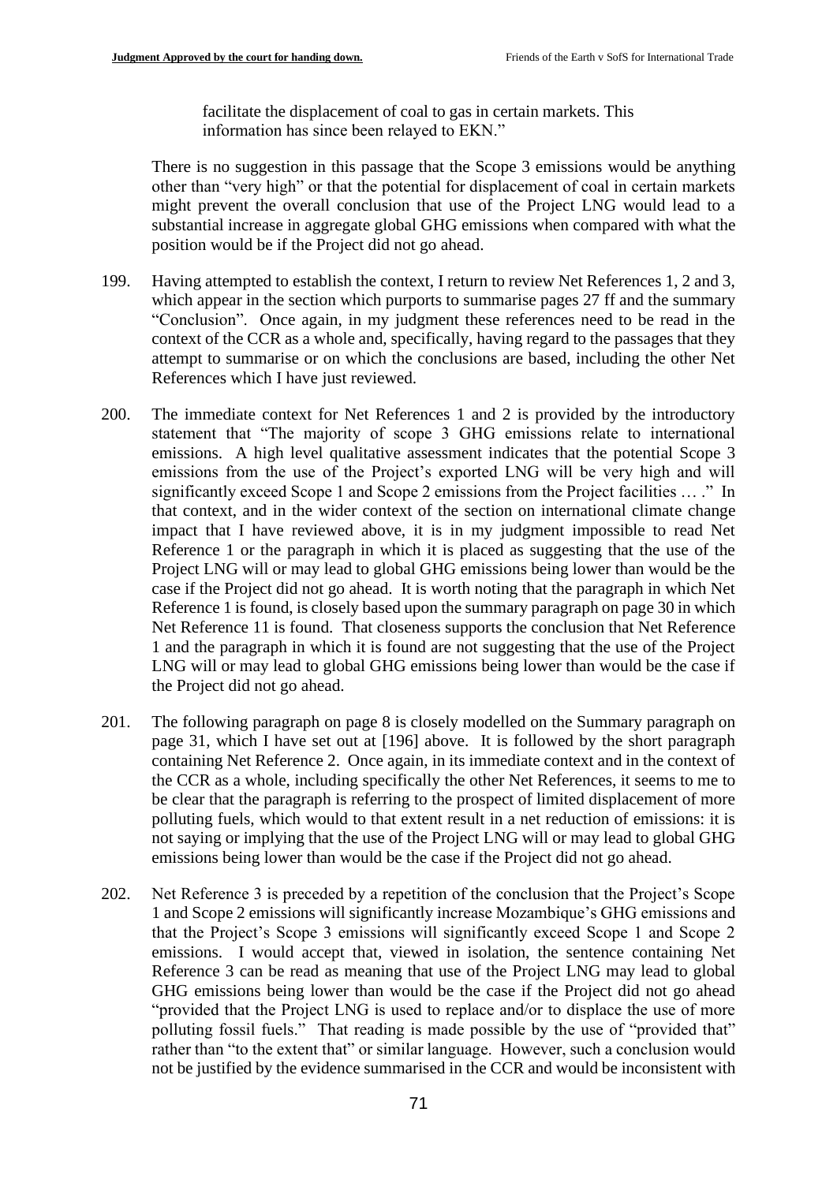facilitate the displacement of coal to gas in certain markets. This information has since been relayed to EKN."

There is no suggestion in this passage that the Scope 3 emissions would be anything other than "very high" or that the potential for displacement of coal in certain markets might prevent the overall conclusion that use of the Project LNG would lead to a substantial increase in aggregate global GHG emissions when compared with what the position would be if the Project did not go ahead.

199. Having attempted to establish the context, I return to review Net References 1, 2 and 3, which appear in the section which purports to summarise pages 27 ff and the summary "Conclusion". Once again, in my judgment these references need to be read in the context of the CCR as a whole and, specifically, having regard to the passages that they attempt to summarise or on which the conclusions are based, including the other Net References which I have just reviewed.

200. The immediate context for Net References 1 and 2 is provided by the introductory statement that "The majority of scope 3 GHG emissions relate to international emissions. A high level qualitative assessment indicates that the potential Scope 3 emissions from the use of the Project's exported LNG will be very high and will significantly exceed Scope 1 and Scope 2 emissions from the Project facilities … ." In that context, and in the wider context of the section on international climate change impact that I have reviewed above, it is in my judgment impossible to read Net Reference 1 or the paragraph in which it is placed as suggesting that the use of the Project LNG will or may lead to global GHG emissions being lower than would be the case if the Project did not go ahead. It is worth noting that the paragraph in which Net Reference 1 is found, is closely based upon the summary paragraph on page 30 in which Net Reference 11 is found. That closeness supports the conclusion that Net Reference 1 and the paragraph in which it is found are not suggesting that the use of the Project LNG will or may lead to global GHG emissions being lower than would be the case if the Project did not go ahead.

201. The following paragraph on page 8 is closely modelled on the Summary paragraph on page 31, which I have set out at [196] above. It is followed by the short paragraph containing Net Reference 2. Once again, in its immediate context and in the context of the CCR as a whole, including specifically the other Net References, it seems to me to be clear that the paragraph is referring to the prospect of limited displacement of more polluting fuels, which would to that extent result in a net reduction of emissions: it is not saying or implying that the use of the Project LNG will or may lead to global GHG emissions being lower than would be the case if the Project did not go ahead.

202. Net Reference 3 is preceded by a repetition of the conclusion that the Project's Scope 1 and Scope 2 emissions will significantly increase Mozambique's GHG emissions and that the Project's Scope 3 emissions will significantly exceed Scope 1 and Scope 2 emissions. I would accept that, viewed in isolation, the sentence containing Net Reference 3 can be read as meaning that use of the Project LNG may lead to global GHG emissions being lower than would be the case if the Project did not go ahead "provided that the Project LNG is used to replace and/or to displace the use of more polluting fossil fuels." That reading is made possible by the use of "provided that" rather than "to the extent that" or similar language. However, such a conclusion would not be justified by the evidence summarised in the CCR and would be inconsistent with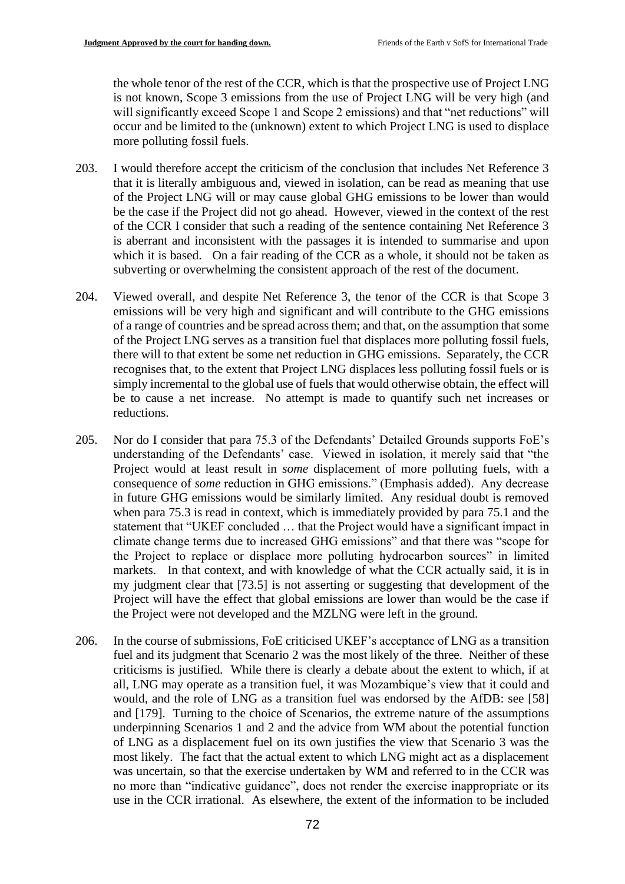the whole tenor of the rest of the CCR, which is that the prospective use of Project LNG is not known, Scope 3 emissions from the use of Project LNG will be very high (and will significantly exceed Scope 1 and Scope 2 emissions) and that "net reductions" will occur and be limited to the (unknown) extent to which Project LNG is used to displace more polluting fossil fuels.

203. I would therefore accept the criticism of the conclusion that includes Net Reference 3 that it is literally ambiguous and, viewed in isolation, can be read as meaning that use of the Project LNG will or may cause global GHG emissions to be lower than would be the case if the Project did not go ahead. However, viewed in the context of the rest of the CCR I consider that such a reading of the sentence containing Net Reference 3 is aberrant and inconsistent with the passages it is intended to summarise and upon which it is based. On a fair reading of the CCR as a whole, it should not be taken as subverting or overwhelming the consistent approach of the rest of the document.

204. Viewed overall, and despite Net Reference 3, the tenor of the CCR is that Scope 3 emissions will be very high and significant and will contribute to the GHG emissions of a range of countries and be spread across them; and that, on the assumption that some of the Project LNG serves as a transition fuel that displaces more polluting fossil fuels, there will to that extent be some net reduction in GHG emissions. Separately, the CCR recognises that, to the extent that Project LNG displaces less polluting fossil fuels or is simply incremental to the global use of fuels that would otherwise obtain, the effect will be to cause a net increase. No attempt is made to quantify such net increases or reductions.

205. Nor do I consider that para 75.3 of the Defendants' Detailed Grounds supports FoE's understanding of the Defendants' case. Viewed in isolation, it merely said that "the Project would at least result in *some* displacement of more polluting fuels, with a consequence of *some* reduction in GHG emissions." (Emphasis added). Any decrease in future GHG emissions would be similarly limited. Any residual doubt is removed when para 75.3 is read in context, which is immediately provided by para 75.1 and the statement that "UKEF concluded … that the Project would have a significant impact in climate change terms due to increased GHG emissions" and that there was "scope for the Project to replace or displace more polluting hydrocarbon sources" in limited markets. In that context, and with knowledge of what the CCR actually said, it is in my judgment clear that [73.5] is not asserting or suggesting that development of the Project will have the effect that global emissions are lower than would be the case if the Project were not developed and the MZLNG were left in the ground.

206. In the course of submissions, FoE criticised UKEF's acceptance of LNG as a transition fuel and its judgment that Scenario 2 was the most likely of the three. Neither of these criticisms is justified. While there is clearly a debate about the extent to which, if at all, LNG may operate as a transition fuel, it was Mozambique's view that it could and would, and the role of LNG as a transition fuel was endorsed by the AfDB: see [58] and [179]. Turning to the choice of Scenarios, the extreme nature of the assumptions underpinning Scenarios 1 and 2 and the advice from WM about the potential function of LNG as a displacement fuel on its own justifies the view that Scenario 3 was the most likely. The fact that the actual extent to which LNG might act as a displacement was uncertain, so that the exercise undertaken by WM and referred to in the CCR was no more than "indicative guidance", does not render the exercise inappropriate or its use in the CCR irrational. As elsewhere, the extent of the information to be included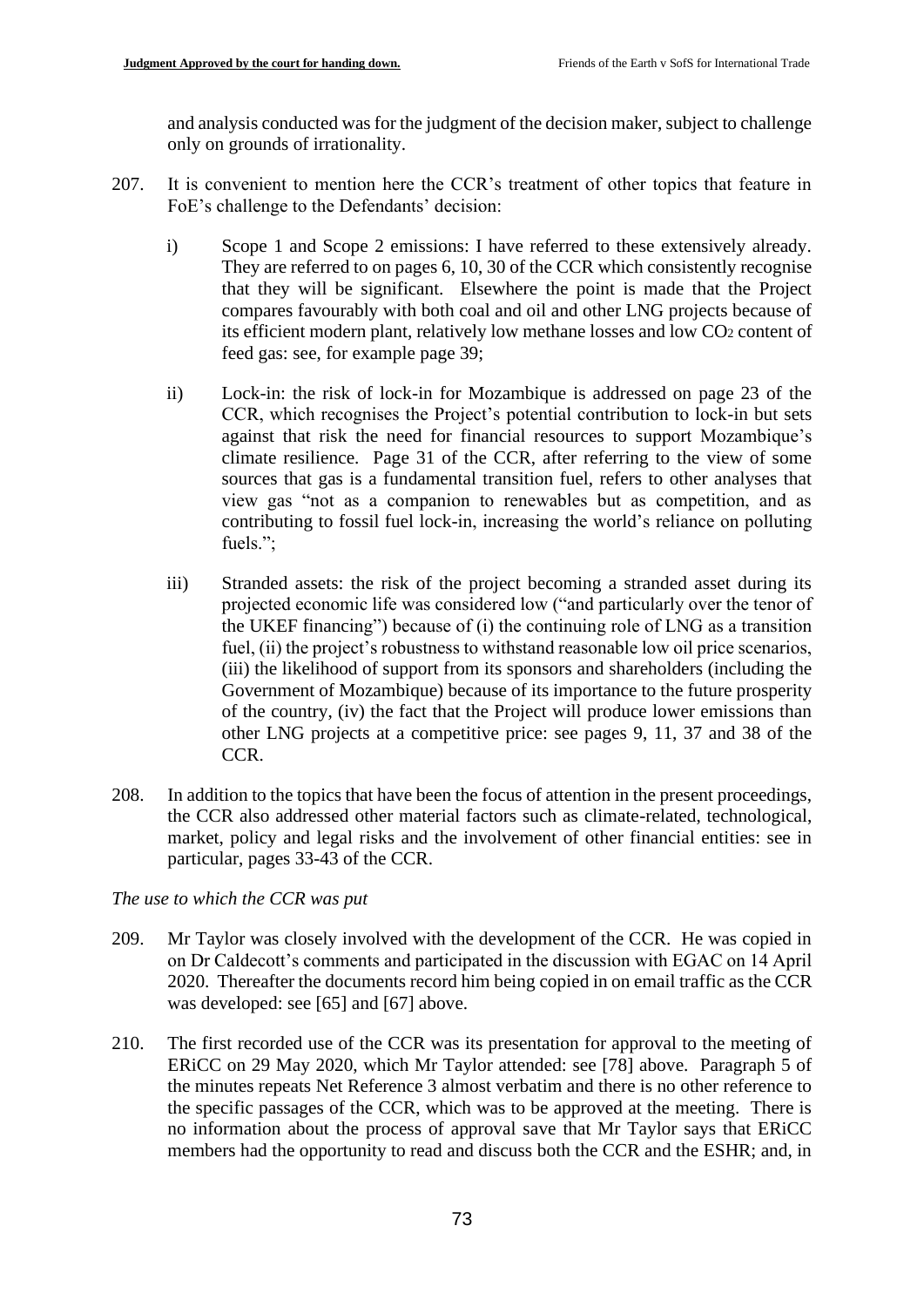and analysis conducted was for the judgment of the decision maker, subject to challenge only on grounds of irrationality.

207. It is convenient to mention here the CCR's treatment of other topics that feature in FoE's challenge to the Defendants' decision:

    i) Scope 1 and Scope 2 emissions: I have referred to these extensively already. They are referred to on pages 6, 10, 30 of the CCR which consistently recognise that they will be significant. Elsewhere the point is made that the Project compares favourably with both coal and oil and other LNG projects because of its efficient modern plant, relatively low methane losses and low $CO_2$ content of feed gas: see, for example page 39;

    ii) Lock-in: the risk of lock-in for Mozambique is addressed on page 23 of the CCR, which recognises the Project's potential contribution to lock-in but sets against that risk the need for financial resources to support Mozambique's climate resilience. Page 31 of the CCR, after referring to the view of some sources that gas is a fundamental transition fuel, refers to other analyses that view gas "not as a companion to renewables but as competition, and as contributing to fossil fuel lock-in, increasing the world's reliance on polluting fuels.";

    iii) Stranded assets: the risk of the project becoming a stranded asset during its projected economic life was considered low ("and particularly over the tenor of the UKEF financing") because of (i) the continuing role of LNG as a transition fuel, (ii) the project's robustness to withstand reasonable low oil price scenarios, (iii) the likelihood of support from its sponsors and shareholders (including the Government of Mozambique) because of its importance to the future prosperity of the country, (iv) the fact that the Project will produce lower emissions than other LNG projects at a competitive price: see pages 9, 11, 37 and 38 of the CCR.

208. In addition to the topics that have been the focus of attention in the present proceedings, the CCR also addressed other material factors such as climate-related, technological, market, policy and legal risks and the involvement of other financial entities: see in particular, pages 33-43 of the CCR.

*The use to which the CCR was put*

209. Mr Taylor was closely involved with the development of the CCR. He was copied in on Dr Caldecott's comments and participated in the discussion with EGAC on 14 April 2020. Thereafter the documents record him being copied in on email traffic as the CCR was developed: see [65] and [67] above.

210. The first recorded use of the CCR was its presentation for approval to the meeting of ERiCC on 29 May 2020, which Mr Taylor attended: see [78] above. Paragraph 5 of the minutes repeats Net Reference 3 almost verbatim and there is no other reference to the specific passages of the CCR, which was to be approved at the meeting. There is no information about the process of approval save that Mr Taylor says that ERiCC members had the opportunity to read and discuss both the CCR and the ESHR; and, in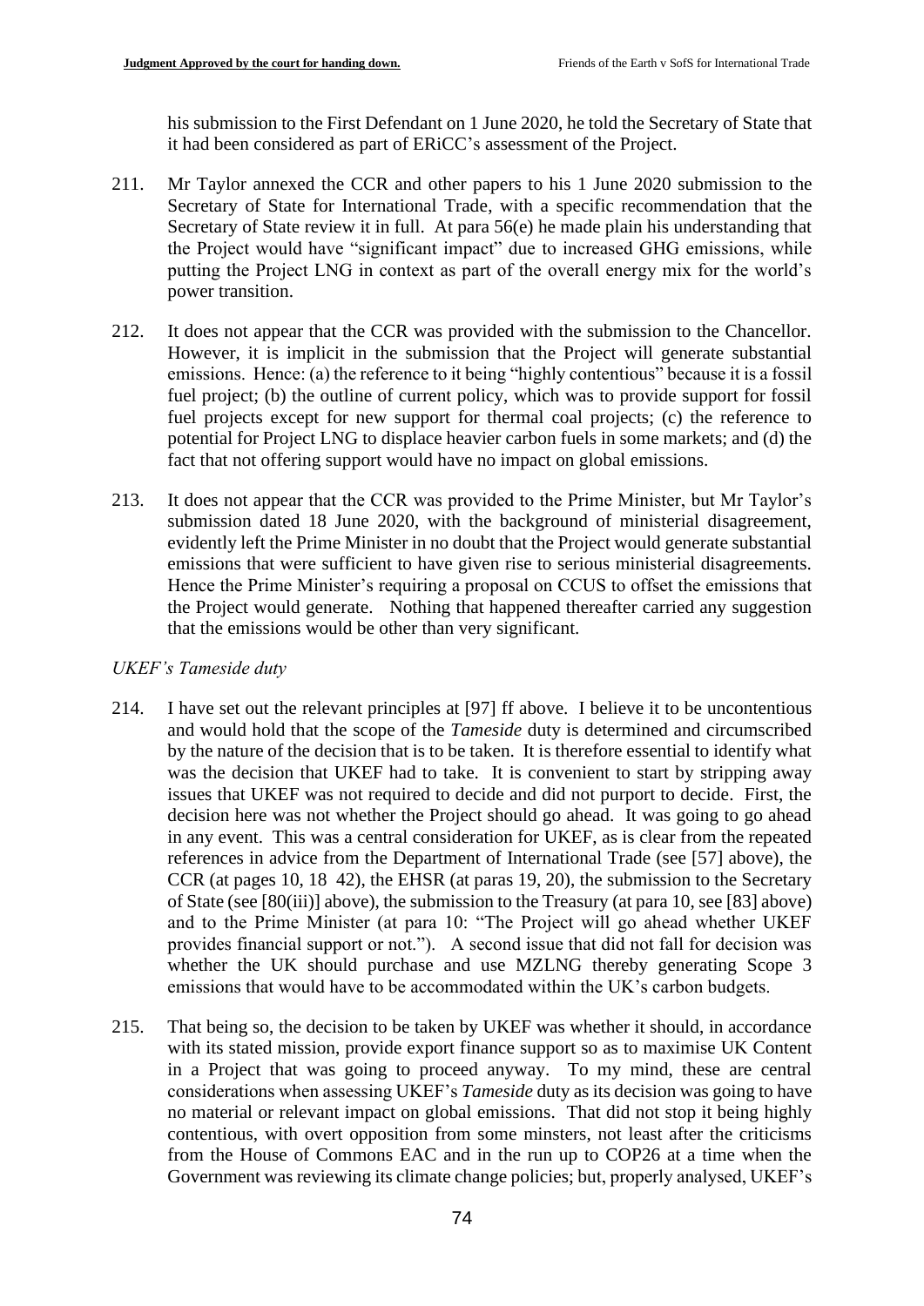his submission to the First Defendant on 1 June 2020, he told the Secretary of State that it had been considered as part of ERiCC's assessment of the Project.

211. Mr Taylor annexed the CCR and other papers to his 1 June 2020 submission to the Secretary of State for International Trade, with a specific recommendation that the Secretary of State review it in full. At para 56(e) he made plain his understanding that the Project would have "significant impact" due to increased GHG emissions, while putting the Project LNG in context as part of the overall energy mix for the world's power transition.

212. It does not appear that the CCR was provided with the submission to the Chancellor. However, it is implicit in the submission that the Project will generate substantial emissions. Hence: (a) the reference to it being "highly contentious" because it is a fossil fuel project; (b) the outline of current policy, which was to provide support for fossil fuel projects except for new support for thermal coal projects; (c) the reference to potential for Project LNG to displace heavier carbon fuels in some markets; and (d) the fact that not offering support would have no impact on global emissions.

213. It does not appear that the CCR was provided to the Prime Minister, but Mr Taylor's submission dated 18 June 2020, with the background of ministerial disagreement, evidently left the Prime Minister in no doubt that the Project would generate substantial emissions that were sufficient to have given rise to serious ministerial disagreements. Hence the Prime Minister's requiring a proposal on CCUS to offset the emissions that the Project would generate. Nothing that happened thereafter carried any suggestion that the emissions would be other than very significant.

### *UKEF's Tameside duty*

214. I have set out the relevant principles at [97] ff above. I believe it to be uncontentious and would hold that the scope of the *Tameside* duty is determined and circumscribed by the nature of the decision that is to be taken. It is therefore essential to identify what was the decision that UKEF had to take. It is convenient to start by stripping away issues that UKEF was not required to decide and did not purport to decide. First, the decision here was not whether the Project should go ahead. It was going to go ahead in any event. This was a central consideration for UKEF, as is clear from the repeated references in advice from the Department of International Trade (see [57] above), the CCR (at pages 10, 18 42), the EHSR (at paras 19, 20), the submission to the Secretary of State (see [80(iii)] above), the submission to the Treasury (at para 10, see [83] above) and to the Prime Minister (at para 10: "The Project will go ahead whether UKEF provides financial support or not."). A second issue that did not fall for decision was whether the UK should purchase and use MZLNG thereby generating Scope 3 emissions that would have to be accommodated within the UK's carbon budgets.

215. That being so, the decision to be taken by UKEF was whether it should, in accordance with its stated mission, provide export finance support so as to maximise UK Content in a Project that was going to proceed anyway. To my mind, these are central considerations when assessing UKEF's *Tameside* duty as its decision was going to have no material or relevant impact on global emissions. That did not stop it being highly contentious, with overt opposition from some minsters, not least after the criticisms from the House of Commons EAC and in the run up to COP26 at a time when the Government was reviewing its climate change policies; but, properly analysed, UKEF's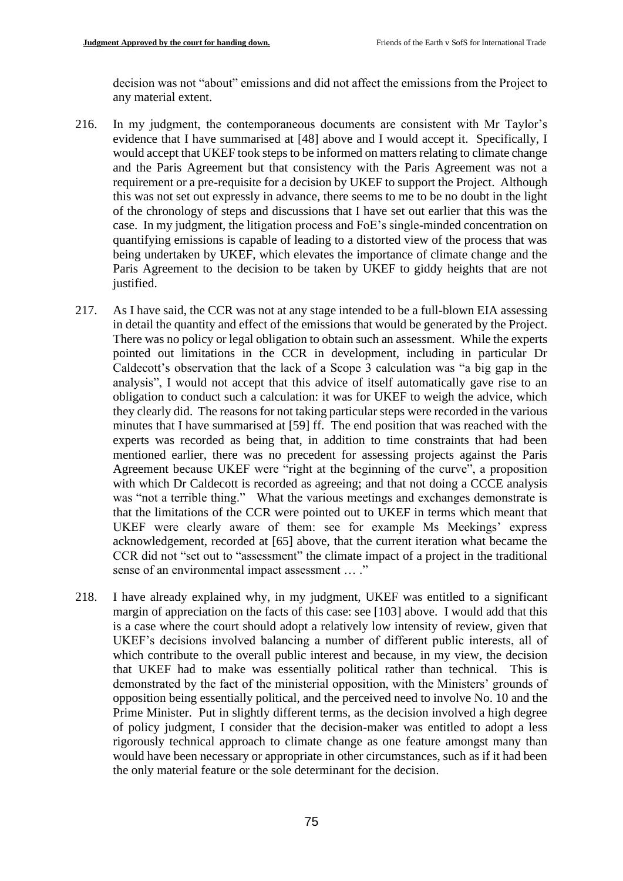decision was not "about" emissions and did not affect the emissions from the Project to any material extent.

216. In my judgment, the contemporaneous documents are consistent with Mr Taylor's evidence that I have summarised at [48] above and I would accept it. Specifically, I would accept that UKEF took steps to be informed on matters relating to climate change and the Paris Agreement but that consistency with the Paris Agreement was not a requirement or a pre-requisite for a decision by UKEF to support the Project. Although this was not set out expressly in advance, there seems to me to be no doubt in the light of the chronology of steps and discussions that I have set out earlier that this was the case. In my judgment, the litigation process and FoE's single-minded concentration on quantifying emissions is capable of leading to a distorted view of the process that was being undertaken by UKEF, which elevates the importance of climate change and the Paris Agreement to the decision to be taken by UKEF to giddy heights that are not justified.

217. As I have said, the CCR was not at any stage intended to be a full-blown EIA assessing in detail the quantity and effect of the emissions that would be generated by the Project. There was no policy or legal obligation to obtain such an assessment. While the experts pointed out limitations in the CCR in development, including in particular Dr Caldecott's observation that the lack of a Scope 3 calculation was "a big gap in the analysis", I would not accept that this advice of itself automatically gave rise to an obligation to conduct such a calculation: it was for UKEF to weigh the advice, which they clearly did. The reasons for not taking particular steps were recorded in the various minutes that I have summarised at [59] ff. The end position that was reached with the experts was recorded as being that, in addition to time constraints that had been mentioned earlier, there was no precedent for assessing projects against the Paris Agreement because UKEF were "right at the beginning of the curve", a proposition with which Dr Caldecott is recorded as agreeing; and that not doing a CCCE analysis was "not a terrible thing." What the various meetings and exchanges demonstrate is that the limitations of the CCR were pointed out to UKEF in terms which meant that UKEF were clearly aware of them: see for example Ms Meekings' express acknowledgement, recorded at [65] above, that the current iteration what became the CCR did not "set out to "assessment" the climate impact of a project in the traditional sense of an environmental impact assessment … ."

218. I have already explained why, in my judgment, UKEF was entitled to a significant margin of appreciation on the facts of this case: see [103] above. I would add that this is a case where the court should adopt a relatively low intensity of review, given that UKEF's decisions involved balancing a number of different public interests, all of which contribute to the overall public interest and because, in my view, the decision that UKEF had to make was essentially political rather than technical. This is demonstrated by the fact of the ministerial opposition, with the Ministers' grounds of opposition being essentially political, and the perceived need to involve No. 10 and the Prime Minister. Put in slightly different terms, as the decision involved a high degree of policy judgment, I consider that the decision-maker was entitled to adopt a less rigorously technical approach to climate change as one feature amongst many than would have been necessary or appropriate in other circumstances, such as if it had been the only material feature or the sole determinant for the decision.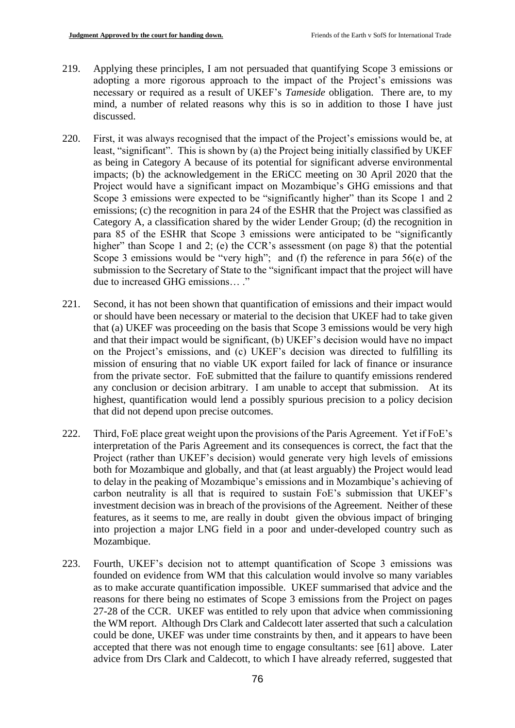219. Applying these principles, I am not persuaded that quantifying Scope 3 emissions or adopting a more rigorous approach to the impact of the Project's emissions was necessary or required as a result of UKEF's *Tameside* obligation. There are, to my mind, a number of related reasons why this is so in addition to those I have just discussed.

220. First, it was always recognised that the impact of the Project's emissions would be, at least, "significant". This is shown by (a) the Project being initially classified by UKEF as being in Category A because of its potential for significant adverse environmental impacts; (b) the acknowledgement in the ERiCC meeting on 30 April 2020 that the Project would have a significant impact on Mozambique's GHG emissions and that Scope 3 emissions were expected to be "significantly higher" than its Scope 1 and 2 emissions; (c) the recognition in para 24 of the ESHR that the Project was classified as Category A, a classification shared by the wider Lender Group; (d) the recognition in para 85 of the ESHR that Scope 3 emissions were anticipated to be "significantly higher" than Scope 1 and 2; (e) the CCR's assessment (on page 8) that the potential Scope 3 emissions would be "very high"; and (f) the reference in para 56(e) of the submission to the Secretary of State to the "significant impact that the project will have due to increased GHG emissions… ."

221. Second, it has not been shown that quantification of emissions and their impact would or should have been necessary or material to the decision that UKEF had to take given that (a) UKEF was proceeding on the basis that Scope 3 emissions would be very high and that their impact would be significant, (b) UKEF's decision would have no impact on the Project's emissions, and (c) UKEF's decision was directed to fulfilling its mission of ensuring that no viable UK export failed for lack of finance or insurance from the private sector. FoE submitted that the failure to quantify emissions rendered any conclusion or decision arbitrary. I am unable to accept that submission. At its highest, quantification would lend a possibly spurious precision to a policy decision that did not depend upon precise outcomes.

222. Third, FoE place great weight upon the provisions of the Paris Agreement. Yet if FoE's interpretation of the Paris Agreement and its consequences is correct, the fact that the Project (rather than UKEF's decision) would generate very high levels of emissions both for Mozambique and globally, and that (at least arguably) the Project would lead to delay in the peaking of Mozambique's emissions and in Mozambique's achieving of carbon neutrality is all that is required to sustain FoE's submission that UKEF's investment decision was in breach of the provisions of the Agreement. Neither of these features, as it seems to me, are really in doubt given the obvious impact of bringing into projection a major LNG field in a poor and under-developed country such as Mozambique.

223. Fourth, UKEF's decision not to attempt quantification of Scope 3 emissions was founded on evidence from WM that this calculation would involve so many variables as to make accurate quantification impossible. UKEF summarised that advice and the reasons for there being no estimates of Scope 3 emissions from the Project on pages 27-28 of the CCR. UKEF was entitled to rely upon that advice when commissioning the WM report. Although Drs Clark and Caldecott later asserted that such a calculation could be done, UKEF was under time constraints by then, and it appears to have been accepted that there was not enough time to engage consultants: see [61] above. Later advice from Drs Clark and Caldecott, to which I have already referred, suggested that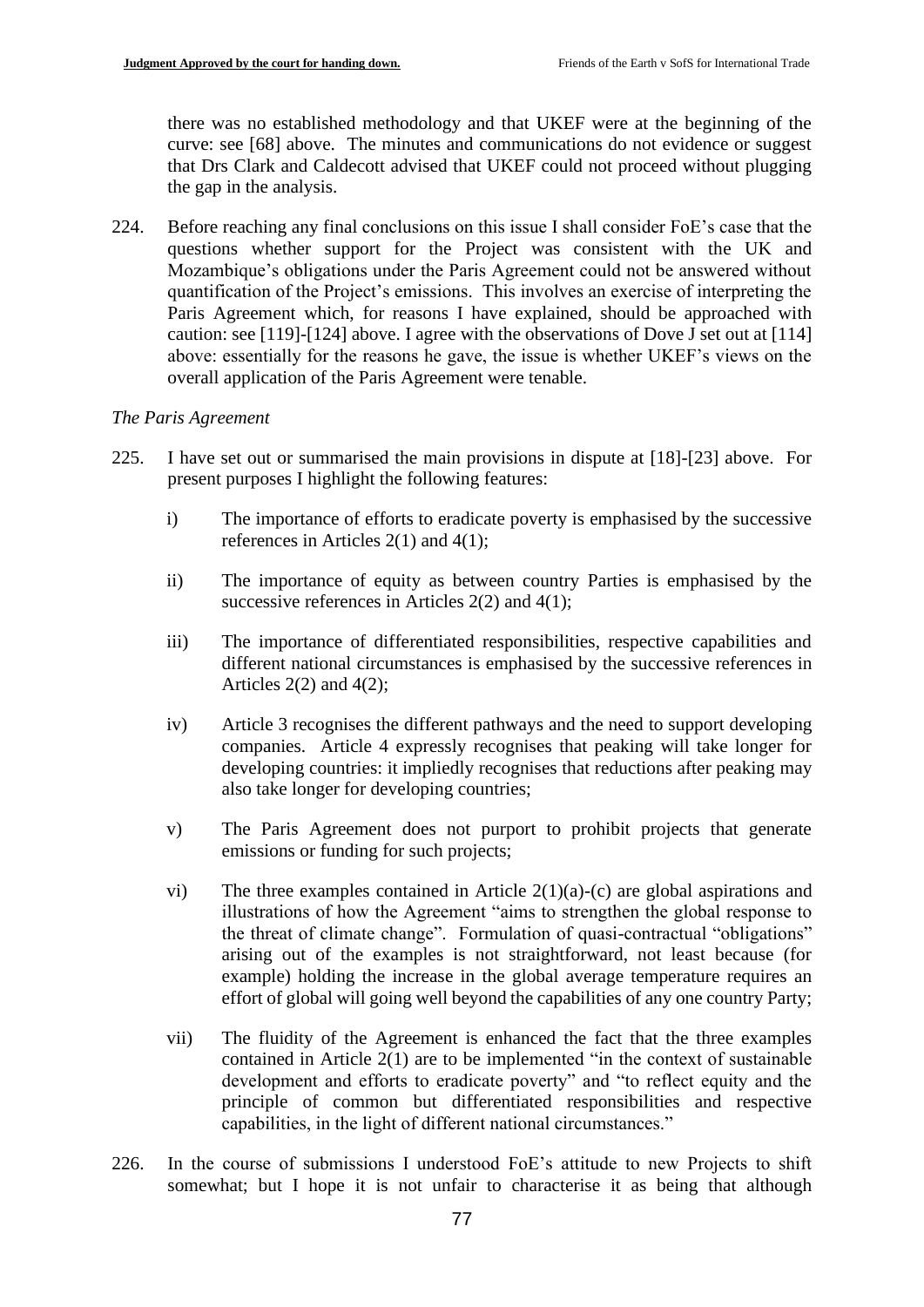there was no established methodology and that UKEF were at the beginning of the curve: see [68] above. The minutes and communications do not evidence or suggest that Drs Clark and Caldecott advised that UKEF could not proceed without plugging the gap in the analysis.

224. Before reaching any final conclusions on this issue I shall consider FoE's case that the questions whether support for the Project was consistent with the UK and Mozambique's obligations under the Paris Agreement could not be answered without quantification of the Project's emissions. This involves an exercise of interpreting the Paris Agreement which, for reasons I have explained, should be approached with caution: see [119]-[124] above. I agree with the observations of Dove J set out at [114] above: essentially for the reasons he gave, the issue is whether UKEF's views on the overall application of the Paris Agreement were tenable.

*The Paris Agreement*

225. I have set out or summarised the main provisions in dispute at [18]-[23] above. For present purposes I highlight the following features:

    i) The importance of efforts to eradicate poverty is emphasised by the successive references in Articles 2(1) and 4(1);

    ii) The importance of equity as between country Parties is emphasised by the successive references in Articles 2(2) and 4(1);

    iii) The importance of differentiated responsibilities, respective capabilities and different national circumstances is emphasised by the successive references in Articles 2(2) and 4(2);

    iv) Article 3 recognises the different pathways and the need to support developing companies. Article 4 expressly recognises that peaking will take longer for developing countries: it impliedly recognises that reductions after peaking may also take longer for developing countries;

    v) The Paris Agreement does not purport to prohibit projects that generate emissions or funding for such projects;

    vi) The three examples contained in Article 2(1)(a)-(c) are global aspirations and illustrations of how the Agreement "aims to strengthen the global response to the threat of climate change". Formulation of quasi-contractual "obligations" arising out of the examples is not straightforward, not least because (for example) holding the increase in the global average temperature requires an effort of global will going well beyond the capabilities of any one country Party;

    vii) The fluidity of the Agreement is enhanced the fact that the three examples contained in Article 2(1) are to be implemented "in the context of sustainable development and efforts to eradicate poverty" and "to reflect equity and the principle of common but differentiated responsibilities and respective capabilities, in the light of different national circumstances."

226. In the course of submissions I understood FoE's attitude to new Projects to shift somewhat; but I hope it is not unfair to characterise it as being that although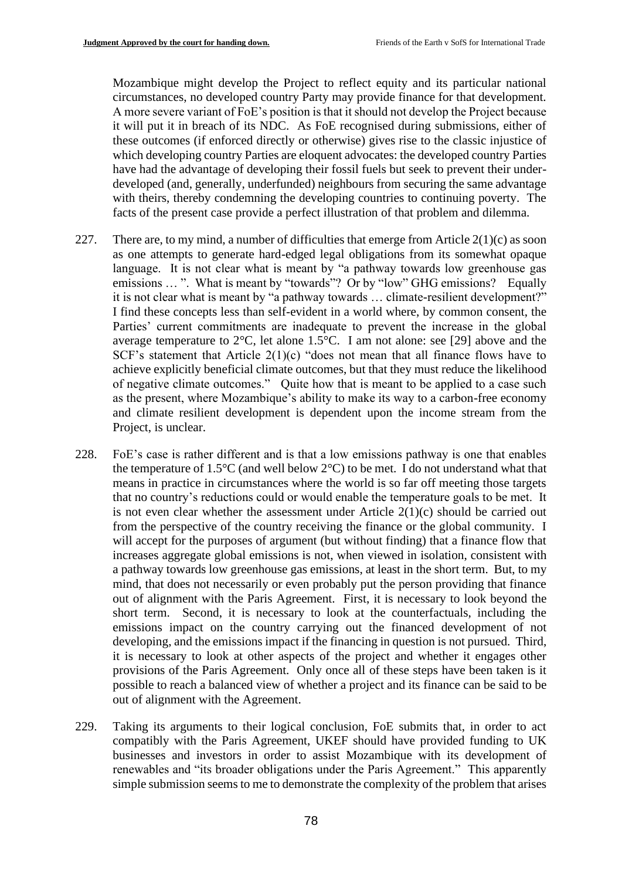Mozambique might develop the Project to reflect equity and its particular national circumstances, no developed country Party may provide finance for that development. A more severe variant of FoE's position is that it should not develop the Project because it will put it in breach of its NDC. As FoE recognised during submissions, either of these outcomes (if enforced directly or otherwise) gives rise to the classic injustice of which developing country Parties are eloquent advocates: the developed country Parties have had the advantage of developing their fossil fuels but seek to prevent their under-developed (and, generally, underfunded) neighbours from securing the same advantage with theirs, thereby condemning the developing countries to continuing poverty. The facts of the present case provide a perfect illustration of that problem and dilemma.

227. There are, to my mind, a number of difficulties that emerge from Article 2(1)(c) as soon as one attempts to generate hard-edged legal obligations from its somewhat opaque language. It is not clear what is meant by "a pathway towards low greenhouse gas emissions … ". What is meant by "towards"? Or by "low" GHG emissions? Equally it is not clear what is meant by "a pathway towards … climate-resilient development?" I find these concepts less than self-evident in a world where, by common consent, the Parties' current commitments are inadequate to prevent the increase in the global average temperature to 2°C, let alone 1.5°C. I am not alone: see [29] above and the SCF's statement that Article 2(1)(c) "does not mean that all finance flows have to achieve explicitly beneficial climate outcomes, but that they must reduce the likelihood of negative climate outcomes." Quite how that is meant to be applied to a case such as the present, where Mozambique's ability to make its way to a carbon-free economy and climate resilient development is dependent upon the income stream from the Project, is unclear.

228. FoE's case is rather different and is that a low emissions pathway is one that enables the temperature of 1.5°C (and well below 2°C) to be met. I do not understand what that means in practice in circumstances where the world is so far off meeting those targets that no country's reductions could or would enable the temperature goals to be met. It is not even clear whether the assessment under Article 2(1)(c) should be carried out from the perspective of the country receiving the finance or the global community. I will accept for the purposes of argument (but without finding) that a finance flow that increases aggregate global emissions is not, when viewed in isolation, consistent with a pathway towards low greenhouse gas emissions, at least in the short term. But, to my mind, that does not necessarily or even probably put the person providing that finance out of alignment with the Paris Agreement. First, it is necessary to look beyond the short term. Second, it is necessary to look at the counterfactuals, including the emissions impact on the country carrying out the financed development of not developing, and the emissions impact if the financing in question is not pursued. Third, it is necessary to look at other aspects of the project and whether it engages other provisions of the Paris Agreement. Only once all of these steps have been taken is it possible to reach a balanced view of whether a project and its finance can be said to be out of alignment with the Agreement.

229. Taking its arguments to their logical conclusion, FoE submits that, in order to act compatibly with the Paris Agreement, UKEF should have provided funding to UK businesses and investors in order to assist Mozambique with its development of renewables and "its broader obligations under the Paris Agreement." This apparently simple submission seems to me to demonstrate the complexity of the problem that arises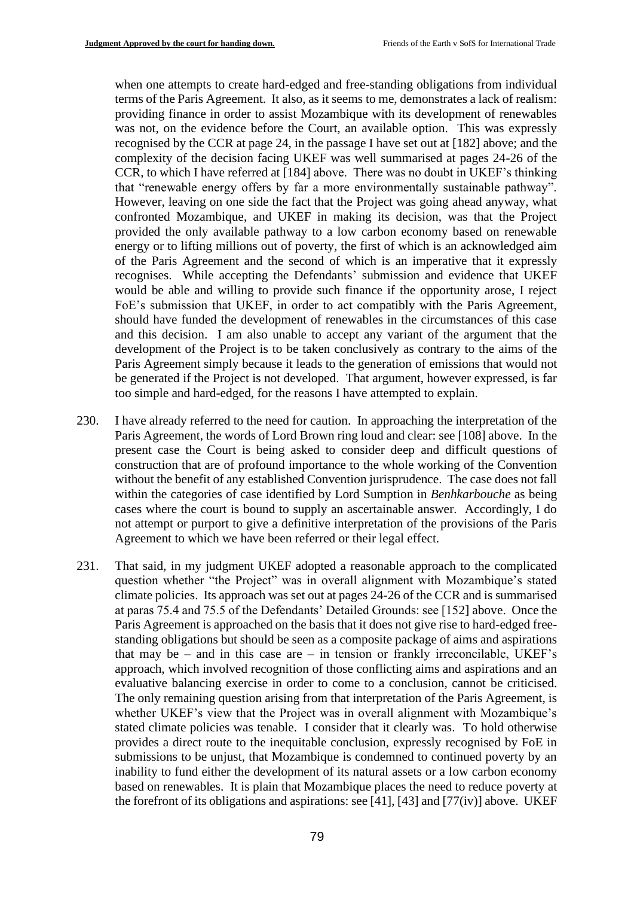when one attempts to create hard-edged and free-standing obligations from individual terms of the Paris Agreement. It also, as it seems to me, demonstrates a lack of realism: providing finance in order to assist Mozambique with its development of renewables was not, on the evidence before the Court, an available option. This was expressly recognised by the CCR at page 24, in the passage I have set out at [182] above; and the complexity of the decision facing UKEF was well summarised at pages 24-26 of the CCR, to which I have referred at [184] above. There was no doubt in UKEF's thinking that "renewable energy offers by far a more environmentally sustainable pathway". However, leaving on one side the fact that the Project was going ahead anyway, what confronted Mozambique, and UKEF in making its decision, was that the Project provided the only available pathway to a low carbon economy based on renewable energy or to lifting millions out of poverty, the first of which is an acknowledged aim of the Paris Agreement and the second of which is an imperative that it expressly recognises. While accepting the Defendants' submission and evidence that UKEF would be able and willing to provide such finance if the opportunity arose, I reject FoE's submission that UKEF, in order to act compatibly with the Paris Agreement, should have funded the development of renewables in the circumstances of this case and this decision. I am also unable to accept any variant of the argument that the development of the Project is to be taken conclusively as contrary to the aims of the Paris Agreement simply because it leads to the generation of emissions that would not be generated if the Project is not developed. That argument, however expressed, is far too simple and hard-edged, for the reasons I have attempted to explain.

230. I have already referred to the need for caution. In approaching the interpretation of the Paris Agreement, the words of Lord Brown ring loud and clear: see [108] above. In the present case the Court is being asked to consider deep and difficult questions of construction that are of profound importance to the whole working of the Convention without the benefit of any established Convention jurisprudence. The case does not fall within the categories of case identified by Lord Sumption in *Benhkarbouche* as being cases where the court is bound to supply an ascertainable answer. Accordingly, I do not attempt or purport to give a definitive interpretation of the provisions of the Paris Agreement to which we have been referred or their legal effect.

231. That said, in my judgment UKEF adopted a reasonable approach to the complicated question whether "the Project" was in overall alignment with Mozambique's stated climate policies. Its approach was set out at pages 24-26 of the CCR and is summarised at paras 75.4 and 75.5 of the Defendants' Detailed Grounds: see [152] above. Once the Paris Agreement is approached on the basis that it does not give rise to hard-edged free-standing obligations but should be seen as a composite package of aims and aspirations that may be – and in this case are – in tension or frankly irreconcilable, UKEF's approach, which involved recognition of those conflicting aims and aspirations and an evaluative balancing exercise in order to come to a conclusion, cannot be criticised. The only remaining question arising from that interpretation of the Paris Agreement, is whether UKEF's view that the Project was in overall alignment with Mozambique's stated climate policies was tenable. I consider that it clearly was. To hold otherwise provides a direct route to the inequitable conclusion, expressly recognised by FoE in submissions to be unjust, that Mozambique is condemned to continued poverty by an inability to fund either the development of its natural assets or a low carbon economy based on renewables. It is plain that Mozambique places the need to reduce poverty at the forefront of its obligations and aspirations: see [41], [43] and [77(iv)] above. UKEF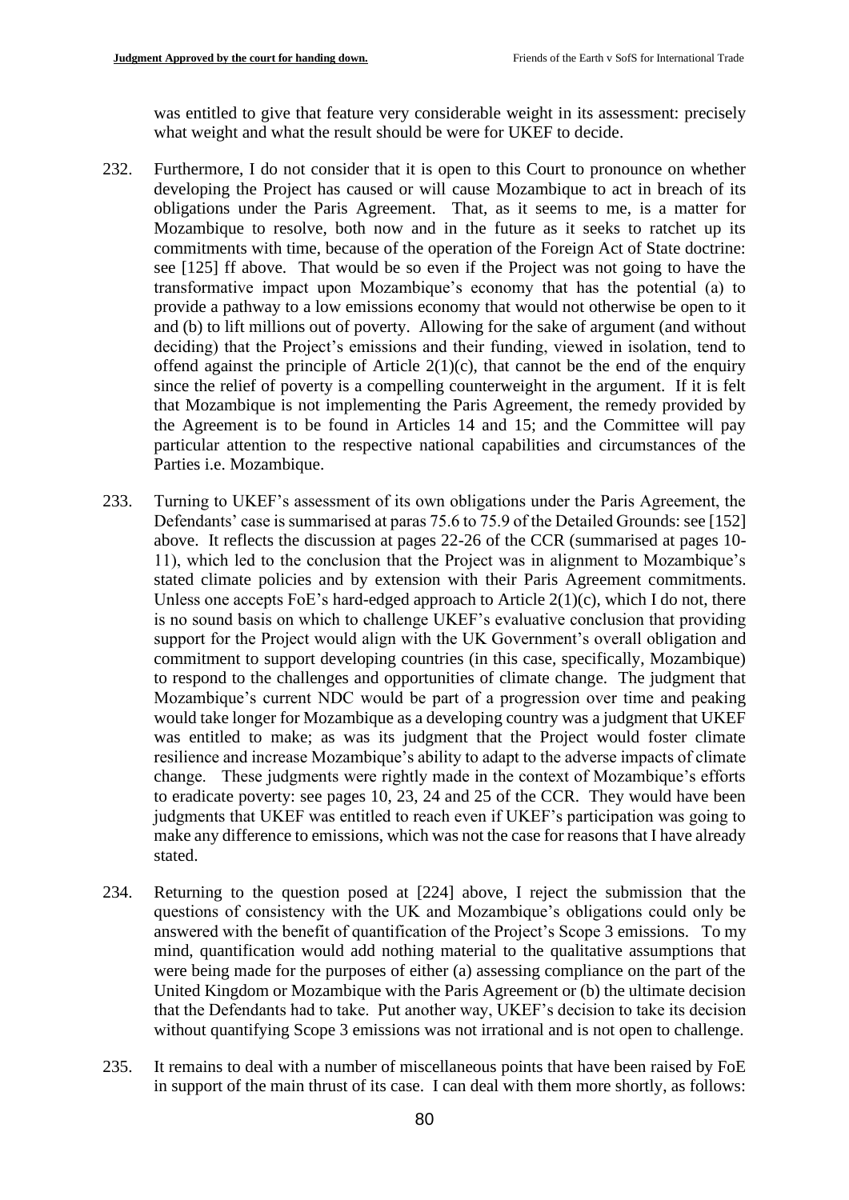was entitled to give that feature very considerable weight in its assessment: precisely what weight and what the result should be were for UKEF to decide.

232. Furthermore, I do not consider that it is open to this Court to pronounce on whether developing the Project has caused or will cause Mozambique to act in breach of its obligations under the Paris Agreement. That, as it seems to me, is a matter for Mozambique to resolve, both now and in the future as it seeks to ratchet up its commitments with time, because of the operation of the Foreign Act of State doctrine: see [125] ff above. That would be so even if the Project was not going to have the transformative impact upon Mozambique's economy that has the potential (a) to provide a pathway to a low emissions economy that would not otherwise be open to it and (b) to lift millions out of poverty. Allowing for the sake of argument (and without deciding) that the Project's emissions and their funding, viewed in isolation, tend to offend against the principle of Article 2(1)(c), that cannot be the end of the enquiry since the relief of poverty is a compelling counterweight in the argument. If it is felt that Mozambique is not implementing the Paris Agreement, the remedy provided by the Agreement is to be found in Articles 14 and 15; and the Committee will pay particular attention to the respective national capabilities and circumstances of the Parties i.e. Mozambique.

233. Turning to UKEF's assessment of its own obligations under the Paris Agreement, the Defendants' case is summarised at paras 75.6 to 75.9 of the Detailed Grounds: see [152] above. It reflects the discussion at pages 22-26 of the CCR (summarised at pages 10-11), which led to the conclusion that the Project was in alignment to Mozambique's stated climate policies and by extension with their Paris Agreement commitments. Unless one accepts FoE's hard-edged approach to Article 2(1)(c), which I do not, there is no sound basis on which to challenge UKEF's evaluative conclusion that providing support for the Project would align with the UK Government's overall obligation and commitment to support developing countries (in this case, specifically, Mozambique) to respond to the challenges and opportunities of climate change. The judgment that Mozambique's current NDC would be part of a progression over time and peaking would take longer for Mozambique as a developing country was a judgment that UKEF was entitled to make; as was its judgment that the Project would foster climate resilience and increase Mozambique's ability to adapt to the adverse impacts of climate change. These judgments were rightly made in the context of Mozambique's efforts to eradicate poverty: see pages 10, 23, 24 and 25 of the CCR. They would have been judgments that UKEF was entitled to reach even if UKEF's participation was going to make any difference to emissions, which was not the case for reasons that I have already stated.

234. Returning to the question posed at [224] above, I reject the submission that the questions of consistency with the UK and Mozambique's obligations could only be answered with the benefit of quantification of the Project's Scope 3 emissions. To my mind, quantification would add nothing material to the qualitative assumptions that were being made for the purposes of either (a) assessing compliance on the part of the United Kingdom or Mozambique with the Paris Agreement or (b) the ultimate decision that the Defendants had to take. Put another way, UKEF's decision to take its decision without quantifying Scope 3 emissions was not irrational and is not open to challenge.

235. It remains to deal with a number of miscellaneous points that have been raised by FoE in support of the main thrust of its case. I can deal with them more shortly, as follows: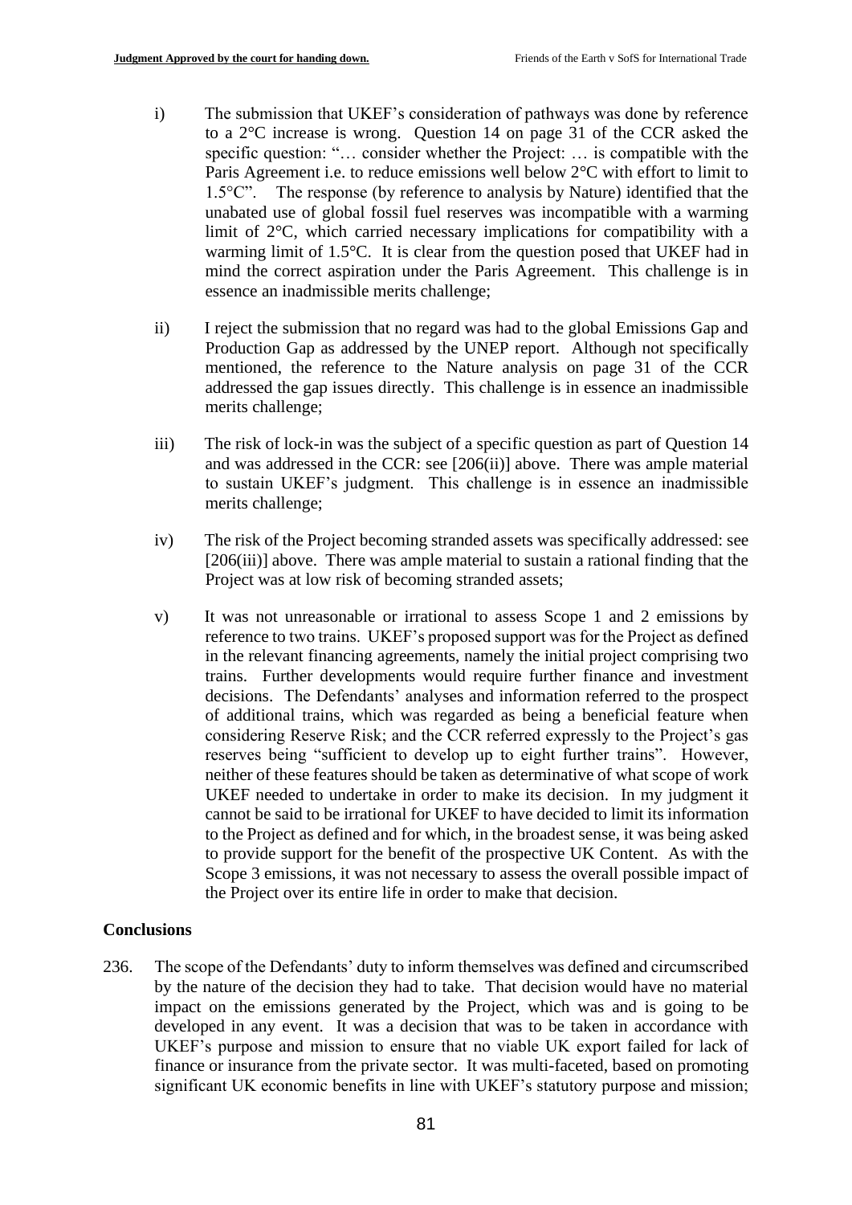i) The submission that UKEF's consideration of pathways was done by reference to a 2°C increase is wrong. Question 14 on page 31 of the CCR asked the specific question: "… consider whether the Project: … is compatible with the Paris Agreement i.e. to reduce emissions well below 2°C with effort to limit to 1.5°C". The response (by reference to analysis by Nature) identified that the unabated use of global fossil fuel reserves was incompatible with a warming limit of 2°C, which carried necessary implications for compatibility with a warming limit of 1.5°C. It is clear from the question posed that UKEF had in mind the correct aspiration under the Paris Agreement. This challenge is in essence an inadmissible merits challenge;

ii) I reject the submission that no regard was had to the global Emissions Gap and Production Gap as addressed by the UNEP report. Although not specifically mentioned, the reference to the Nature analysis on page 31 of the CCR addressed the gap issues directly. This challenge is in essence an inadmissible merits challenge;

iii) The risk of lock-in was the subject of a specific question as part of Question 14 and was addressed in the CCR: see [206(ii)] above. There was ample material to sustain UKEF's judgment. This challenge is in essence an inadmissible merits challenge;

iv) The risk of the Project becoming stranded assets was specifically addressed: see [206(iii)] above. There was ample material to sustain a rational finding that the Project was at low risk of becoming stranded assets;

v) It was not unreasonable or irrational to assess Scope 1 and 2 emissions by reference to two trains. UKEF's proposed support was for the Project as defined in the relevant financing agreements, namely the initial project comprising two trains. Further developments would require further finance and investment decisions. The Defendants' analyses and information referred to the prospect of additional trains, which was regarded as being a beneficial feature when considering Reserve Risk; and the CCR referred expressly to the Project's gas reserves being "sufficient to develop up to eight further trains". However, neither of these features should be taken as determinative of what scope of work UKEF needed to undertake in order to make its decision. In my judgment it cannot be said to be irrational for UKEF to have decided to limit its information to the Project as defined and for which, in the broadest sense, it was being asked to provide support for the benefit of the prospective UK Content. As with the Scope 3 emissions, it was not necessary to assess the overall possible impact of the Project over its entire life in order to make that decision.

## Conclusions

236. The scope of the Defendants' duty to inform themselves was defined and circumscribed by the nature of the decision they had to take. That decision would have no material impact on the emissions generated by the Project, which was and is going to be developed in any event. It was a decision that was to be taken in accordance with UKEF's purpose and mission to ensure that no viable UK export failed for lack of finance or insurance from the private sector. It was multi-faceted, based on promoting significant UK economic benefits in line with UKEF's statutory purpose and mission;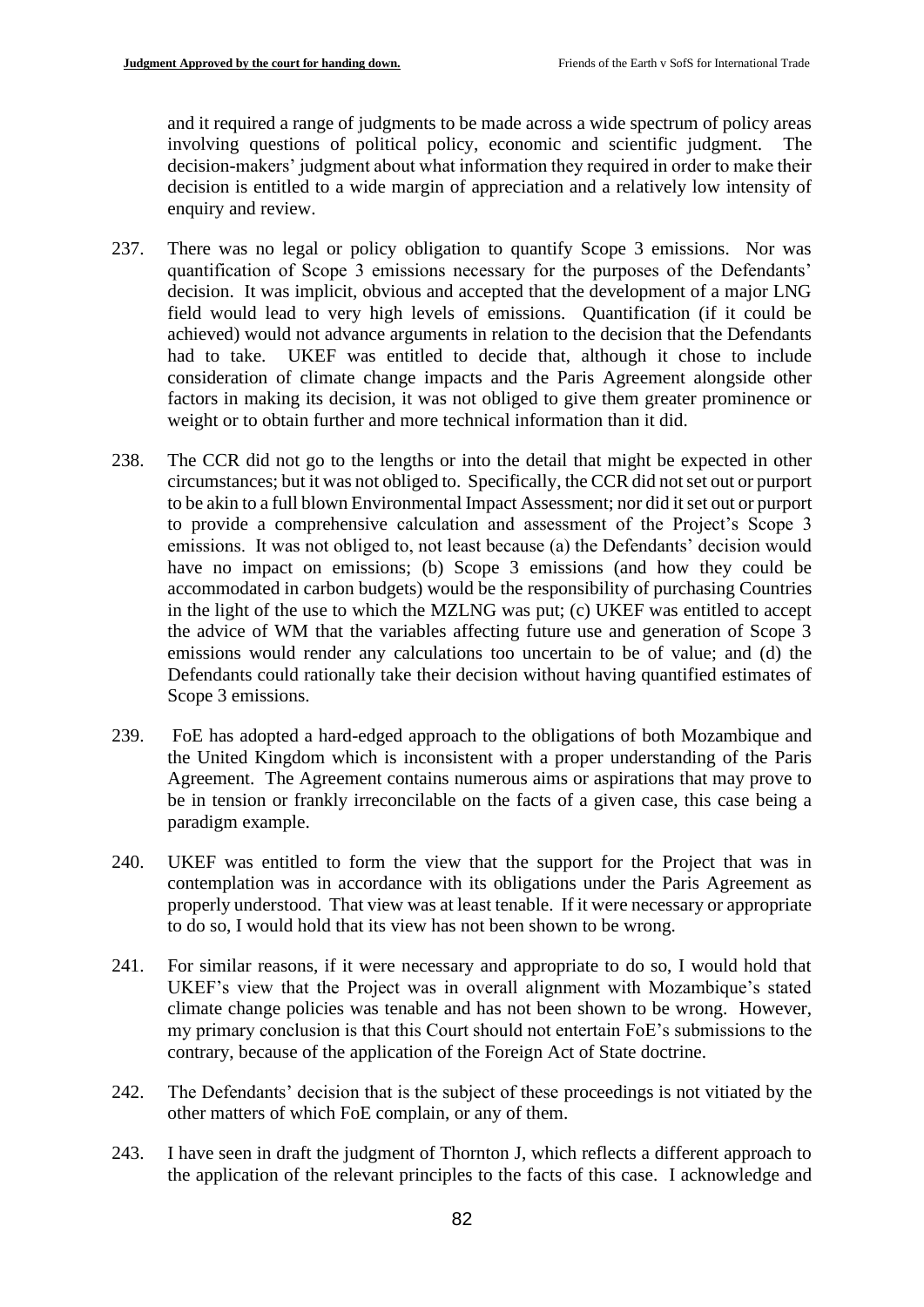and it required a range of judgments to be made across a wide spectrum of policy areas involving questions of political policy, economic and scientific judgment. The decision-makers' judgment about what information they required in order to make their decision is entitled to a wide margin of appreciation and a relatively low intensity of enquiry and review.

237. There was no legal or policy obligation to quantify Scope 3 emissions. Nor was quantification of Scope 3 emissions necessary for the purposes of the Defendants' decision. It was implicit, obvious and accepted that the development of a major LNG field would lead to very high levels of emissions. Quantification (if it could be achieved) would not advance arguments in relation to the decision that the Defendants had to take. UKEF was entitled to decide that, although it chose to include consideration of climate change impacts and the Paris Agreement alongside other factors in making its decision, it was not obliged to give them greater prominence or weight or to obtain further and more technical information than it did.

238. The CCR did not go to the lengths or into the detail that might be expected in other circumstances; but it was not obliged to. Specifically, the CCR did not set out or purport to be akin to a full blown Environmental Impact Assessment; nor did it set out or purport to provide a comprehensive calculation and assessment of the Project's Scope 3 emissions. It was not obliged to, not least because (a) the Defendants' decision would have no impact on emissions; (b) Scope 3 emissions (and how they could be accommodated in carbon budgets) would be the responsibility of purchasing Countries in the light of the use to which the MZLNG was put; (c) UKEF was entitled to accept the advice of WM that the variables affecting future use and generation of Scope 3 emissions would render any calculations too uncertain to be of value; and (d) the Defendants could rationally take their decision without having quantified estimates of Scope 3 emissions.

239. FoE has adopted a hard-edged approach to the obligations of both Mozambique and the United Kingdom which is inconsistent with a proper understanding of the Paris Agreement. The Agreement contains numerous aims or aspirations that may prove to be in tension or frankly irreconcilable on the facts of a given case, this case being a paradigm example.

240. UKEF was entitled to form the view that the support for the Project that was in contemplation was in accordance with its obligations under the Paris Agreement as properly understood. That view was at least tenable. If it were necessary or appropriate to do so, I would hold that its view has not been shown to be wrong.

241. For similar reasons, if it were necessary and appropriate to do so, I would hold that UKEF's view that the Project was in overall alignment with Mozambique's stated climate change policies was tenable and has not been shown to be wrong. However, my primary conclusion is that this Court should not entertain FoE's submissions to the contrary, because of the application of the Foreign Act of State doctrine.

242. The Defendants' decision that is the subject of these proceedings is not vitiated by the other matters of which FoE complain, or any of them.

243. I have seen in draft the judgment of Thornton J, which reflects a different approach to the application of the relevant principles to the facts of this case. I acknowledge and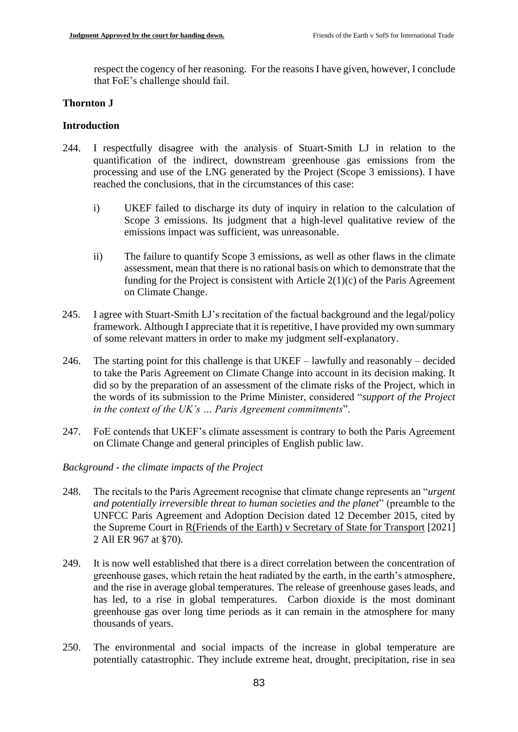respect the cogency of her reasoning. For the reasons I have given, however, I conclude that FoE's challenge should fail.

**Thornton J**

**Introduction**

244. I respectfully disagree with the analysis of Stuart-Smith LJ in relation to the quantification of the indirect, downstream greenhouse gas emissions from the processing and use of the LNG generated by the Project (Scope 3 emissions). I have reached the conclusions, that in the circumstances of this case:

    i) UKEF failed to discharge its duty of inquiry in relation to the calculation of Scope 3 emissions. Its judgment that a high-level qualitative review of the emissions impact was sufficient, was unreasonable.

    ii) The failure to quantify Scope 3 emissions, as well as other flaws in the climate assessment, mean that there is no rational basis on which to demonstrate that the funding for the Project is consistent with Article 2(1)(c) of the Paris Agreement on Climate Change.

245. I agree with Stuart-Smith LJ's recitation of the factual background and the legal/policy framework. Although I appreciate that it is repetitive, I have provided my own summary of some relevant matters in order to make my judgment self-explanatory.

246. The starting point for this challenge is that UKEF – lawfully and reasonably – decided to take the Paris Agreement on Climate Change into account in its decision making. It did so by the preparation of an assessment of the climate risks of the Project, which in the words of its submission to the Prime Minister, considered "*support of the Project in the context of the UK's … Paris Agreement commitments*".

247. FoE contends that UKEF's climate assessment is contrary to both the Paris Agreement on Climate Change and general principles of English public law.

*Background - the climate impacts of the Project*

248. The recitals to the Paris Agreement recognise that climate change represents an "*urgent and potentially irreversible threat to human societies and the planet*" (preamble to the UNFCC Paris Agreement and Adoption Decision dated 12 December 2015, cited by the Supreme Court in R(Friends of the Earth) v Secretary of State for Transport [2021] 2 All ER 967 at §70).

249. It is now well established that there is a direct correlation between the concentration of greenhouse gases, which retain the heat radiated by the earth, in the earth's atmosphere, and the rise in average global temperatures. The release of greenhouse gases leads, and has led, to a rise in global temperatures. Carbon dioxide is the most dominant greenhouse gas over long time periods as it can remain in the atmosphere for many thousands of years.

250. The environmental and social impacts of the increase in global temperature are potentially catastrophic. They include extreme heat, drought, precipitation, rise in sea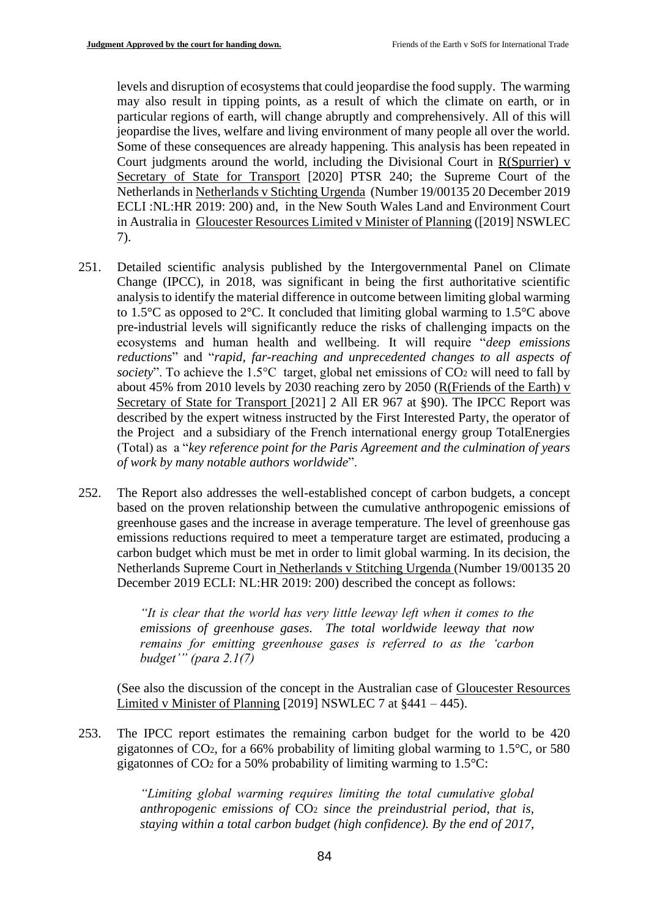levels and disruption of ecosystems that could jeopardise the food supply. The warming may also result in tipping points, as a result of which the climate on earth, or in particular regions of earth, will change abruptly and comprehensively. All of this will jeopardise the lives, welfare and living environment of many people all over the world. Some of these consequences are already happening. This analysis has been repeated in Court judgments around the world, including the Divisional Court in R(Spurrier) v Secretary of State for Transport [2020] PTSR 240; the Supreme Court of the Netherlands in Netherlands v Stichting Urgenda (Number 19/00135 20 December 2019 ECLI :NL:HR 2019: 200) and, in the New South Wales Land and Environment Court in Australia in Gloucester Resources Limited v Minister of Planning ([2019] NSWLEC 7).

251. Detailed scientific analysis published by the Intergovernmental Panel on Climate Change (IPCC), in 2018, was significant in being the first authoritative scientific analysis to identify the material difference in outcome between limiting global warming to 1.5°C as opposed to 2°C. It concluded that limiting global warming to 1.5°C above pre-industrial levels will significantly reduce the risks of challenging impacts on the ecosystems and human health and wellbeing. It will require "*deep emissions reductions*" and "*rapid, far-reaching and unprecedented changes to all aspects of society*". To achieve the 1.5°C target, global net emissions of $CO_2$ will need to fall by about 45% from 2010 levels by 2030 reaching zero by 2050 (R(Friends of the Earth) v Secretary of State for Transport [2021] 2 All ER 967 at §90). The IPCC Report was described by the expert witness instructed by the First Interested Party, the operator of the Project and a subsidiary of the French international energy group TotalEnergies (Total) as a "*key reference point for the Paris Agreement and the culmination of years of work by many notable authors worldwide*".

252. The Report also addresses the well-established concept of carbon budgets, a concept based on the proven relationship between the cumulative anthropogenic emissions of greenhouse gases and the increase in average temperature. The level of greenhouse gas emissions reductions required to meet a temperature target are estimated, producing a carbon budget which must be met in order to limit global warming. In its decision, the Netherlands Supreme Court in Netherlands v Stitching Urgenda (Number 19/00135 20 December 2019 ECLI: NL:HR 2019: 200) described the concept as follows:

> *"It is clear that the world has very little leeway left when it comes to the emissions of greenhouse gases. The total worldwide leeway that now remains for emitting greenhouse gases is referred to as the 'carbon budget'" (para 2.1(7)*

(See also the discussion of the concept in the Australian case of Gloucester Resources Limited v Minister of Planning [2019] NSWLEC 7 at §441 – 445).

253. The IPCC report estimates the remaining carbon budget for the world to be 420 gigatonnes of $CO_2$, for a 66% probability of limiting global warming to 1.5°C, or 580 gigatonnes of $CO_2$ for a 50% probability of limiting warming to 1.5°C:

> *"Limiting global warming requires limiting the total cumulative global anthropogenic emissions of* $CO_2$ *since the preindustrial period, that is, staying within a total carbon budget (high confidence). By the end of 2017,*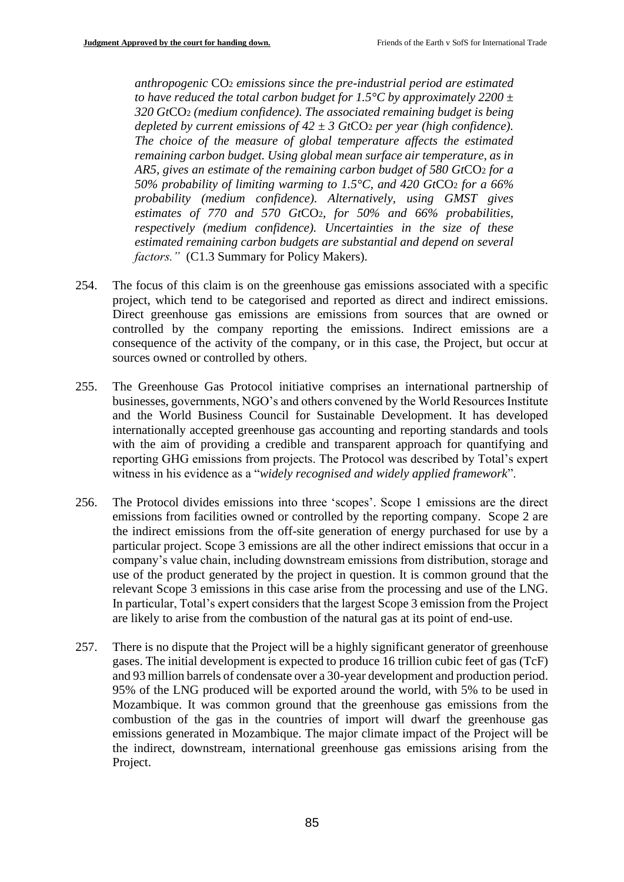*anthropogenic $CO_2$ emissions since the pre-industrial period are estimated to have reduced the total carbon budget for 1.5°C by approximately 2200 ± 320 Gt$CO_2$ (medium confidence). The associated remaining budget is being depleted by current emissions of 42 ± 3 Gt$CO_2$ per year (high confidence). The choice of the measure of global temperature affects the estimated remaining carbon budget. Using global mean surface air temperature, as in AR5, gives an estimate of the remaining carbon budget of 580 Gt$CO_2$ for a 50% probability of limiting warming to 1.5°C, and 420 Gt$CO_2$ for a 66% probability (medium confidence). Alternatively, using GMST gives estimates of 770 and 570 Gt$CO_2$, for 50% and 66% probabilities, respectively (medium confidence). Uncertainties in the size of these estimated remaining carbon budgets are substantial and depend on several factors."* (C1.3 Summary for Policy Makers).

254. The focus of this claim is on the greenhouse gas emissions associated with a specific project, which tend to be categorised and reported as direct and indirect emissions. Direct greenhouse gas emissions are emissions from sources that are owned or controlled by the company reporting the emissions. Indirect emissions are a consequence of the activity of the company, or in this case, the Project, but occur at sources owned or controlled by others.

255. The Greenhouse Gas Protocol initiative comprises an international partnership of businesses, governments, NGO's and others convened by the World Resources Institute and the World Business Council for Sustainable Development. It has developed internationally accepted greenhouse gas accounting and reporting standards and tools with the aim of providing a credible and transparent approach for quantifying and reporting GHG emissions from projects. The Protocol was described by Total's expert witness in his evidence as a "*widely recognised and widely applied framework*".

256. The Protocol divides emissions into three 'scopes'. Scope 1 emissions are the direct emissions from facilities owned or controlled by the reporting company. Scope 2 are the indirect emissions from the off-site generation of energy purchased for use by a particular project. Scope 3 emissions are all the other indirect emissions that occur in a company's value chain, including downstream emissions from distribution, storage and use of the product generated by the project in question. It is common ground that the relevant Scope 3 emissions in this case arise from the processing and use of the LNG. In particular, Total's expert considers that the largest Scope 3 emission from the Project are likely to arise from the combustion of the natural gas at its point of end-use.

257. There is no dispute that the Project will be a highly significant generator of greenhouse gases. The initial development is expected to produce 16 trillion cubic feet of gas (TcF) and 93 million barrels of condensate over a 30-year development and production period. 95% of the LNG produced will be exported around the world, with 5% to be used in Mozambique. It was common ground that the greenhouse gas emissions from the combustion of the gas in the countries of import will dwarf the greenhouse gas emissions generated in Mozambique. The major climate impact of the Project will be the indirect, downstream, international greenhouse gas emissions arising from the Project.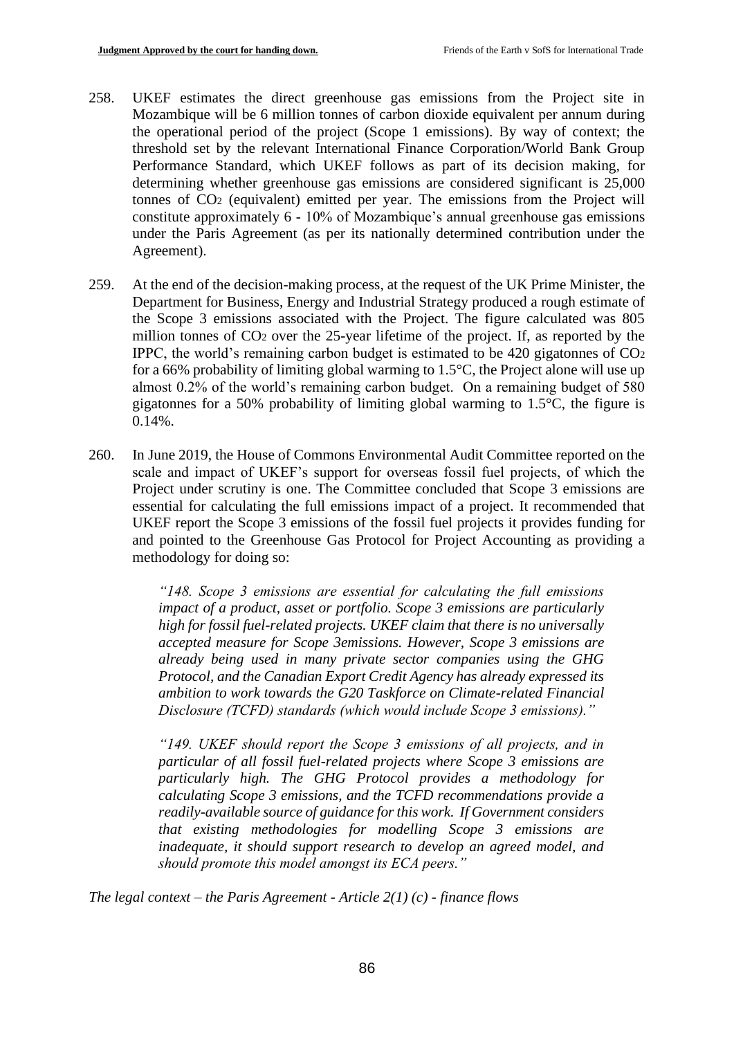258. UKEF estimates the direct greenhouse gas emissions from the Project site in Mozambique will be 6 million tonnes of carbon dioxide equivalent per annum during the operational period of the project (Scope 1 emissions). By way of context; the threshold set by the relevant International Finance Corporation/World Bank Group Performance Standard, which UKEF follows as part of its decision making, for determining whether greenhouse gas emissions are considered significant is 25,000 tonnes of $CO_2$ (equivalent) emitted per year. The emissions from the Project will constitute approximately 6 - 10% of Mozambique's annual greenhouse gas emissions under the Paris Agreement (as per its nationally determined contribution under the Agreement).

259. At the end of the decision-making process, at the request of the UK Prime Minister, the Department for Business, Energy and Industrial Strategy produced a rough estimate of the Scope 3 emissions associated with the Project. The figure calculated was 805 million tonnes of $CO_2$ over the 25-year lifetime of the project. If, as reported by the IPPC, the world's remaining carbon budget is estimated to be 420 gigatonnes of $CO_2$ for a 66% probability of limiting global warming to 1.5°C, the Project alone will use up almost 0.2% of the world's remaining carbon budget. On a remaining budget of 580 gigatonnes for a 50% probability of limiting global warming to 1.5°C, the figure is 0.14%.

260. In June 2019, the House of Commons Environmental Audit Committee reported on the scale and impact of UKEF's support for overseas fossil fuel projects, of which the Project under scrutiny is one. The Committee concluded that Scope 3 emissions are essential for calculating the full emissions impact of a project. It recommended that UKEF report the Scope 3 emissions of the fossil fuel projects it provides funding for and pointed to the Greenhouse Gas Protocol for Project Accounting as providing a methodology for doing so:

> *"148. Scope 3 emissions are essential for calculating the full emissions impact of a product, asset or portfolio. Scope 3 emissions are particularly high for fossil fuel-related projects. UKEF claim that there is no universally accepted measure for Scope 3emissions. However, Scope 3 emissions are already being used in many private sector companies using the GHG Protocol, and the Canadian Export Credit Agency has already expressed its ambition to work towards the G20 Taskforce on Climate-related Financial Disclosure (TCFD) standards (which would include Scope 3 emissions)."*
>
> *"149. UKEF should report the Scope 3 emissions of all projects, and in particular of all fossil fuel-related projects where Scope 3 emissions are particularly high. The GHG Protocol provides a methodology for calculating Scope 3 emissions, and the TCFD recommendations provide a readily-available source of guidance for this work. If Government considers that existing methodologies for modelling Scope 3 emissions are inadequate, it should support research to develop an agreed model, and should promote this model amongst its ECA peers."*

*The legal context – the Paris Agreement - Article 2(1) (c) - finance flows*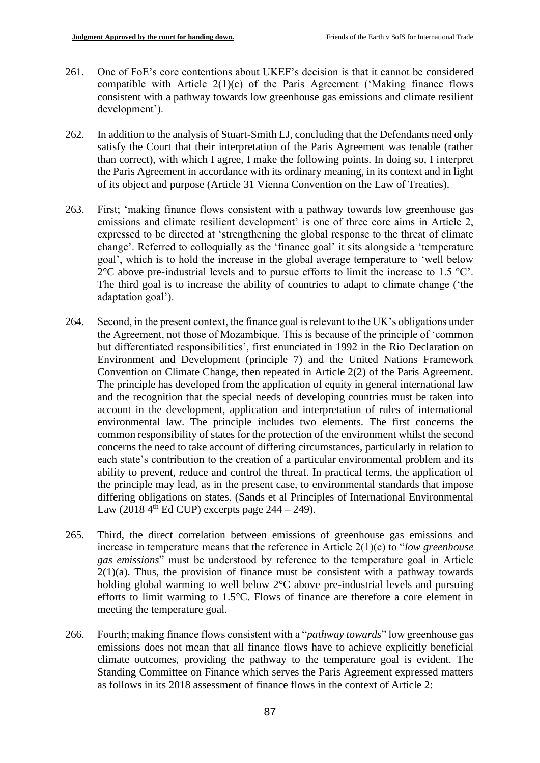261. One of FoE's core contentions about UKEF's decision is that it cannot be considered compatible with Article 2(1)(c) of the Paris Agreement ('Making finance flows consistent with a pathway towards low greenhouse gas emissions and climate resilient development').

262. In addition to the analysis of Stuart-Smith LJ, concluding that the Defendants need only satisfy the Court that their interpretation of the Paris Agreement was tenable (rather than correct), with which I agree, I make the following points. In doing so, I interpret the Paris Agreement in accordance with its ordinary meaning, in its context and in light of its object and purpose (Article 31 Vienna Convention on the Law of Treaties).

263. First; 'making finance flows consistent with a pathway towards low greenhouse gas emissions and climate resilient development' is one of three core aims in Article 2, expressed to be directed at 'strengthening the global response to the threat of climate change'. Referred to colloquially as the 'finance goal' it sits alongside a 'temperature goal', which is to hold the increase in the global average temperature to 'well below 2°C above pre-industrial levels and to pursue efforts to limit the increase to 1.5 °C'. The third goal is to increase the ability of countries to adapt to climate change ('the adaptation goal').

264. Second, in the present context, the finance goal is relevant to the UK's obligations under the Agreement, not those of Mozambique. This is because of the principle of 'common but differentiated responsibilities', first enunciated in 1992 in the Rio Declaration on Environment and Development (principle 7) and the United Nations Framework Convention on Climate Change, then repeated in Article 2(2) of the Paris Agreement. The principle has developed from the application of equity in general international law and the recognition that the special needs of developing countries must be taken into account in the development, application and interpretation of rules of international environmental law. The principle includes two elements. The first concerns the common responsibility of states for the protection of the environment whilst the second concerns the need to take account of differing circumstances, particularly in relation to each state's contribution to the creation of a particular environmental problem and its ability to prevent, reduce and control the threat. In practical terms, the application of the principle may lead, as in the present case, to environmental standards that impose differing obligations on states. (Sands et al Principles of International Environmental Law (2018 4th Ed CUP) excerpts page 244 – 249).

265. Third, the direct correlation between emissions of greenhouse gas emissions and increase in temperature means that the reference in Article 2(1)(c) to "*low greenhouse gas emissions*" must be understood by reference to the temperature goal in Article 2(1)(a). Thus, the provision of finance must be consistent with a pathway towards holding global warming to well below 2°C above pre-industrial levels and pursuing efforts to limit warming to 1.5°C. Flows of finance are therefore a core element in meeting the temperature goal.

266. Fourth; making finance flows consistent with a "*pathway towards*" low greenhouse gas emissions does not mean that all finance flows have to achieve explicitly beneficial climate outcomes, providing the pathway to the temperature goal is evident. The Standing Committee on Finance which serves the Paris Agreement expressed matters as follows in its 2018 assessment of finance flows in the context of Article 2: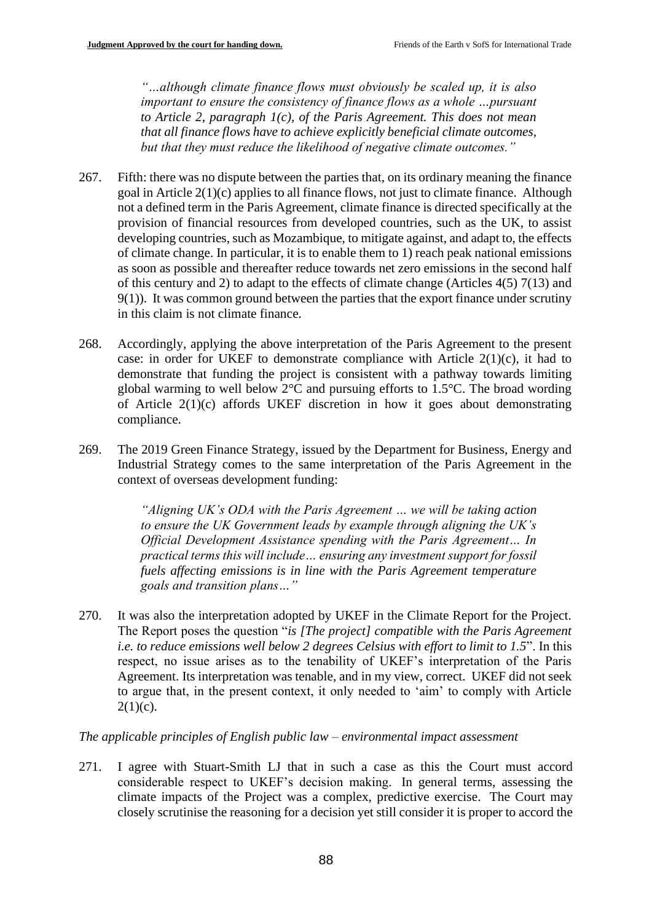*"…although climate finance flows must obviously be scaled up, it is also important to ensure the consistency of finance flows as a whole …pursuant to Article 2, paragraph 1(c), of the Paris Agreement. This does not mean that all finance flows have to achieve explicitly beneficial climate outcomes, but that they must reduce the likelihood of negative climate outcomes."*

267. Fifth: there was no dispute between the parties that, on its ordinary meaning the finance goal in Article 2(1)(c) applies to all finance flows, not just to climate finance. Although not a defined term in the Paris Agreement, climate finance is directed specifically at the provision of financial resources from developed countries, such as the UK, to assist developing countries, such as Mozambique, to mitigate against, and adapt to, the effects of climate change. In particular, it is to enable them to 1) reach peak national emissions as soon as possible and thereafter reduce towards net zero emissions in the second half of this century and 2) to adapt to the effects of climate change (Articles 4(5) 7(13) and 9(1)). It was common ground between the parties that the export finance under scrutiny in this claim is not climate finance.

268. Accordingly, applying the above interpretation of the Paris Agreement to the present case: in order for UKEF to demonstrate compliance with Article 2(1)(c), it had to demonstrate that funding the project is consistent with a pathway towards limiting global warming to well below 2°C and pursuing efforts to 1.5°C. The broad wording of Article 2(1)(c) affords UKEF discretion in how it goes about demonstrating compliance.

269. The 2019 Green Finance Strategy, issued by the Department for Business, Energy and Industrial Strategy comes to the same interpretation of the Paris Agreement in the context of overseas development funding:

*"Aligning UK's ODA with the Paris Agreement … we will be taking action to ensure the UK Government leads by example through aligning the UK's Official Development Assistance spending with the Paris Agreement… In practical terms this will include… ensuring any investment support for fossil fuels affecting emissions is in line with the Paris Agreement temperature goals and transition plans…"*

270. It was also the interpretation adopted by UKEF in the Climate Report for the Project. The Report poses the question "*is [The project] compatible with the Paris Agreement i.e. to reduce emissions well below 2 degrees Celsius with effort to limit to 1.5*". In this respect, no issue arises as to the tenability of UKEF's interpretation of the Paris Agreement. Its interpretation was tenable, and in my view, correct. UKEF did not seek to argue that, in the present context, it only needed to 'aim' to comply with Article 2(1)(c).

*The applicable principles of English public law – environmental impact assessment*

271. I agree with Stuart-Smith LJ that in such a case as this the Court must accord considerable respect to UKEF's decision making. In general terms, assessing the climate impacts of the Project was a complex, predictive exercise. The Court may closely scrutinise the reasoning for a decision yet still consider it is proper to accord the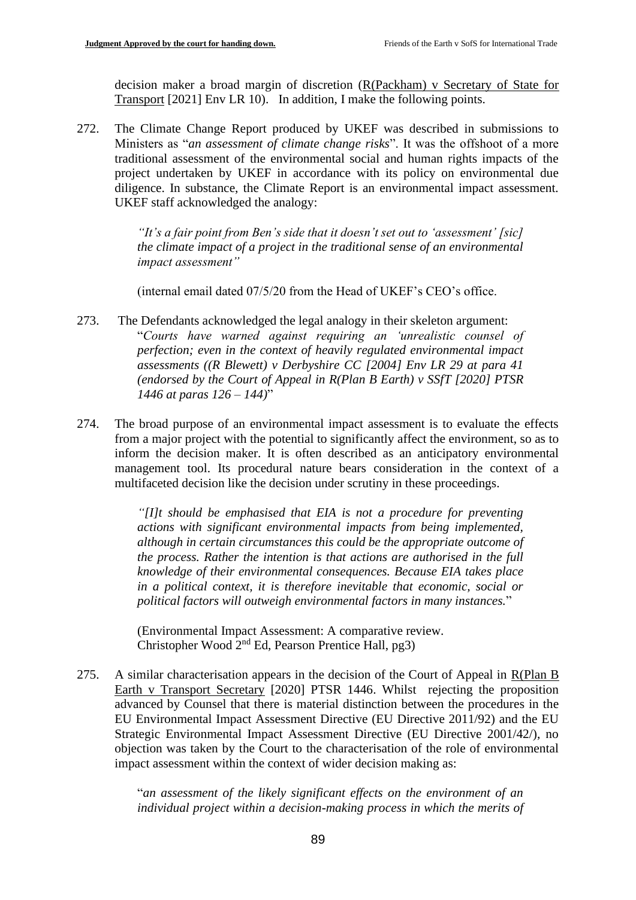decision maker a broad margin of discretion (R(Packham) v Secretary of State for Transport [2021] Env LR 10). In addition, I make the following points.

272. The Climate Change Report produced by UKEF was described in submissions to Ministers as "*an assessment of climate change risks*". It was the offshoot of a more traditional assessment of the environmental social and human rights impacts of the project undertaken by UKEF in accordance with its policy on environmental due diligence. In substance, the Climate Report is an environmental impact assessment. UKEF staff acknowledged the analogy:

> *"It's a fair point from Ben's side that it doesn't set out to 'assessment' [sic] the climate impact of a project in the traditional sense of an environmental impact assessment"*
>
> (internal email dated 07/5/20 from the Head of UKEF's CEO's office.

273. The Defendants acknowledged the legal analogy in their skeleton argument:
"*Courts have warned against requiring an 'unrealistic counsel of perfection; even in the context of heavily regulated environmental impact assessments ((R Blewett) v Derbyshire CC [2004] Env LR 29 at para 41 (endorsed by the Court of Appeal in R(Plan B Earth) v SSfT [2020] PTSR 1446 at paras 126 – 144)*"

274. The broad purpose of an environmental impact assessment is to evaluate the effects from a major project with the potential to significantly affect the environment, so as to inform the decision maker. It is often described as an anticipatory environmental management tool. Its procedural nature bears consideration in the context of a multifaceted decision like the decision under scrutiny in these proceedings.

> *"[I]t should be emphasised that EIA is not a procedure for preventing actions with significant environmental impacts from being implemented, although in certain circumstances this could be the appropriate outcome of the process. Rather the intention is that actions are authorised in the full knowledge of their environmental consequences. Because EIA takes place in a political context, it is therefore inevitable that economic, social or political factors will outweigh environmental factors in many instances.*"
>
> (Environmental Impact Assessment: A comparative review. Christopher Wood 2nd Ed, Pearson Prentice Hall, pg3)

275. A similar characterisation appears in the decision of the Court of Appeal in R(Plan B Earth v Transport Secretary [2020] PTSR 1446. Whilst rejecting the proposition advanced by Counsel that there is material distinction between the procedures in the EU Environmental Impact Assessment Directive (EU Directive 2011/92) and the EU Strategic Environmental Impact Assessment Directive (EU Directive 2001/42/), no objection was taken by the Court to the characterisation of the role of environmental impact assessment within the context of wider decision making as:

> "*an assessment of the likely significant effects on the environment of an individual project within a decision-making process in which the merits of*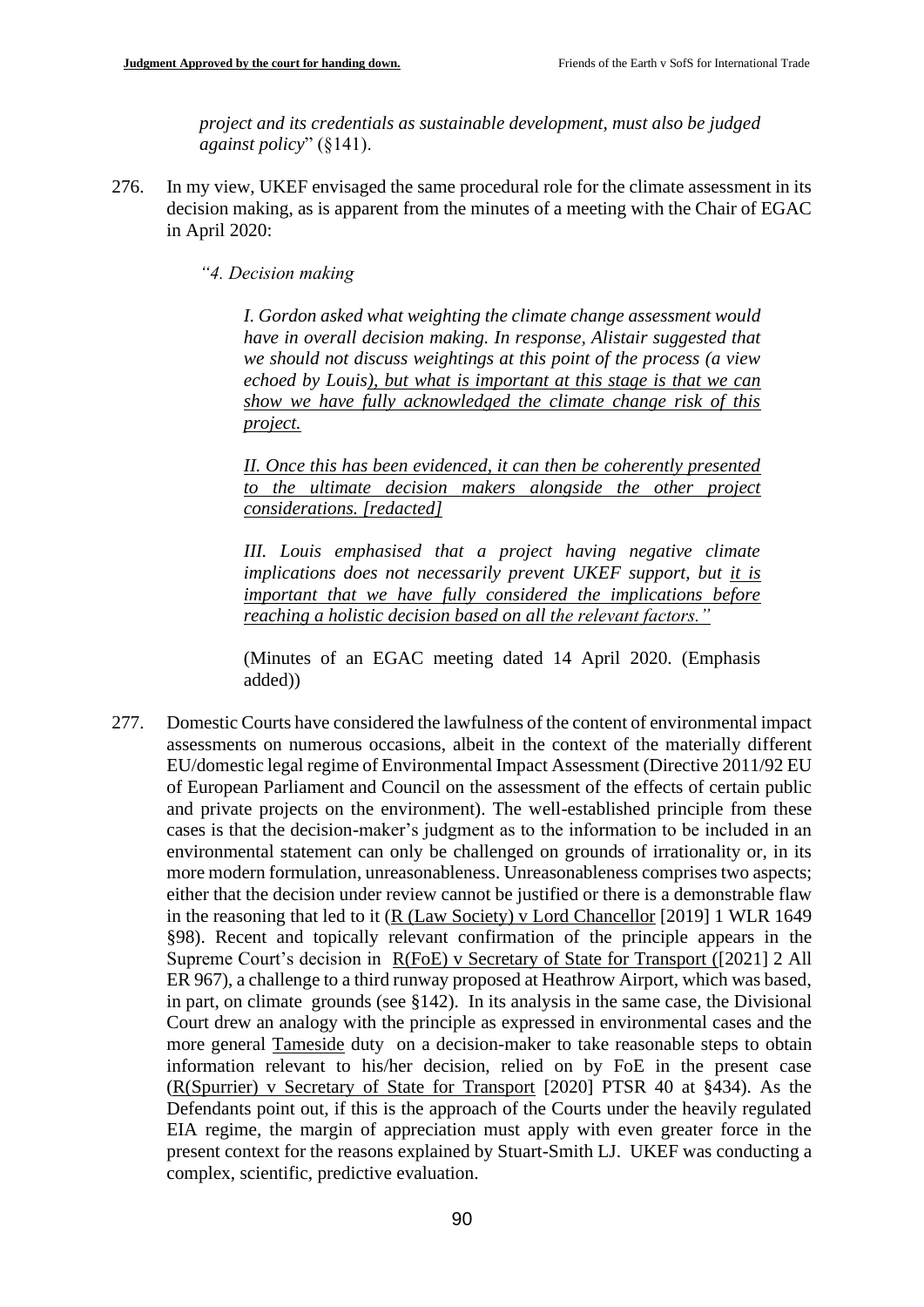*project and its credentials as sustainable development, must also be judged against policy*" (§141).

276. In my view, UKEF envisaged the same procedural role for the climate assessment in its decision making, as is apparent from the minutes of a meeting with the Chair of EGAC in April 2020:

> *"4. Decision making*
>
> *I. Gordon asked what weighting the climate change assessment would have in overall decision making. In response, Alistair suggested that we should not discuss weightings at this point of the process (a view echoed by Louis), <u>but what is important at this stage is that we can show we have fully acknowledged the climate change risk of this project.</u>*
>
> *<u>II. Once this has been evidenced, it can then be coherently presented to the ultimate decision makers alongside the other project considerations. [redacted]</u>*
>
> *III. Louis emphasised that a project having negative climate implications does not necessarily prevent UKEF support, but <u>it is important that we have fully considered the implications before reaching a holistic decision based on all the relevant factors."</u>*
>
> (Minutes of an EGAC meeting dated 14 April 2020. (Emphasis added))

277. Domestic Courts have considered the lawfulness of the content of environmental impact assessments on numerous occasions, albeit in the context of the materially different EU/domestic legal regime of Environmental Impact Assessment (Directive 2011/92 EU of European Parliament and Council on the assessment of the effects of certain public and private projects on the environment). The well-established principle from these cases is that the decision-maker's judgment as to the information to be included in an environmental statement can only be challenged on grounds of irrationality or, in its more modern formulation, unreasonableness. Unreasonableness comprises two aspects; either that the decision under review cannot be justified or there is a demonstrable flaw in the reasoning that led to it (<u>R (Law Society) v Lord Chancellor</u> [2019] 1 WLR 1649 §98). Recent and topically relevant confirmation of the principle appears in the Supreme Court's decision in <u>R(FoE) v Secretary of State for Transport</u> ([2021] 2 All ER 967), a challenge to a third runway proposed at Heathrow Airport, which was based, in part, on climate grounds (see §142). In its analysis in the same case, the Divisional Court drew an analogy with the principle as expressed in environmental cases and the more general <u>Tameside</u> duty on a decision-maker to take reasonable steps to obtain information relevant to his/her decision, relied on by FoE in the present case (<u>R(Spurrier) v Secretary of State for Transport</u> [2020] PTSR 40 at §434). As the Defendants point out, if this is the approach of the Courts under the heavily regulated EIA regime, the margin of appreciation must apply with even greater force in the present context for the reasons explained by Stuart-Smith LJ. UKEF was conducting a complex, scientific, predictive evaluation.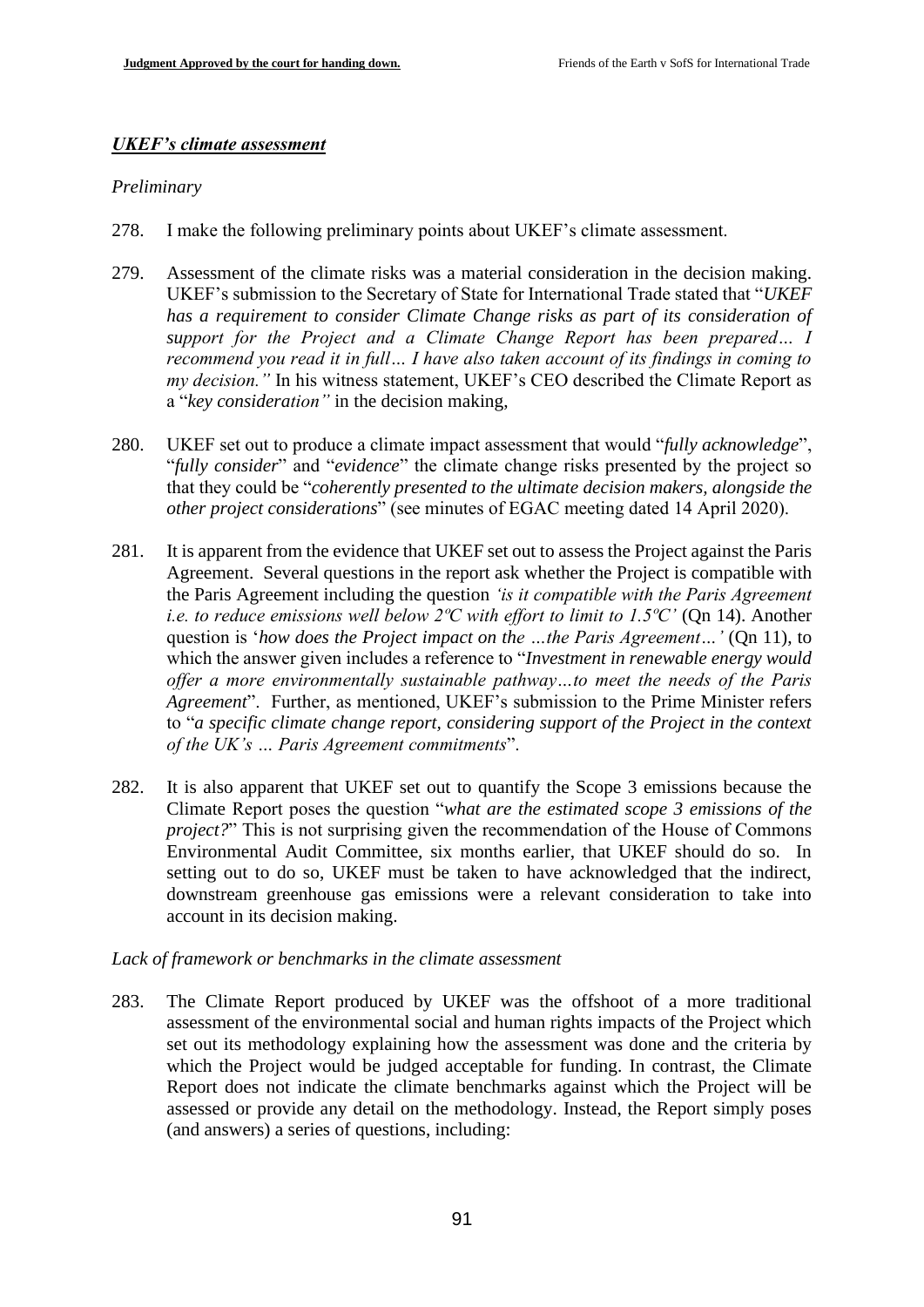***UKEF's climate assessment***

*Preliminary*

278. I make the following preliminary points about UKEF's climate assessment.

279. Assessment of the climate risks was a material consideration in the decision making. UKEF's submission to the Secretary of State for International Trade stated that "*UKEF has a requirement to consider Climate Change risks as part of its consideration of support for the Project and a Climate Change Report has been prepared… I recommend you read it in full… I have also taken account of its findings in coming to my decision."* In his witness statement, UKEF's CEO described the Climate Report as a "*key consideration"* in the decision making,

280. UKEF set out to produce a climate impact assessment that would "*fully acknowledge*", "*fully consider*" and "*evidence*" the climate change risks presented by the project so that they could be "*coherently presented to the ultimate decision makers, alongside the other project considerations*" (see minutes of EGAC meeting dated 14 April 2020).

281. It is apparent from the evidence that UKEF set out to assess the Project against the Paris Agreement. Several questions in the report ask whether the Project is compatible with the Paris Agreement including the question *'is it compatible with the Paris Agreement i.e. to reduce emissions well below 2ºC with effort to limit to 1.5ºC'* (Qn 14). Another question is '*how does the Project impact on the …the Paris Agreement…'* (Qn 11), to which the answer given includes a reference to "*Investment in renewable energy would offer a more environmentally sustainable pathway…to meet the needs of the Paris Agreement*". Further, as mentioned, UKEF's submission to the Prime Minister refers to "*a specific climate change report, considering support of the Project in the context of the UK's … Paris Agreement commitments*".

282. It is also apparent that UKEF set out to quantify the Scope 3 emissions because the Climate Report poses the question "*what are the estimated scope 3 emissions of the project?*" This is not surprising given the recommendation of the House of Commons Environmental Audit Committee, six months earlier, that UKEF should do so. In setting out to do so, UKEF must be taken to have acknowledged that the indirect, downstream greenhouse gas emissions were a relevant consideration to take into account in its decision making.

*Lack of framework or benchmarks in the climate assessment*

283. The Climate Report produced by UKEF was the offshoot of a more traditional assessment of the environmental social and human rights impacts of the Project which set out its methodology explaining how the assessment was done and the criteria by which the Project would be judged acceptable for funding. In contrast, the Climate Report does not indicate the climate benchmarks against which the Project will be assessed or provide any detail on the methodology. Instead, the Report simply poses (and answers) a series of questions, including: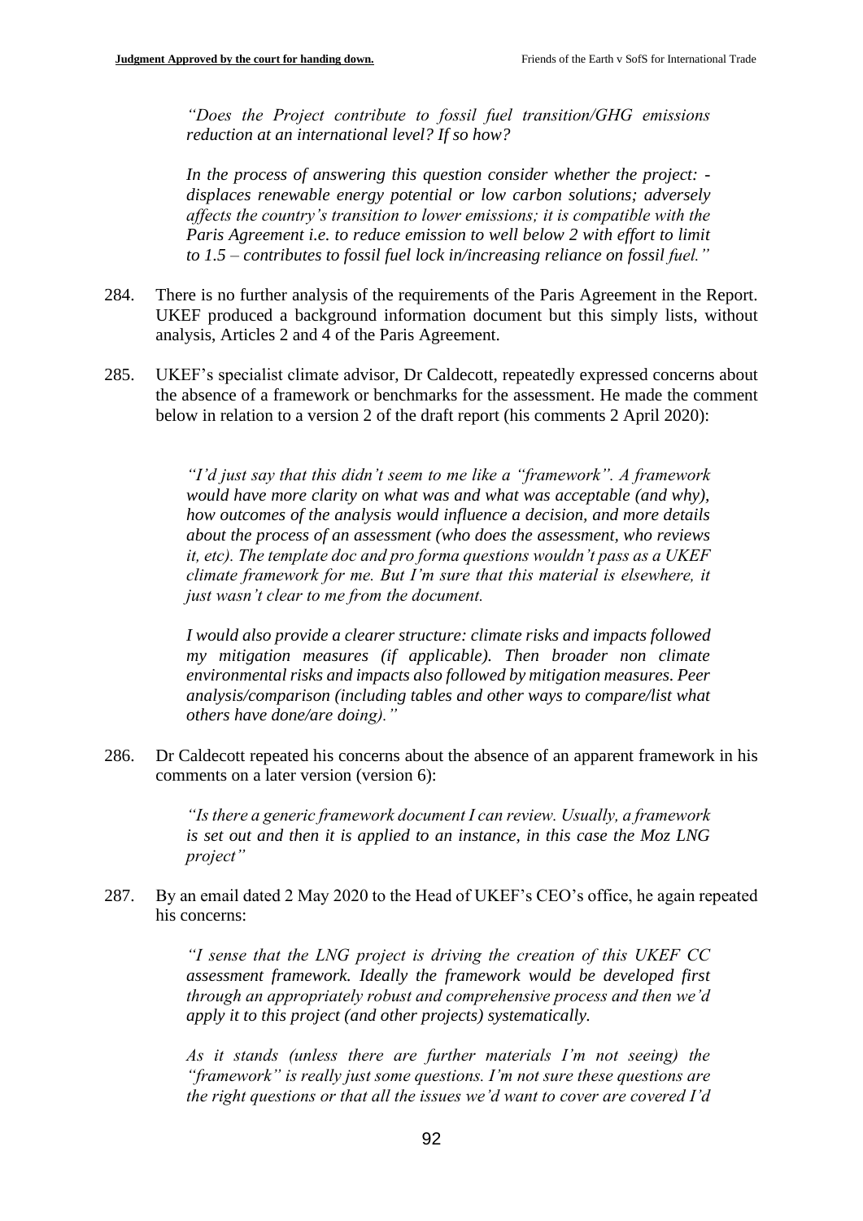*"Does the Project contribute to fossil fuel transition/GHG emissions reduction at an international level? If so how?*

*In the process of answering this question consider whether the project: - displaces renewable energy potential or low carbon solutions; adversely affects the country's transition to lower emissions; it is compatible with the Paris Agreement i.e. to reduce emission to well below 2 with effort to limit to 1.5 – contributes to fossil fuel lock in/increasing reliance on fossil fuel."*

284. There is no further analysis of the requirements of the Paris Agreement in the Report. UKEF produced a background information document but this simply lists, without analysis, Articles 2 and 4 of the Paris Agreement.

285. UKEF's specialist climate advisor, Dr Caldecott, repeatedly expressed concerns about the absence of a framework or benchmarks for the assessment. He made the comment below in relation to a version 2 of the draft report (his comments 2 April 2020):

> *"I'd just say that this didn't seem to me like a "framework". A framework would have more clarity on what was and what was acceptable (and why), how outcomes of the analysis would influence a decision, and more details about the process of an assessment (who does the assessment, who reviews it, etc). The template doc and pro forma questions wouldn't pass as a UKEF climate framework for me. But I'm sure that this material is elsewhere, it just wasn't clear to me from the document.*
>
> *I would also provide a clearer structure: climate risks and impacts followed my mitigation measures (if applicable). Then broader non climate environmental risks and impacts also followed by mitigation measures. Peer analysis/comparison (including tables and other ways to compare/list what others have done/are doing)."*

286. Dr Caldecott repeated his concerns about the absence of an apparent framework in his comments on a later version (version 6):

> *"Is there a generic framework document I can review. Usually, a framework is set out and then it is applied to an instance, in this case the Moz LNG project"*

287. By an email dated 2 May 2020 to the Head of UKEF's CEO's office, he again repeated his concerns:

> *"I sense that the LNG project is driving the creation of this UKEF CC assessment framework. Ideally the framework would be developed first through an appropriately robust and comprehensive process and then we'd apply it to this project (and other projects) systematically.*
>
> *As it stands (unless there are further materials I'm not seeing) the "framework" is really just some questions. I'm not sure these questions are the right questions or that all the issues we'd want to cover are covered I'd*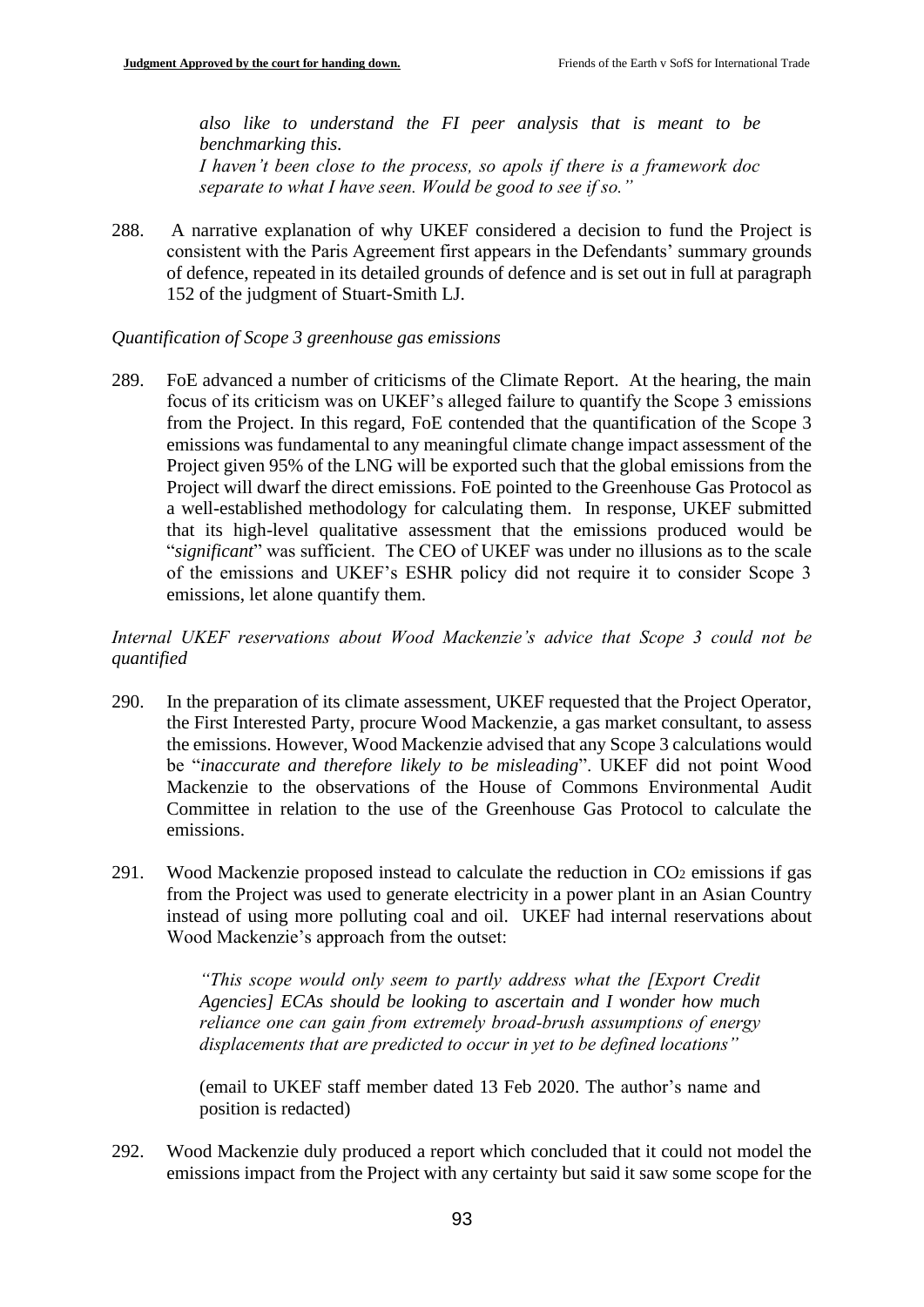*also like to understand the FI peer analysis that is meant to be benchmarking this.*
*I haven't been close to the process, so apols if there is a framework doc separate to what I have seen. Would be good to see if so."*

288. A narrative explanation of why UKEF considered a decision to fund the Project is consistent with the Paris Agreement first appears in the Defendants' summary grounds of defence, repeated in its detailed grounds of defence and is set out in full at paragraph 152 of the judgment of Stuart-Smith LJ.

*Quantification of Scope 3 greenhouse gas emissions*

289. FoE advanced a number of criticisms of the Climate Report. At the hearing, the main focus of its criticism was on UKEF's alleged failure to quantify the Scope 3 emissions from the Project. In this regard, FoE contended that the quantification of the Scope 3 emissions was fundamental to any meaningful climate change impact assessment of the Project given 95% of the LNG will be exported such that the global emissions from the Project will dwarf the direct emissions. FoE pointed to the Greenhouse Gas Protocol as a well-established methodology for calculating them. In response, UKEF submitted that its high-level qualitative assessment that the emissions produced would be "*significant*" was sufficient. The CEO of UKEF was under no illusions as to the scale of the emissions and UKEF's ESHR policy did not require it to consider Scope 3 emissions, let alone quantify them.

*Internal UKEF reservations about Wood Mackenzie's advice that Scope 3 could not be quantified*

290. In the preparation of its climate assessment, UKEF requested that the Project Operator, the First Interested Party, procure Wood Mackenzie, a gas market consultant, to assess the emissions. However, Wood Mackenzie advised that any Scope 3 calculations would be "*inaccurate and therefore likely to be misleading*". UKEF did not point Wood Mackenzie to the observations of the House of Commons Environmental Audit Committee in relation to the use of the Greenhouse Gas Protocol to calculate the emissions.

291. Wood Mackenzie proposed instead to calculate the reduction in $CO_2$ emissions if gas from the Project was used to generate electricity in a power plant in an Asian Country instead of using more polluting coal and oil. UKEF had internal reservations about Wood Mackenzie's approach from the outset:

> *"This scope would only seem to partly address what the [Export Credit Agencies] ECAs should be looking to ascertain and I wonder how much reliance one can gain from extremely broad-brush assumptions of energy displacements that are predicted to occur in yet to be defined locations"*
>
> (email to UKEF staff member dated 13 Feb 2020. The author's name and position is redacted)

292. Wood Mackenzie duly produced a report which concluded that it could not model the emissions impact from the Project with any certainty but said it saw some scope for the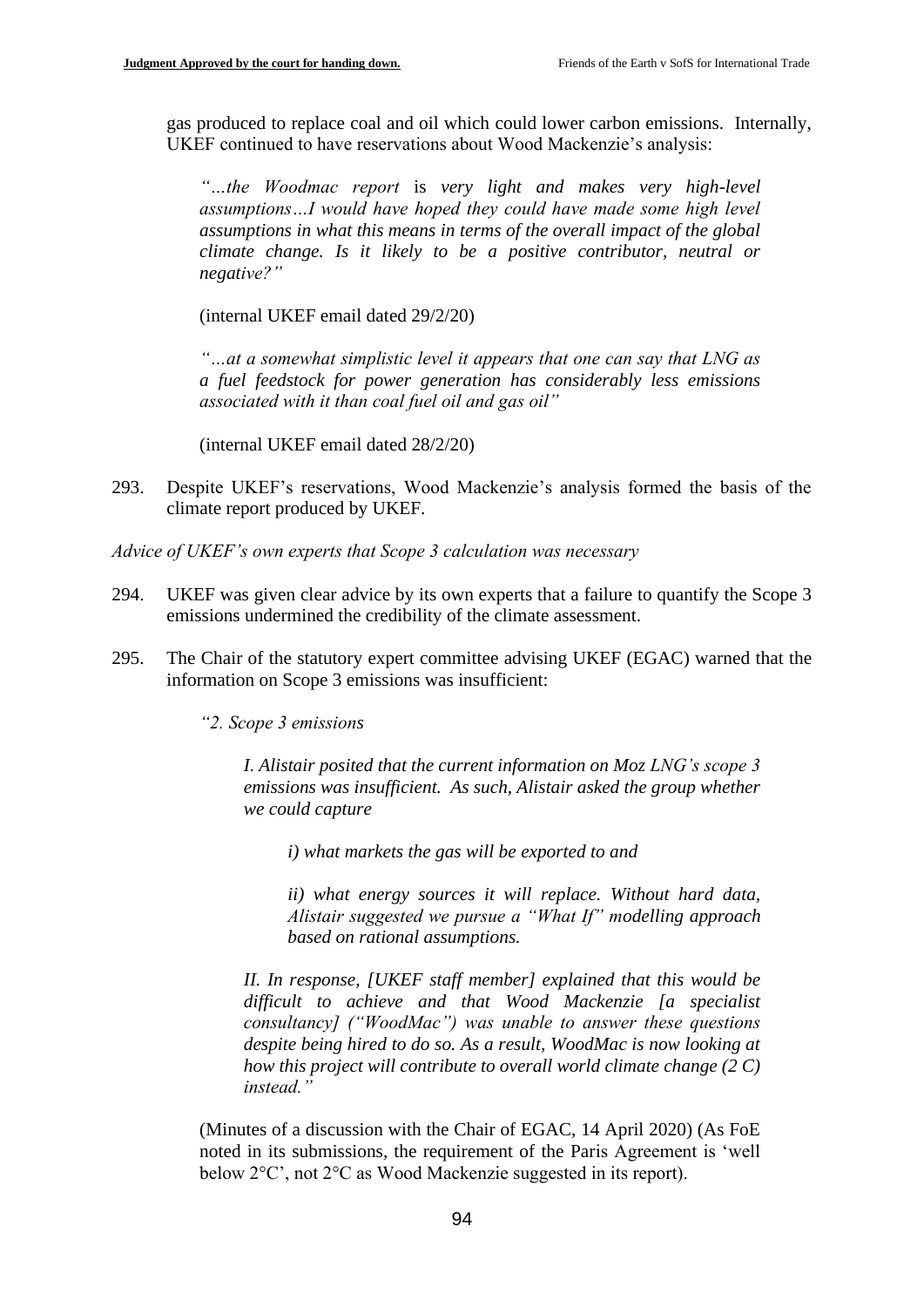gas produced to replace coal and oil which could lower carbon emissions. Internally, UKEF continued to have reservations about Wood Mackenzie's analysis:

> *"…the Woodmac report* is *very light and makes very high-level assumptions…I would have hoped they could have made some high level assumptions in what this means in terms of the overall impact of the global climate change. Is it likely to be a positive contributor, neutral or negative?"*
>
> (internal UKEF email dated 29/2/20)
>
> *"…at a somewhat simplistic level it appears that one can say that LNG as a fuel feedstock for power generation has considerably less emissions associated with it than coal fuel oil and gas oil"*
>
> (internal UKEF email dated 28/2/20)

293. Despite UKEF's reservations, Wood Mackenzie's analysis formed the basis of the climate report produced by UKEF.

*Advice of UKEF's own experts that Scope 3 calculation was necessary*

294. UKEF was given clear advice by its own experts that a failure to quantify the Scope 3 emissions undermined the credibility of the climate assessment.

295. The Chair of the statutory expert committee advising UKEF (EGAC) warned that the information on Scope 3 emissions was insufficient:

> *"2. Scope 3 emissions*
>
> > *I. Alistair posited that the current information on Moz LNG's scope 3 emissions was insufficient. As such, Alistair asked the group whether we could capture*
> >
> > > *i) what markets the gas will be exported to and*
> > >
> > > *ii) what energy sources it will replace. Without hard data, Alistair suggested we pursue a "What If" modelling approach based on rational assumptions.*
> >
> > *II. In response, [UKEF staff member] explained that this would be difficult to achieve and that Wood Mackenzie [a specialist consultancy] ("WoodMac") was unable to answer these questions despite being hired to do so. As a result, WoodMac is now looking at how this project will contribute to overall world climate change (2 C) instead."*
>
> (Minutes of a discussion with the Chair of EGAC, 14 April 2020) (As FoE noted in its submissions, the requirement of the Paris Agreement is 'well below 2°C', not 2°C as Wood Mackenzie suggested in its report).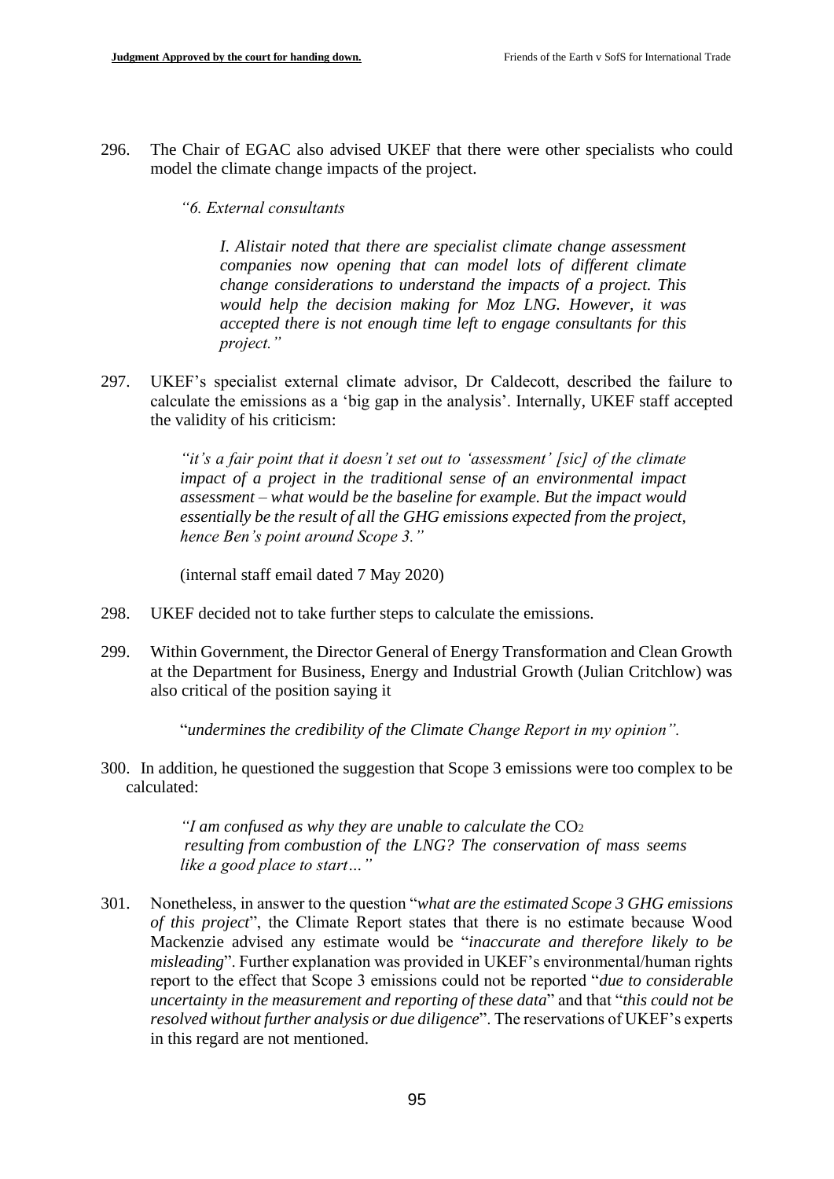296. The Chair of EGAC also advised UKEF that there were other specialists who could model the climate change impacts of the project.

> *"6. External consultants*
>
> > *I. Alistair noted that there are specialist climate change assessment companies now opening that can model lots of different climate change considerations to understand the impacts of a project. This would help the decision making for Moz LNG. However, it was accepted there is not enough time left to engage consultants for this project."*

297. UKEF's specialist external climate advisor, Dr Caldecott, described the failure to calculate the emissions as a 'big gap in the analysis'. Internally, UKEF staff accepted the validity of his criticism:

> *"it's a fair point that it doesn't set out to 'assessment' [sic] of the climate impact of a project in the traditional sense of an environmental impact assessment – what would be the baseline for example. But the impact would essentially be the result of all the GHG emissions expected from the project, hence Ben's point around Scope 3."*
>
> (internal staff email dated 7 May 2020)

298. UKEF decided not to take further steps to calculate the emissions.

299. Within Government, the Director General of Energy Transformation and Clean Growth at the Department for Business, Energy and Industrial Growth (Julian Critchlow) was also critical of the position saying it

> "*undermines the credibility of the Climate Change Report in my opinion".*

300. In addition, he questioned the suggestion that Scope 3 emissions were too complex to be calculated:

> *"I am confused as why they are unable to calculate the* $CO_2$ *resulting from combustion of the LNG? The conservation of mass seems like a good place to start…"*

301. Nonetheless, in answer to the question "*what are the estimated Scope 3 GHG emissions of this project*", the Climate Report states that there is no estimate because Wood Mackenzie advised any estimate would be "*inaccurate and therefore likely to be misleading*". Further explanation was provided in UKEF's environmental/human rights report to the effect that Scope 3 emissions could not be reported "*due to considerable uncertainty in the measurement and reporting of these data*" and that "*this could not be resolved without further analysis or due diligence*". The reservations of UKEF's experts in this regard are not mentioned.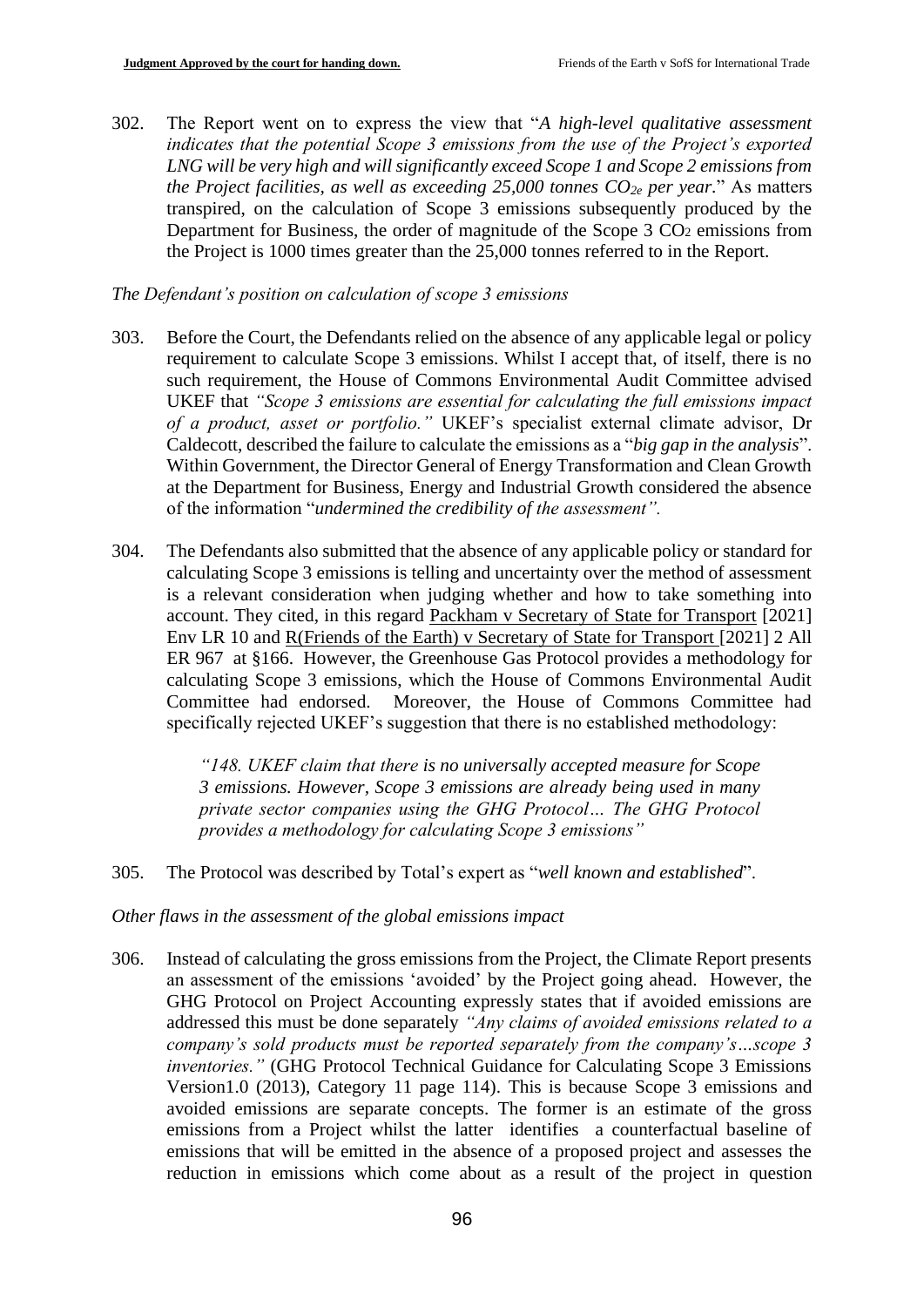302. The Report went on to express the view that "*A high-level qualitative assessment indicates that the potential Scope 3 emissions from the use of the Project's exported LNG will be very high and will significantly exceed Scope 1 and Scope 2 emissions from the Project facilities, as well as exceeding 25,000 tonnes $CO_{2e}$ per year*." As matters transpired, on the calculation of Scope 3 emissions subsequently produced by the Department for Business, the order of magnitude of the Scope 3 $CO_2$ emissions from the Project is 1000 times greater than the 25,000 tonnes referred to in the Report.

*The Defendant's position on calculation of scope 3 emissions*

303. Before the Court, the Defendants relied on the absence of any applicable legal or policy requirement to calculate Scope 3 emissions. Whilst I accept that, of itself, there is no such requirement, the House of Commons Environmental Audit Committee advised UKEF that *"Scope 3 emissions are essential for calculating the full emissions impact of a product, asset or portfolio."* UKEF's specialist external climate advisor, Dr Caldecott, described the failure to calculate the emissions as a "*big gap in the analysis*". Within Government, the Director General of Energy Transformation and Clean Growth at the Department for Business, Energy and Industrial Growth considered the absence of the information "*undermined the credibility of the assessment".*

304. The Defendants also submitted that the absence of any applicable policy or standard for calculating Scope 3 emissions is telling and uncertainty over the method of assessment is a relevant consideration when judging whether and how to take something into account. They cited, in this regard Packham v Secretary of State for Transport [2021] Env LR 10 and R(Friends of the Earth) v Secretary of State for Transport [2021] 2 All ER 967 at §166. However, the Greenhouse Gas Protocol provides a methodology for calculating Scope 3 emissions, which the House of Commons Environmental Audit Committee had endorsed. Moreover, the House of Commons Committee had specifically rejected UKEF's suggestion that there is no established methodology:

> *"148. UKEF claim that there is no universally accepted measure for Scope 3 emissions. However, Scope 3 emissions are already being used in many private sector companies using the GHG Protocol… The GHG Protocol provides a methodology for calculating Scope 3 emissions"*

305. The Protocol was described by Total's expert as "*well known and established*".

*Other flaws in the assessment of the global emissions impact*

306. Instead of calculating the gross emissions from the Project, the Climate Report presents an assessment of the emissions 'avoided' by the Project going ahead. However, the GHG Protocol on Project Accounting expressly states that if avoided emissions are addressed this must be done separately *"Any claims of avoided emissions related to a company's sold products must be reported separately from the company's…scope 3 inventories."* (GHG Protocol Technical Guidance for Calculating Scope 3 Emissions Version1.0 (2013), Category 11 page 114). This is because Scope 3 emissions and avoided emissions are separate concepts. The former is an estimate of the gross emissions from a Project whilst the latter identifies a counterfactual baseline of emissions that will be emitted in the absence of a proposed project and assesses the reduction in emissions which come about as a result of the project in question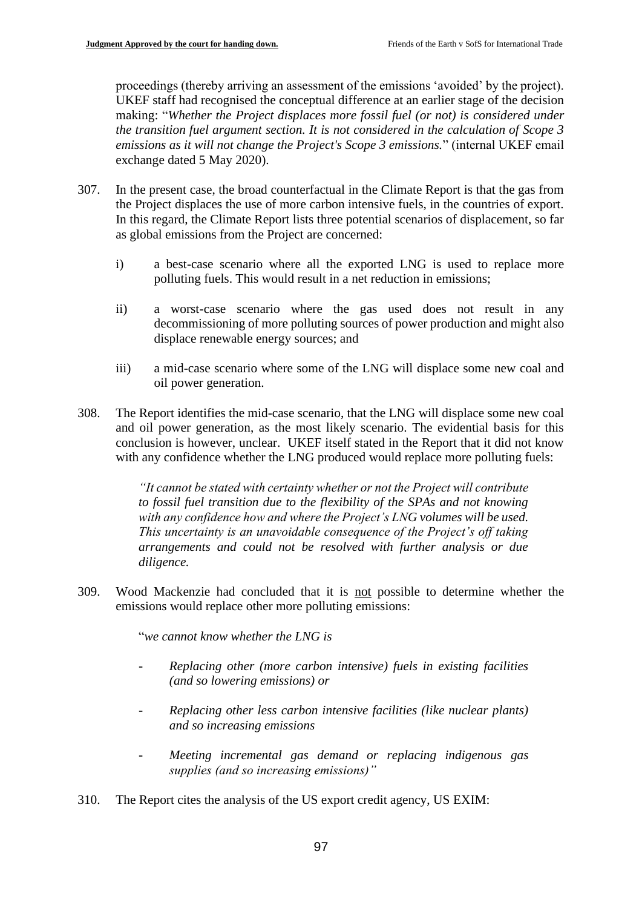proceedings (thereby arriving an assessment of the emissions 'avoided' by the project). UKEF staff had recognised the conceptual difference at an earlier stage of the decision making: "*Whether the Project displaces more fossil fuel (or not) is considered under the transition fuel argument section. It is not considered in the calculation of Scope 3 emissions as it will not change the Project's Scope 3 emissions.*" (internal UKEF email exchange dated 5 May 2020).

307. In the present case, the broad counterfactual in the Climate Report is that the gas from the Project displaces the use of more carbon intensive fuels, in the countries of export. In this regard, the Climate Report lists three potential scenarios of displacement, so far as global emissions from the Project are concerned:

    i) a best-case scenario where all the exported LNG is used to replace more polluting fuels. This would result in a net reduction in emissions;

    ii) a worst-case scenario where the gas used does not result in any decommissioning of more polluting sources of power production and might also displace renewable energy sources; and

    iii) a mid-case scenario where some of the LNG will displace some new coal and oil power generation.

308. The Report identifies the mid-case scenario, that the LNG will displace some new coal and oil power generation, as the most likely scenario. The evidential basis for this conclusion is however, unclear. UKEF itself stated in the Report that it did not know with any confidence whether the LNG produced would replace more polluting fuels:

    *"It cannot be stated with certainty whether or not the Project will contribute to fossil fuel transition due to the flexibility of the SPAs and not knowing with any confidence how and where the Project's LNG volumes will be used. This uncertainty is an unavoidable consequence of the Project's off taking arrangements and could not be resolved with further analysis or due diligence.*

309. Wood Mackenzie had concluded that it is <u>not</u> possible to determine whether the emissions would replace other more polluting emissions:

    "*we cannot know whether the LNG is*

    - *Replacing other (more carbon intensive) fuels in existing facilities (and so lowering emissions) or*

    - *Replacing other less carbon intensive facilities (like nuclear plants) and so increasing emissions*

    - *Meeting incremental gas demand or replacing indigenous gas supplies (and so increasing emissions)"*

310. The Report cites the analysis of the US export credit agency, US EXIM: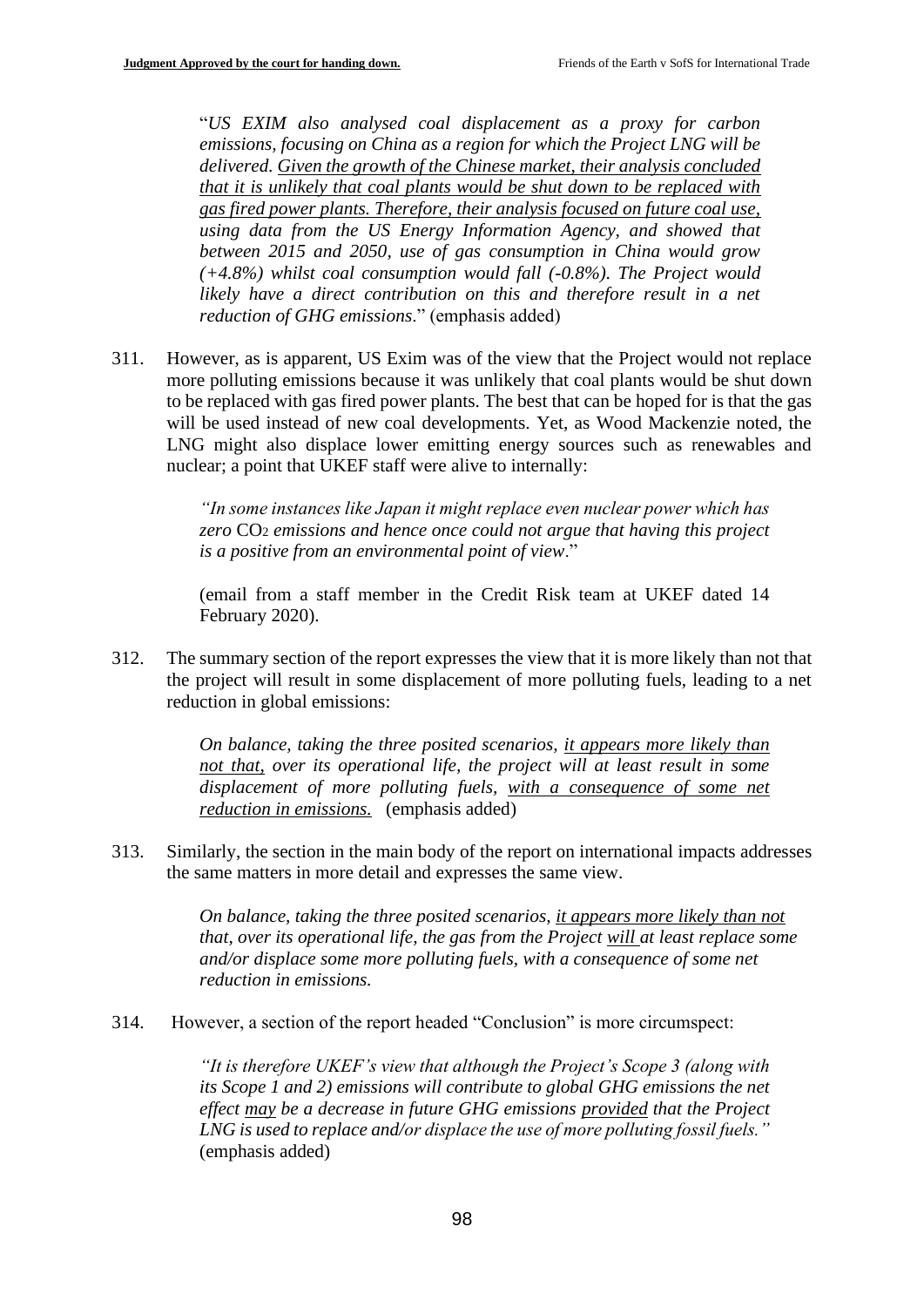"*US EXIM also analysed coal displacement as a proxy for carbon emissions, focusing on China as a region for which the Project LNG will be delivered. <u>Given the growth of the Chinese market, their analysis concluded that it is unlikely that coal plants would be shut down to be replaced with gas fired power plants. Therefore, their analysis focused on future coal use,</u> using data from the US Energy Information Agency, and showed that between 2015 and 2050, use of gas consumption in China would grow (+4.8%) whilst coal consumption would fall (-0.8%). The Project would likely have a direct contribution on this and therefore result in a net reduction of GHG emissions*." (emphasis added)

311. However, as is apparent, US Exim was of the view that the Project would not replace more polluting emissions because it was unlikely that coal plants would be shut down to be replaced with gas fired power plants. The best that can be hoped for is that the gas will be used instead of new coal developments. Yet, as Wood Mackenzie noted, the LNG might also displace lower emitting energy sources such as renewables and nuclear; a point that UKEF staff were alive to internally:

> *"In some instances like Japan it might replace even nuclear power which has zero* $CO_2$ *emissions and hence once could not argue that having this project is a positive from an environmental point of view*."
>
> (email from a staff member in the Credit Risk team at UKEF dated 14 February 2020).

312. The summary section of the report expresses the view that it is more likely than not that the project will result in some displacement of more polluting fuels, leading to a net reduction in global emissions:

> *On balance, taking the three posited scenarios, <u>it appears more likely than not that,</u> over its operational life, the project will at least result in some displacement of more polluting fuels, <u>with a consequence of some net reduction in emissions.</u>* (emphasis added)

313. Similarly, the section in the main body of the report on international impacts addresses the same matters in more detail and expresses the same view.

> *On balance, taking the three posited scenarios, <u>it appears more likely than not</u> that, over its operational life, the gas from the Project <u>will</u> at least replace some and/or displace some more polluting fuels, with a consequence of some net reduction in emissions.*

314. However, a section of the report headed "Conclusion" is more circumspect:

> *"It is therefore UKEF's view that although the Project's Scope 3 (along with its Scope 1 and 2) emissions will contribute to global GHG emissions the net effect <u>may</u> be a decrease in future GHG emissions <u>provided</u> that the Project LNG is used to replace and/or displace the use of more polluting fossil fuels."* (emphasis added)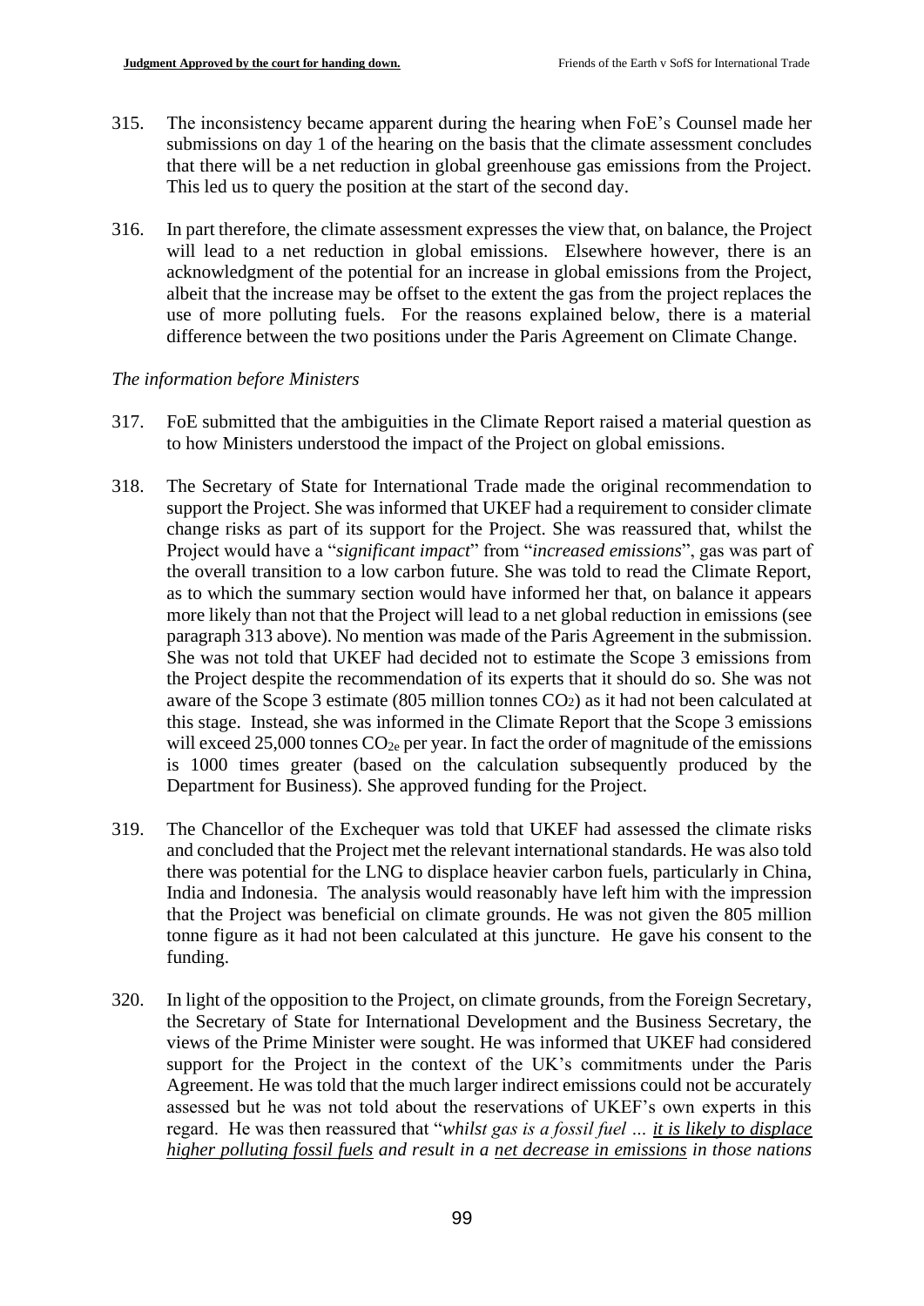315. The inconsistency became apparent during the hearing when FoE's Counsel made her submissions on day 1 of the hearing on the basis that the climate assessment concludes that there will be a net reduction in global greenhouse gas emissions from the Project. This led us to query the position at the start of the second day.

316. In part therefore, the climate assessment expresses the view that, on balance, the Project will lead to a net reduction in global emissions. Elsewhere however, there is an acknowledgment of the potential for an increase in global emissions from the Project, albeit that the increase may be offset to the extent the gas from the project replaces the use of more polluting fuels. For the reasons explained below, there is a material difference between the two positions under the Paris Agreement on Climate Change.

*The information before Ministers*

317. FoE submitted that the ambiguities in the Climate Report raised a material question as to how Ministers understood the impact of the Project on global emissions.

318. The Secretary of State for International Trade made the original recommendation to support the Project. She was informed that UKEF had a requirement to consider climate change risks as part of its support for the Project. She was reassured that, whilst the Project would have a "*significant impact*" from "*increased emissions*", gas was part of the overall transition to a low carbon future. She was told to read the Climate Report, as to which the summary section would have informed her that, on balance it appears more likely than not that the Project will lead to a net global reduction in emissions (see paragraph 313 above). No mention was made of the Paris Agreement in the submission. She was not told that UKEF had decided not to estimate the Scope 3 emissions from the Project despite the recommendation of its experts that it should do so. She was not aware of the Scope 3 estimate (805 million tonnes $CO_2$) as it had not been calculated at this stage. Instead, she was informed in the Climate Report that the Scope 3 emissions will exceed 25,000 tonnes $CO_{2e}$ per year. In fact the order of magnitude of the emissions is 1000 times greater (based on the calculation subsequently produced by the Department for Business). She approved funding for the Project.

319. The Chancellor of the Exchequer was told that UKEF had assessed the climate risks and concluded that the Project met the relevant international standards. He was also told there was potential for the LNG to displace heavier carbon fuels, particularly in China, India and Indonesia. The analysis would reasonably have left him with the impression that the Project was beneficial on climate grounds. He was not given the 805 million tonne figure as it had not been calculated at this juncture. He gave his consent to the funding.

320. In light of the opposition to the Project, on climate grounds, from the Foreign Secretary, the Secretary of State for International Development and the Business Secretary, the views of the Prime Minister were sought. He was informed that UKEF had considered support for the Project in the context of the UK's commitments under the Paris Agreement. He was told that the much larger indirect emissions could not be accurately assessed but he was not told about the reservations of UKEF's own experts in this regard. He was then reassured that "*whilst gas is a fossil fuel … <u>it is likely to displace higher polluting fossil fuels</u> and result in a <u>net decrease in emissions</u> in those nations*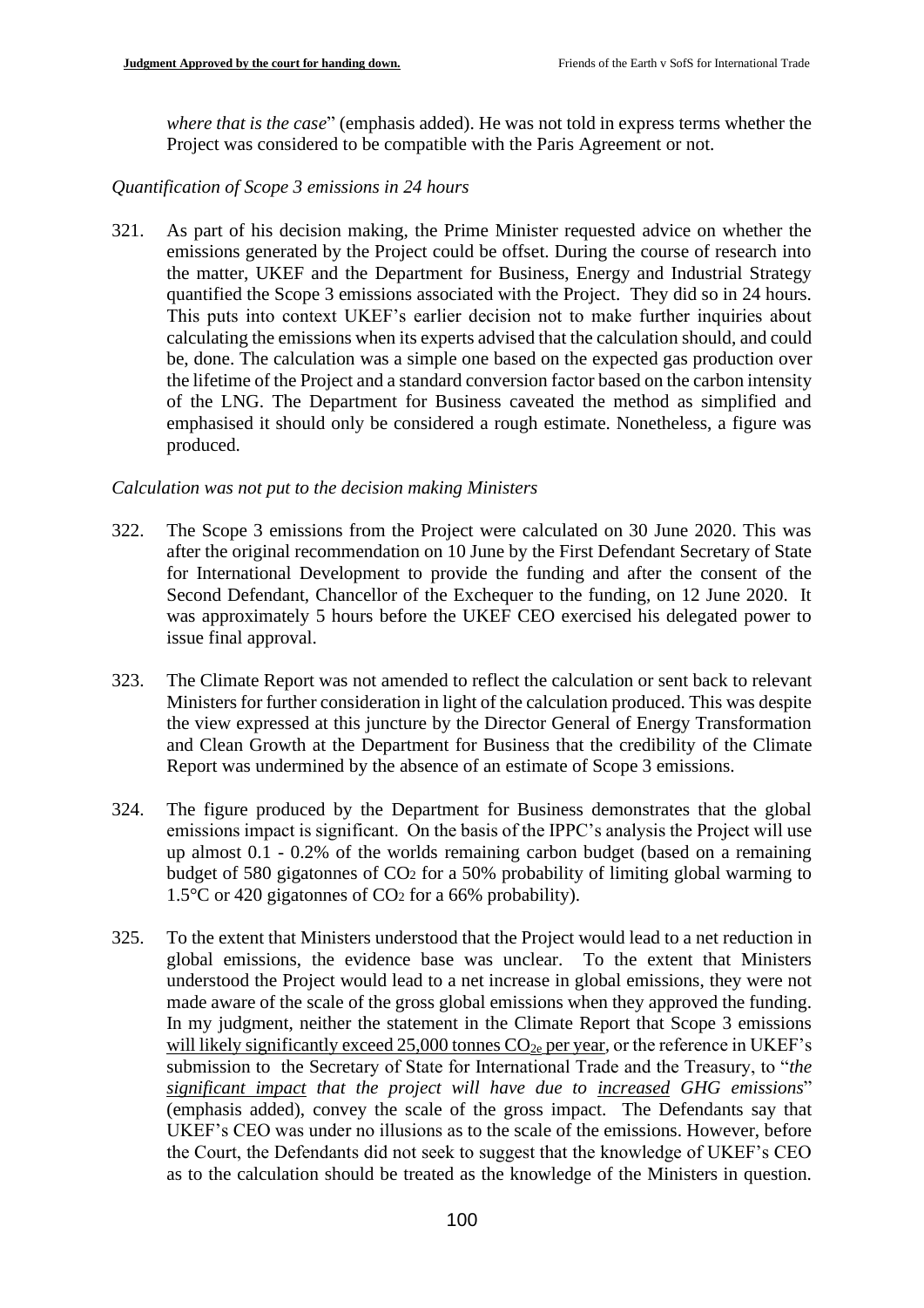*where that is the case*" (emphasis added). He was not told in express terms whether the Project was considered to be compatible with the Paris Agreement or not.

*Quantification of Scope 3 emissions in 24 hours*

321. As part of his decision making, the Prime Minister requested advice on whether the emissions generated by the Project could be offset. During the course of research into the matter, UKEF and the Department for Business, Energy and Industrial Strategy quantified the Scope 3 emissions associated with the Project. They did so in 24 hours. This puts into context UKEF's earlier decision not to make further inquiries about calculating the emissions when its experts advised that the calculation should, and could be, done. The calculation was a simple one based on the expected gas production over the lifetime of the Project and a standard conversion factor based on the carbon intensity of the LNG. The Department for Business caveated the method as simplified and emphasised it should only be considered a rough estimate. Nonetheless, a figure was produced.

*Calculation was not put to the decision making Ministers*

322. The Scope 3 emissions from the Project were calculated on 30 June 2020. This was after the original recommendation on 10 June by the First Defendant Secretary of State for International Development to provide the funding and after the consent of the Second Defendant, Chancellor of the Exchequer to the funding, on 12 June 2020. It was approximately 5 hours before the UKEF CEO exercised his delegated power to issue final approval.

323. The Climate Report was not amended to reflect the calculation or sent back to relevant Ministers for further consideration in light of the calculation produced. This was despite the view expressed at this juncture by the Director General of Energy Transformation and Clean Growth at the Department for Business that the credibility of the Climate Report was undermined by the absence of an estimate of Scope 3 emissions.

324. The figure produced by the Department for Business demonstrates that the global emissions impact is significant. On the basis of the IPPC's analysis the Project will use up almost 0.1 - 0.2% of the worlds remaining carbon budget (based on a remaining budget of 580 gigatonnes of $CO_2$ for a 50% probability of limiting global warming to 1.5°C or 420 gigatonnes of $CO_2$ for a 66% probability).

325. To the extent that Ministers understood that the Project would lead to a net reduction in global emissions, the evidence base was unclear. To the extent that Ministers understood the Project would lead to a net increase in global emissions, they were not made aware of the scale of the gross global emissions when they approved the funding. In my judgment, neither the statement in the Climate Report that Scope 3 emissions <u>will likely significantly exceed 25,000 tonnes $CO_{2e}$ per year</u>, or the reference in UKEF's submission to the Secretary of State for International Trade and the Treasury, to "*the <u>significant impact</u> that the project will have due to <u>increased</u> GHG emissions*" (emphasis added), convey the scale of the gross impact. The Defendants say that UKEF's CEO was under no illusions as to the scale of the emissions. However, before the Court, the Defendants did not seek to suggest that the knowledge of UKEF's CEO as to the calculation should be treated as the knowledge of the Ministers in question.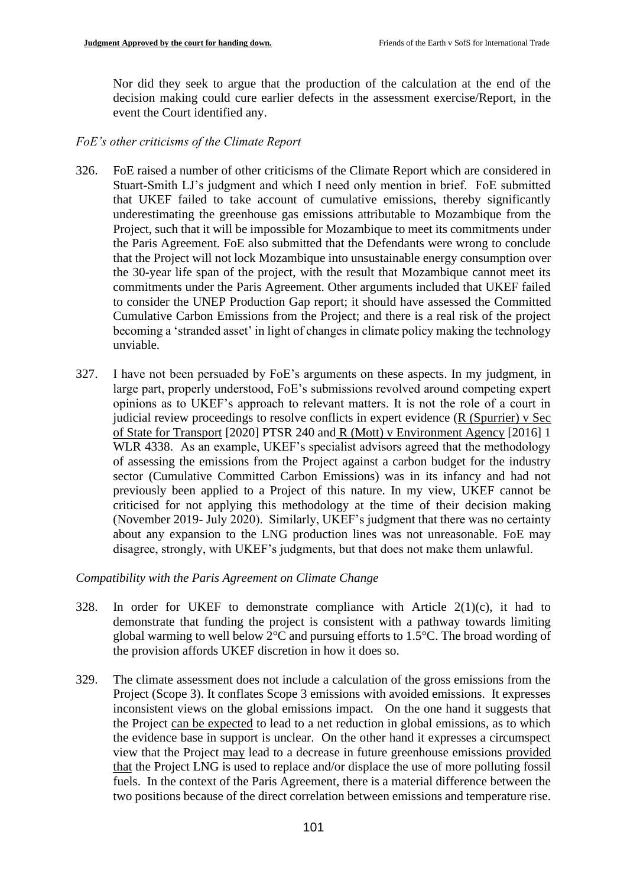Nor did they seek to argue that the production of the calculation at the end of the decision making could cure earlier defects in the assessment exercise/Report, in the event the Court identified any.

*FoE's other criticisms of the Climate Report*

326. FoE raised a number of other criticisms of the Climate Report which are considered in Stuart-Smith LJ's judgment and which I need only mention in brief. FoE submitted that UKEF failed to take account of cumulative emissions, thereby significantly underestimating the greenhouse gas emissions attributable to Mozambique from the Project, such that it will be impossible for Mozambique to meet its commitments under the Paris Agreement. FoE also submitted that the Defendants were wrong to conclude that the Project will not lock Mozambique into unsustainable energy consumption over the 30-year life span of the project, with the result that Mozambique cannot meet its commitments under the Paris Agreement. Other arguments included that UKEF failed to consider the UNEP Production Gap report; it should have assessed the Committed Cumulative Carbon Emissions from the Project; and there is a real risk of the project becoming a 'stranded asset' in light of changes in climate policy making the technology unviable.

327. I have not been persuaded by FoE's arguments on these aspects. In my judgment, in large part, properly understood, FoE's submissions revolved around competing expert opinions as to UKEF's approach to relevant matters. It is not the role of a court in judicial review proceedings to resolve conflicts in expert evidence (R (Spurrier) v Sec of State for Transport [2020] PTSR 240 and R (Mott) v Environment Agency [2016] 1 WLR 4338. As an example, UKEF's specialist advisors agreed that the methodology of assessing the emissions from the Project against a carbon budget for the industry sector (Cumulative Committed Carbon Emissions) was in its infancy and had not previously been applied to a Project of this nature. In my view, UKEF cannot be criticised for not applying this methodology at the time of their decision making (November 2019- July 2020). Similarly, UKEF's judgment that there was no certainty about any expansion to the LNG production lines was not unreasonable. FoE may disagree, strongly, with UKEF's judgments, but that does not make them unlawful.

*Compatibility with the Paris Agreement on Climate Change*

328. In order for UKEF to demonstrate compliance with Article 2(1)(c), it had to demonstrate that funding the project is consistent with a pathway towards limiting global warming to well below 2°C and pursuing efforts to 1.5°C. The broad wording of the provision affords UKEF discretion in how it does so.

329. The climate assessment does not include a calculation of the gross emissions from the Project (Scope 3). It conflates Scope 3 emissions with avoided emissions. It expresses inconsistent views on the global emissions impact. On the one hand it suggests that the Project can be expected to lead to a net reduction in global emissions, as to which the evidence base in support is unclear. On the other hand it expresses a circumspect view that the Project may lead to a decrease in future greenhouse emissions provided that the Project LNG is used to replace and/or displace the use of more polluting fossil fuels. In the context of the Paris Agreement, there is a material difference between the two positions because of the direct correlation between emissions and temperature rise.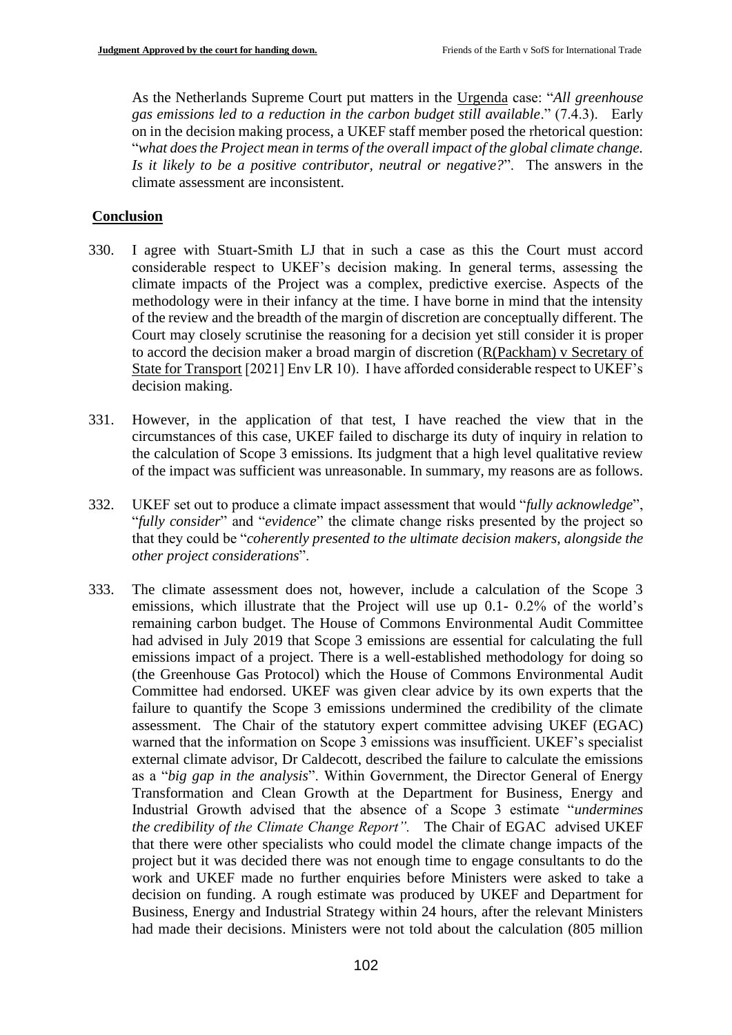As the Netherlands Supreme Court put matters in the Urgenda case: "*All greenhouse gas emissions led to a reduction in the carbon budget still available*." (7.4.3). Early on in the decision making process, a UKEF staff member posed the rhetorical question: "*what does the Project mean in terms of the overall impact of the global climate change. Is it likely to be a positive contributor, neutral or negative?*". The answers in the climate assessment are inconsistent.

## Conclusion

330. I agree with Stuart-Smith LJ that in such a case as this the Court must accord considerable respect to UKEF's decision making. In general terms, assessing the climate impacts of the Project was a complex, predictive exercise. Aspects of the methodology were in their infancy at the time. I have borne in mind that the intensity of the review and the breadth of the margin of discretion are conceptually different. The Court may closely scrutinise the reasoning for a decision yet still consider it is proper to accord the decision maker a broad margin of discretion (R(Packham) v Secretary of State for Transport [2021] Env LR 10). I have afforded considerable respect to UKEF's decision making.

331. However, in the application of that test, I have reached the view that in the circumstances of this case, UKEF failed to discharge its duty of inquiry in relation to the calculation of Scope 3 emissions. Its judgment that a high level qualitative review of the impact was sufficient was unreasonable. In summary, my reasons are as follows.

332. UKEF set out to produce a climate impact assessment that would "*fully acknowledge*", "*fully consider*" and "*evidence*" the climate change risks presented by the project so that they could be "*coherently presented to the ultimate decision makers, alongside the other project considerations*".

333. The climate assessment does not, however, include a calculation of the Scope 3 emissions, which illustrate that the Project will use up 0.1- 0.2% of the world's remaining carbon budget. The House of Commons Environmental Audit Committee had advised in July 2019 that Scope 3 emissions are essential for calculating the full emissions impact of a project. There is a well-established methodology for doing so (the Greenhouse Gas Protocol) which the House of Commons Environmental Audit Committee had endorsed. UKEF was given clear advice by its own experts that the failure to quantify the Scope 3 emissions undermined the credibility of the climate assessment. The Chair of the statutory expert committee advising UKEF (EGAC) warned that the information on Scope 3 emissions was insufficient. UKEF's specialist external climate advisor, Dr Caldecott, described the failure to calculate the emissions as a "*big gap in the analysis*". Within Government, the Director General of Energy Transformation and Clean Growth at the Department for Business, Energy and Industrial Growth advised that the absence of a Scope 3 estimate "*undermines the credibility of the Climate Change Report".* The Chair of EGAC advised UKEF that there were other specialists who could model the climate change impacts of the project but it was decided there was not enough time to engage consultants to do the work and UKEF made no further enquiries before Ministers were asked to take a decision on funding. A rough estimate was produced by UKEF and Department for Business, Energy and Industrial Strategy within 24 hours, after the relevant Ministers had made their decisions. Ministers were not told about the calculation (805 million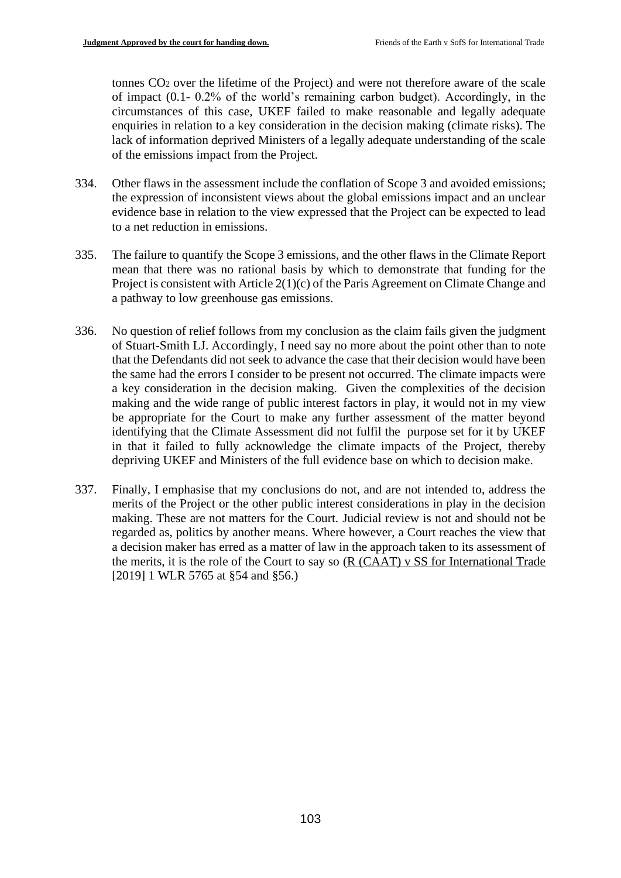tonnes $CO_2$ over the lifetime of the Project) and were not therefore aware of the scale of impact (0.1- 0.2% of the world's remaining carbon budget). Accordingly, in the circumstances of this case, UKEF failed to make reasonable and legally adequate enquiries in relation to a key consideration in the decision making (climate risks). The lack of information deprived Ministers of a legally adequate understanding of the scale of the emissions impact from the Project.

334. Other flaws in the assessment include the conflation of Scope 3 and avoided emissions; the expression of inconsistent views about the global emissions impact and an unclear evidence base in relation to the view expressed that the Project can be expected to lead to a net reduction in emissions.

335. The failure to quantify the Scope 3 emissions, and the other flaws in the Climate Report mean that there was no rational basis by which to demonstrate that funding for the Project is consistent with Article 2(1)(c) of the Paris Agreement on Climate Change and a pathway to low greenhouse gas emissions.

336. No question of relief follows from my conclusion as the claim fails given the judgment of Stuart-Smith LJ. Accordingly, I need say no more about the point other than to note that the Defendants did not seek to advance the case that their decision would have been the same had the errors I consider to be present not occurred. The climate impacts were a key consideration in the decision making. Given the complexities of the decision making and the wide range of public interest factors in play, it would not in my view be appropriate for the Court to make any further assessment of the matter beyond identifying that the Climate Assessment did not fulfil the purpose set for it by UKEF in that it failed to fully acknowledge the climate impacts of the Project, thereby depriving UKEF and Ministers of the full evidence base on which to decision make.

337. Finally, I emphasise that my conclusions do not, and are not intended to, address the merits of the Project or the other public interest considerations in play in the decision making. These are not matters for the Court. Judicial review is not and should not be regarded as, politics by another means. Where however, a Court reaches the view that a decision maker has erred as a matter of law in the approach taken to its assessment of the merits, it is the role of the Court to say so (R (CAAT) v SS for International Trade [2019] 1 WLR 5765 at §54 and §56.)